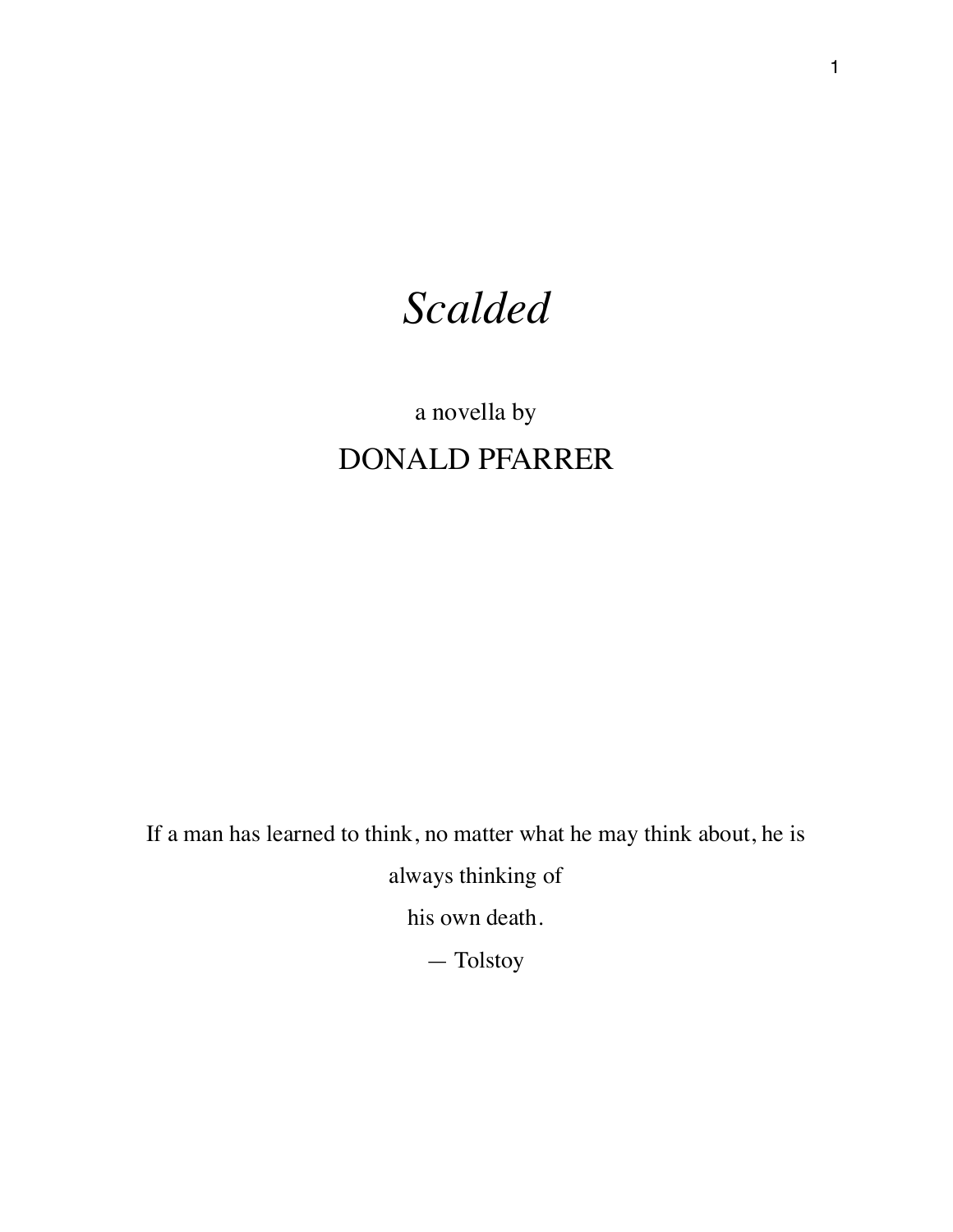# *Scalded*

a novella by

DONALD PFARRER

If a man has learned to think, no matter what he may think about, he is always thinking of his own death.

— Tolstoy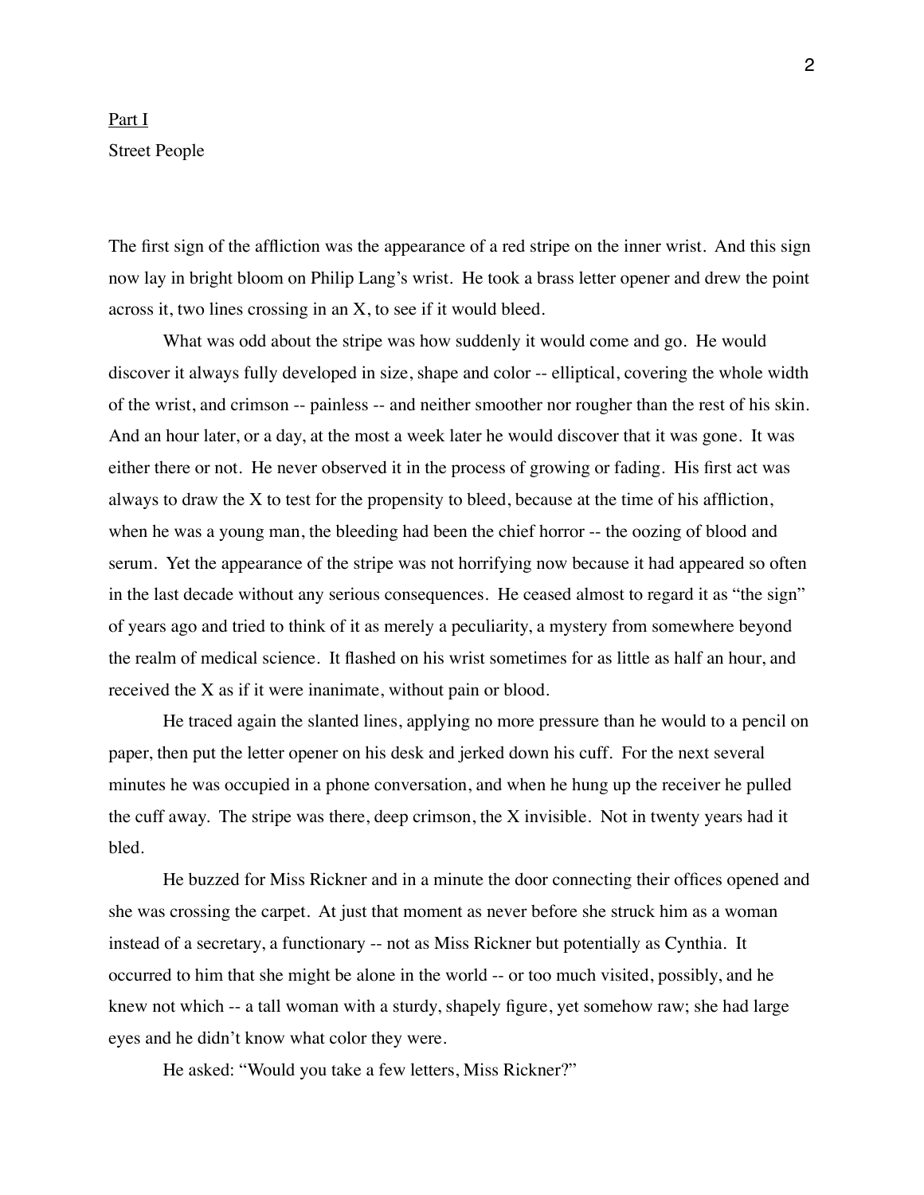Part I

Street People

The first sign of the affliction was the appearance of a red stripe on the inner wrist. And this sign now lay in bright bloom on Philip Lang's wrist. He took a brass letter opener and drew the point across it, two lines crossing in an X, to see if it would bleed.

What was odd about the stripe was how suddenly it would come and go. He would discover it always fully developed in size, shape and color -- elliptical, covering the whole width of the wrist, and crimson -- painless -- and neither smoother nor rougher than the rest of his skin. And an hour later, or a day, at the most a week later he would discover that it was gone. It was either there or not. He never observed it in the process of growing or fading. His first act was always to draw the X to test for the propensity to bleed, because at the time of his affliction, when he was a young man, the bleeding had been the chief horror -- the oozing of blood and serum. Yet the appearance of the stripe was not horrifying now because it had appeared so often in the last decade without any serious consequences. He ceased almost to regard it as "the sign" of years ago and tried to think of it as merely a peculiarity, a mystery from somewhere beyond the realm of medical science. It flashed on his wrist sometimes for as little as half an hour, and received the X as if it were inanimate, without pain or blood.

He traced again the slanted lines, applying no more pressure than he would to a pencil on paper, then put the letter opener on his desk and jerked down his cuff. For the next several minutes he was occupied in a phone conversation, and when he hung up the receiver he pulled the cuff away. The stripe was there, deep crimson, the X invisible. Not in twenty years had it bled.

He buzzed for Miss Rickner and in a minute the door connecting their offices opened and she was crossing the carpet. At just that moment as never before she struck him as a woman instead of a secretary, a functionary -- not as Miss Rickner but potentially as Cynthia. It occurred to him that she might be alone in the world -- or too much visited, possibly, and he knew not which -- a tall woman with a sturdy, shapely figure, yet somehow raw; she had large eyes and he didn't know what color they were.

He asked: "Would you take a few letters, Miss Rickner?"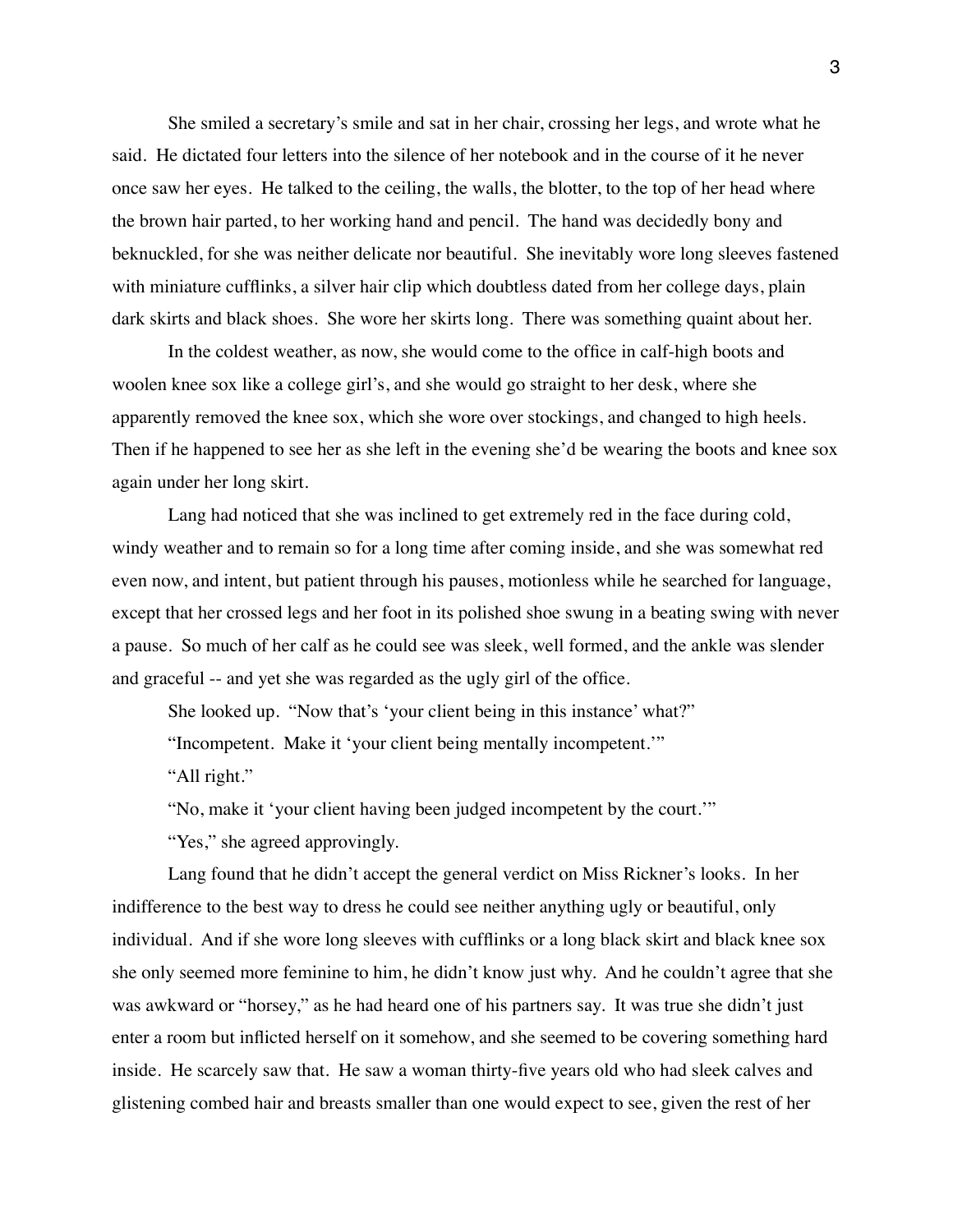She smiled a secretary's smile and sat in her chair, crossing her legs, and wrote what he said. He dictated four letters into the silence of her notebook and in the course of it he never once saw her eyes. He talked to the ceiling, the walls, the blotter, to the top of her head where the brown hair parted, to her working hand and pencil. The hand was decidedly bony and beknuckled, for she was neither delicate nor beautiful. She inevitably wore long sleeves fastened with miniature cufflinks, a silver hair clip which doubtless dated from her college days, plain dark skirts and black shoes. She wore her skirts long. There was something quaint about her.

In the coldest weather, as now, she would come to the office in calf-high boots and woolen knee sox like a college girl's, and she would go straight to her desk, where she apparently removed the knee sox, which she wore over stockings, and changed to high heels. Then if he happened to see her as she left in the evening she'd be wearing the boots and knee sox again under her long skirt.

Lang had noticed that she was inclined to get extremely red in the face during cold, windy weather and to remain so for a long time after coming inside, and she was somewhat red even now, and intent, but patient through his pauses, motionless while he searched for language, except that her crossed legs and her foot in its polished shoe swung in a beating swing with never a pause. So much of her calf as he could see was sleek, well formed, and the ankle was slender and graceful -- and yet she was regarded as the ugly girl of the office.

She looked up. "Now that's 'your client being in this instance' what?"

"Incompetent. Make it 'your client being mentally incompetent.'"

"All right."

"No, make it 'your client having been judged incompetent by the court.'"

"Yes," she agreed approvingly.

Lang found that he didn't accept the general verdict on Miss Rickner's looks. In her indifference to the best way to dress he could see neither anything ugly or beautiful, only individual. And if she wore long sleeves with cufflinks or a long black skirt and black knee sox she only seemed more feminine to him, he didn't know just why. And he couldn't agree that she was awkward or "horsey," as he had heard one of his partners say. It was true she didn't just enter a room but inflicted herself on it somehow, and she seemed to be covering something hard inside. He scarcely saw that. He saw a woman thirty-five years old who had sleek calves and glistening combed hair and breasts smaller than one would expect to see, given the rest of her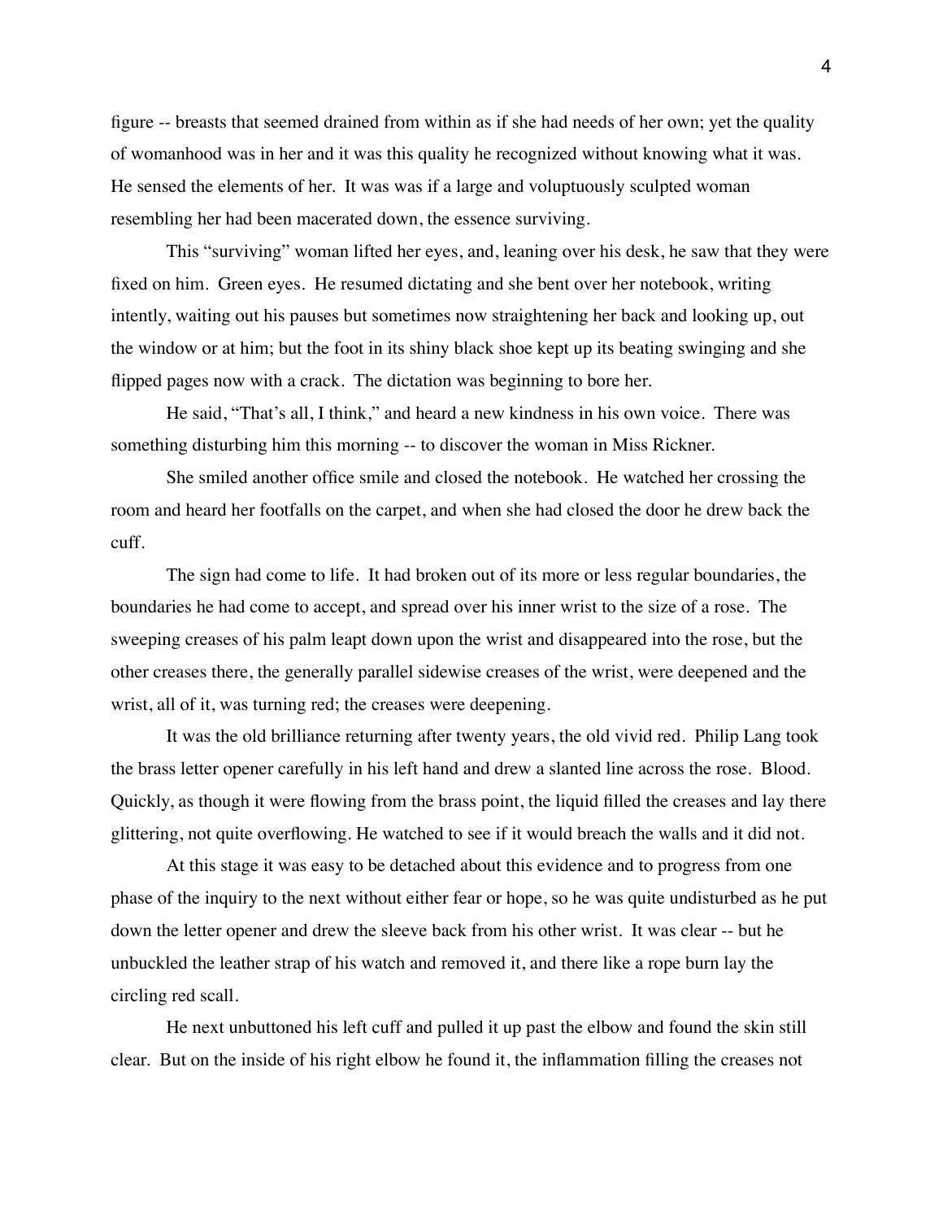figure -- breasts that seemed drained from within as if she had needs of her own; yet the quality of womanhood was in her and it was this quality he recognized without knowing what it was. He sensed the elements of her. It was was if a large and voluptuously sculpted woman resembling her had been macerated down, the essence surviving.

This "surviving" woman lifted her eyes, and, leaning over his desk, he saw that they were fixed on him. Green eyes. He resumed dictating and she bent over her notebook, writing intently, waiting out his pauses but sometimes now straightening her back and looking up, out the window or at him; but the foot in its shiny black shoe kept up its beating swinging and she flipped pages now with a crack. The dictation was beginning to bore her.

He said, "That's all, I think," and heard a new kindness in his own voice. There was something disturbing him this morning -- to discover the woman in Miss Rickner.

She smiled another office smile and closed the notebook. He watched her crossing the room and heard her footfalls on the carpet, and when she had closed the door he drew back the cuff.

The sign had come to life. It had broken out of its more or less regular boundaries, the boundaries he had come to accept, and spread over his inner wrist to the size of a rose. The sweeping creases of his palm leapt down upon the wrist and disappeared into the rose, but the other creases there, the generally parallel sidewise creases of the wrist, were deepened and the wrist, all of it, was turning red; the creases were deepening.

It was the old brilliance returning after twenty years, the old vivid red. Philip Lang took the brass letter opener carefully in his left hand and drew a slanted line across the rose. Blood. Quickly, as though it were flowing from the brass point, the liquid filled the creases and lay there glittering, not quite overflowing. He watched to see if it would breach the walls and it did not.

At this stage it was easy to be detached about this evidence and to progress from one phase of the inquiry to the next without either fear or hope, so he was quite undisturbed as he put down the letter opener and drew the sleeve back from his other wrist. It was clear -- but he unbuckled the leather strap of his watch and removed it, and there like a rope burn lay the circling red scall.

He next unbuttoned his left cuff and pulled it up past the elbow and found the skin still clear. But on the inside of his right elbow he found it, the inflammation filling the creases not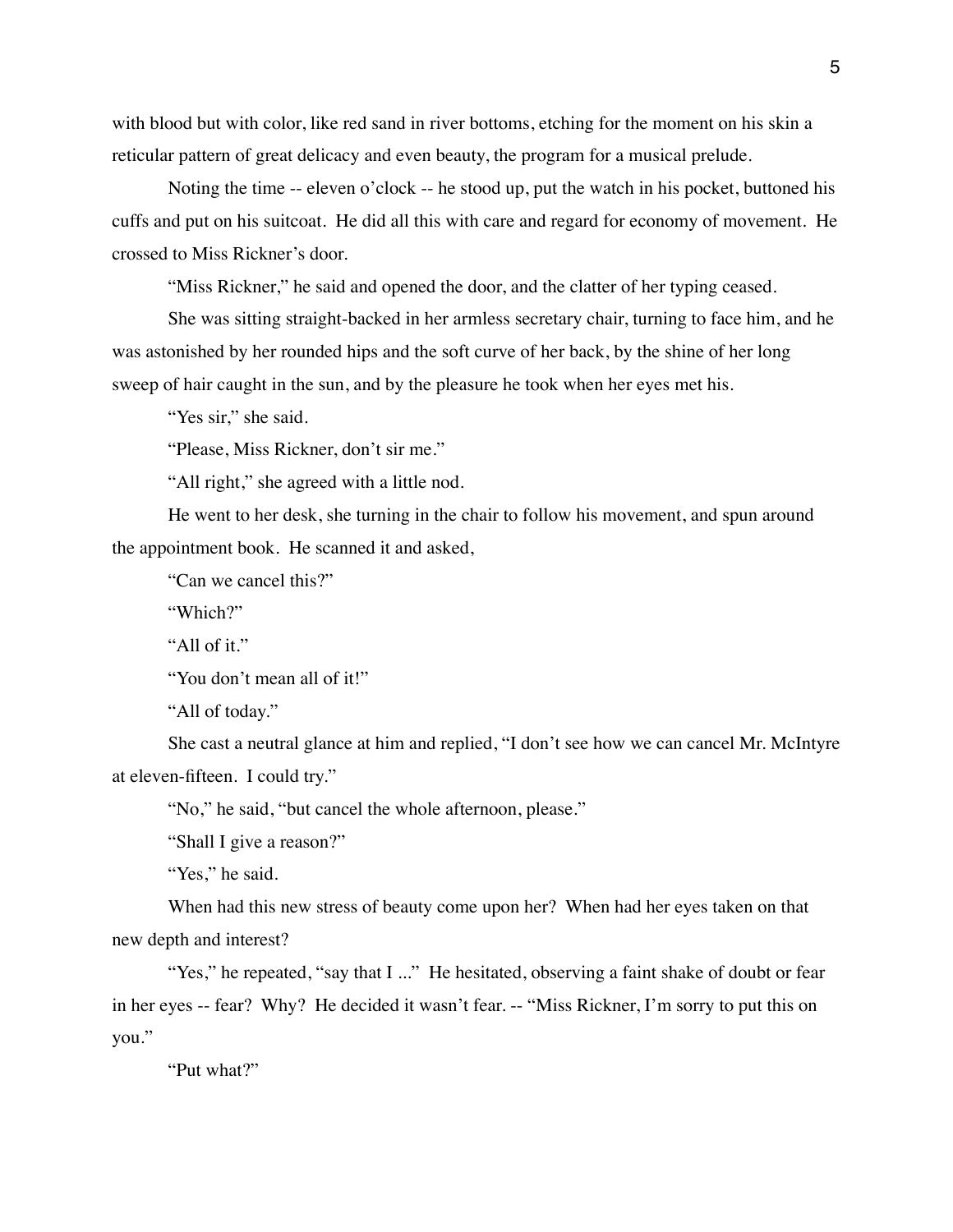with blood but with color, like red sand in river bottoms, etching for the moment on his skin a reticular pattern of great delicacy and even beauty, the program for a musical prelude.

Noting the time -- eleven o'clock -- he stood up, put the watch in his pocket, buttoned his cuffs and put on his suitcoat. He did all this with care and regard for economy of movement. He crossed to Miss Rickner's door.

"Miss Rickner," he said and opened the door, and the clatter of her typing ceased.

She was sitting straight-backed in her armless secretary chair, turning to face him, and he was astonished by her rounded hips and the soft curve of her back, by the shine of her long sweep of hair caught in the sun, and by the pleasure he took when her eyes met his.

"Yes sir," she said.

"Please, Miss Rickner, don't sir me."

"All right," she agreed with a little nod.

He went to her desk, she turning in the chair to follow his movement, and spun around the appointment book. He scanned it and asked,

"Can we cancel this?"

"Which?"

"All of it."

"You don't mean all of it!"

"All of today."

She cast a neutral glance at him and replied, "I don't see how we can cancel Mr. McIntyre at eleven-fifteen. I could try."

"No," he said, "but cancel the whole afternoon, please."

"Shall I give a reason?"

"Yes," he said.

When had this new stress of beauty come upon her? When had her eyes taken on that new depth and interest?

"Yes," he repeated, "say that I ..." He hesitated, observing a faint shake of doubt or fear in her eyes -- fear? Why? He decided it wasn't fear. -- "Miss Rickner, I'm sorry to put this on you."

"Put what?"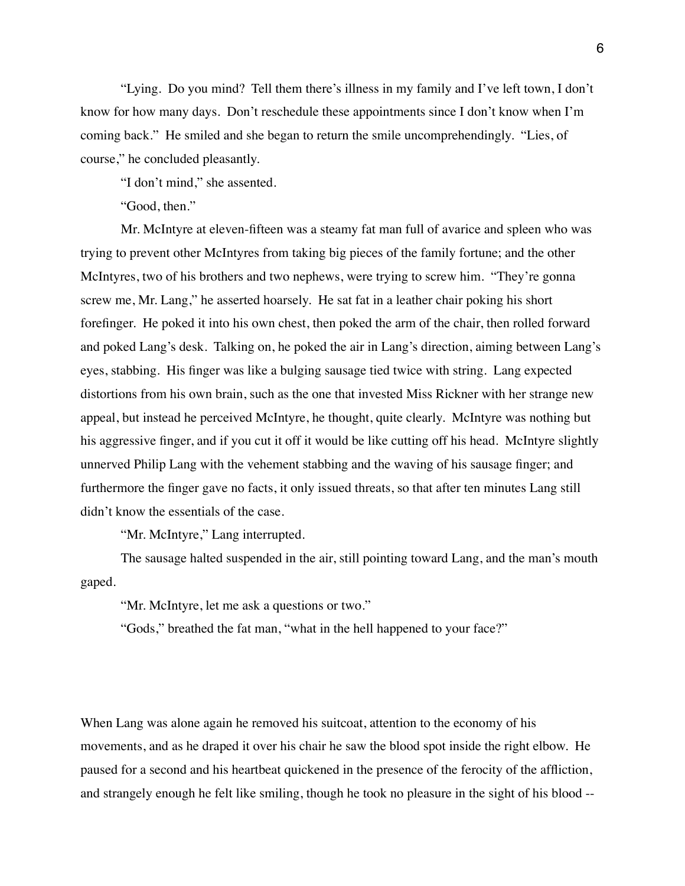"Lying. Do you mind? Tell them there's illness in my family and I've left town, I don't know for how many days. Don't reschedule these appointments since I don't know when I'm coming back." He smiled and she began to return the smile uncomprehendingly. "Lies, of course," he concluded pleasantly.

"I don't mind," she assented.

"Good, then."

Mr. McIntyre at eleven-fifteen was a steamy fat man full of avarice and spleen who was trying to prevent other McIntyres from taking big pieces of the family fortune; and the other McIntyres, two of his brothers and two nephews, were trying to screw him. "They're gonna screw me, Mr. Lang," he asserted hoarsely. He sat fat in a leather chair poking his short forefinger. He poked it into his own chest, then poked the arm of the chair, then rolled forward and poked Lang's desk. Talking on, he poked the air in Lang's direction, aiming between Lang's eyes, stabbing. His finger was like a bulging sausage tied twice with string. Lang expected distortions from his own brain, such as the one that invested Miss Rickner with her strange new appeal, but instead he perceived McIntyre, he thought, quite clearly. McIntyre was nothing but his aggressive finger, and if you cut it off it would be like cutting off his head. McIntyre slightly unnerved Philip Lang with the vehement stabbing and the waving of his sausage finger; and furthermore the finger gave no facts, it only issued threats, so that after ten minutes Lang still didn't know the essentials of the case.

"Mr. McIntyre," Lang interrupted.

The sausage halted suspended in the air, still pointing toward Lang, and the man's mouth gaped.

"Mr. McIntyre, let me ask a questions or two."

"Gods," breathed the fat man, "what in the hell happened to your face?"

When Lang was alone again he removed his suitcoat, attention to the economy of his movements, and as he draped it over his chair he saw the blood spot inside the right elbow. He paused for a second and his heartbeat quickened in the presence of the ferocity of the affliction, and strangely enough he felt like smiling, though he took no pleasure in the sight of his blood --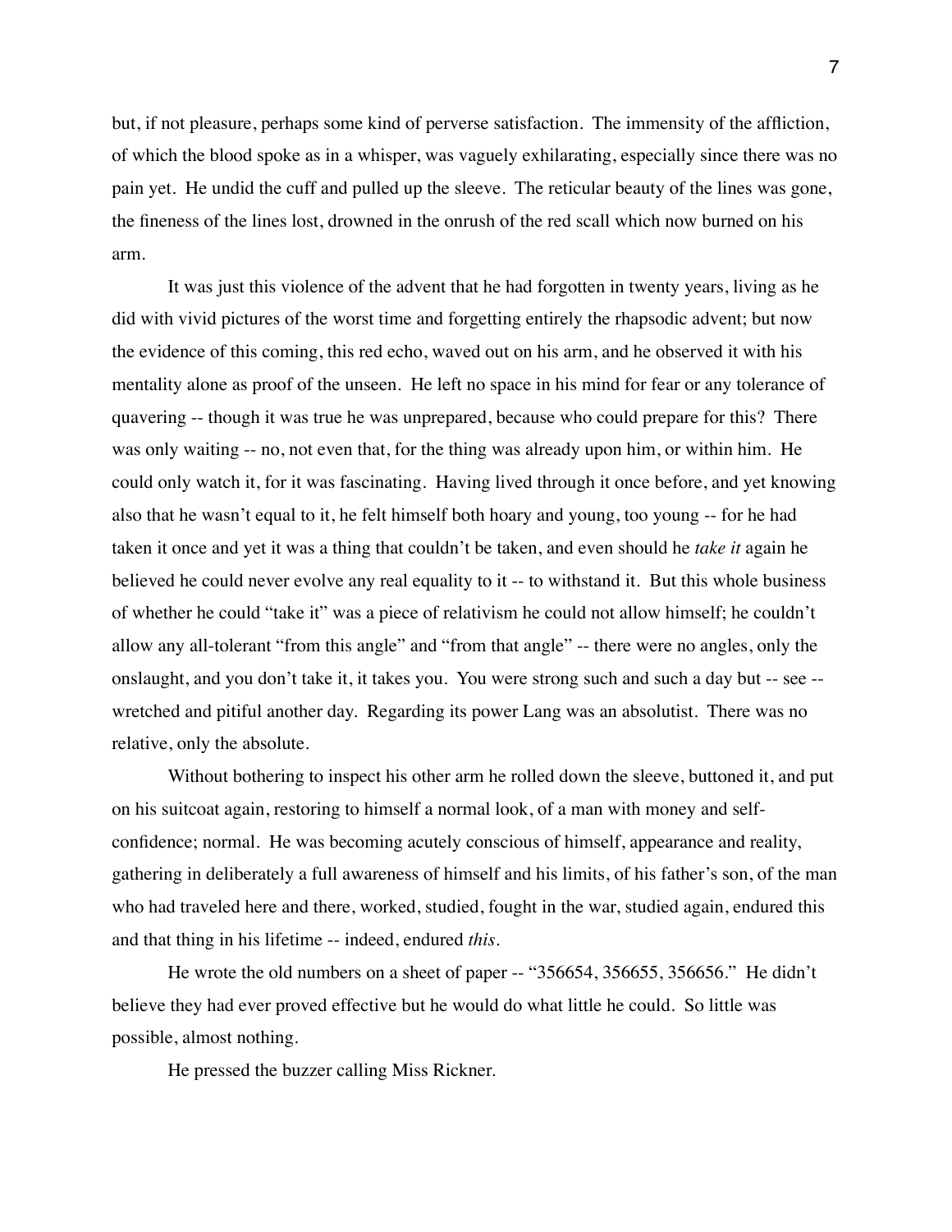but, if not pleasure, perhaps some kind of perverse satisfaction. The immensity of the affliction, of which the blood spoke as in a whisper, was vaguely exhilarating, especially since there was no pain yet. He undid the cuff and pulled up the sleeve. The reticular beauty of the lines was gone, the fineness of the lines lost, drowned in the onrush of the red scall which now burned on his arm.

It was just this violence of the advent that he had forgotten in twenty years, living as he did with vivid pictures of the worst time and forgetting entirely the rhapsodic advent; but now the evidence of this coming, this red echo, waved out on his arm, and he observed it with his mentality alone as proof of the unseen. He left no space in his mind for fear or any tolerance of quavering -- though it was true he was unprepared, because who could prepare for this? There was only waiting -- no, not even that, for the thing was already upon him, or within him. He could only watch it, for it was fascinating. Having lived through it once before, and yet knowing also that he wasn't equal to it, he felt himself both hoary and young, too young -- for he had taken it once and yet it was a thing that couldn't be taken, and even should he *take it* again he believed he could never evolve any real equality to it -- to withstand it. But this whole business of whether he could "take it" was a piece of relativism he could not allow himself; he couldn't allow any all-tolerant "from this angle" and "from that angle" -- there were no angles, only the onslaught, and you don't take it, it takes you. You were strong such and such a day but -- see -- wretched and pitiful another day. Regarding its power Lang was an absolutist. There was no relative, only the absolute.

Without bothering to inspect his other arm he rolled down the sleeve, buttoned it, and put on his suitcoat again, restoring to himself a normal look, of a man with money and self-confidence; normal. He was becoming acutely conscious of himself, appearance and reality, gathering in deliberately a full awareness of himself and his limits, of his father's son, of the man who had traveled here and there, worked, studied, fought in the war, studied again, endured this and that thing in his lifetime -- indeed, endured *this*.

He wrote the old numbers on a sheet of paper -- "356654, 356655, 356656." He didn't believe they had ever proved effective but he would do what little he could. So little was possible, almost nothing.

He pressed the buzzer calling Miss Rickner.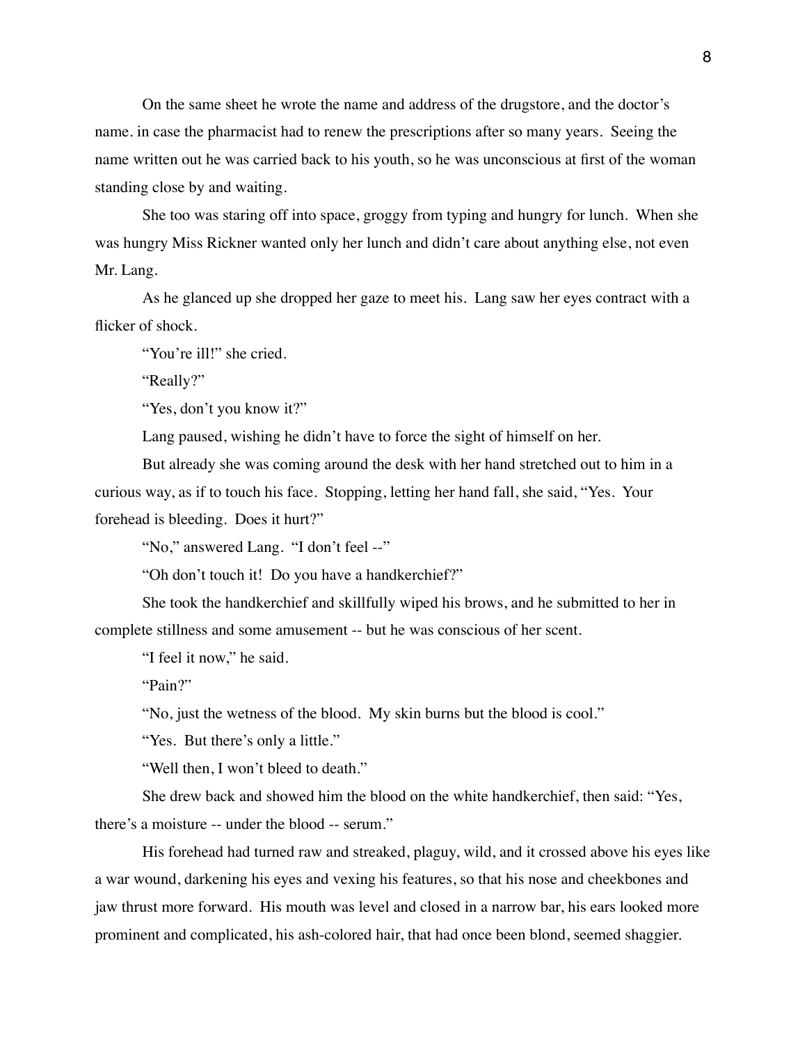On the same sheet he wrote the name and address of the drugstore, and the doctor's name. in case the pharmacist had to renew the prescriptions after so many years. Seeing the name written out he was carried back to his youth, so he was unconscious at first of the woman standing close by and waiting.

She too was staring off into space, groggy from typing and hungry for lunch. When she was hungry Miss Rickner wanted only her lunch and didn't care about anything else, not even Mr. Lang.

As he glanced up she dropped her gaze to meet his. Lang saw her eyes contract with a flicker of shock.

"You're ill!" she cried.

"Really?"

"Yes, don't you know it?"

Lang paused, wishing he didn't have to force the sight of himself on her.

But already she was coming around the desk with her hand stretched out to him in a curious way, as if to touch his face. Stopping, letting her hand fall, she said, "Yes. Your forehead is bleeding. Does it hurt?"

"No," answered Lang. "I don't feel --"

"Oh don't touch it! Do you have a handkerchief?"

She took the handkerchief and skillfully wiped his brows, and he submitted to her in complete stillness and some amusement -- but he was conscious of her scent.

"I feel it now," he said.

"Pain?"

"No, just the wetness of the blood. My skin burns but the blood is cool."

"Yes. But there's only a little."

"Well then, I won't bleed to death."

She drew back and showed him the blood on the white handkerchief, then said: "Yes, there's a moisture -- under the blood -- serum."

His forehead had turned raw and streaked, plaguy, wild, and it crossed above his eyes like a war wound, darkening his eyes and vexing his features, so that his nose and cheekbones and jaw thrust more forward. His mouth was level and closed in a narrow bar, his ears looked more prominent and complicated, his ash-colored hair, that had once been blond, seemed shaggier.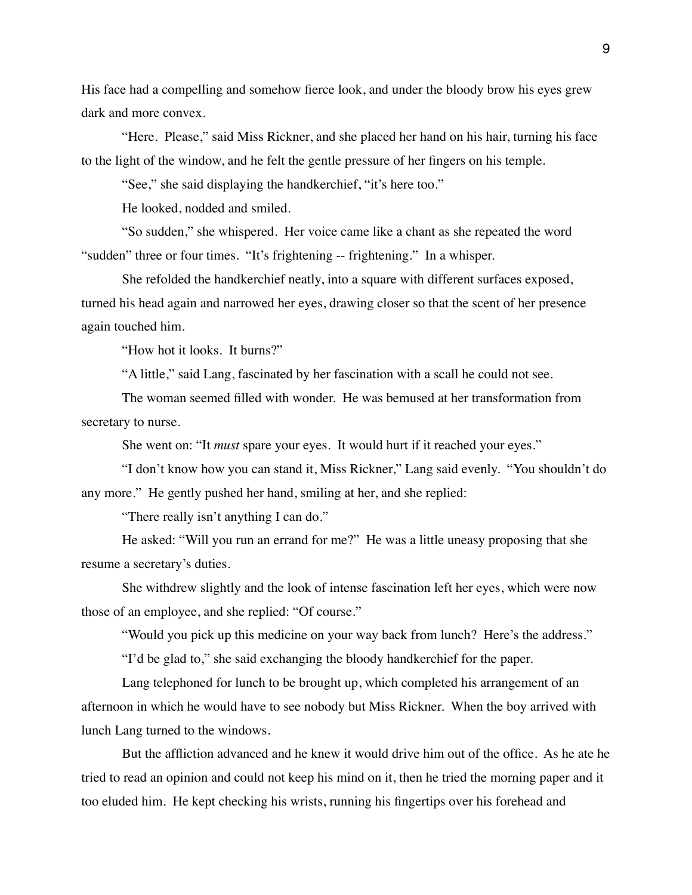His face had a compelling and somehow fierce look, and under the bloody brow his eyes grew dark and more convex.

"Here. Please," said Miss Rickner, and she placed her hand on his hair, turning his face to the light of the window, and he felt the gentle pressure of her fingers on his temple.

"See," she said displaying the handkerchief, "it's here too."

He looked, nodded and smiled.

"So sudden," she whispered. Her voice came like a chant as she repeated the word "sudden" three or four times. "It's frightening -- frightening." In a whisper.

She refolded the handkerchief neatly, into a square with different surfaces exposed, turned his head again and narrowed her eyes, drawing closer so that the scent of her presence again touched him.

"How hot it looks. It burns?"

"A little," said Lang, fascinated by her fascination with a scall he could not see.

The woman seemed filled with wonder. He was bemused at her transformation from secretary to nurse.

She went on: "It *must* spare your eyes. It would hurt if it reached your eyes."

"I don't know how you can stand it, Miss Rickner," Lang said evenly. "You shouldn't do any more." He gently pushed her hand, smiling at her, and she replied:

"There really isn't anything I can do."

He asked: "Will you run an errand for me?" He was a little uneasy proposing that she resume a secretary's duties.

She withdrew slightly and the look of intense fascination left her eyes, which were now those of an employee, and she replied: "Of course."

"Would you pick up this medicine on your way back from lunch? Here's the address."

"I'd be glad to," she said exchanging the bloody handkerchief for the paper.

Lang telephoned for lunch to be brought up, which completed his arrangement of an afternoon in which he would have to see nobody but Miss Rickner. When the boy arrived with lunch Lang turned to the windows.

But the affliction advanced and he knew it would drive him out of the office. As he ate he tried to read an opinion and could not keep his mind on it, then he tried the morning paper and it too eluded him. He kept checking his wrists, running his fingertips over his forehead and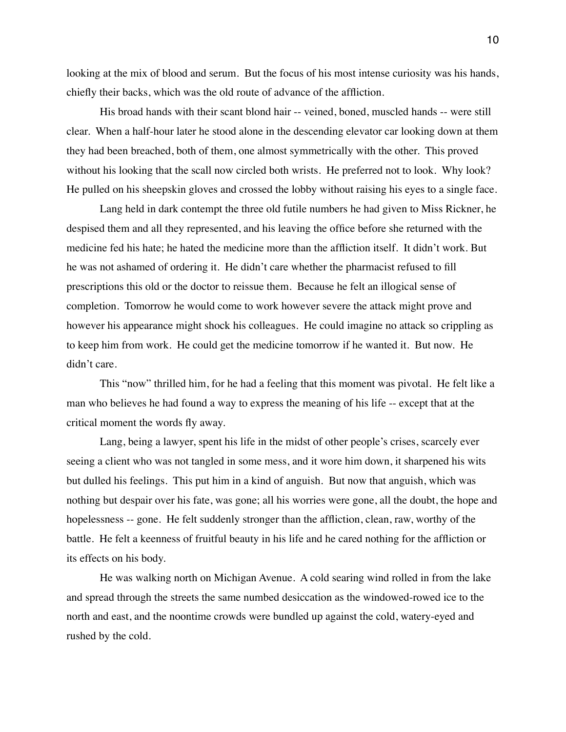looking at the mix of blood and serum. But the focus of his most intense curiosity was his hands, chiefly their backs, which was the old route of advance of the affliction.

His broad hands with their scant blond hair -- veined, boned, muscled hands -- were still clear. When a half-hour later he stood alone in the descending elevator car looking down at them they had been breached, both of them, one almost symmetrically with the other. This proved without his looking that the scall now circled both wrists. He preferred not to look. Why look? He pulled on his sheepskin gloves and crossed the lobby without raising his eyes to a single face.

Lang held in dark contempt the three old futile numbers he had given to Miss Rickner, he despised them and all they represented, and his leaving the office before she returned with the medicine fed his hate; he hated the medicine more than the affliction itself. It didn't work. But he was not ashamed of ordering it. He didn't care whether the pharmacist refused to fill prescriptions this old or the doctor to reissue them. Because he felt an illogical sense of completion. Tomorrow he would come to work however severe the attack might prove and however his appearance might shock his colleagues. He could imagine no attack so crippling as to keep him from work. He could get the medicine tomorrow if he wanted it. But now. He didn't care.

This "now" thrilled him, for he had a feeling that this moment was pivotal. He felt like a man who believes he had found a way to express the meaning of his life -- except that at the critical moment the words fly away.

Lang, being a lawyer, spent his life in the midst of other people's crises, scarcely ever seeing a client who was not tangled in some mess, and it wore him down, it sharpened his wits but dulled his feelings. This put him in a kind of anguish. But now that anguish, which was nothing but despair over his fate, was gone; all his worries were gone, all the doubt, the hope and hopelessness -- gone. He felt suddenly stronger than the affliction, clean, raw, worthy of the battle. He felt a keenness of fruitful beauty in his life and he cared nothing for the affliction or its effects on his body.

He was walking north on Michigan Avenue. A cold searing wind rolled in from the lake and spread through the streets the same numbed desiccation as the windowed-rowed ice to the north and east, and the noontime crowds were bundled up against the cold, watery-eyed and rushed by the cold.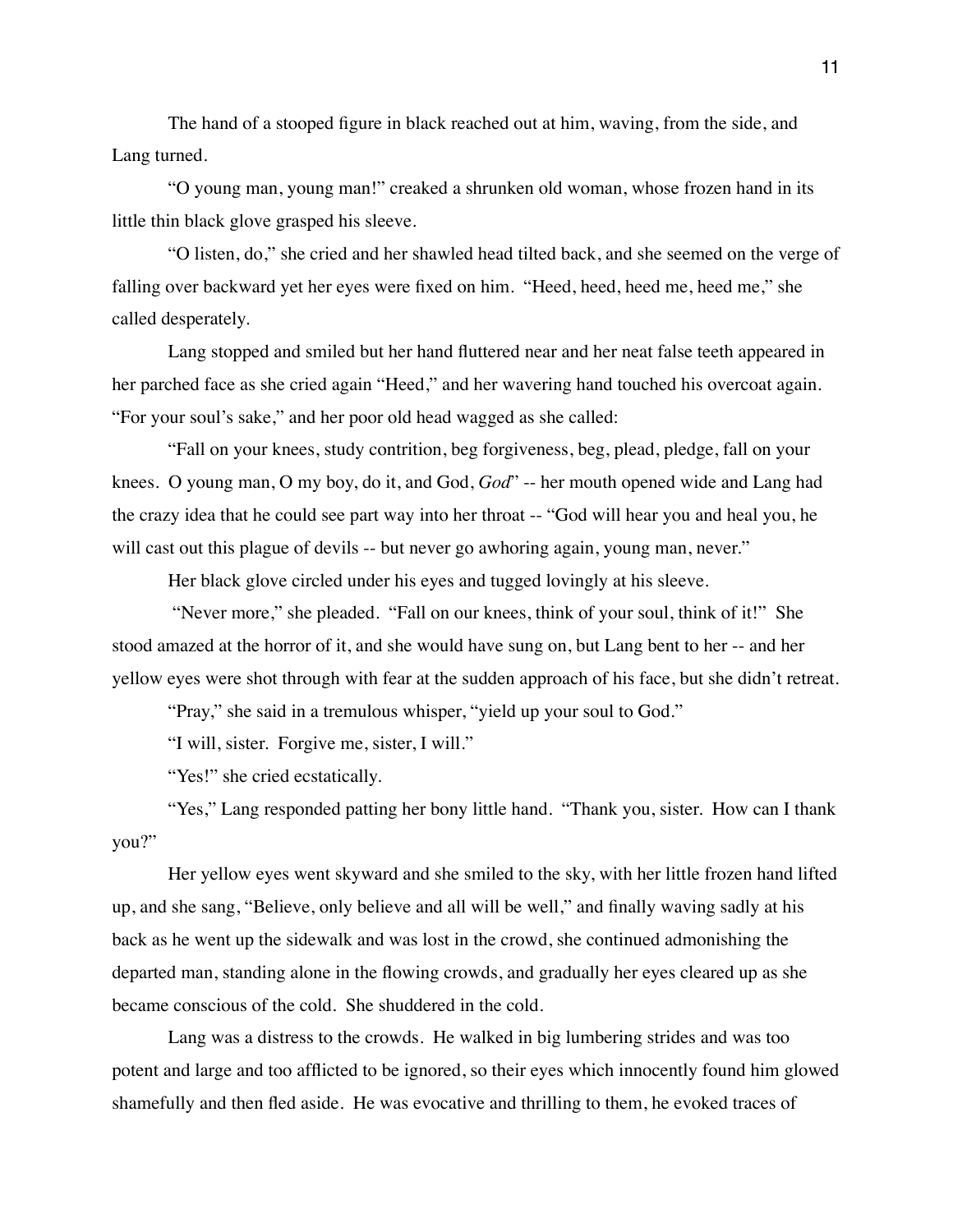The hand of a stooped figure in black reached out at him, waving, from the side, and Lang turned.

"O young man, young man!" creaked a shrunken old woman, whose frozen hand in its little thin black glove grasped his sleeve.

"O listen, do," she cried and her shawled head tilted back, and she seemed on the verge of falling over backward yet her eyes were fixed on him. "Heed, heed, heed me, heed me," she called desperately.

Lang stopped and smiled but her hand fluttered near and her neat false teeth appeared in her parched face as she cried again "Heed," and her wavering hand touched his overcoat again. "For your soul's sake," and her poor old head wagged as she called:

"Fall on your knees, study contrition, beg forgiveness, beg, plead, pledge, fall on your knees. O young man, O my boy, do it, and God, *God*" -- her mouth opened wide and Lang had the crazy idea that he could see part way into her throat -- "God will hear you and heal you, he will cast out this plague of devils -- but never go awhoring again, young man, never."

Her black glove circled under his eyes and tugged lovingly at his sleeve.

"Never more," she pleaded. "Fall on our knees, think of your soul, think of it!" She stood amazed at the horror of it, and she would have sung on, but Lang bent to her -- and her yellow eyes were shot through with fear at the sudden approach of his face, but she didn't retreat.

"Pray," she said in a tremulous whisper, "yield up your soul to God."

"I will, sister. Forgive me, sister, I will."

"Yes!" she cried ecstatically.

"Yes," Lang responded patting her bony little hand. "Thank you, sister. How can I thank you?"

Her yellow eyes went skyward and she smiled to the sky, with her little frozen hand lifted up, and she sang, "Believe, only believe and all will be well," and finally waving sadly at his back as he went up the sidewalk and was lost in the crowd, she continued admonishing the departed man, standing alone in the flowing crowds, and gradually her eyes cleared up as she became conscious of the cold. She shuddered in the cold.

Lang was a distress to the crowds. He walked in big lumbering strides and was too potent and large and too afflicted to be ignored, so their eyes which innocently found him glowed shamefully and then fled aside. He was evocative and thrilling to them, he evoked traces of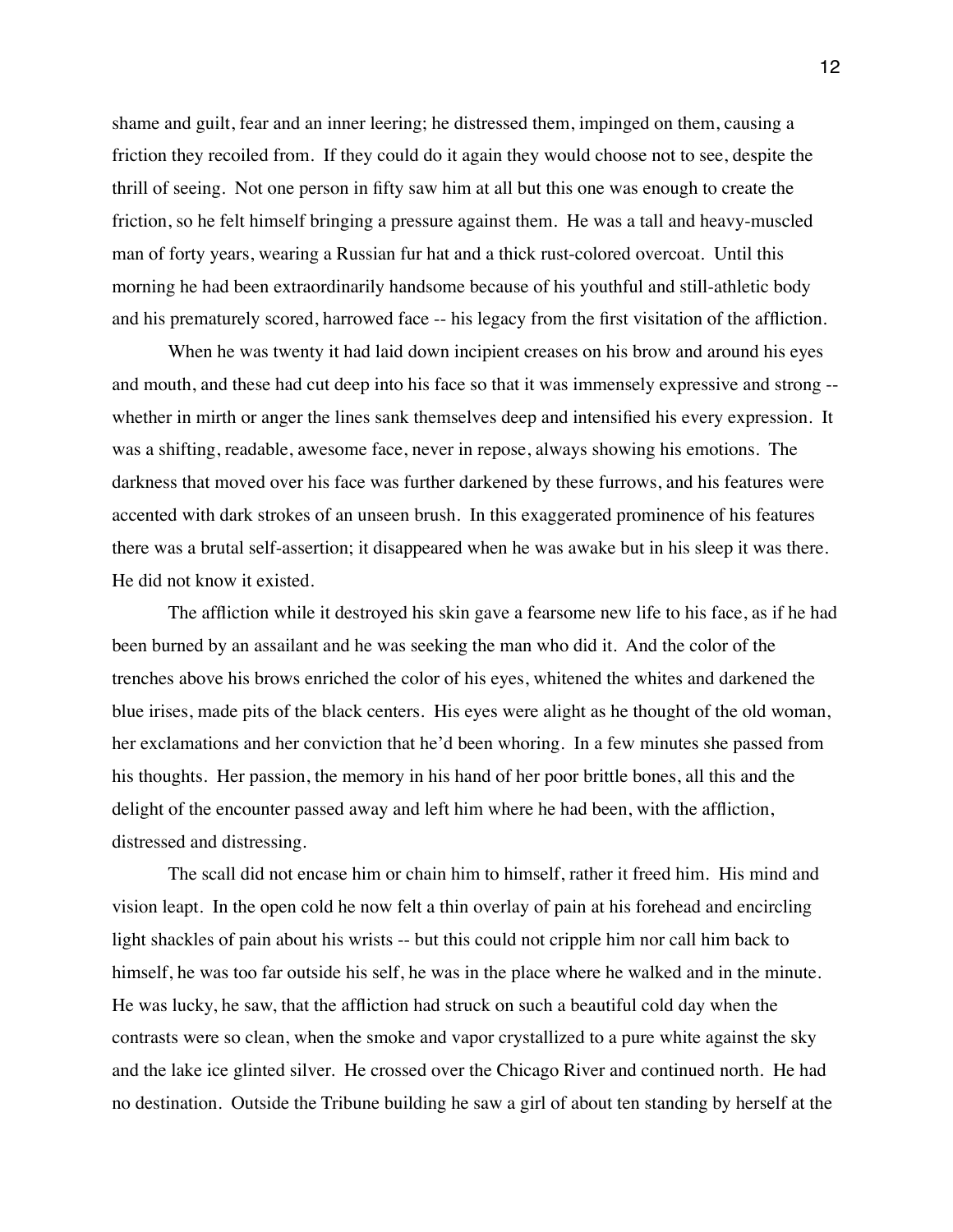shame and guilt, fear and an inner leering; he distressed them, impinged on them, causing a friction they recoiled from. If they could do it again they would choose not to see, despite the thrill of seeing. Not one person in fifty saw him at all but this one was enough to create the friction, so he felt himself bringing a pressure against them. He was a tall and heavy-muscled man of forty years, wearing a Russian fur hat and a thick rust-colored overcoat. Until this morning he had been extraordinarily handsome because of his youthful and still-athletic body and his prematurely scored, harrowed face -- his legacy from the first visitation of the affliction.

When he was twenty it had laid down incipient creases on his brow and around his eyes and mouth, and these had cut deep into his face so that it was immensely expressive and strong -- whether in mirth or anger the lines sank themselves deep and intensified his every expression. It was a shifting, readable, awesome face, never in repose, always showing his emotions. The darkness that moved over his face was further darkened by these furrows, and his features were accented with dark strokes of an unseen brush. In this exaggerated prominence of his features there was a brutal self-assertion; it disappeared when he was awake but in his sleep it was there. He did not know it existed.

The affliction while it destroyed his skin gave a fearsome new life to his face, as if he had been burned by an assailant and he was seeking the man who did it. And the color of the trenches above his brows enriched the color of his eyes, whitened the whites and darkened the blue irises, made pits of the black centers. His eyes were alight as he thought of the old woman, her exclamations and her conviction that he'd been whoring. In a few minutes she passed from his thoughts. Her passion, the memory in his hand of her poor brittle bones, all this and the delight of the encounter passed away and left him where he had been, with the affliction, distressed and distressing.

The scall did not encase him or chain him to himself, rather it freed him. His mind and vision leapt. In the open cold he now felt a thin overlay of pain at his forehead and encircling light shackles of pain about his wrists -- but this could not cripple him nor call him back to himself, he was too far outside his self, he was in the place where he walked and in the minute. He was lucky, he saw, that the affliction had struck on such a beautiful cold day when the contrasts were so clean, when the smoke and vapor crystallized to a pure white against the sky and the lake ice glinted silver. He crossed over the Chicago River and continued north. He had no destination. Outside the Tribune building he saw a girl of about ten standing by herself at the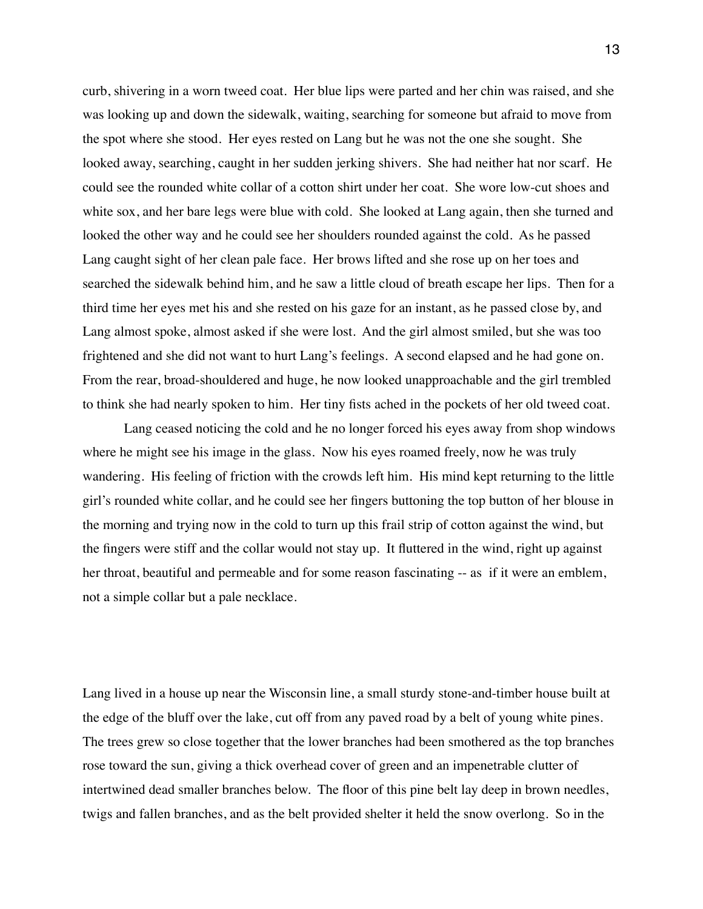curb, shivering in a worn tweed coat. Her blue lips were parted and her chin was raised, and she was looking up and down the sidewalk, waiting, searching for someone but afraid to move from the spot where she stood. Her eyes rested on Lang but he was not the one she sought. She looked away, searching, caught in her sudden jerking shivers. She had neither hat nor scarf. He could see the rounded white collar of a cotton shirt under her coat. She wore low-cut shoes and white sox, and her bare legs were blue with cold. She looked at Lang again, then she turned and looked the other way and he could see her shoulders rounded against the cold. As he passed Lang caught sight of her clean pale face. Her brows lifted and she rose up on her toes and searched the sidewalk behind him, and he saw a little cloud of breath escape her lips. Then for a third time her eyes met his and she rested on his gaze for an instant, as he passed close by, and Lang almost spoke, almost asked if she were lost. And the girl almost smiled, but she was too frightened and she did not want to hurt Lang's feelings. A second elapsed and he had gone on. From the rear, broad-shouldered and huge, he now looked unapproachable and the girl trembled to think she had nearly spoken to him. Her tiny fists ached in the pockets of her old tweed coat.

Lang ceased noticing the cold and he no longer forced his eyes away from shop windows where he might see his image in the glass. Now his eyes roamed freely, now he was truly wandering. His feeling of friction with the crowds left him. His mind kept returning to the little girl's rounded white collar, and he could see her fingers buttoning the top button of her blouse in the morning and trying now in the cold to turn up this frail strip of cotton against the wind, but the fingers were stiff and the collar would not stay up. It fluttered in the wind, right up against her throat, beautiful and permeable and for some reason fascinating -- as if it were an emblem, not a simple collar but a pale necklace.

Lang lived in a house up near the Wisconsin line, a small sturdy stone-and-timber house built at the edge of the bluff over the lake, cut off from any paved road by a belt of young white pines. The trees grew so close together that the lower branches had been smothered as the top branches rose toward the sun, giving a thick overhead cover of green and an impenetrable clutter of intertwined dead smaller branches below. The floor of this pine belt lay deep in brown needles, twigs and fallen branches, and as the belt provided shelter it held the snow overlong. So in the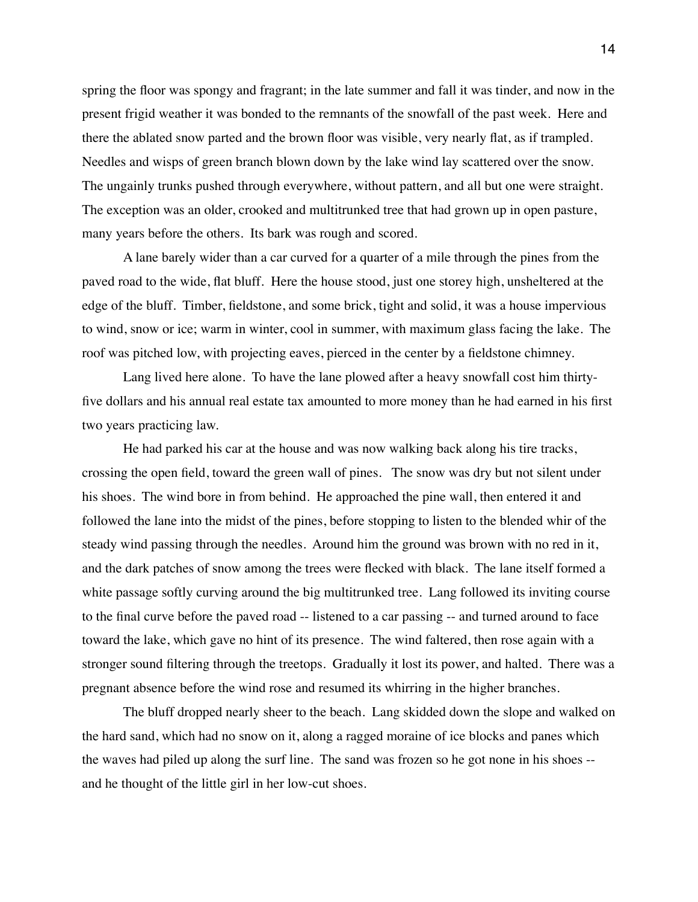spring the floor was spongy and fragrant; in the late summer and fall it was tinder, and now in the present frigid weather it was bonded to the remnants of the snowfall of the past week. Here and there the ablated snow parted and the brown floor was visible, very nearly flat, as if trampled. Needles and wisps of green branch blown down by the lake wind lay scattered over the snow. The ungainly trunks pushed through everywhere, without pattern, and all but one were straight. The exception was an older, crooked and multitrunked tree that had grown up in open pasture, many years before the others. Its bark was rough and scored.

A lane barely wider than a car curved for a quarter of a mile through the pines from the paved road to the wide, flat bluff. Here the house stood, just one storey high, unsheltered at the edge of the bluff. Timber, fieldstone, and some brick, tight and solid, it was a house impervious to wind, snow or ice; warm in winter, cool in summer, with maximum glass facing the lake. The roof was pitched low, with projecting eaves, pierced in the center by a fieldstone chimney.

Lang lived here alone. To have the lane plowed after a heavy snowfall cost him thirty-five dollars and his annual real estate tax amounted to more money than he had earned in his first two years practicing law.

He had parked his car at the house and was now walking back along his tire tracks, crossing the open field, toward the green wall of pines. The snow was dry but not silent under his shoes. The wind bore in from behind. He approached the pine wall, then entered it and followed the lane into the midst of the pines, before stopping to listen to the blended whir of the steady wind passing through the needles. Around him the ground was brown with no red in it, and the dark patches of snow among the trees were flecked with black. The lane itself formed a white passage softly curving around the big multitrunked tree. Lang followed its inviting course to the final curve before the paved road -- listened to a car passing -- and turned around to face toward the lake, which gave no hint of its presence. The wind faltered, then rose again with a stronger sound filtering through the treetops. Gradually it lost its power, and halted. There was a pregnant absence before the wind rose and resumed its whirring in the higher branches.

The bluff dropped nearly sheer to the beach. Lang skidded down the slope and walked on the hard sand, which had no snow on it, along a ragged moraine of ice blocks and panes which the waves had piled up along the surf line. The sand was frozen so he got none in his shoes -- and he thought of the little girl in her low-cut shoes.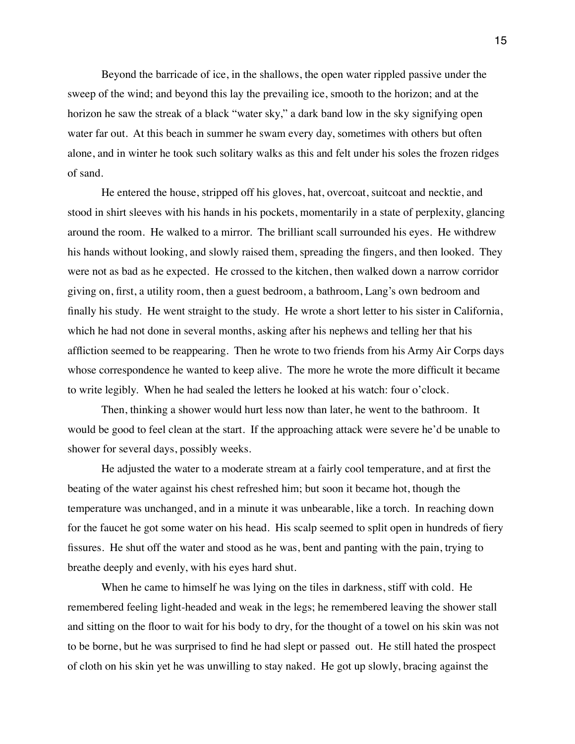Beyond the barricade of ice, in the shallows, the open water rippled passive under the sweep of the wind; and beyond this lay the prevailing ice, smooth to the horizon; and at the horizon he saw the streak of a black "water sky," a dark band low in the sky signifying open water far out. At this beach in summer he swam every day, sometimes with others but often alone, and in winter he took such solitary walks as this and felt under his soles the frozen ridges of sand.

He entered the house, stripped off his gloves, hat, overcoat, suitcoat and necktie, and stood in shirt sleeves with his hands in his pockets, momentarily in a state of perplexity, glancing around the room. He walked to a mirror. The brilliant scall surrounded his eyes. He withdrew his hands without looking, and slowly raised them, spreading the fingers, and then looked. They were not as bad as he expected. He crossed to the kitchen, then walked down a narrow corridor giving on, first, a utility room, then a guest bedroom, a bathroom, Lang's own bedroom and finally his study. He went straight to the study. He wrote a short letter to his sister in California, which he had not done in several months, asking after his nephews and telling her that his affliction seemed to be reappearing. Then he wrote to two friends from his Army Air Corps days whose correspondence he wanted to keep alive. The more he wrote the more difficult it became to write legibly. When he had sealed the letters he looked at his watch: four o'clock.

Then, thinking a shower would hurt less now than later, he went to the bathroom. It would be good to feel clean at the start. If the approaching attack were severe he'd be unable to shower for several days, possibly weeks.

He adjusted the water to a moderate stream at a fairly cool temperature, and at first the beating of the water against his chest refreshed him; but soon it became hot, though the temperature was unchanged, and in a minute it was unbearable, like a torch. In reaching down for the faucet he got some water on his head. His scalp seemed to split open in hundreds of fiery fissures. He shut off the water and stood as he was, bent and panting with the pain, trying to breathe deeply and evenly, with his eyes hard shut.

When he came to himself he was lying on the tiles in darkness, stiff with cold. He remembered feeling light-headed and weak in the legs; he remembered leaving the shower stall and sitting on the floor to wait for his body to dry, for the thought of a towel on his skin was not to be borne, but he was surprised to find he had slept or passed out. He still hated the prospect of cloth on his skin yet he was unwilling to stay naked. He got up slowly, bracing against the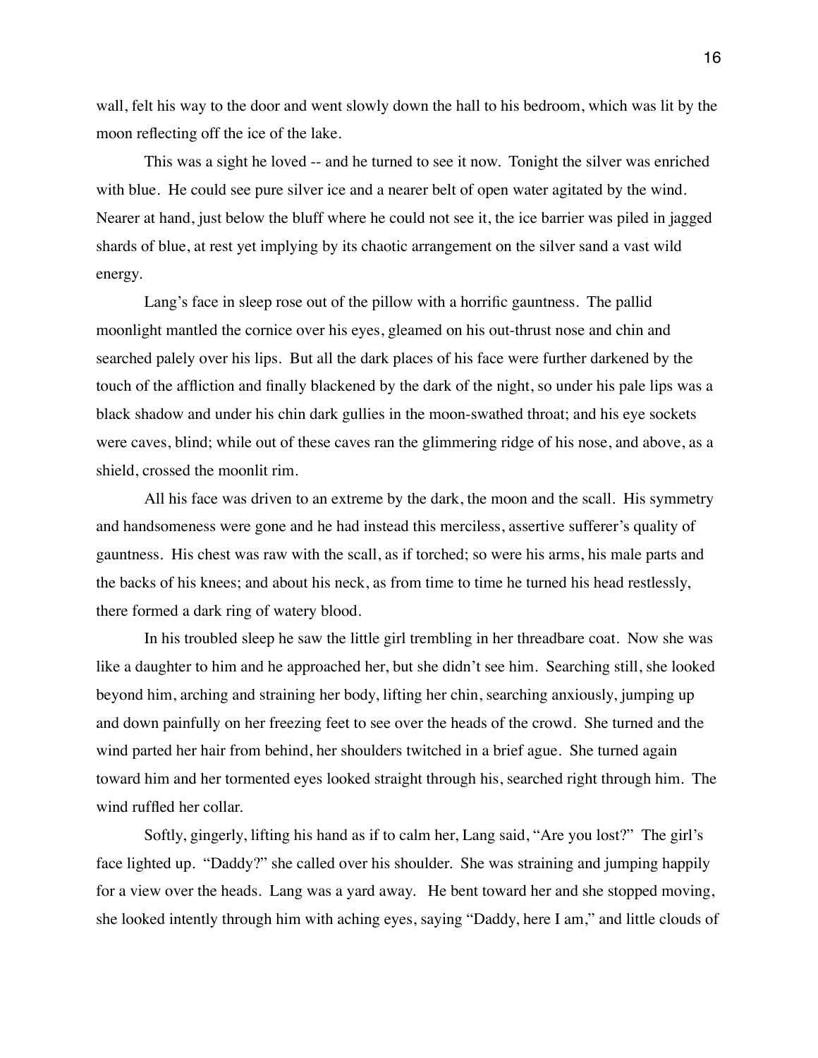wall, felt his way to the door and went slowly down the hall to his bedroom, which was lit by the moon reflecting off the ice of the lake.

This was a sight he loved -- and he turned to see it now. Tonight the silver was enriched with blue. He could see pure silver ice and a nearer belt of open water agitated by the wind. Nearer at hand, just below the bluff where he could not see it, the ice barrier was piled in jagged shards of blue, at rest yet implying by its chaotic arrangement on the silver sand a vast wild energy.

Lang's face in sleep rose out of the pillow with a horrific gauntness. The pallid moonlight mantled the cornice over his eyes, gleamed on his out-thrust nose and chin and searched palely over his lips. But all the dark places of his face were further darkened by the touch of the affliction and finally blackened by the dark of the night, so under his pale lips was a black shadow and under his chin dark gullies in the moon-swathed throat; and his eye sockets were caves, blind; while out of these caves ran the glimmering ridge of his nose, and above, as a shield, crossed the moonlit rim.

All his face was driven to an extreme by the dark, the moon and the scall. His symmetry and handsomeness were gone and he had instead this merciless, assertive sufferer's quality of gauntness. His chest was raw with the scall, as if torched; so were his arms, his male parts and the backs of his knees; and about his neck, as from time to time he turned his head restlessly, there formed a dark ring of watery blood.

In his troubled sleep he saw the little girl trembling in her threadbare coat. Now she was like a daughter to him and he approached her, but she didn't see him. Searching still, she looked beyond him, arching and straining her body, lifting her chin, searching anxiously, jumping up and down painfully on her freezing feet to see over the heads of the crowd. She turned and the wind parted her hair from behind, her shoulders twitched in a brief ague. She turned again toward him and her tormented eyes looked straight through his, searched right through him. The wind ruffled her collar.

Softly, gingerly, lifting his hand as if to calm her, Lang said, "Are you lost?" The girl's face lighted up. "Daddy?" she called over his shoulder. She was straining and jumping happily for a view over the heads. Lang was a yard away. He bent toward her and she stopped moving, she looked intently through him with aching eyes, saying "Daddy, here I am," and little clouds of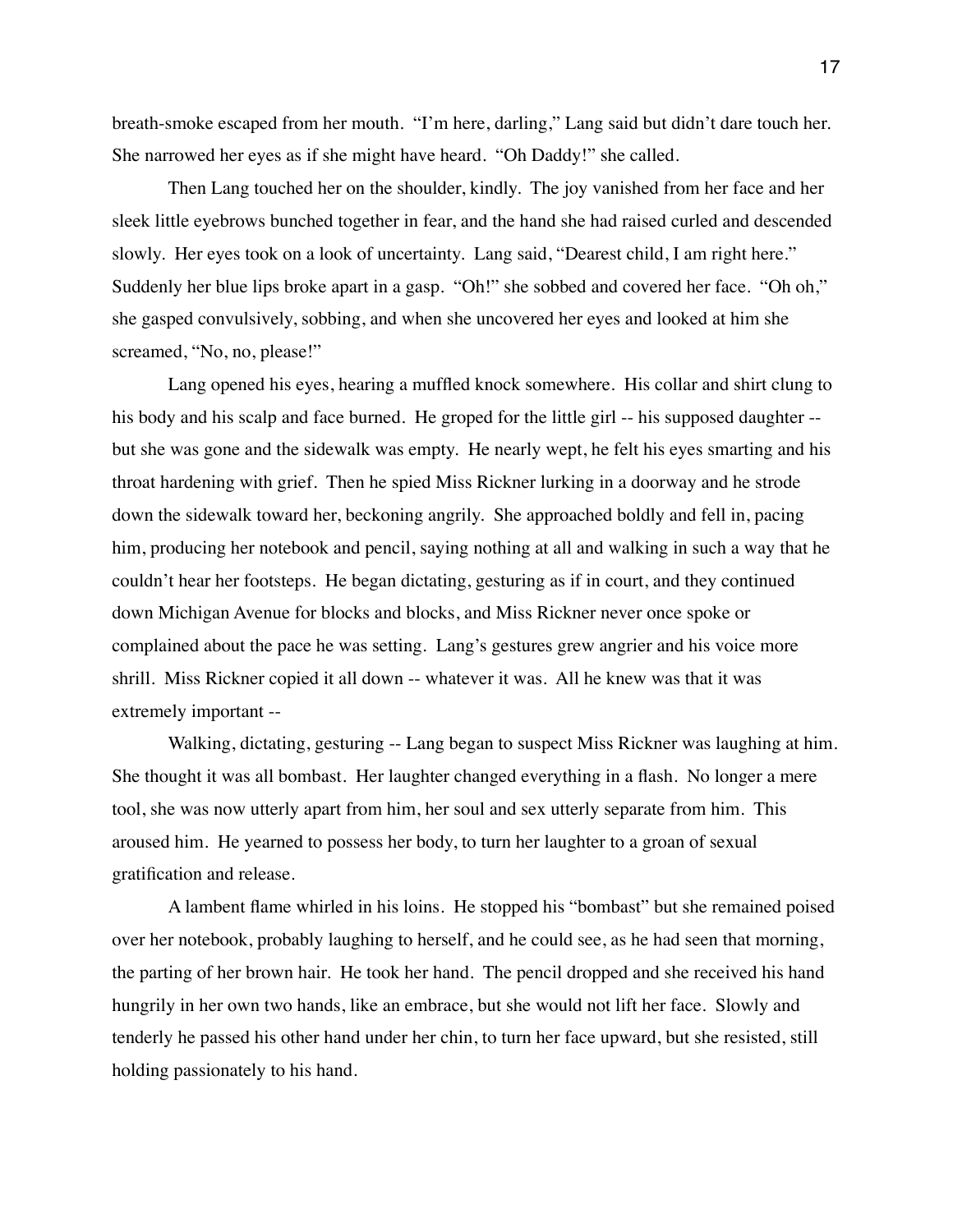breath-smoke escaped from her mouth. "I'm here, darling," Lang said but didn't dare touch her. She narrowed her eyes as if she might have heard. "Oh Daddy!" she called.

Then Lang touched her on the shoulder, kindly. The joy vanished from her face and her sleek little eyebrows bunched together in fear, and the hand she had raised curled and descended slowly. Her eyes took on a look of uncertainty. Lang said, "Dearest child, I am right here." Suddenly her blue lips broke apart in a gasp. "Oh!" she sobbed and covered her face. "Oh oh," she gasped convulsively, sobbing, and when she uncovered her eyes and looked at him she screamed, "No, no, please!"

Lang opened his eyes, hearing a muffled knock somewhere. His collar and shirt clung to his body and his scalp and face burned. He groped for the little girl -- his supposed daughter -- but she was gone and the sidewalk was empty. He nearly wept, he felt his eyes smarting and his throat hardening with grief. Then he spied Miss Rickner lurking in a doorway and he strode down the sidewalk toward her, beckoning angrily. She approached boldly and fell in, pacing him, producing her notebook and pencil, saying nothing at all and walking in such a way that he couldn't hear her footsteps. He began dictating, gesturing as if in court, and they continued down Michigan Avenue for blocks and blocks, and Miss Rickner never once spoke or complained about the pace he was setting. Lang's gestures grew angrier and his voice more shrill. Miss Rickner copied it all down -- whatever it was. All he knew was that it was extremely important --

Walking, dictating, gesturing -- Lang began to suspect Miss Rickner was laughing at him. She thought it was all bombast. Her laughter changed everything in a flash. No longer a mere tool, she was now utterly apart from him, her soul and sex utterly separate from him. This aroused him. He yearned to possess her body, to turn her laughter to a groan of sexual gratification and release.

A lambent flame whirled in his loins. He stopped his "bombast" but she remained poised over her notebook, probably laughing to herself, and he could see, as he had seen that morning, the parting of her brown hair. He took her hand. The pencil dropped and she received his hand hungrily in her own two hands, like an embrace, but she would not lift her face. Slowly and tenderly he passed his other hand under her chin, to turn her face upward, but she resisted, still holding passionately to his hand.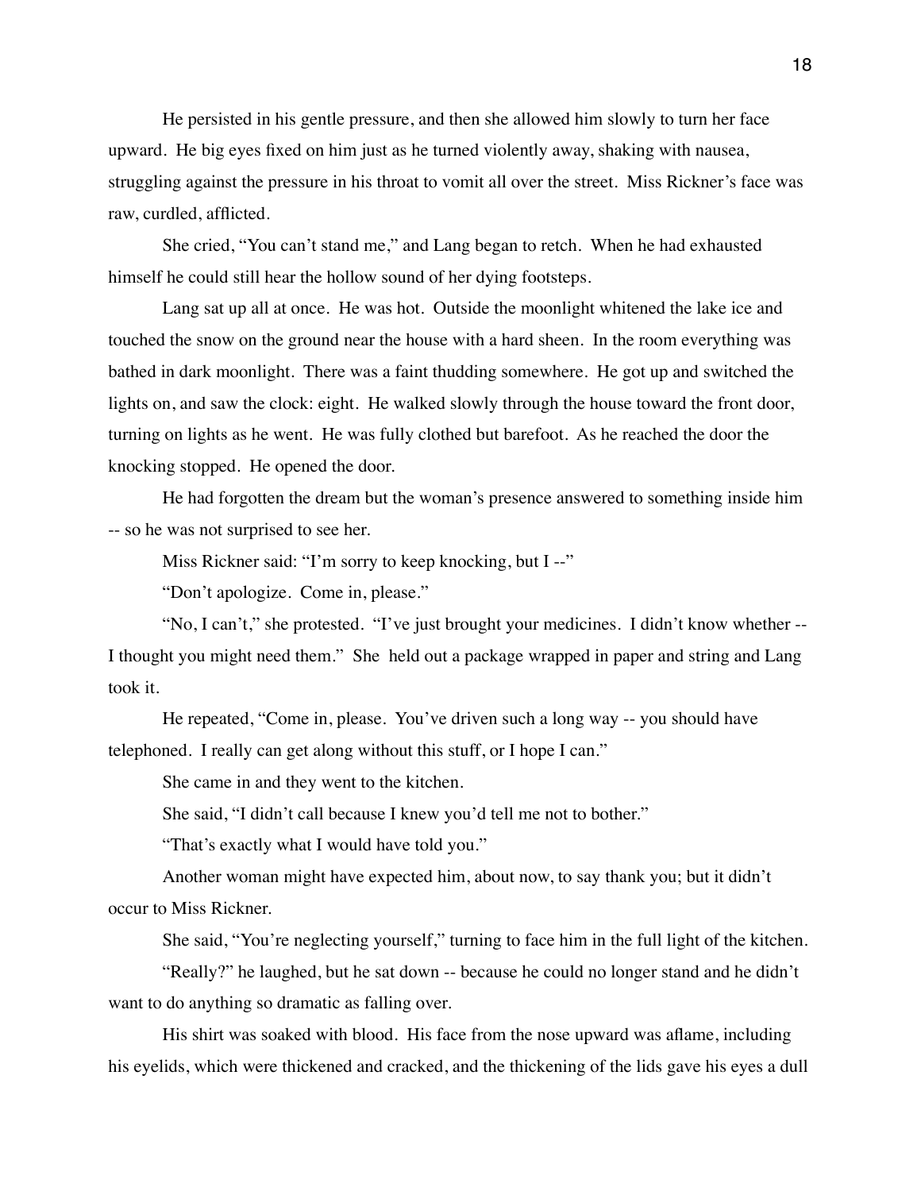He persisted in his gentle pressure, and then she allowed him slowly to turn her face upward. He big eyes fixed on him just as he turned violently away, shaking with nausea, struggling against the pressure in his throat to vomit all over the street. Miss Rickner's face was raw, curdled, afflicted.

She cried, "You can't stand me," and Lang began to retch. When he had exhausted himself he could still hear the hollow sound of her dying footsteps.

Lang sat up all at once. He was hot. Outside the moonlight whitened the lake ice and touched the snow on the ground near the house with a hard sheen. In the room everything was bathed in dark moonlight. There was a faint thudding somewhere. He got up and switched the lights on, and saw the clock: eight. He walked slowly through the house toward the front door, turning on lights as he went. He was fully clothed but barefoot. As he reached the door the knocking stopped. He opened the door.

He had forgotten the dream but the woman's presence answered to something inside him -- so he was not surprised to see her.

Miss Rickner said: "I'm sorry to keep knocking, but I --"

"Don't apologize. Come in, please."

"No, I can't," she protested. "I've just brought your medicines. I didn't know whether -- I thought you might need them." She held out a package wrapped in paper and string and Lang took it.

He repeated, "Come in, please. You've driven such a long way -- you should have telephoned. I really can get along without this stuff, or I hope I can."

She came in and they went to the kitchen.

She said, "I didn't call because I knew you'd tell me not to bother."

"That's exactly what I would have told you."

Another woman might have expected him, about now, to say thank you; but it didn't occur to Miss Rickner.

She said, "You're neglecting yourself," turning to face him in the full light of the kitchen.

"Really?" he laughed, but he sat down -- because he could no longer stand and he didn't want to do anything so dramatic as falling over.

His shirt was soaked with blood. His face from the nose upward was aflame, including his eyelids, which were thickened and cracked, and the thickening of the lids gave his eyes a dull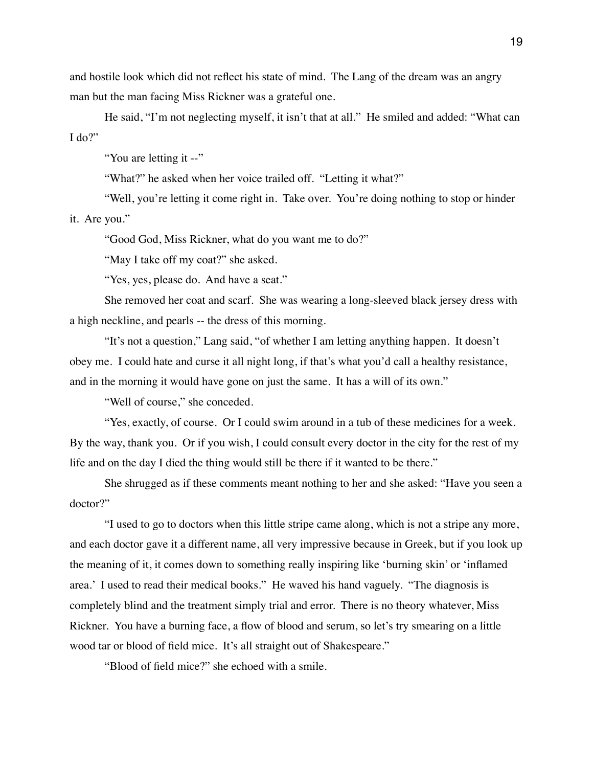and hostile look which did not reflect his state of mind. The Lang of the dream was an angry man but the man facing Miss Rickner was a grateful one.

He said, "I'm not neglecting myself, it isn't that at all." He smiled and added: "What can I do?"

"You are letting it --"

"What?" he asked when her voice trailed off. "Letting it what?"

"Well, you're letting it come right in. Take over. You're doing nothing to stop or hinder it. Are you."

"Good God, Miss Rickner, what do you want me to do?"

"May I take off my coat?" she asked.

"Yes, yes, please do. And have a seat."

She removed her coat and scarf. She was wearing a long-sleeved black jersey dress with a high neckline, and pearls -- the dress of this morning.

"It's not a question," Lang said, "of whether I am letting anything happen. It doesn't obey me. I could hate and curse it all night long, if that's what you'd call a healthy resistance, and in the morning it would have gone on just the same. It has a will of its own."

"Well of course," she conceded.

"Yes, exactly, of course. Or I could swim around in a tub of these medicines for a week. By the way, thank you. Or if you wish, I could consult every doctor in the city for the rest of my life and on the day I died the thing would still be there if it wanted to be there."

She shrugged as if these comments meant nothing to her and she asked: "Have you seen a doctor?"

"I used to go to doctors when this little stripe came along, which is not a stripe any more, and each doctor gave it a different name, all very impressive because in Greek, but if you look up the meaning of it, it comes down to something really inspiring like 'burning skin' or 'inflamed area.' I used to read their medical books." He waved his hand vaguely. "The diagnosis is completely blind and the treatment simply trial and error. There is no theory whatever, Miss Rickner. You have a burning face, a flow of blood and serum, so let's try smearing on a little wood tar or blood of field mice. It's all straight out of Shakespeare."

"Blood of field mice?" she echoed with a smile.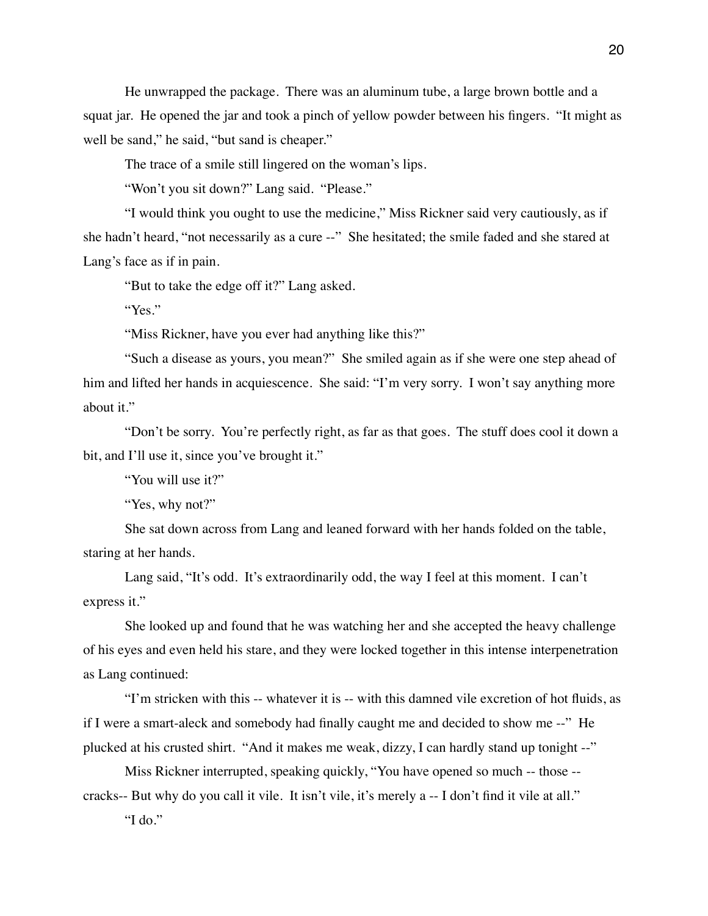He unwrapped the package. There was an aluminum tube, a large brown bottle and a squat jar. He opened the jar and took a pinch of yellow powder between his fingers. "It might as well be sand," he said, "but sand is cheaper."

The trace of a smile still lingered on the woman's lips.

"Won't you sit down?" Lang said. "Please."

"I would think you ought to use the medicine," Miss Rickner said very cautiously, as if she hadn't heard, "not necessarily as a cure --" She hesitated; the smile faded and she stared at Lang's face as if in pain.

"But to take the edge off it?" Lang asked.

"Yes."

"Miss Rickner, have you ever had anything like this?"

"Such a disease as yours, you mean?" She smiled again as if she were one step ahead of him and lifted her hands in acquiescence. She said: "I'm very sorry. I won't say anything more about it."

"Don't be sorry. You're perfectly right, as far as that goes. The stuff does cool it down a bit, and I'll use it, since you've brought it."

"You will use it?"

"Yes, why not?"

She sat down across from Lang and leaned forward with her hands folded on the table, staring at her hands.

Lang said, "It's odd. It's extraordinarily odd, the way I feel at this moment. I can't express it."

She looked up and found that he was watching her and she accepted the heavy challenge of his eyes and even held his stare, and they were locked together in this intense interpenetration as Lang continued:

"I'm stricken with this -- whatever it is -- with this damned vile excretion of hot fluids, as if I were a smart-aleck and somebody had finally caught me and decided to show me --" He plucked at his crusted shirt. "And it makes me weak, dizzy, I can hardly stand up tonight --"

Miss Rickner interrupted, speaking quickly, "You have opened so much -- those -- cracks-- But why do you call it vile. It isn't vile, it's merely a -- I don't find it vile at all."

"I do."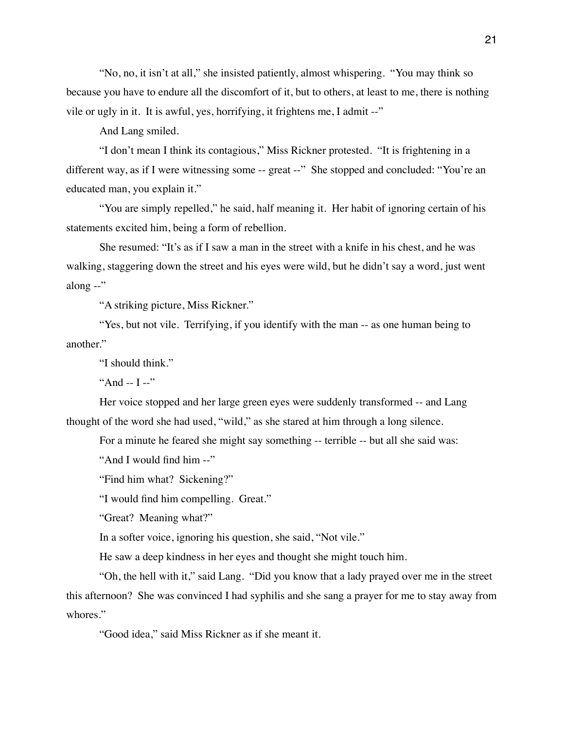"No, no, it isn't at all," she insisted patiently, almost whispering. "You may think so because you have to endure all the discomfort of it, but to others, at least to me, there is nothing vile or ugly in it. It is awful, yes, horrifying, it frightens me, I admit --"

And Lang smiled.

"I don't mean I think its contagious," Miss Rickner protested. "It is frightening in a different way, as if I were witnessing some -- great --" She stopped and concluded: "You're an educated man, you explain it."

"You are simply repelled," he said, half meaning it. Her habit of ignoring certain of his statements excited him, being a form of rebellion.

She resumed: "It's as if I saw a man in the street with a knife in his chest, and he was walking, staggering down the street and his eyes were wild, but he didn't say a word, just went along --"

"A striking picture, Miss Rickner."

"Yes, but not vile. Terrifying, if you identify with the man -- as one human being to another."

"I should think."

"And -- I --"

Her voice stopped and her large green eyes were suddenly transformed -- and Lang thought of the word she had used, "wild," as she stared at him through a long silence.

For a minute he feared she might say something -- terrible -- but all she said was:

"And I would find him --"

"Find him what? Sickening?"

"I would find him compelling. Great."

"Great? Meaning what?"

In a softer voice, ignoring his question, she said, "Not vile."

He saw a deep kindness in her eyes and thought she might touch him.

"Oh, the hell with it," said Lang. "Did you know that a lady prayed over me in the street this afternoon? She was convinced I had syphilis and she sang a prayer for me to stay away from whores."

"Good idea," said Miss Rickner as if she meant it.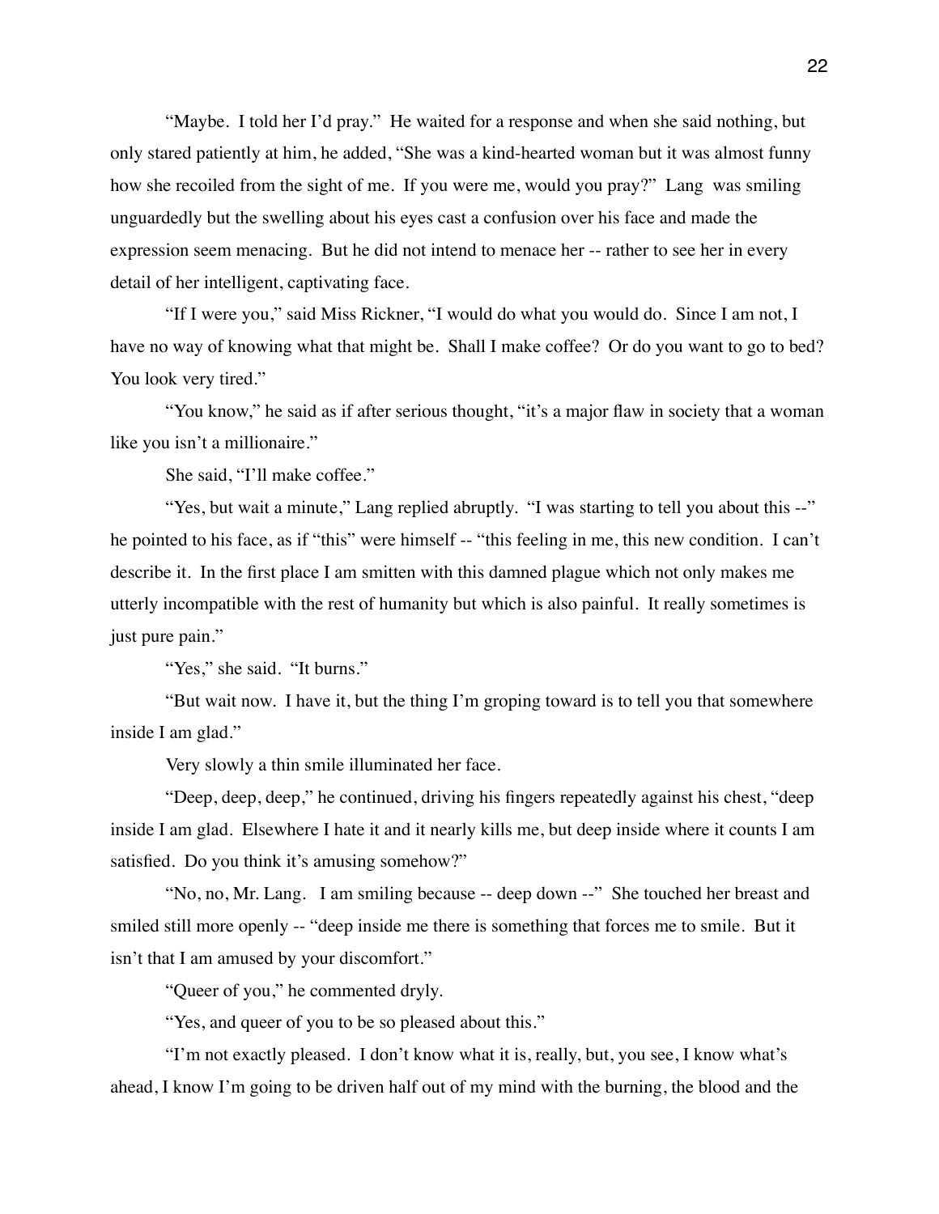"Maybe. I told her I'd pray." He waited for a response and when she said nothing, but only stared patiently at him, he added, "She was a kind-hearted woman but it was almost funny how she recoiled from the sight of me. If you were me, would you pray?" Lang was smiling unguardedly but the swelling about his eyes cast a confusion over his face and made the expression seem menacing. But he did not intend to menace her -- rather to see her in every detail of her intelligent, captivating face.

"If I were you," said Miss Rickner, "I would do what you would do. Since I am not, I have no way of knowing what that might be. Shall I make coffee? Or do you want to go to bed? You look very tired."

"You know," he said as if after serious thought, "it's a major flaw in society that a woman like you isn't a millionaire."

She said, "I'll make coffee."

"Yes, but wait a minute," Lang replied abruptly. "I was starting to tell you about this --" he pointed to his face, as if "this" were himself -- "this feeling in me, this new condition. I can't describe it. In the first place I am smitten with this damned plague which not only makes me utterly incompatible with the rest of humanity but which is also painful. It really sometimes is just pure pain."

"Yes," she said. "It burns."

"But wait now. I have it, but the thing I'm groping toward is to tell you that somewhere inside I am glad."

Very slowly a thin smile illuminated her face.

"Deep, deep, deep," he continued, driving his fingers repeatedly against his chest, "deep inside I am glad. Elsewhere I hate it and it nearly kills me, but deep inside where it counts I am satisfied. Do you think it's amusing somehow?"

"No, no, Mr. Lang. I am smiling because -- deep down --" She touched her breast and smiled still more openly -- "deep inside me there is something that forces me to smile. But it isn't that I am amused by your discomfort."

"Queer of you," he commented dryly.

"Yes, and queer of you to be so pleased about this."

"I'm not exactly pleased. I don't know what it is, really, but, you see, I know what's ahead, I know I'm going to be driven half out of my mind with the burning, the blood and the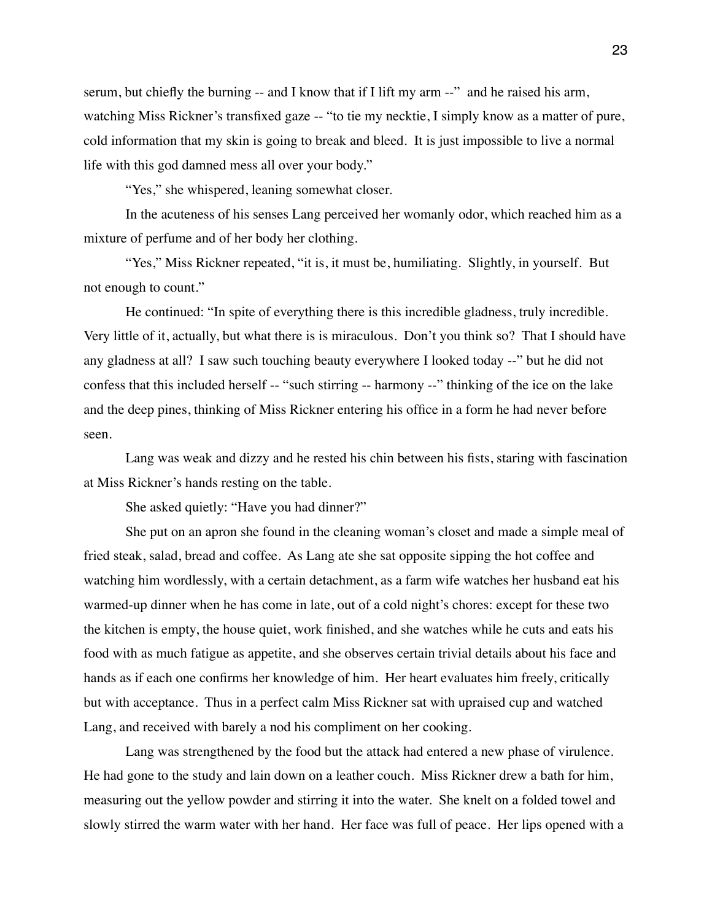serum, but chiefly the burning -- and I know that if I lift my arm --" and he raised his arm, watching Miss Rickner's transfixed gaze -- "to tie my necktie, I simply know as a matter of pure, cold information that my skin is going to break and bleed. It is just impossible to live a normal life with this god damned mess all over your body."

"Yes," she whispered, leaning somewhat closer.

In the acuteness of his senses Lang perceived her womanly odor, which reached him as a mixture of perfume and of her body her clothing.

"Yes," Miss Rickner repeated, "it is, it must be, humiliating. Slightly, in yourself. But not enough to count."

He continued: "In spite of everything there is this incredible gladness, truly incredible. Very little of it, actually, but what there is is miraculous. Don't you think so? That I should have any gladness at all? I saw such touching beauty everywhere I looked today --" but he did not confess that this included herself -- "such stirring -- harmony --" thinking of the ice on the lake and the deep pines, thinking of Miss Rickner entering his office in a form he had never before seen.

Lang was weak and dizzy and he rested his chin between his fists, staring with fascination at Miss Rickner's hands resting on the table.

She asked quietly: "Have you had dinner?"

She put on an apron she found in the cleaning woman's closet and made a simple meal of fried steak, salad, bread and coffee. As Lang ate she sat opposite sipping the hot coffee and watching him wordlessly, with a certain detachment, as a farm wife watches her husband eat his warmed-up dinner when he has come in late, out of a cold night's chores: except for these two the kitchen is empty, the house quiet, work finished, and she watches while he cuts and eats his food with as much fatigue as appetite, and she observes certain trivial details about his face and hands as if each one confirms her knowledge of him. Her heart evaluates him freely, critically but with acceptance. Thus in a perfect calm Miss Rickner sat with upraised cup and watched Lang, and received with barely a nod his compliment on her cooking.

Lang was strengthened by the food but the attack had entered a new phase of virulence. He had gone to the study and lain down on a leather couch. Miss Rickner drew a bath for him, measuring out the yellow powder and stirring it into the water. She knelt on a folded towel and slowly stirred the warm water with her hand. Her face was full of peace. Her lips opened with a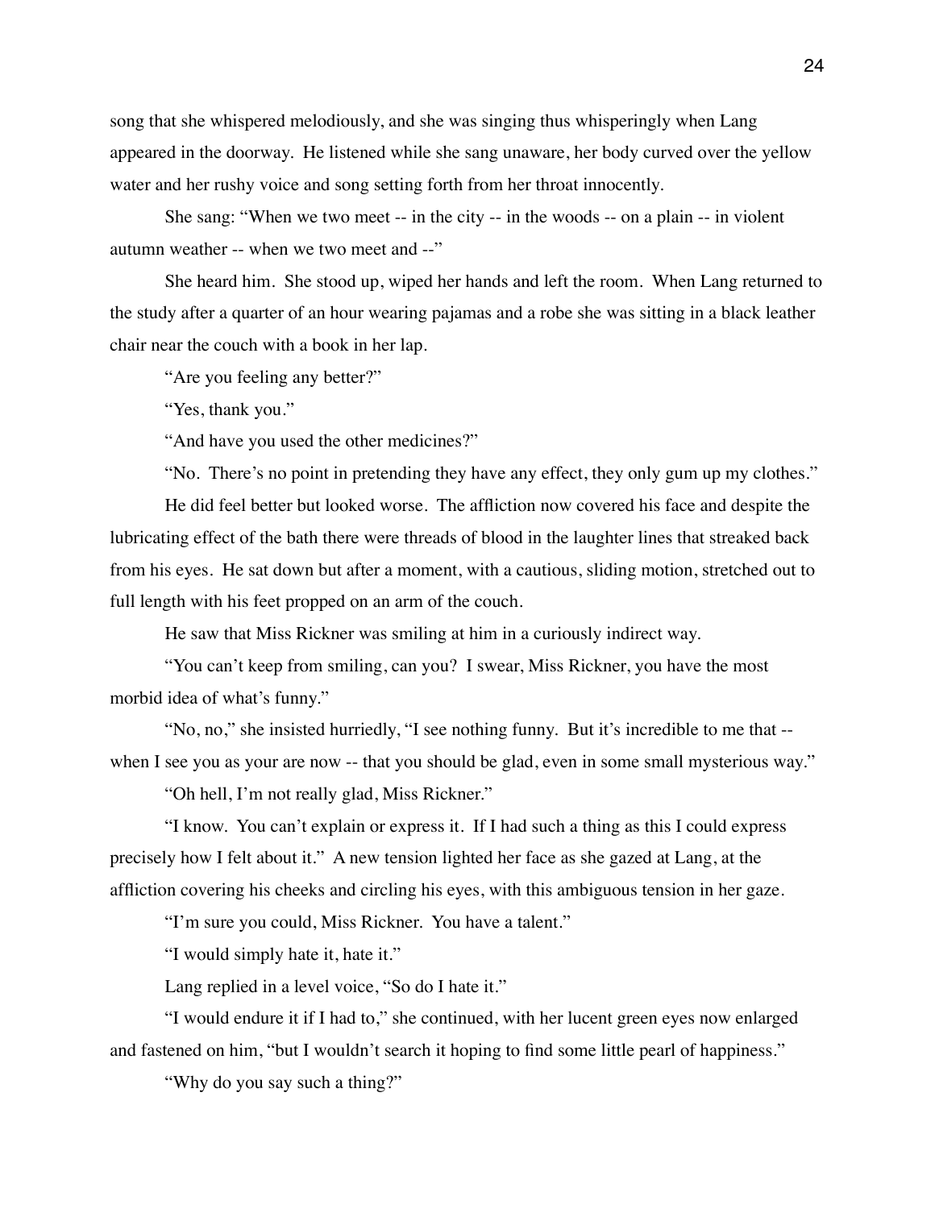song that she whispered melodiously, and she was singing thus whisperingly when Lang appeared in the doorway. He listened while she sang unaware, her body curved over the yellow water and her rushy voice and song setting forth from her throat innocently.

She sang: "When we two meet -- in the city -- in the woods -- on a plain -- in violent autumn weather -- when we two meet and --"

She heard him. She stood up, wiped her hands and left the room. When Lang returned to the study after a quarter of an hour wearing pajamas and a robe she was sitting in a black leather chair near the couch with a book in her lap.

"Are you feeling any better?"

"Yes, thank you."

"And have you used the other medicines?"

"No. There's no point in pretending they have any effect, they only gum up my clothes."

He did feel better but looked worse. The affliction now covered his face and despite the lubricating effect of the bath there were threads of blood in the laughter lines that streaked back from his eyes. He sat down but after a moment, with a cautious, sliding motion, stretched out to full length with his feet propped on an arm of the couch.

He saw that Miss Rickner was smiling at him in a curiously indirect way.

"You can't keep from smiling, can you? I swear, Miss Rickner, you have the most morbid idea of what's funny."

"No, no," she insisted hurriedly, "I see nothing funny. But it's incredible to me that -- when I see you as your are now -- that you should be glad, even in some small mysterious way."

"Oh hell, I'm not really glad, Miss Rickner."

"I know. You can't explain or express it. If I had such a thing as this I could express precisely how I felt about it." A new tension lighted her face as she gazed at Lang, at the affliction covering his cheeks and circling his eyes, with this ambiguous tension in her gaze.

"I'm sure you could, Miss Rickner. You have a talent."

"I would simply hate it, hate it."

Lang replied in a level voice, "So do I hate it."

"I would endure it if I had to," she continued, with her lucent green eyes now enlarged and fastened on him, "but I wouldn't search it hoping to find some little pearl of happiness."

"Why do you say such a thing?"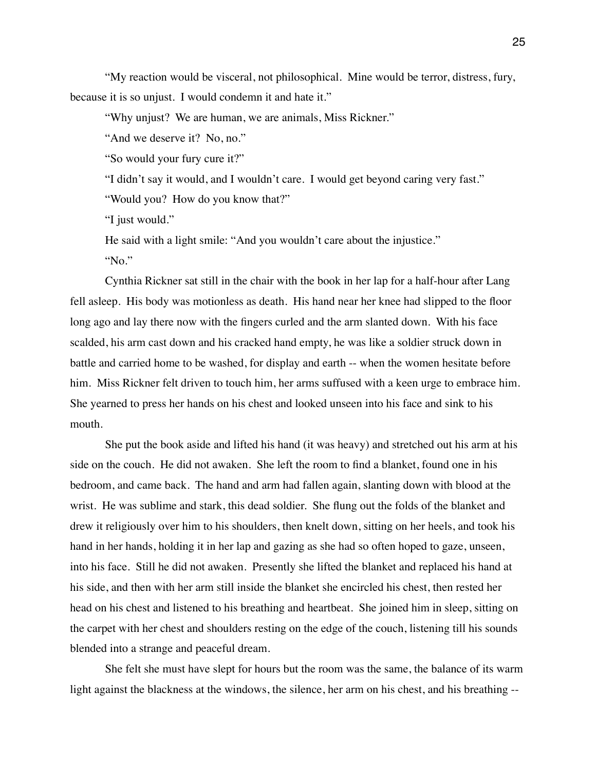"My reaction would be visceral, not philosophical. Mine would be terror, distress, fury, because it is so unjust. I would condemn it and hate it."

"Why unjust? We are human, we are animals, Miss Rickner."

"And we deserve it? No, no."

"So would your fury cure it?"

"I didn't say it would, and I wouldn't care. I would get beyond caring very fast."

"Would you? How do you know that?"

"I just would."

He said with a light smile: "And you wouldn't care about the injustice."

"No."

Cynthia Rickner sat still in the chair with the book in her lap for a half-hour after Lang fell asleep. His body was motionless as death. His hand near her knee had slipped to the floor long ago and lay there now with the fingers curled and the arm slanted down. With his face scalded, his arm cast down and his cracked hand empty, he was like a soldier struck down in battle and carried home to be washed, for display and earth -- when the women hesitate before him. Miss Rickner felt driven to touch him, her arms suffused with a keen urge to embrace him. She yearned to press her hands on his chest and looked unseen into his face and sink to his mouth.

She put the book aside and lifted his hand (it was heavy) and stretched out his arm at his side on the couch. He did not awaken. She left the room to find a blanket, found one in his bedroom, and came back. The hand and arm had fallen again, slanting down with blood at the wrist. He was sublime and stark, this dead soldier. She flung out the folds of the blanket and drew it religiously over him to his shoulders, then knelt down, sitting on her heels, and took his hand in her hands, holding it in her lap and gazing as she had so often hoped to gaze, unseen, into his face. Still he did not awaken. Presently she lifted the blanket and replaced his hand at his side, and then with her arm still inside the blanket she encircled his chest, then rested her head on his chest and listened to his breathing and heartbeat. She joined him in sleep, sitting on the carpet with her chest and shoulders resting on the edge of the couch, listening till his sounds blended into a strange and peaceful dream.

She felt she must have slept for hours but the room was the same, the balance of its warm light against the blackness at the windows, the silence, her arm on his chest, and his breathing --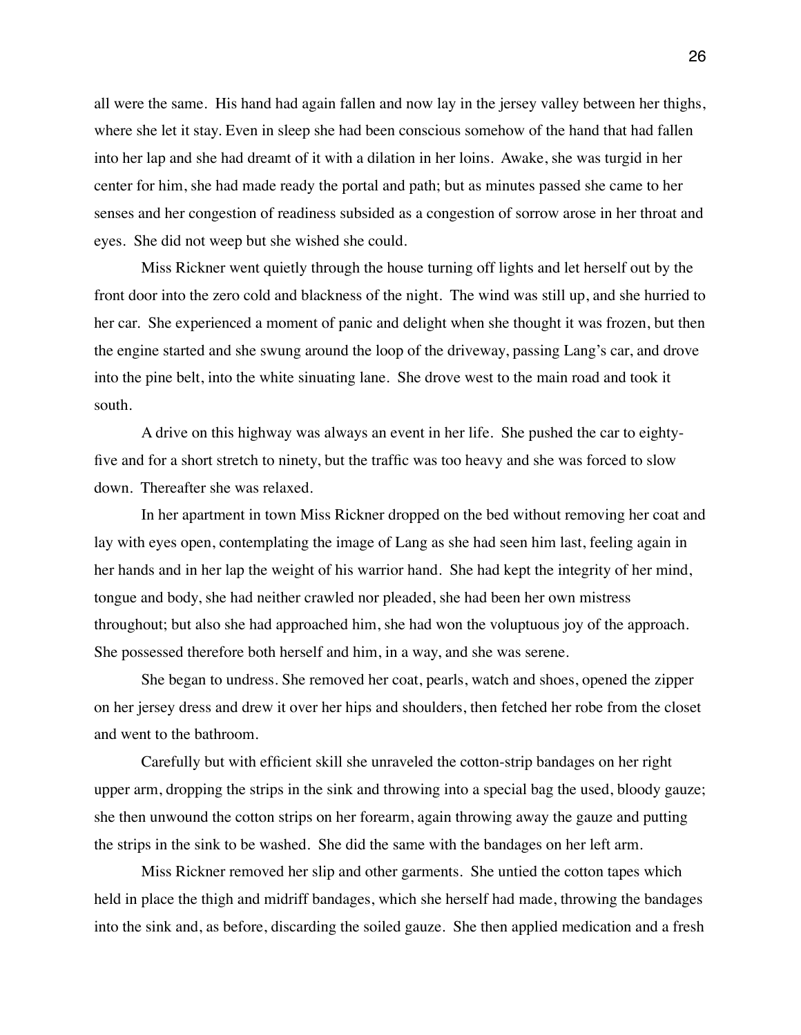all were the same. His hand had again fallen and now lay in the jersey valley between her thighs, where she let it stay. Even in sleep she had been conscious somehow of the hand that had fallen into her lap and she had dreamt of it with a dilation in her loins. Awake, she was turgid in her center for him, she had made ready the portal and path; but as minutes passed she came to her senses and her congestion of readiness subsided as a congestion of sorrow arose in her throat and eyes. She did not weep but she wished she could.

Miss Rickner went quietly through the house turning off lights and let herself out by the front door into the zero cold and blackness of the night. The wind was still up, and she hurried to her car. She experienced a moment of panic and delight when she thought it was frozen, but then the engine started and she swung around the loop of the driveway, passing Lang's car, and drove into the pine belt, into the white sinuating lane. She drove west to the main road and took it south.

A drive on this highway was always an event in her life. She pushed the car to eighty-five and for a short stretch to ninety, but the traffic was too heavy and she was forced to slow down. Thereafter she was relaxed.

In her apartment in town Miss Rickner dropped on the bed without removing her coat and lay with eyes open, contemplating the image of Lang as she had seen him last, feeling again in her hands and in her lap the weight of his warrior hand. She had kept the integrity of her mind, tongue and body, she had neither crawled nor pleaded, she had been her own mistress throughout; but also she had approached him, she had won the voluptuous joy of the approach. She possessed therefore both herself and him, in a way, and she was serene.

She began to undress. She removed her coat, pearls, watch and shoes, opened the zipper on her jersey dress and drew it over her hips and shoulders, then fetched her robe from the closet and went to the bathroom.

Carefully but with efficient skill she unraveled the cotton-strip bandages on her right upper arm, dropping the strips in the sink and throwing into a special bag the used, bloody gauze; she then unwound the cotton strips on her forearm, again throwing away the gauze and putting the strips in the sink to be washed. She did the same with the bandages on her left arm.

Miss Rickner removed her slip and other garments. She untied the cotton tapes which held in place the thigh and midriff bandages, which she herself had made, throwing the bandages into the sink and, as before, discarding the soiled gauze. She then applied medication and a fresh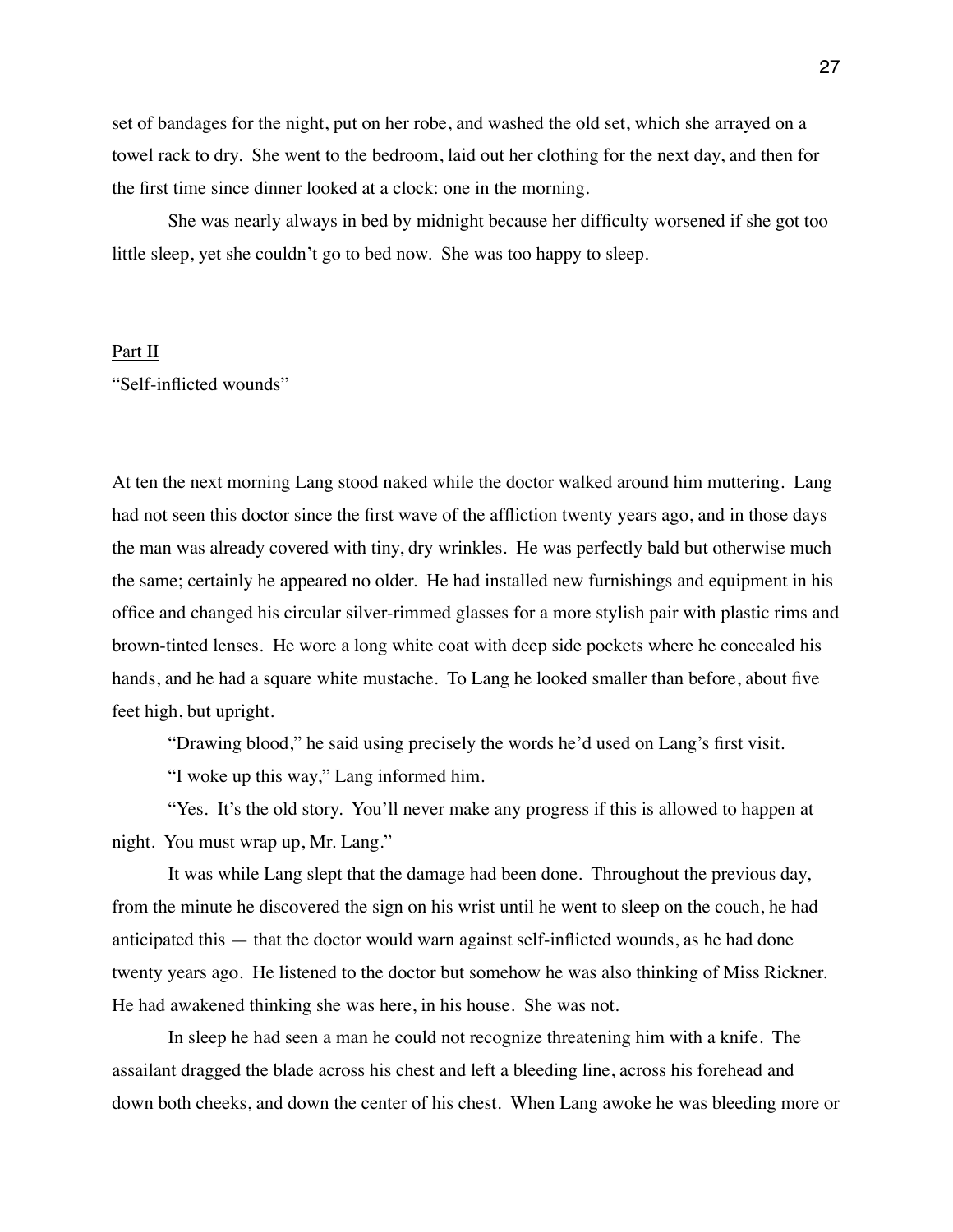set of bandages for the night, put on her robe, and washed the old set, which she arrayed on a towel rack to dry. She went to the bedroom, laid out her clothing for the next day, and then for the first time since dinner looked at a clock: one in the morning.

She was nearly always in bed by midnight because her difficulty worsened if she got too little sleep, yet she couldn't go to bed now. She was too happy to sleep.

## Part II

"Self-inflicted wounds"

At ten the next morning Lang stood naked while the doctor walked around him muttering. Lang had not seen this doctor since the first wave of the affliction twenty years ago, and in those days the man was already covered with tiny, dry wrinkles. He was perfectly bald but otherwise much the same; certainly he appeared no older. He had installed new furnishings and equipment in his office and changed his circular silver-rimmed glasses for a more stylish pair with plastic rims and brown-tinted lenses. He wore a long white coat with deep side pockets where he concealed his hands, and he had a square white mustache. To Lang he looked smaller than before, about five feet high, but upright.

"Drawing blood," he said using precisely the words he'd used on Lang's first visit.

"I woke up this way," Lang informed him.

"Yes. It's the old story. You'll never make any progress if this is allowed to happen at night. You must wrap up, Mr. Lang."

It was while Lang slept that the damage had been done. Throughout the previous day, from the minute he discovered the sign on his wrist until he went to sleep on the couch, he had anticipated this — that the doctor would warn against self-inflicted wounds, as he had done twenty years ago. He listened to the doctor but somehow he was also thinking of Miss Rickner. He had awakened thinking she was here, in his house. She was not.

In sleep he had seen a man he could not recognize threatening him with a knife. The assailant dragged the blade across his chest and left a bleeding line, across his forehead and down both cheeks, and down the center of his chest. When Lang awoke he was bleeding more or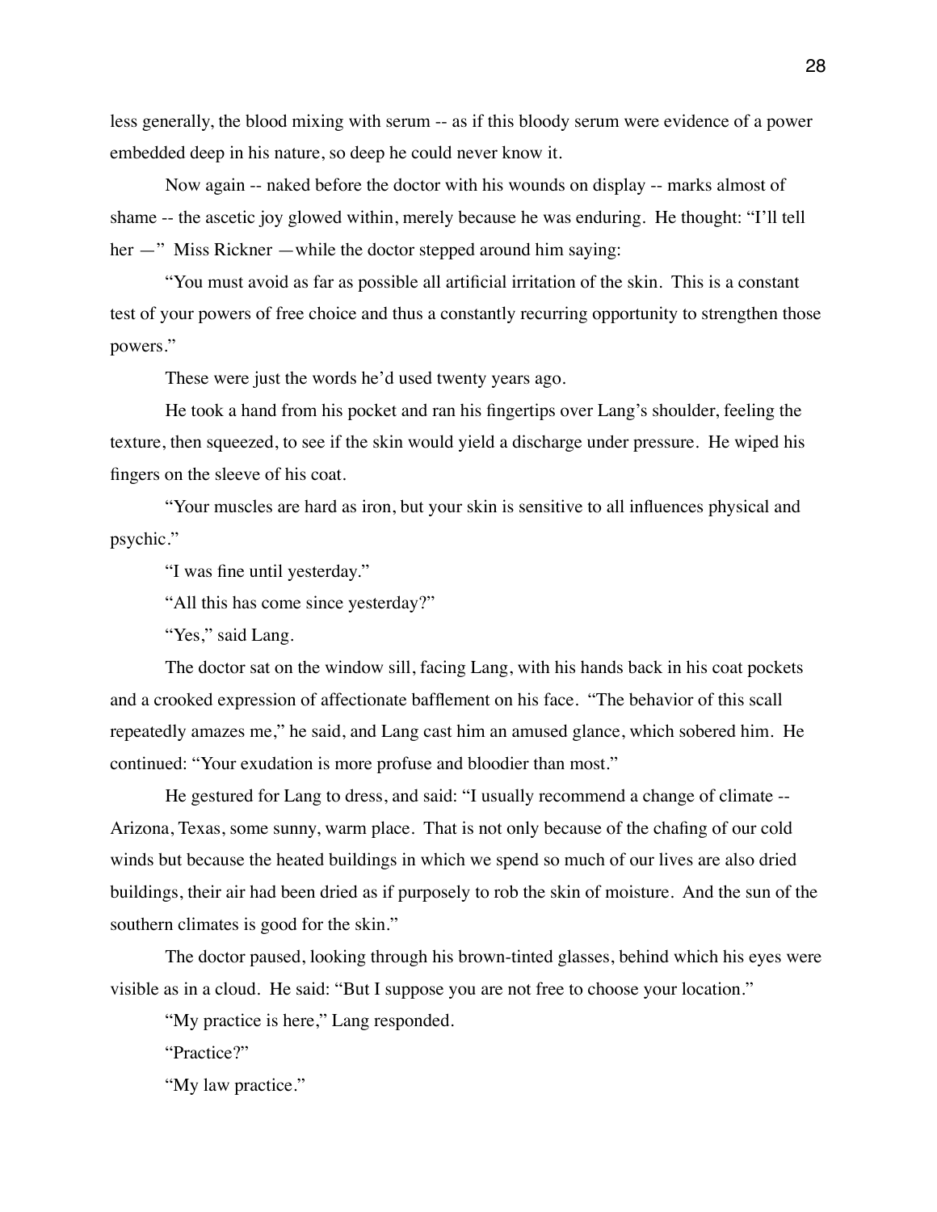less generally, the blood mixing with serum -- as if this bloody serum were evidence of a power embedded deep in his nature, so deep he could never know it.

Now again -- naked before the doctor with his wounds on display -- marks almost of shame -- the ascetic joy glowed within, merely because he was enduring. He thought: "I'll tell her —" Miss Rickner —while the doctor stepped around him saying:

"You must avoid as far as possible all artificial irritation of the skin. This is a constant test of your powers of free choice and thus a constantly recurring opportunity to strengthen those powers."

These were just the words he'd used twenty years ago.

He took a hand from his pocket and ran his fingertips over Lang's shoulder, feeling the texture, then squeezed, to see if the skin would yield a discharge under pressure. He wiped his fingers on the sleeve of his coat.

"Your muscles are hard as iron, but your skin is sensitive to all influences physical and psychic."

"I was fine until yesterday."

"All this has come since yesterday?"

"Yes," said Lang.

The doctor sat on the window sill, facing Lang, with his hands back in his coat pockets and a crooked expression of affectionate bafflement on his face. "The behavior of this scall repeatedly amazes me," he said, and Lang cast him an amused glance, which sobered him. He continued: "Your exudation is more profuse and bloodier than most."

He gestured for Lang to dress, and said: "I usually recommend a change of climate -- Arizona, Texas, some sunny, warm place. That is not only because of the chafing of our cold winds but because the heated buildings in which we spend so much of our lives are also dried buildings, their air had been dried as if purposely to rob the skin of moisture. And the sun of the southern climates is good for the skin."

The doctor paused, looking through his brown-tinted glasses, behind which his eyes were visible as in a cloud. He said: "But I suppose you are not free to choose your location."

"My practice is here," Lang responded.

"Practice?"

"My law practice."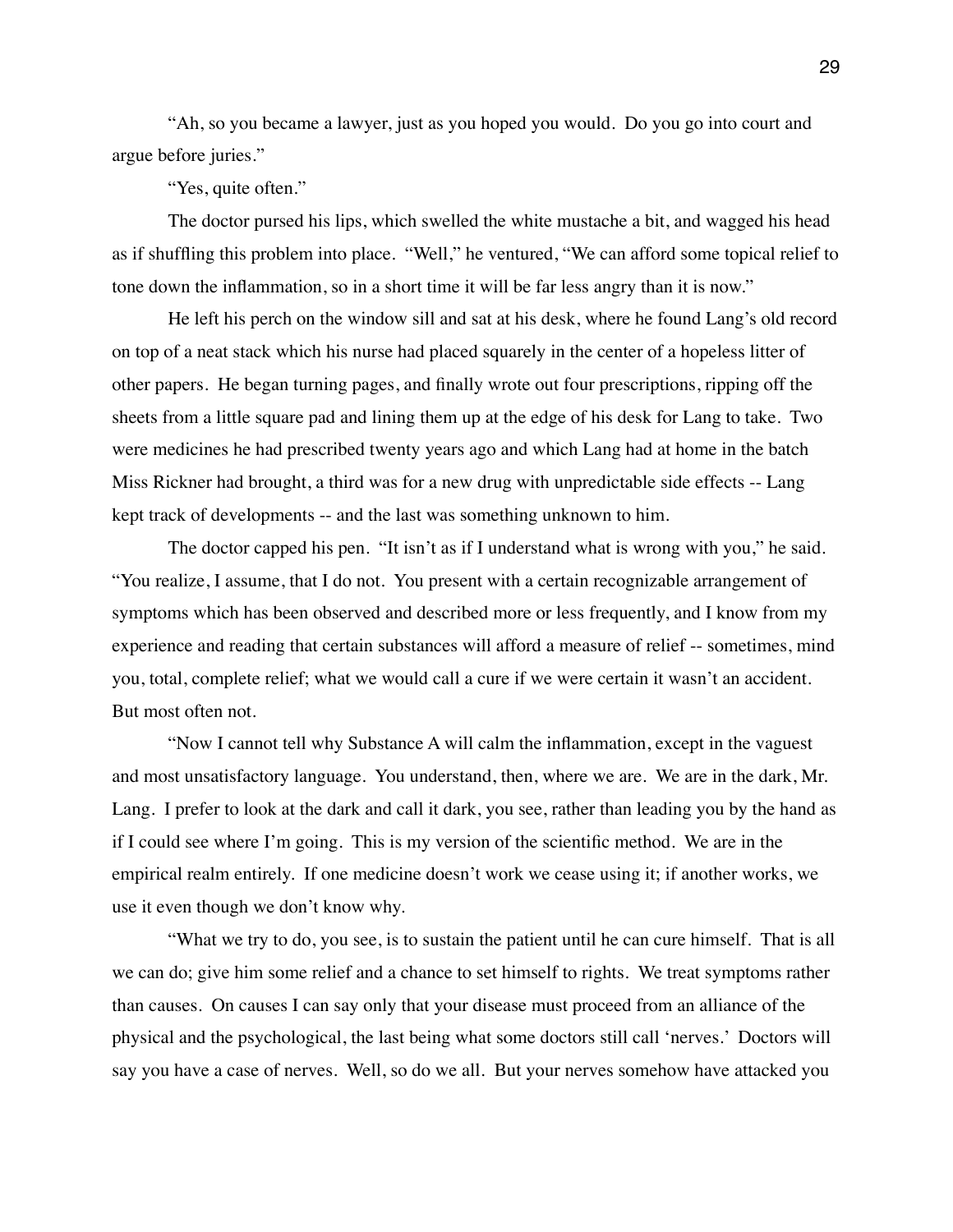"Ah, so you became a lawyer, just as you hoped you would. Do you go into court and argue before juries."

"Yes, quite often."

The doctor pursed his lips, which swelled the white mustache a bit, and wagged his head as if shuffling this problem into place. "Well," he ventured, "We can afford some topical relief to tone down the inflammation, so in a short time it will be far less angry than it is now."

He left his perch on the window sill and sat at his desk, where he found Lang's old record on top of a neat stack which his nurse had placed squarely in the center of a hopeless litter of other papers. He began turning pages, and finally wrote out four prescriptions, ripping off the sheets from a little square pad and lining them up at the edge of his desk for Lang to take. Two were medicines he had prescribed twenty years ago and which Lang had at home in the batch Miss Rickner had brought, a third was for a new drug with unpredictable side effects -- Lang kept track of developments -- and the last was something unknown to him.

The doctor capped his pen. "It isn't as if I understand what is wrong with you," he said. "You realize, I assume, that I do not. You present with a certain recognizable arrangement of symptoms which has been observed and described more or less frequently, and I know from my experience and reading that certain substances will afford a measure of relief -- sometimes, mind you, total, complete relief; what we would call a cure if we were certain it wasn't an accident. But most often not.

"Now I cannot tell why Substance A will calm the inflammation, except in the vaguest and most unsatisfactory language. You understand, then, where we are. We are in the dark, Mr. Lang. I prefer to look at the dark and call it dark, you see, rather than leading you by the hand as if I could see where I'm going. This is my version of the scientific method. We are in the empirical realm entirely. If one medicine doesn't work we cease using it; if another works, we use it even though we don't know why.

"What we try to do, you see, is to sustain the patient until he can cure himself. That is all we can do; give him some relief and a chance to set himself to rights. We treat symptoms rather than causes. On causes I can say only that your disease must proceed from an alliance of the physical and the psychological, the last being what some doctors still call 'nerves.' Doctors will say you have a case of nerves. Well, so do we all. But your nerves somehow have attacked you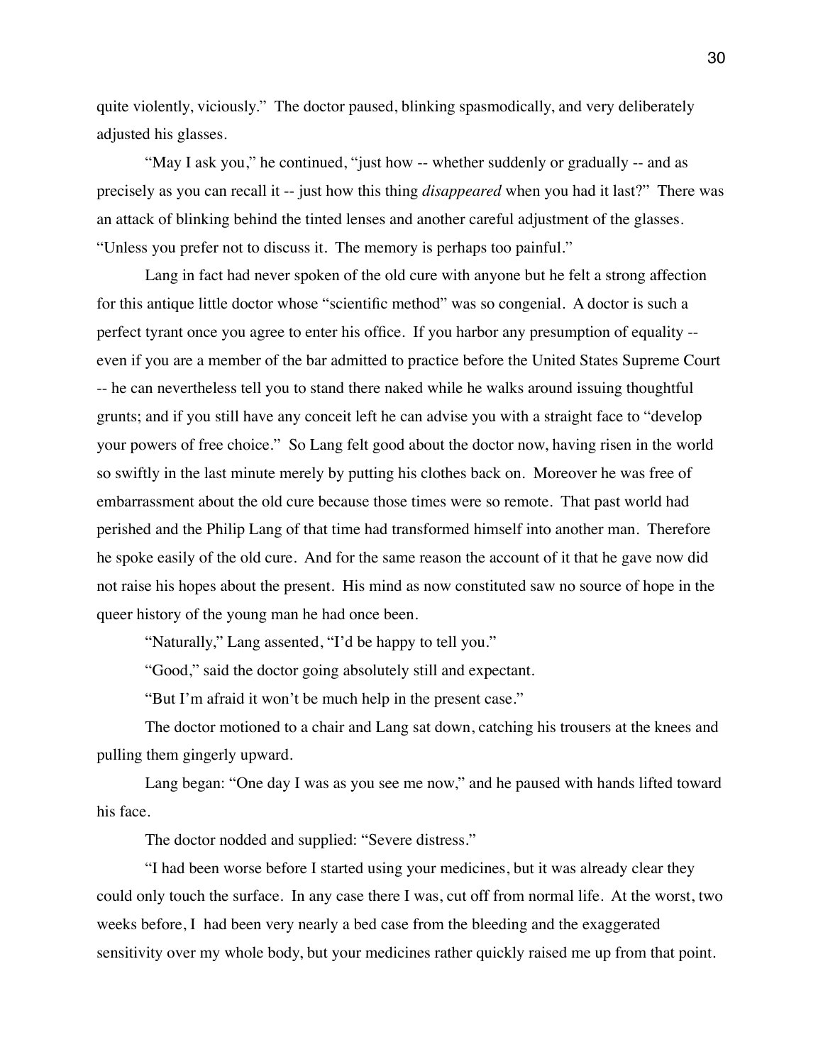quite violently, viciously." The doctor paused, blinking spasmodically, and very deliberately adjusted his glasses.

"May I ask you," he continued, "just how -- whether suddenly or gradually -- and as precisely as you can recall it -- just how this thing *disappeared* when you had it last?" There was an attack of blinking behind the tinted lenses and another careful adjustment of the glasses. "Unless you prefer not to discuss it. The memory is perhaps too painful."

Lang in fact had never spoken of the old cure with anyone but he felt a strong affection for this antique little doctor whose "scientific method" was so congenial. A doctor is such a perfect tyrant once you agree to enter his office. If you harbor any presumption of equality -- even if you are a member of the bar admitted to practice before the United States Supreme Court -- he can nevertheless tell you to stand there naked while he walks around issuing thoughtful grunts; and if you still have any conceit left he can advise you with a straight face to "develop your powers of free choice." So Lang felt good about the doctor now, having risen in the world so swiftly in the last minute merely by putting his clothes back on. Moreover he was free of embarrassment about the old cure because those times were so remote. That past world had perished and the Philip Lang of that time had transformed himself into another man. Therefore he spoke easily of the old cure. And for the same reason the account of it that he gave now did not raise his hopes about the present. His mind as now constituted saw no source of hope in the queer history of the young man he had once been.

"Naturally," Lang assented, "I'd be happy to tell you."

"Good," said the doctor going absolutely still and expectant.

"But I'm afraid it won't be much help in the present case."

The doctor motioned to a chair and Lang sat down, catching his trousers at the knees and pulling them gingerly upward.

Lang began: "One day I was as you see me now," and he paused with hands lifted toward his face.

The doctor nodded and supplied: "Severe distress."

"I had been worse before I started using your medicines, but it was already clear they could only touch the surface. In any case there I was, cut off from normal life. At the worst, two weeks before, I had been very nearly a bed case from the bleeding and the exaggerated sensitivity over my whole body, but your medicines rather quickly raised me up from that point.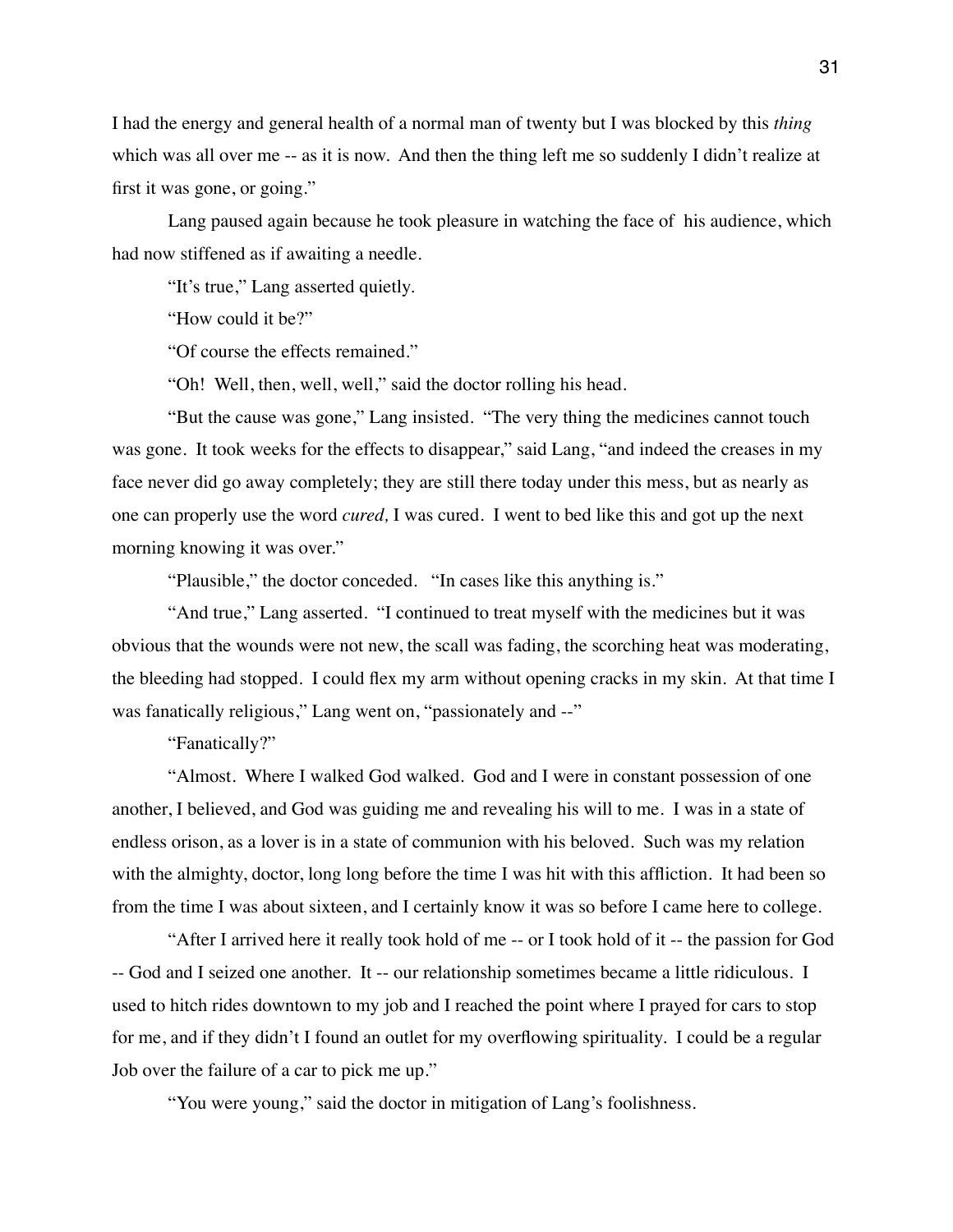I had the energy and general health of a normal man of twenty but I was blocked by this *thing* which was all over me -- as it is now. And then the thing left me so suddenly I didn't realize at first it was gone, or going."

Lang paused again because he took pleasure in watching the face of his audience, which had now stiffened as if awaiting a needle.

"It's true," Lang asserted quietly.

"How could it be?"

"Of course the effects remained."

"Oh! Well, then, well, well," said the doctor rolling his head.

"But the cause was gone," Lang insisted. "The very thing the medicines cannot touch was gone. It took weeks for the effects to disappear," said Lang, "and indeed the creases in my face never did go away completely; they are still there today under this mess, but as nearly as one can properly use the word *cured,* I was cured. I went to bed like this and got up the next morning knowing it was over."

"Plausible," the doctor conceded. "In cases like this anything is."

"And true," Lang asserted. "I continued to treat myself with the medicines but it was obvious that the wounds were not new, the scall was fading, the scorching heat was moderating, the bleeding had stopped. I could flex my arm without opening cracks in my skin. At that time I was fanatically religious," Lang went on, "passionately and --"

"Fanatically?"

"Almost. Where I walked God walked. God and I were in constant possession of one another, I believed, and God was guiding me and revealing his will to me. I was in a state of endless orison, as a lover is in a state of communion with his beloved. Such was my relation with the almighty, doctor, long long before the time I was hit with this affliction. It had been so from the time I was about sixteen, and I certainly know it was so before I came here to college.

"After I arrived here it really took hold of me -- or I took hold of it -- the passion for God -- God and I seized one another. It -- our relationship sometimes became a little ridiculous. I used to hitch rides downtown to my job and I reached the point where I prayed for cars to stop for me, and if they didn't I found an outlet for my overflowing spirituality. I could be a regular Job over the failure of a car to pick me up."

"You were young," said the doctor in mitigation of Lang's foolishness.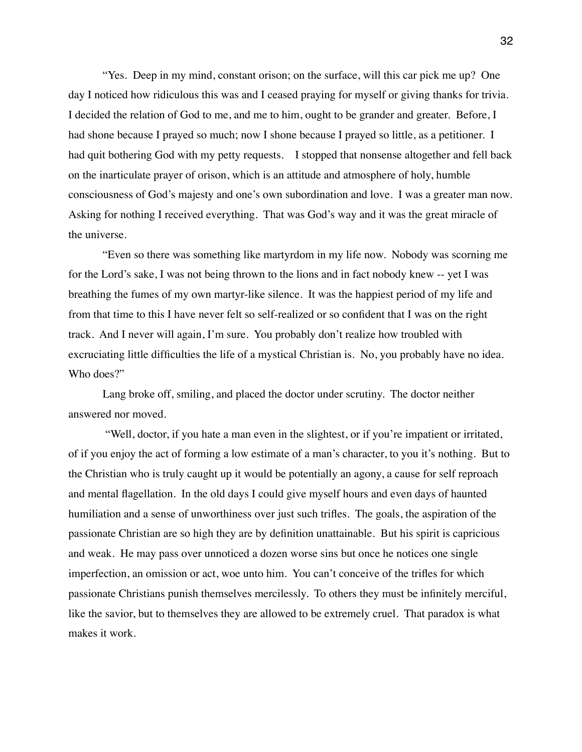"Yes. Deep in my mind, constant orison; on the surface, will this car pick me up? One day I noticed how ridiculous this was and I ceased praying for myself or giving thanks for trivia. I decided the relation of God to me, and me to him, ought to be grander and greater. Before, I had shone because I prayed so much; now I shone because I prayed so little, as a petitioner. I had quit bothering God with my petty requests. I stopped that nonsense altogether and fell back on the inarticulate prayer of orison, which is an attitude and atmosphere of holy, humble consciousness of God's majesty and one's own subordination and love. I was a greater man now. Asking for nothing I received everything. That was God's way and it was the great miracle of the universe.

"Even so there was something like martyrdom in my life now. Nobody was scorning me for the Lord's sake, I was not being thrown to the lions and in fact nobody knew -- yet I was breathing the fumes of my own martyr-like silence. It was the happiest period of my life and from that time to this I have never felt so self-realized or so confident that I was on the right track. And I never will again, I'm sure. You probably don't realize how troubled with excruciating little difficulties the life of a mystical Christian is. No, you probably have no idea. Who does?"

Lang broke off, smiling, and placed the doctor under scrutiny. The doctor neither answered nor moved.

"Well, doctor, if you hate a man even in the slightest, or if you're impatient or irritated, of if you enjoy the act of forming a low estimate of a man's character, to you it's nothing. But to the Christian who is truly caught up it would be potentially an agony, a cause for self reproach and mental flagellation. In the old days I could give myself hours and even days of haunted humiliation and a sense of unworthiness over just such trifles. The goals, the aspiration of the passionate Christian are so high they are by definition unattainable. But his spirit is capricious and weak. He may pass over unnoticed a dozen worse sins but once he notices one single imperfection, an omission or act, woe unto him. You can't conceive of the trifles for which passionate Christians punish themselves mercilessly. To others they must be infinitely merciful, like the savior, but to themselves they are allowed to be extremely cruel. That paradox is what makes it work.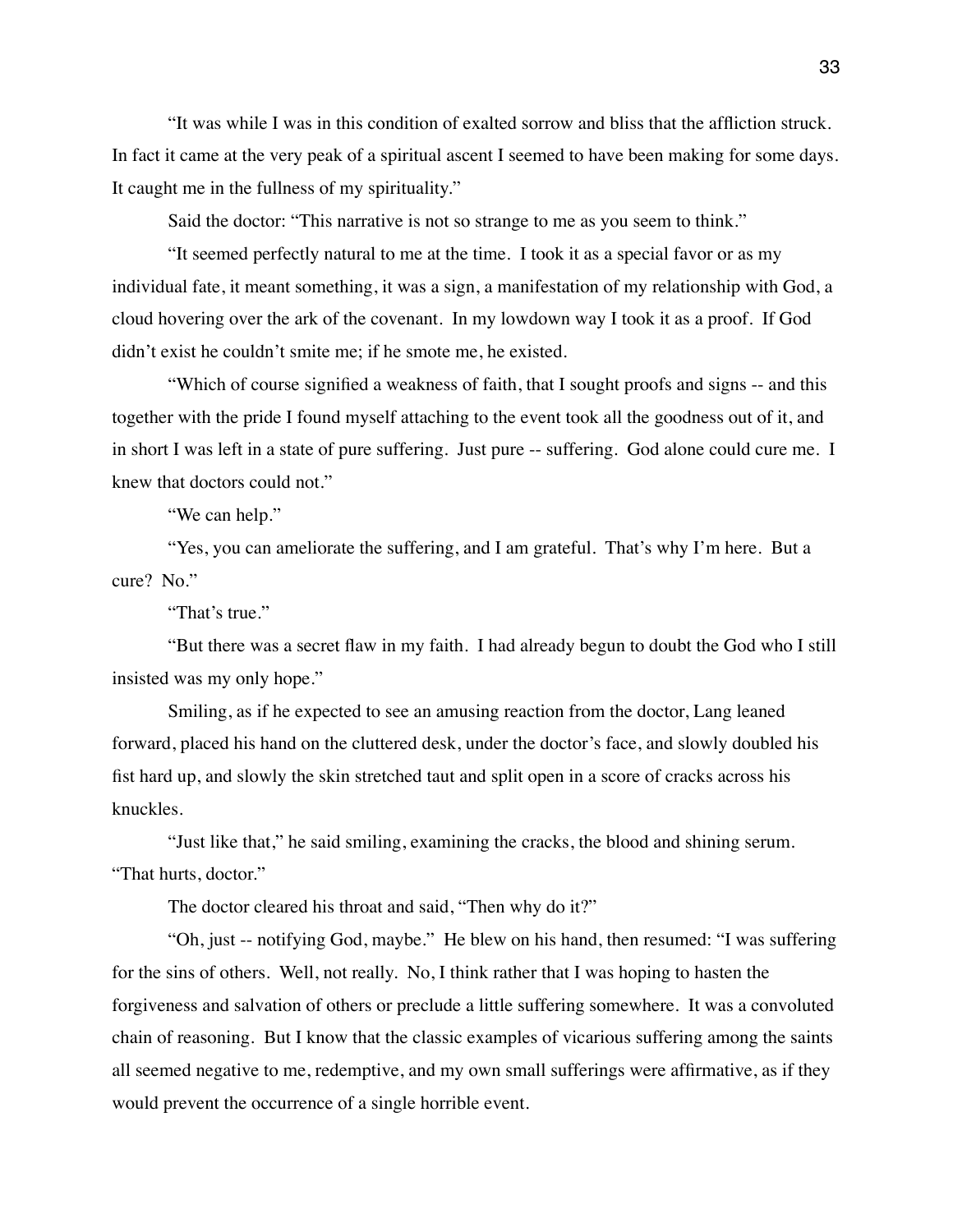"It was while I was in this condition of exalted sorrow and bliss that the affliction struck. In fact it came at the very peak of a spiritual ascent I seemed to have been making for some days. It caught me in the fullness of my spirituality."

Said the doctor: "This narrative is not so strange to me as you seem to think."

"It seemed perfectly natural to me at the time. I took it as a special favor or as my individual fate, it meant something, it was a sign, a manifestation of my relationship with God, a cloud hovering over the ark of the covenant. In my lowdown way I took it as a proof. If God didn't exist he couldn't smite me; if he smote me, he existed.

"Which of course signified a weakness of faith, that I sought proofs and signs -- and this together with the pride I found myself attaching to the event took all the goodness out of it, and in short I was left in a state of pure suffering. Just pure -- suffering. God alone could cure me. I knew that doctors could not."

"We can help."

"Yes, you can ameliorate the suffering, and I am grateful. That's why I'm here. But a cure? No."

"That's true."

"But there was a secret flaw in my faith. I had already begun to doubt the God who I still insisted was my only hope."

Smiling, as if he expected to see an amusing reaction from the doctor, Lang leaned forward, placed his hand on the cluttered desk, under the doctor's face, and slowly doubled his fist hard up, and slowly the skin stretched taut and split open in a score of cracks across his knuckles.

"Just like that," he said smiling, examining the cracks, the blood and shining serum. "That hurts, doctor."

The doctor cleared his throat and said, "Then why do it?"

"Oh, just -- notifying God, maybe." He blew on his hand, then resumed: "I was suffering for the sins of others. Well, not really. No, I think rather that I was hoping to hasten the forgiveness and salvation of others or preclude a little suffering somewhere. It was a convoluted chain of reasoning. But I know that the classic examples of vicarious suffering among the saints all seemed negative to me, redemptive, and my own small sufferings were affirmative, as if they would prevent the occurrence of a single horrible event.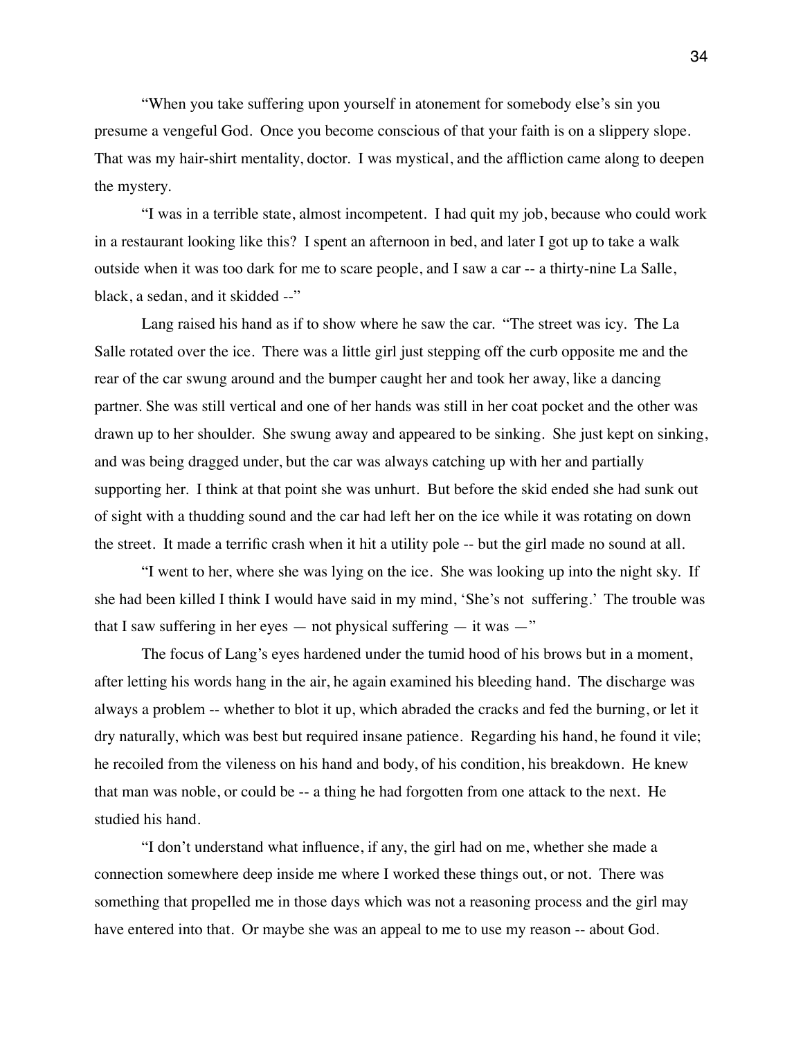"When you take suffering upon yourself in atonement for somebody else's sin you presume a vengeful God. Once you become conscious of that your faith is on a slippery slope. That was my hair-shirt mentality, doctor. I was mystical, and the affliction came along to deepen the mystery.

"I was in a terrible state, almost incompetent. I had quit my job, because who could work in a restaurant looking like this? I spent an afternoon in bed, and later I got up to take a walk outside when it was too dark for me to scare people, and I saw a car -- a thirty-nine La Salle, black, a sedan, and it skidded --"

Lang raised his hand as if to show where he saw the car. "The street was icy. The La Salle rotated over the ice. There was a little girl just stepping off the curb opposite me and the rear of the car swung around and the bumper caught her and took her away, like a dancing partner. She was still vertical and one of her hands was still in her coat pocket and the other was drawn up to her shoulder. She swung away and appeared to be sinking. She just kept on sinking, and was being dragged under, but the car was always catching up with her and partially supporting her. I think at that point she was unhurt. But before the skid ended she had sunk out of sight with a thudding sound and the car had left her on the ice while it was rotating on down the street. It made a terrific crash when it hit a utility pole -- but the girl made no sound at all.

"I went to her, where she was lying on the ice. She was looking up into the night sky. If she had been killed I think I would have said in my mind, 'She's not suffering.' The trouble was that I saw suffering in her eyes — not physical suffering — it was —"

The focus of Lang's eyes hardened under the tumid hood of his brows but in a moment, after letting his words hang in the air, he again examined his bleeding hand. The discharge was always a problem -- whether to blot it up, which abraded the cracks and fed the burning, or let it dry naturally, which was best but required insane patience. Regarding his hand, he found it vile; he recoiled from the vileness on his hand and body, of his condition, his breakdown. He knew that man was noble, or could be -- a thing he had forgotten from one attack to the next. He studied his hand.

"I don't understand what influence, if any, the girl had on me, whether she made a connection somewhere deep inside me where I worked these things out, or not. There was something that propelled me in those days which was not a reasoning process and the girl may have entered into that. Or maybe she was an appeal to me to use my reason -- about God.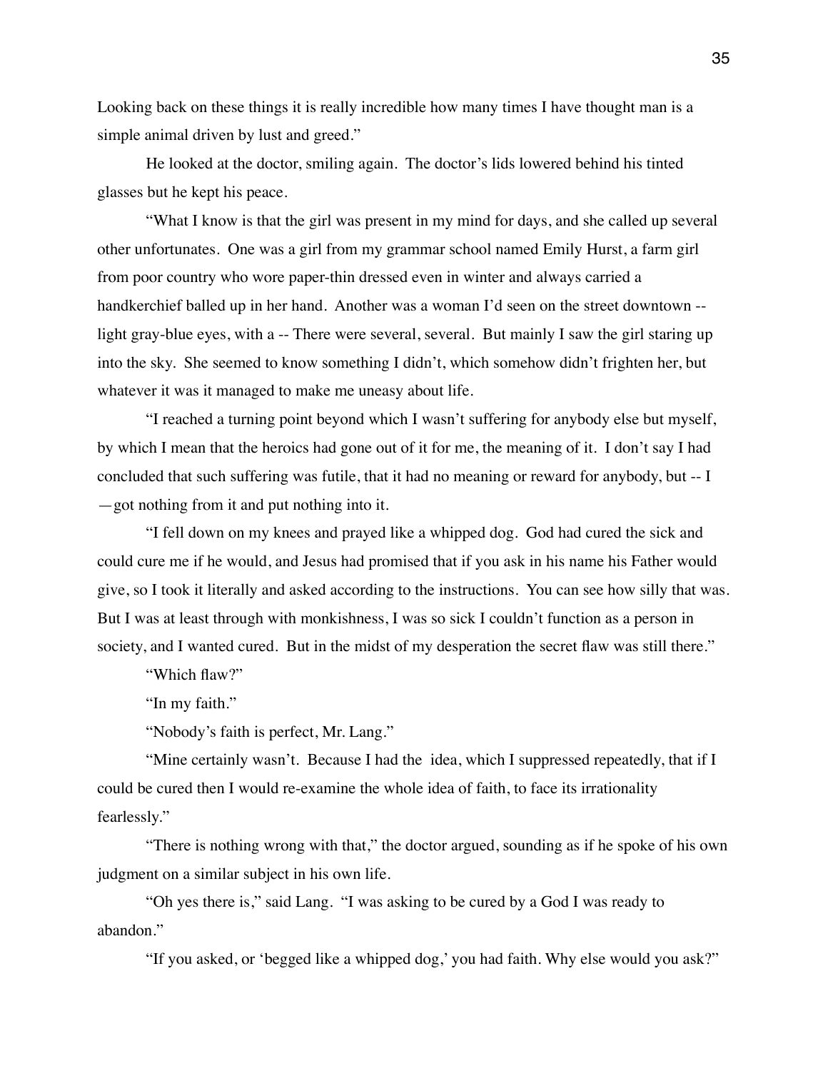Looking back on these things it is really incredible how many times I have thought man is a simple animal driven by lust and greed."

He looked at the doctor, smiling again. The doctor's lids lowered behind his tinted glasses but he kept his peace.

"What I know is that the girl was present in my mind for days, and she called up several other unfortunates. One was a girl from my grammar school named Emily Hurst, a farm girl from poor country who wore paper-thin dressed even in winter and always carried a handkerchief balled up in her hand. Another was a woman I'd seen on the street downtown -- light gray-blue eyes, with a -- There were several, several. But mainly I saw the girl staring up into the sky. She seemed to know something I didn't, which somehow didn't frighten her, but whatever it was it managed to make me uneasy about life.

"I reached a turning point beyond which I wasn't suffering for anybody else but myself, by which I mean that the heroics had gone out of it for me, the meaning of it. I don't say I had concluded that such suffering was futile, that it had no meaning or reward for anybody, but -- I —got nothing from it and put nothing into it.

"I fell down on my knees and prayed like a whipped dog. God had cured the sick and could cure me if he would, and Jesus had promised that if you ask in his name his Father would give, so I took it literally and asked according to the instructions. You can see how silly that was. But I was at least through with monkishness, I was so sick I couldn't function as a person in society, and I wanted cured. But in the midst of my desperation the secret flaw was still there."

"Which flaw?"

"In my faith."

"Nobody's faith is perfect, Mr. Lang."

"Mine certainly wasn't. Because I had the idea, which I suppressed repeatedly, that if I could be cured then I would re-examine the whole idea of faith, to face its irrationality fearlessly."

"There is nothing wrong with that," the doctor argued, sounding as if he spoke of his own judgment on a similar subject in his own life.

"Oh yes there is," said Lang. "I was asking to be cured by a God I was ready to abandon."

"If you asked, or 'begged like a whipped dog,' you had faith. Why else would you ask?"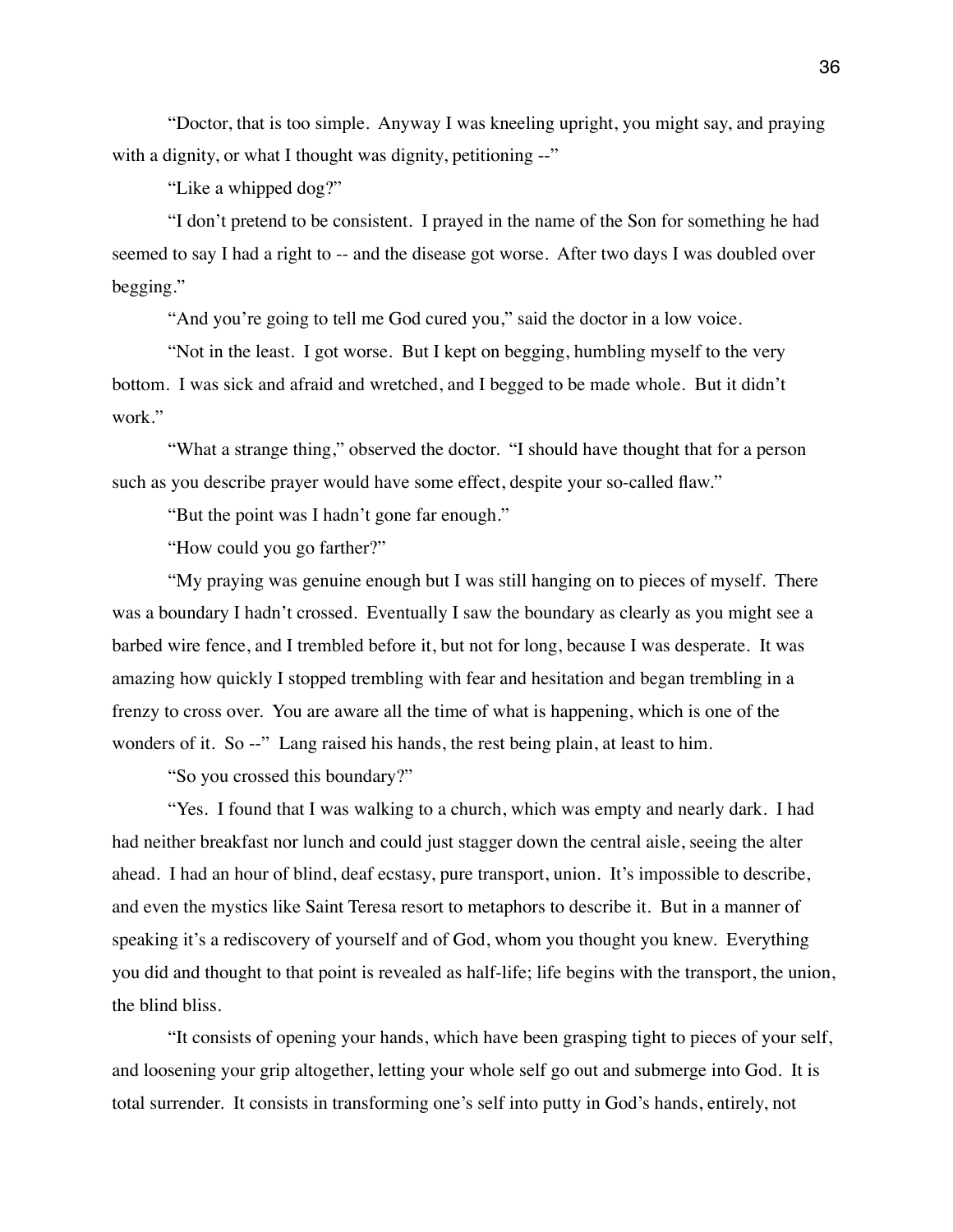"Doctor, that is too simple. Anyway I was kneeling upright, you might say, and praying with a dignity, or what I thought was dignity, petitioning --"

"Like a whipped dog?"

"I don't pretend to be consistent. I prayed in the name of the Son for something he had seemed to say I had a right to -- and the disease got worse. After two days I was doubled over begging."

"And you're going to tell me God cured you," said the doctor in a low voice.

"Not in the least. I got worse. But I kept on begging, humbling myself to the very bottom. I was sick and afraid and wretched, and I begged to be made whole. But it didn't work."

"What a strange thing," observed the doctor. "I should have thought that for a person such as you describe prayer would have some effect, despite your so-called flaw."

"But the point was I hadn't gone far enough."

"How could you go farther?"

"My praying was genuine enough but I was still hanging on to pieces of myself. There was a boundary I hadn't crossed. Eventually I saw the boundary as clearly as you might see a barbed wire fence, and I trembled before it, but not for long, because I was desperate. It was amazing how quickly I stopped trembling with fear and hesitation and began trembling in a frenzy to cross over. You are aware all the time of what is happening, which is one of the wonders of it. So --" Lang raised his hands, the rest being plain, at least to him.

"So you crossed this boundary?"

"Yes. I found that I was walking to a church, which was empty and nearly dark. I had had neither breakfast nor lunch and could just stagger down the central aisle, seeing the alter ahead. I had an hour of blind, deaf ecstasy, pure transport, union. It's impossible to describe, and even the mystics like Saint Teresa resort to metaphors to describe it. But in a manner of speaking it's a rediscovery of yourself and of God, whom you thought you knew. Everything you did and thought to that point is revealed as half-life; life begins with the transport, the union, the blind bliss.

"It consists of opening your hands, which have been grasping tight to pieces of your self, and loosening your grip altogether, letting your whole self go out and submerge into God. It is total surrender. It consists in transforming one's self into putty in God's hands, entirely, not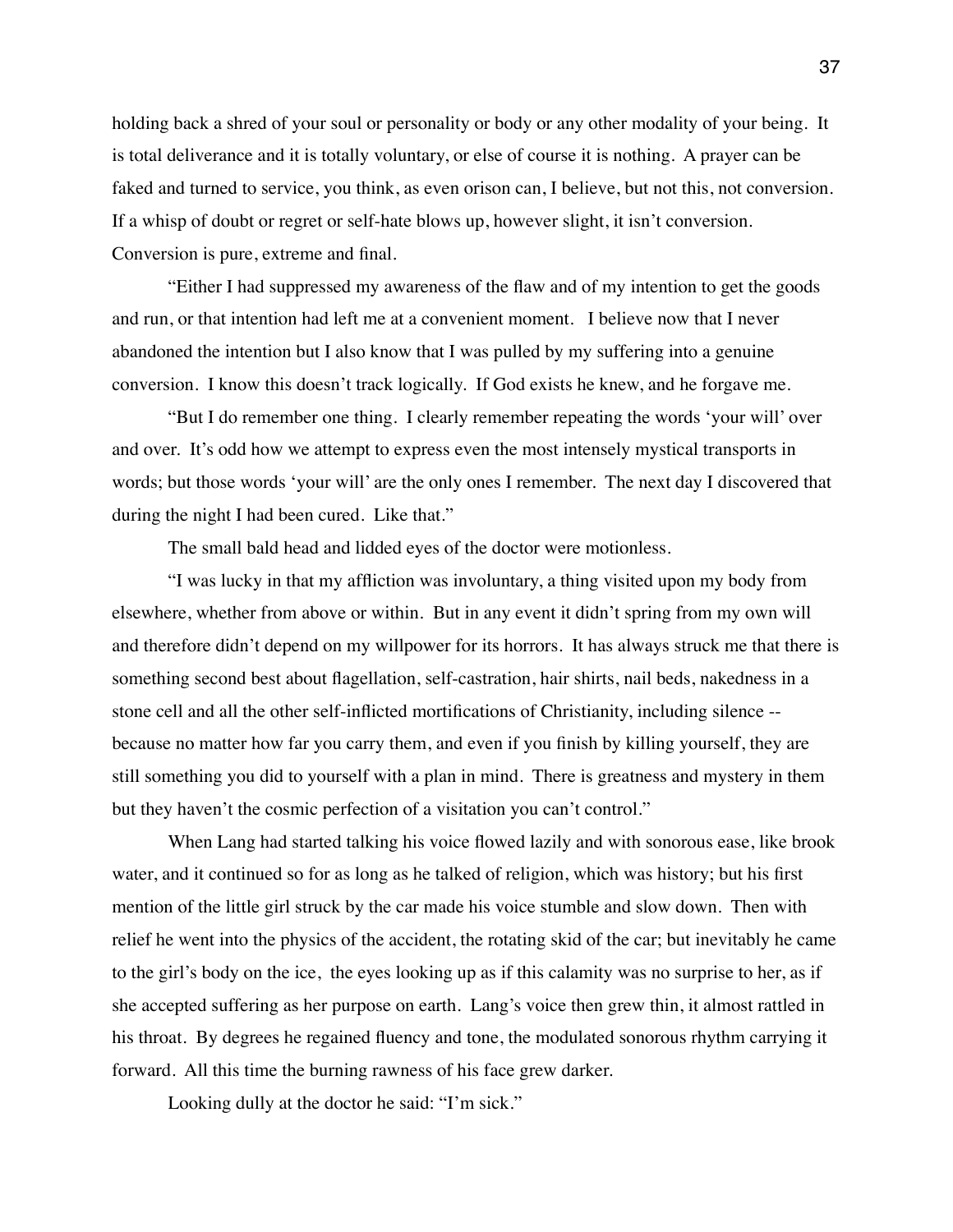holding back a shred of your soul or personality or body or any other modality of your being. It is total deliverance and it is totally voluntary, or else of course it is nothing. A prayer can be faked and turned to service, you think, as even orison can, I believe, but not this, not conversion. If a whisp of doubt or regret or self-hate blows up, however slight, it isn't conversion. Conversion is pure, extreme and final.

"Either I had suppressed my awareness of the flaw and of my intention to get the goods and run, or that intention had left me at a convenient moment. I believe now that I never abandoned the intention but I also know that I was pulled by my suffering into a genuine conversion. I know this doesn't track logically. If God exists he knew, and he forgave me.

"But I do remember one thing. I clearly remember repeating the words 'your will' over and over. It's odd how we attempt to express even the most intensely mystical transports in words; but those words 'your will' are the only ones I remember. The next day I discovered that during the night I had been cured. Like that."

The small bald head and lidded eyes of the doctor were motionless.

"I was lucky in that my affliction was involuntary, a thing visited upon my body from elsewhere, whether from above or within. But in any event it didn't spring from my own will and therefore didn't depend on my willpower for its horrors. It has always struck me that there is something second best about flagellation, self-castration, hair shirts, nail beds, nakedness in a stone cell and all the other self-inflicted mortifications of Christianity, including silence -- because no matter how far you carry them, and even if you finish by killing yourself, they are still something you did to yourself with a plan in mind. There is greatness and mystery in them but they haven't the cosmic perfection of a visitation you can't control."

When Lang had started talking his voice flowed lazily and with sonorous ease, like brook water, and it continued so for as long as he talked of religion, which was history; but his first mention of the little girl struck by the car made his voice stumble and slow down. Then with relief he went into the physics of the accident, the rotating skid of the car; but inevitably he came to the girl's body on the ice, the eyes looking up as if this calamity was no surprise to her, as if she accepted suffering as her purpose on earth. Lang's voice then grew thin, it almost rattled in his throat. By degrees he regained fluency and tone, the modulated sonorous rhythm carrying it forward. All this time the burning rawness of his face grew darker.

Looking dully at the doctor he said: "I'm sick."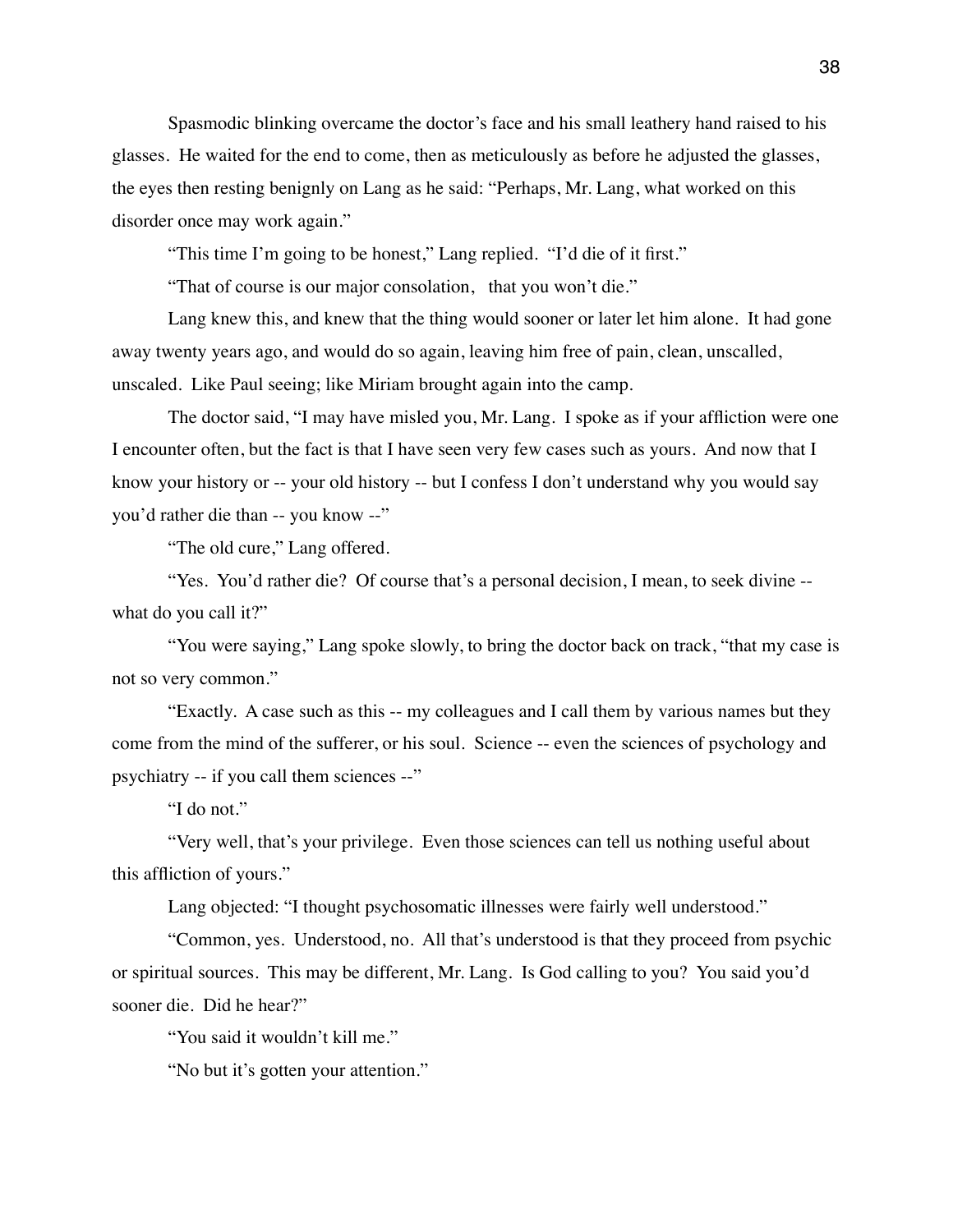Spasmodic blinking overcame the doctor's face and his small leathery hand raised to his glasses. He waited for the end to come, then as meticulously as before he adjusted the glasses, the eyes then resting benignly on Lang as he said: "Perhaps, Mr. Lang, what worked on this disorder once may work again."

"This time I'm going to be honest," Lang replied. "I'd die of it first."

"That of course is our major consolation, that you won't die."

Lang knew this, and knew that the thing would sooner or later let him alone. It had gone away twenty years ago, and would do so again, leaving him free of pain, clean, unscalled, unscaled. Like Paul seeing; like Miriam brought again into the camp.

The doctor said, "I may have misled you, Mr. Lang. I spoke as if your affliction were one I encounter often, but the fact is that I have seen very few cases such as yours. And now that I know your history or -- your old history -- but I confess I don't understand why you would say you'd rather die than -- you know --"

"The old cure," Lang offered.

"Yes. You'd rather die? Of course that's a personal decision, I mean, to seek divine -- what do you call it?"

"You were saying," Lang spoke slowly, to bring the doctor back on track, "that my case is not so very common."

"Exactly. A case such as this -- my colleagues and I call them by various names but they come from the mind of the sufferer, or his soul. Science -- even the sciences of psychology and psychiatry -- if you call them sciences --"

"I do not."

"Very well, that's your privilege. Even those sciences can tell us nothing useful about this affliction of yours."

Lang objected: "I thought psychosomatic illnesses were fairly well understood."

"Common, yes. Understood, no. All that's understood is that they proceed from psychic or spiritual sources. This may be different, Mr. Lang. Is God calling to you? You said you'd sooner die. Did he hear?"

"You said it wouldn't kill me."

"No but it's gotten your attention."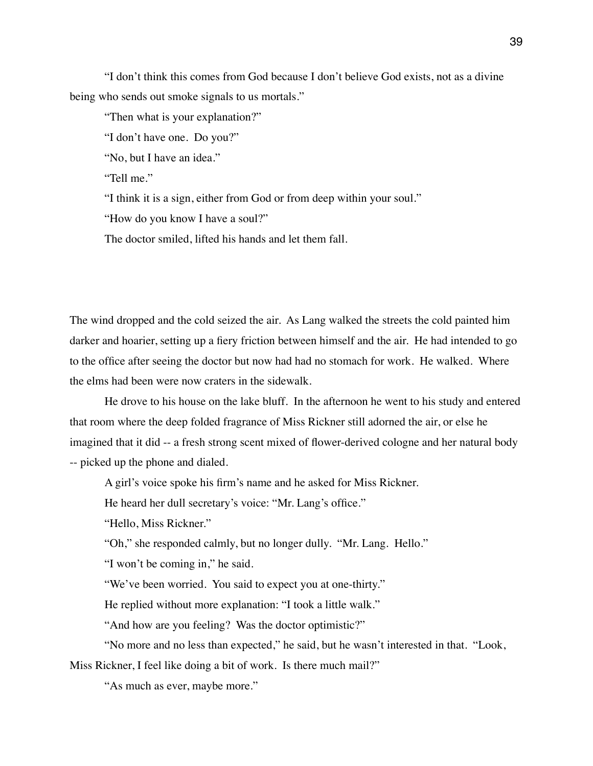"I don't think this comes from God because I don't believe God exists, not as a divine being who sends out smoke signals to us mortals."

"Then what is your explanation?"

"I don't have one. Do you?"

"No, but I have an idea."

"Tell me."

"I think it is a sign, either from God or from deep within your soul."

"How do you know I have a soul?"

The doctor smiled, lifted his hands and let them fall.

The wind dropped and the cold seized the air. As Lang walked the streets the cold painted him darker and hoarier, setting up a fiery friction between himself and the air. He had intended to go to the office after seeing the doctor but now had had no stomach for work. He walked. Where the elms had been were now craters in the sidewalk.

He drove to his house on the lake bluff. In the afternoon he went to his study and entered that room where the deep folded fragrance of Miss Rickner still adorned the air, or else he imagined that it did -- a fresh strong scent mixed of flower-derived cologne and her natural body -- picked up the phone and dialed.

A girl's voice spoke his firm's name and he asked for Miss Rickner.

He heard her dull secretary's voice: "Mr. Lang's office."

"Hello, Miss Rickner."

"Oh," she responded calmly, but no longer dully. "Mr. Lang. Hello."

"I won't be coming in," he said.

"We've been worried. You said to expect you at one-thirty."

He replied without more explanation: "I took a little walk."

"And how are you feeling? Was the doctor optimistic?"

"No more and no less than expected," he said, but he wasn't interested in that. "Look, Miss Rickner, I feel like doing a bit of work. Is there much mail?"

"As much as ever, maybe more."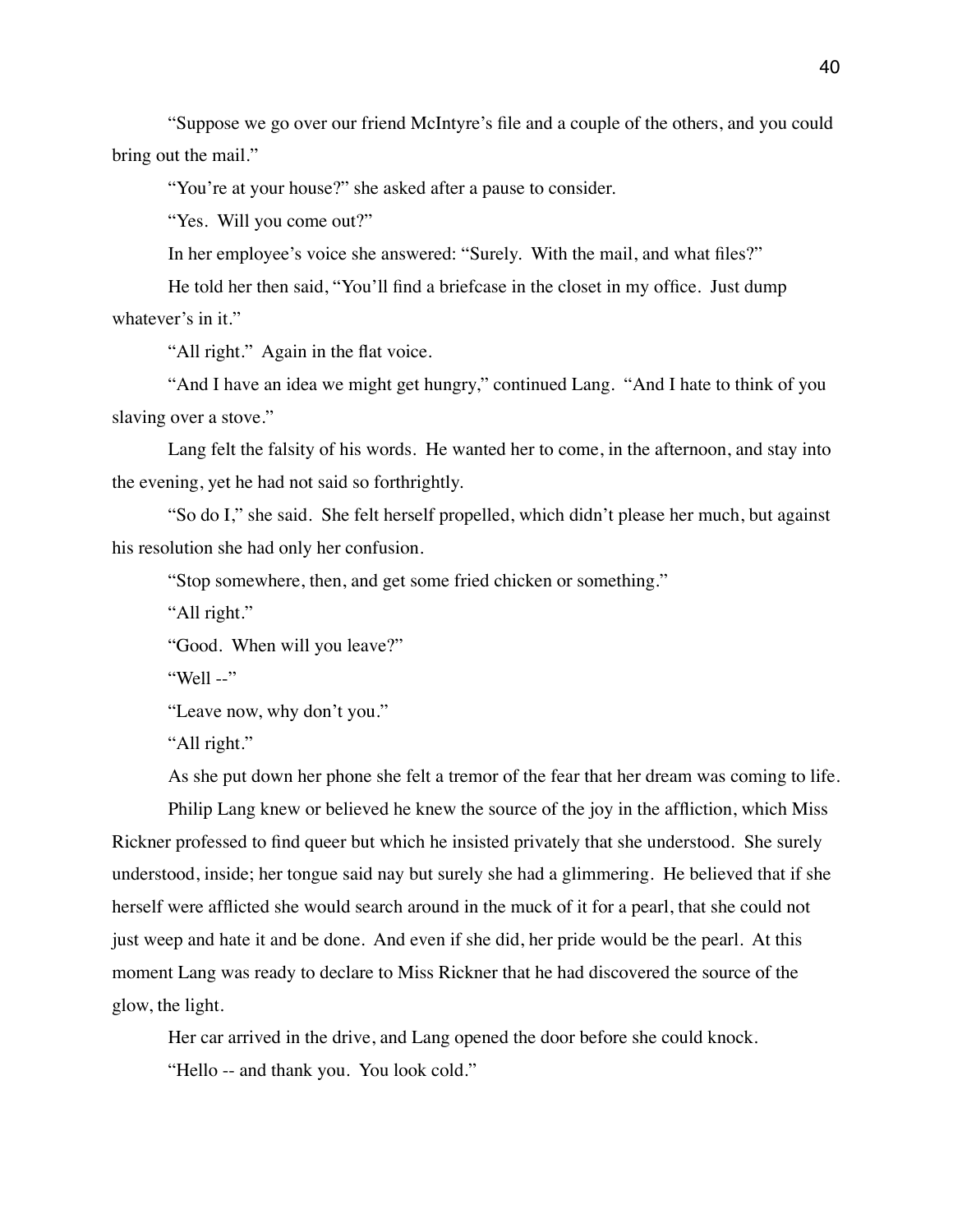"Suppose we go over our friend McIntyre's file and a couple of the others, and you could bring out the mail."

"You're at your house?" she asked after a pause to consider.

"Yes. Will you come out?"

In her employee's voice she answered: "Surely. With the mail, and what files?"

He told her then said, "You'll find a briefcase in the closet in my office. Just dump whatever's in it."

"All right." Again in the flat voice.

"And I have an idea we might get hungry," continued Lang. "And I hate to think of you slaving over a stove."

Lang felt the falsity of his words. He wanted her to come, in the afternoon, and stay into the evening, yet he had not said so forthrightly.

"So do I," she said. She felt herself propelled, which didn't please her much, but against his resolution she had only her confusion.

"Stop somewhere, then, and get some fried chicken or something."

"All right."

"Good. When will you leave?"

"Well --"

"Leave now, why don't you."

"All right."

As she put down her phone she felt a tremor of the fear that her dream was coming to life.

Philip Lang knew or believed he knew the source of the joy in the affliction, which Miss Rickner professed to find queer but which he insisted privately that she understood. She surely understood, inside; her tongue said nay but surely she had a glimmering. He believed that if she herself were afflicted she would search around in the muck of it for a pearl, that she could not just weep and hate it and be done. And even if she did, her pride would be the pearl. At this moment Lang was ready to declare to Miss Rickner that he had discovered the source of the glow, the light.

Her car arrived in the drive, and Lang opened the door before she could knock.

"Hello -- and thank you. You look cold."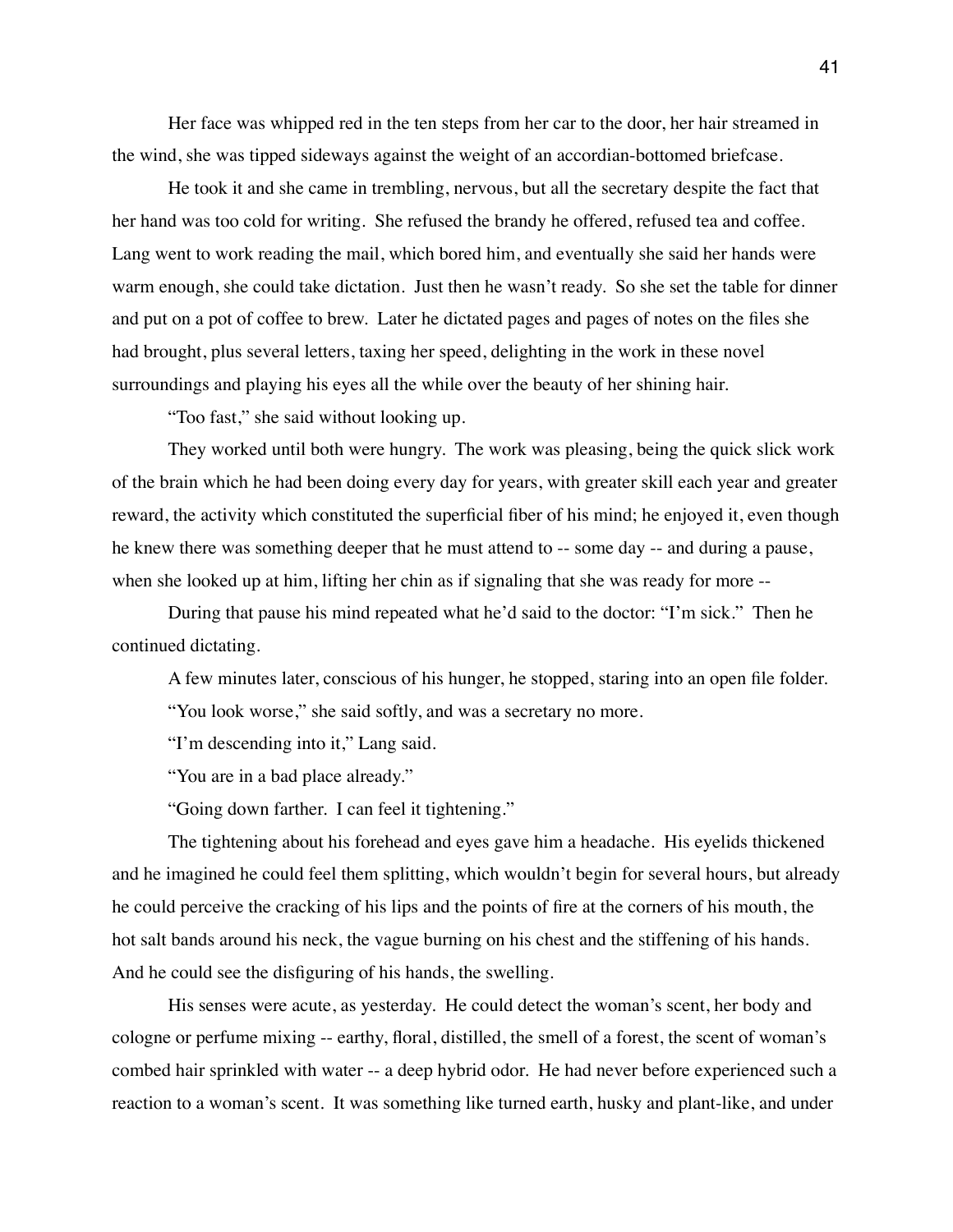Her face was whipped red in the ten steps from her car to the door, her hair streamed in the wind, she was tipped sideways against the weight of an accordian-bottomed briefcase.

He took it and she came in trembling, nervous, but all the secretary despite the fact that her hand was too cold for writing. She refused the brandy he offered, refused tea and coffee. Lang went to work reading the mail, which bored him, and eventually she said her hands were warm enough, she could take dictation. Just then he wasn't ready. So she set the table for dinner and put on a pot of coffee to brew. Later he dictated pages and pages of notes on the files she had brought, plus several letters, taxing her speed, delighting in the work in these novel surroundings and playing his eyes all the while over the beauty of her shining hair.

"Too fast," she said without looking up.

They worked until both were hungry. The work was pleasing, being the quick slick work of the brain which he had been doing every day for years, with greater skill each year and greater reward, the activity which constituted the superficial fiber of his mind; he enjoyed it, even though he knew there was something deeper that he must attend to -- some day -- and during a pause, when she looked up at him, lifting her chin as if signaling that she was ready for more --

During that pause his mind repeated what he'd said to the doctor: "I'm sick." Then he continued dictating.

A few minutes later, conscious of his hunger, he stopped, staring into an open file folder.

"You look worse," she said softly, and was a secretary no more.

"I'm descending into it," Lang said.

"You are in a bad place already."

"Going down farther. I can feel it tightening."

The tightening about his forehead and eyes gave him a headache. His eyelids thickened and he imagined he could feel them splitting, which wouldn't begin for several hours, but already he could perceive the cracking of his lips and the points of fire at the corners of his mouth, the hot salt bands around his neck, the vague burning on his chest and the stiffening of his hands. And he could see the disfiguring of his hands, the swelling.

His senses were acute, as yesterday. He could detect the woman's scent, her body and cologne or perfume mixing -- earthy, floral, distilled, the smell of a forest, the scent of woman's combed hair sprinkled with water -- a deep hybrid odor. He had never before experienced such a reaction to a woman's scent. It was something like turned earth, husky and plant-like, and under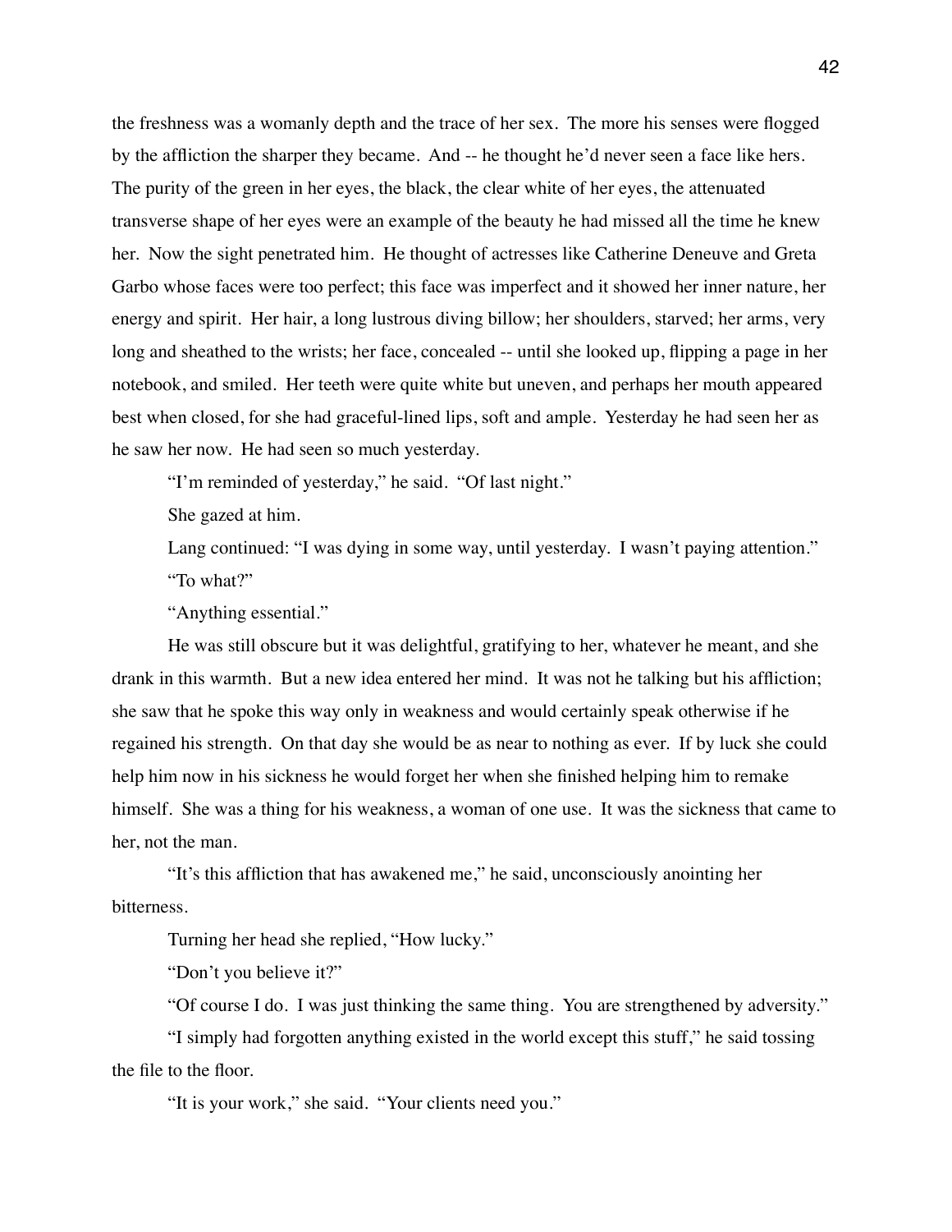the freshness was a womanly depth and the trace of her sex. The more his senses were flogged by the affliction the sharper they became. And -- he thought he'd never seen a face like hers. The purity of the green in her eyes, the black, the clear white of her eyes, the attenuated transverse shape of her eyes were an example of the beauty he had missed all the time he knew her. Now the sight penetrated him. He thought of actresses like Catherine Deneuve and Greta Garbo whose faces were too perfect; this face was imperfect and it showed her inner nature, her energy and spirit. Her hair, a long lustrous diving billow; her shoulders, starved; her arms, very long and sheathed to the wrists; her face, concealed -- until she looked up, flipping a page in her notebook, and smiled. Her teeth were quite white but uneven, and perhaps her mouth appeared best when closed, for she had graceful-lined lips, soft and ample. Yesterday he had seen her as he saw her now. He had seen so much yesterday.

"I'm reminded of yesterday," he said. "Of last night."

She gazed at him.

Lang continued: "I was dying in some way, until yesterday. I wasn't paying attention."

"To what?"

"Anything essential."

He was still obscure but it was delightful, gratifying to her, whatever he meant, and she drank in this warmth. But a new idea entered her mind. It was not he talking but his affliction; she saw that he spoke this way only in weakness and would certainly speak otherwise if he regained his strength. On that day she would be as near to nothing as ever. If by luck she could help him now in his sickness he would forget her when she finished helping him to remake himself. She was a thing for his weakness, a woman of one use. It was the sickness that came to her, not the man.

"It's this affliction that has awakened me," he said, unconsciously anointing her bitterness.

Turning her head she replied, "How lucky."

"Don't you believe it?"

"Of course I do. I was just thinking the same thing. You are strengthened by adversity."

"I simply had forgotten anything existed in the world except this stuff," he said tossing the file to the floor.

"It is your work," she said. "Your clients need you."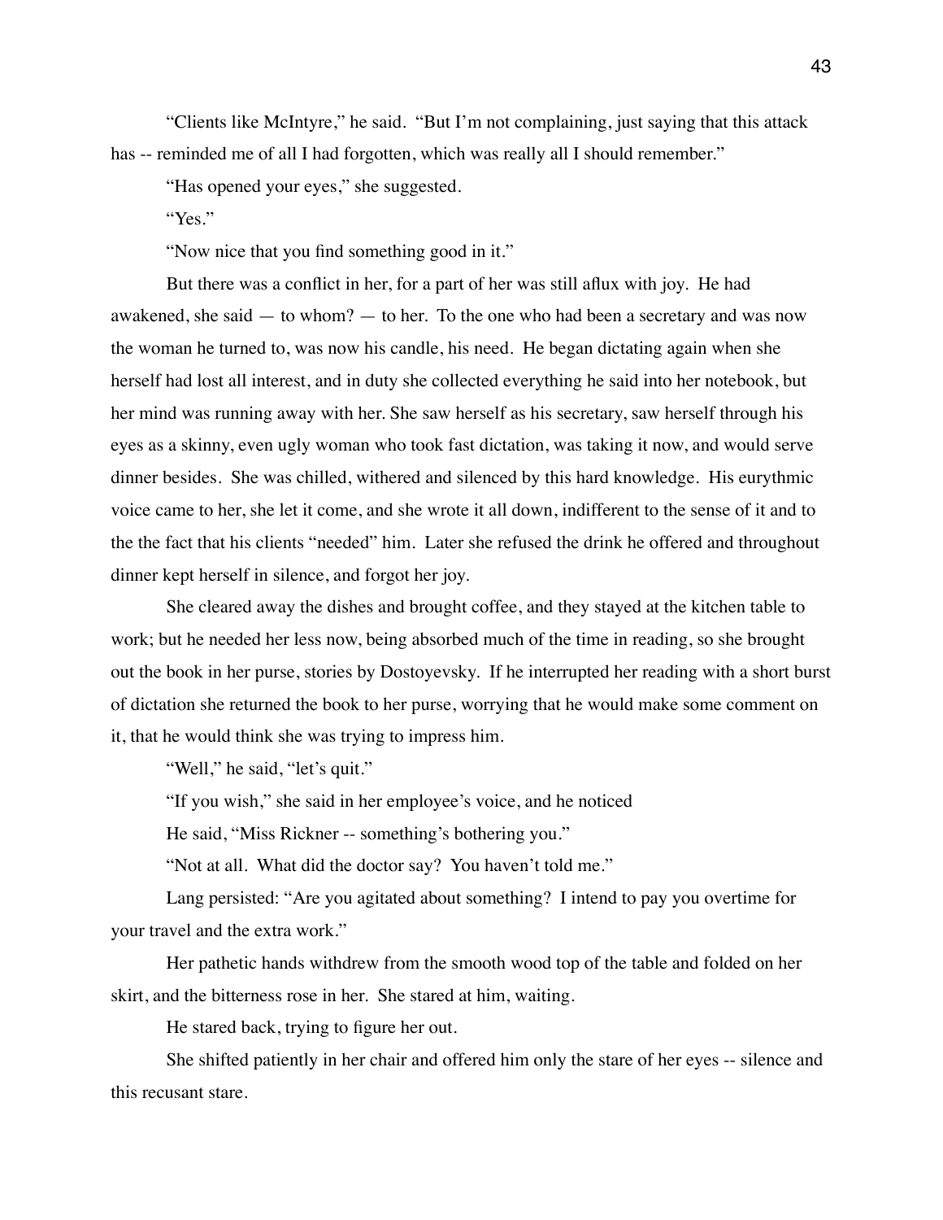"Clients like McIntyre," he said. "But I'm not complaining, just saying that this attack has -- reminded me of all I had forgotten, which was really all I should remember."

"Has opened your eyes," she suggested.

"Yes."

"Now nice that you find something good in it."

But there was a conflict in her, for a part of her was still aflux with joy. He had awakened, she said — to whom? — to her. To the one who had been a secretary and was now the woman he turned to, was now his candle, his need. He began dictating again when she herself had lost all interest, and in duty she collected everything he said into her notebook, but her mind was running away with her. She saw herself as his secretary, saw herself through his eyes as a skinny, even ugly woman who took fast dictation, was taking it now, and would serve dinner besides. She was chilled, withered and silenced by this hard knowledge. His eurythmic voice came to her, she let it come, and she wrote it all down, indifferent to the sense of it and to the the fact that his clients "needed" him. Later she refused the drink he offered and throughout dinner kept herself in silence, and forgot her joy.

She cleared away the dishes and brought coffee, and they stayed at the kitchen table to work; but he needed her less now, being absorbed much of the time in reading, so she brought out the book in her purse, stories by Dostoyevsky. If he interrupted her reading with a short burst of dictation she returned the book to her purse, worrying that he would make some comment on it, that he would think she was trying to impress him.

"Well," he said, "let's quit."

"If you wish," she said in her employee's voice, and he noticed

He said, "Miss Rickner -- something's bothering you."

"Not at all. What did the doctor say? You haven't told me."

Lang persisted: "Are you agitated about something? I intend to pay you overtime for your travel and the extra work."

Her pathetic hands withdrew from the smooth wood top of the table and folded on her skirt, and the bitterness rose in her. She stared at him, waiting.

He stared back, trying to figure her out.

She shifted patiently in her chair and offered him only the stare of her eyes -- silence and this recusant stare.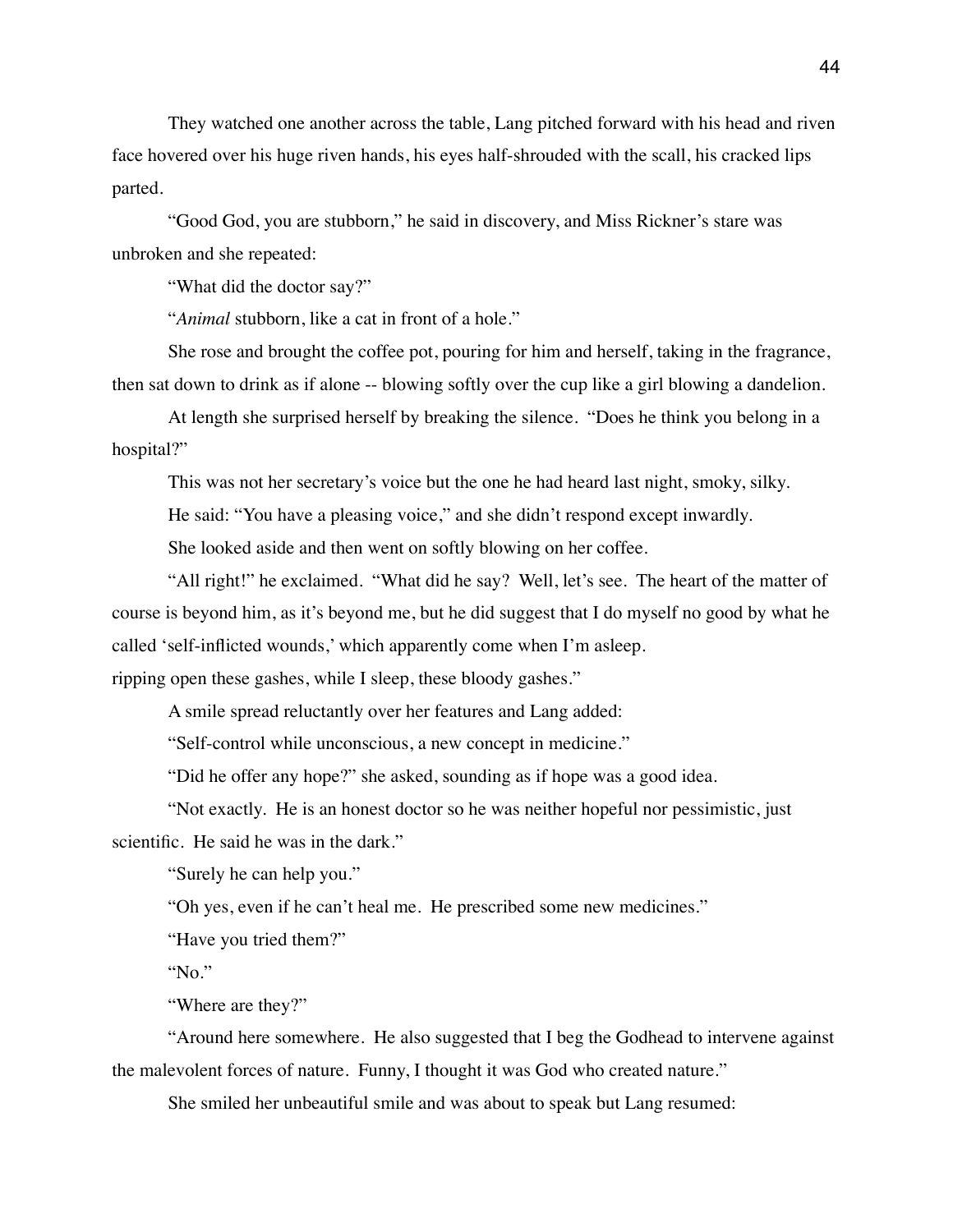They watched one another across the table, Lang pitched forward with his head and riven face hovered over his huge riven hands, his eyes half-shrouded with the scall, his cracked lips parted.

"Good God, you are stubborn," he said in discovery, and Miss Rickner's stare was unbroken and she repeated:

"What did the doctor say?"

"*Animal* stubborn, like a cat in front of a hole."

She rose and brought the coffee pot, pouring for him and herself, taking in the fragrance, then sat down to drink as if alone -- blowing softly over the cup like a girl blowing a dandelion.

At length she surprised herself by breaking the silence. "Does he think you belong in a hospital?"

This was not her secretary's voice but the one he had heard last night, smoky, silky.

He said: "You have a pleasing voice," and she didn't respond except inwardly.

She looked aside and then went on softly blowing on her coffee.

"All right!" he exclaimed. "What did he say? Well, let's see. The heart of the matter of course is beyond him, as it's beyond me, but he did suggest that I do myself no good by what he called 'self-inflicted wounds,' which apparently come when I'm asleep.
ripping open these gashes, while I sleep, these bloody gashes."

A smile spread reluctantly over her features and Lang added:

"Self-control while unconscious, a new concept in medicine."

"Did he offer any hope?" she asked, sounding as if hope was a good idea.

"Not exactly. He is an honest doctor so he was neither hopeful nor pessimistic, just scientific. He said he was in the dark."

"Surely he can help you."

"Oh yes, even if he can't heal me. He prescribed some new medicines."

"Have you tried them?"

"No."

"Where are they?"

"Around here somewhere. He also suggested that I beg the Godhead to intervene against the malevolent forces of nature. Funny, I thought it was God who created nature."

She smiled her unbeautiful smile and was about to speak but Lang resumed: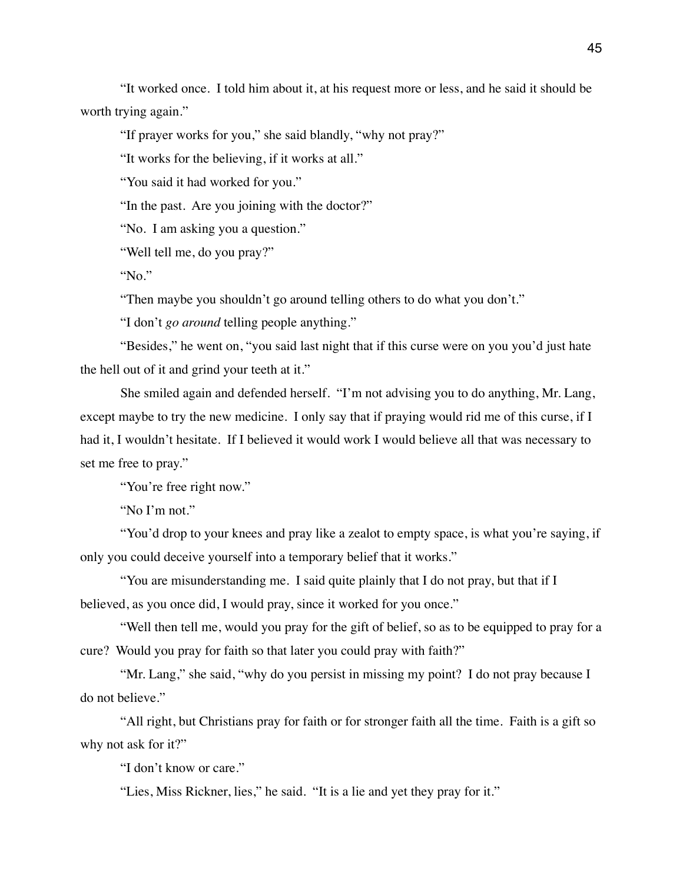"It worked once. I told him about it, at his request more or less, and he said it should be worth trying again."

"If prayer works for you," she said blandly, "why not pray?"

"It works for the believing, if it works at all."

"You said it had worked for you."

"In the past. Are you joining with the doctor?"

"No. I am asking you a question."

"Well tell me, do you pray?"

"No."

"Then maybe you shouldn't go around telling others to do what you don't."

"I don't *go around* telling people anything."

"Besides," he went on, "you said last night that if this curse were on you you'd just hate the hell out of it and grind your teeth at it."

She smiled again and defended herself. "I'm not advising you to do anything, Mr. Lang, except maybe to try the new medicine. I only say that if praying would rid me of this curse, if I had it, I wouldn't hesitate. If I believed it would work I would believe all that was necessary to set me free to pray."

"You're free right now."

"No I'm not."

"You'd drop to your knees and pray like a zealot to empty space, is what you're saying, if only you could deceive yourself into a temporary belief that it works."

"You are misunderstanding me. I said quite plainly that I do not pray, but that if I believed, as you once did, I would pray, since it worked for you once."

"Well then tell me, would you pray for the gift of belief, so as to be equipped to pray for a cure? Would you pray for faith so that later you could pray with faith?"

"Mr. Lang," she said, "why do you persist in missing my point? I do not pray because I do not believe."

"All right, but Christians pray for faith or for stronger faith all the time. Faith is a gift so why not ask for it?"

"I don't know or care."

"Lies, Miss Rickner, lies," he said. "It is a lie and yet they pray for it."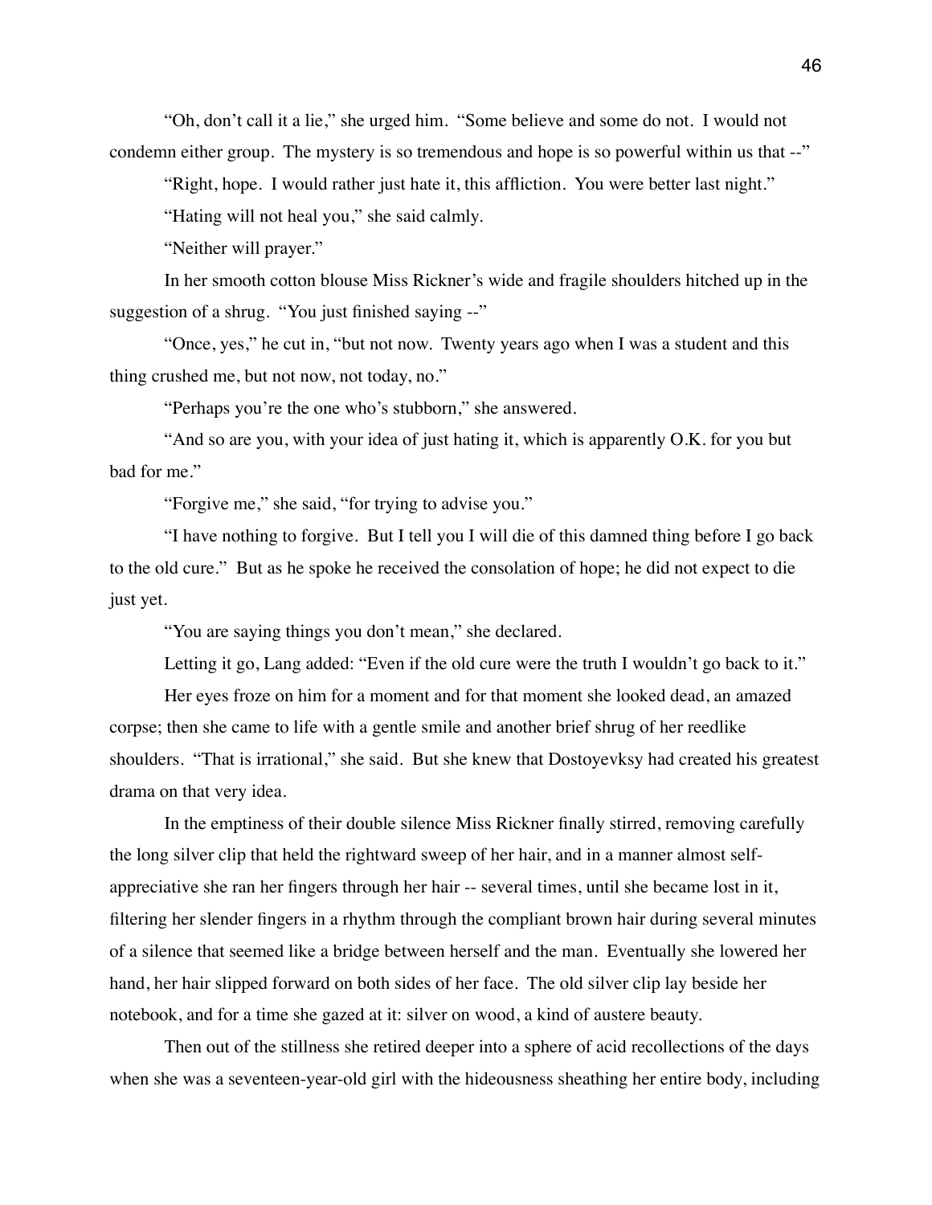"Oh, don't call it a lie," she urged him. "Some believe and some do not. I would not condemn either group. The mystery is so tremendous and hope is so powerful within us that --"

"Right, hope. I would rather just hate it, this affliction. You were better last night."

"Hating will not heal you," she said calmly.

"Neither will prayer."

In her smooth cotton blouse Miss Rickner's wide and fragile shoulders hitched up in the suggestion of a shrug. "You just finished saying --"

"Once, yes," he cut in, "but not now. Twenty years ago when I was a student and this thing crushed me, but not now, not today, no."

"Perhaps you're the one who's stubborn," she answered.

"And so are you, with your idea of just hating it, which is apparently O.K. for you but bad for me."

"Forgive me," she said, "for trying to advise you."

"I have nothing to forgive. But I tell you I will die of this damned thing before I go back to the old cure." But as he spoke he received the consolation of hope; he did not expect to die just yet.

"You are saying things you don't mean," she declared.

Letting it go, Lang added: "Even if the old cure were the truth I wouldn't go back to it."

Her eyes froze on him for a moment and for that moment she looked dead, an amazed corpse; then she came to life with a gentle smile and another brief shrug of her reedlike shoulders. "That is irrational," she said. But she knew that Dostoyevksy had created his greatest drama on that very idea.

In the emptiness of their double silence Miss Rickner finally stirred, removing carefully the long silver clip that held the rightward sweep of her hair, and in a manner almost self-appreciative she ran her fingers through her hair -- several times, until she became lost in it, filtering her slender fingers in a rhythm through the compliant brown hair during several minutes of a silence that seemed like a bridge between herself and the man. Eventually she lowered her hand, her hair slipped forward on both sides of her face. The old silver clip lay beside her notebook, and for a time she gazed at it: silver on wood, a kind of austere beauty.

Then out of the stillness she retired deeper into a sphere of acid recollections of the days when she was a seventeen-year-old girl with the hideousness sheathing her entire body, including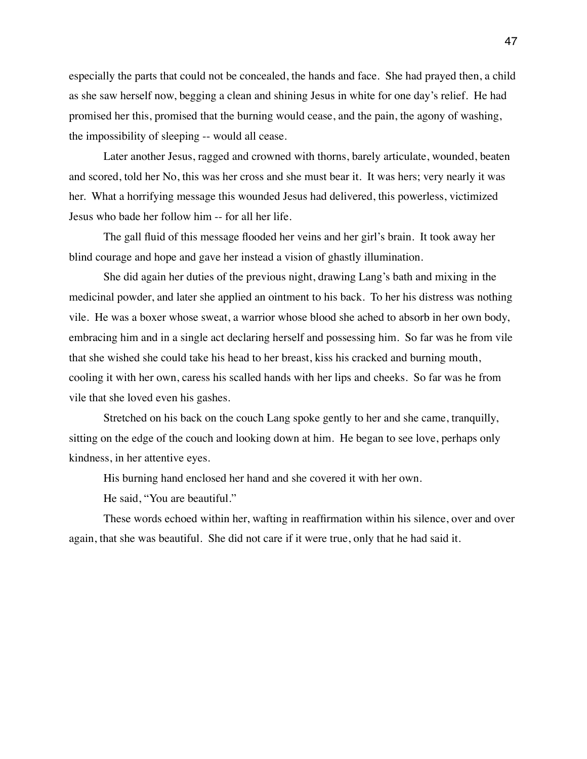especially the parts that could not be concealed, the hands and face. She had prayed then, a child as she saw herself now, begging a clean and shining Jesus in white for one day's relief. He had promised her this, promised that the burning would cease, and the pain, the agony of washing, the impossibility of sleeping -- would all cease.

Later another Jesus, ragged and crowned with thorns, barely articulate, wounded, beaten and scored, told her No, this was her cross and she must bear it. It was hers; very nearly it was her. What a horrifying message this wounded Jesus had delivered, this powerless, victimized Jesus who bade her follow him -- for all her life.

The gall fluid of this message flooded her veins and her girl's brain. It took away her blind courage and hope and gave her instead a vision of ghastly illumination.

She did again her duties of the previous night, drawing Lang's bath and mixing in the medicinal powder, and later she applied an ointment to his back. To her his distress was nothing vile. He was a boxer whose sweat, a warrior whose blood she ached to absorb in her own body, embracing him and in a single act declaring herself and possessing him. So far was he from vile that she wished she could take his head to her breast, kiss his cracked and burning mouth, cooling it with her own, caress his scalled hands with her lips and cheeks. So far was he from vile that she loved even his gashes.

Stretched on his back on the couch Lang spoke gently to her and she came, tranquilly, sitting on the edge of the couch and looking down at him. He began to see love, perhaps only kindness, in her attentive eyes.

His burning hand enclosed her hand and she covered it with her own.

He said, "You are beautiful."

These words echoed within her, wafting in reaffirmation within his silence, over and over again, that she was beautiful. She did not care if it were true, only that he had said it.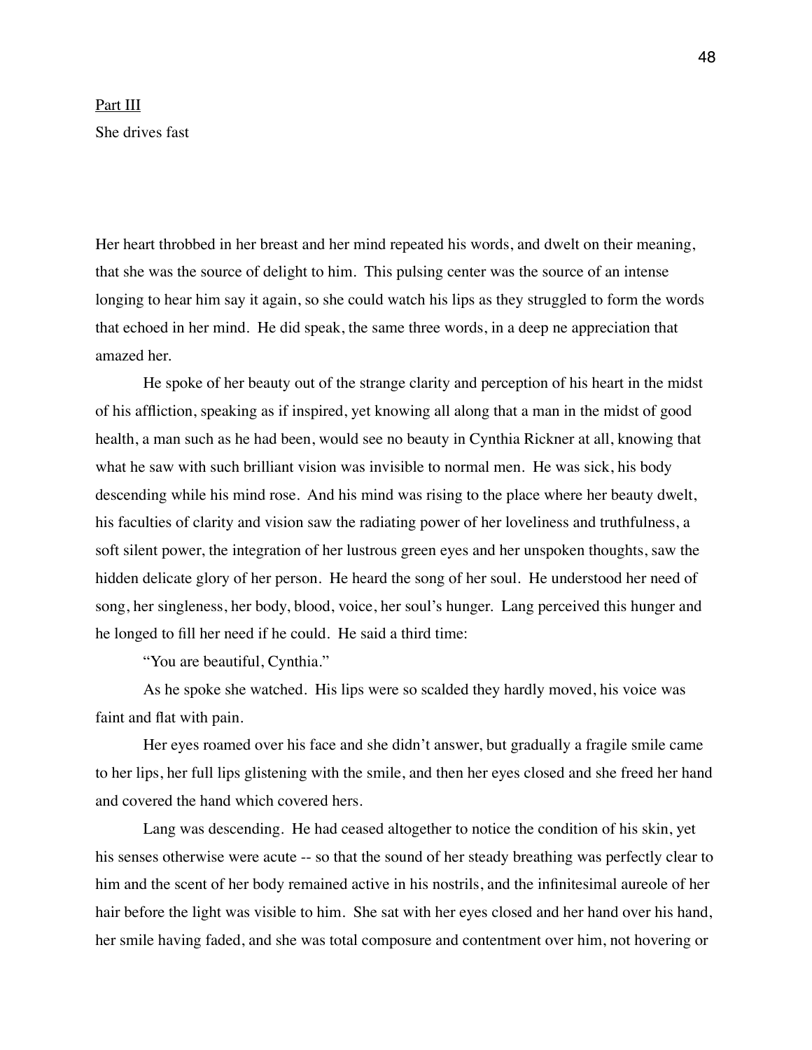Part III

She drives fast

Her heart throbbed in her breast and her mind repeated his words, and dwelt on their meaning, that she was the source of delight to him. This pulsing center was the source of an intense longing to hear him say it again, so she could watch his lips as they struggled to form the words that echoed in her mind. He did speak, the same three words, in a deep ne appreciation that amazed her.

He spoke of her beauty out of the strange clarity and perception of his heart in the midst of his affliction, speaking as if inspired, yet knowing all along that a man in the midst of good health, a man such as he had been, would see no beauty in Cynthia Rickner at all, knowing that what he saw with such brilliant vision was invisible to normal men. He was sick, his body descending while his mind rose. And his mind was rising to the place where her beauty dwelt, his faculties of clarity and vision saw the radiating power of her loveliness and truthfulness, a soft silent power, the integration of her lustrous green eyes and her unspoken thoughts, saw the hidden delicate glory of her person. He heard the song of her soul. He understood her need of song, her singleness, her body, blood, voice, her soul's hunger. Lang perceived this hunger and he longed to fill her need if he could. He said a third time:

"You are beautiful, Cynthia."

As he spoke she watched. His lips were so scalded they hardly moved, his voice was faint and flat with pain.

Her eyes roamed over his face and she didn't answer, but gradually a fragile smile came to her lips, her full lips glistening with the smile, and then her eyes closed and she freed her hand and covered the hand which covered hers.

Lang was descending. He had ceased altogether to notice the condition of his skin, yet his senses otherwise were acute -- so that the sound of her steady breathing was perfectly clear to him and the scent of her body remained active in his nostrils, and the infinitesimal aureole of her hair before the light was visible to him. She sat with her eyes closed and her hand over his hand, her smile having faded, and she was total composure and contentment over him, not hovering or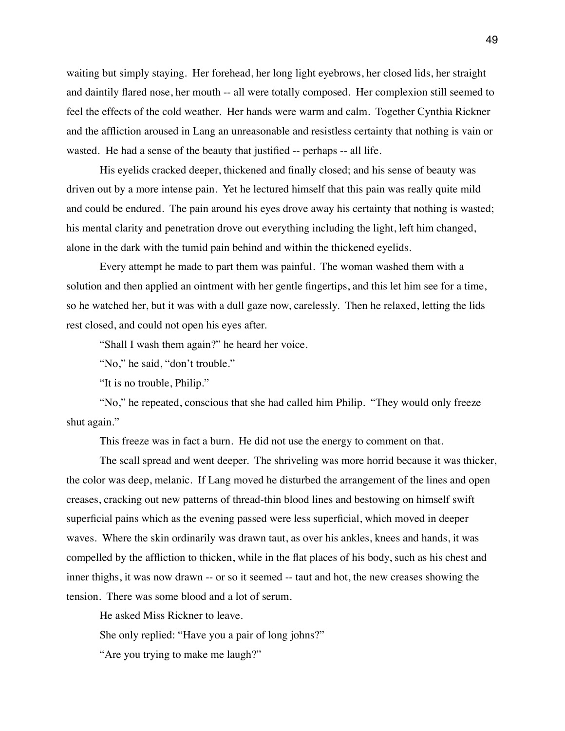waiting but simply staying. Her forehead, her long light eyebrows, her closed lids, her straight and daintily flared nose, her mouth -- all were totally composed. Her complexion still seemed to feel the effects of the cold weather. Her hands were warm and calm. Together Cynthia Rickner and the affliction aroused in Lang an unreasonable and resistless certainty that nothing is vain or wasted. He had a sense of the beauty that justified -- perhaps -- all life.

His eyelids cracked deeper, thickened and finally closed; and his sense of beauty was driven out by a more intense pain. Yet he lectured himself that this pain was really quite mild and could be endured. The pain around his eyes drove away his certainty that nothing is wasted; his mental clarity and penetration drove out everything including the light, left him changed, alone in the dark with the tumid pain behind and within the thickened eyelids.

Every attempt he made to part them was painful. The woman washed them with a solution and then applied an ointment with her gentle fingertips, and this let him see for a time, so he watched her, but it was with a dull gaze now, carelessly. Then he relaxed, letting the lids rest closed, and could not open his eyes after.

"Shall I wash them again?" he heard her voice.

"No," he said, "don't trouble."

"It is no trouble, Philip."

"No," he repeated, conscious that she had called him Philip. "They would only freeze shut again."

This freeze was in fact a burn. He did not use the energy to comment on that.

The scall spread and went deeper. The shriveling was more horrid because it was thicker, the color was deep, melanic. If Lang moved he disturbed the arrangement of the lines and open creases, cracking out new patterns of thread-thin blood lines and bestowing on himself swift superficial pains which as the evening passed were less superficial, which moved in deeper waves. Where the skin ordinarily was drawn taut, as over his ankles, knees and hands, it was compelled by the affliction to thicken, while in the flat places of his body, such as his chest and inner thighs, it was now drawn -- or so it seemed -- taut and hot, the new creases showing the tension. There was some blood and a lot of serum.

He asked Miss Rickner to leave.

She only replied: "Have you a pair of long johns?"

"Are you trying to make me laugh?"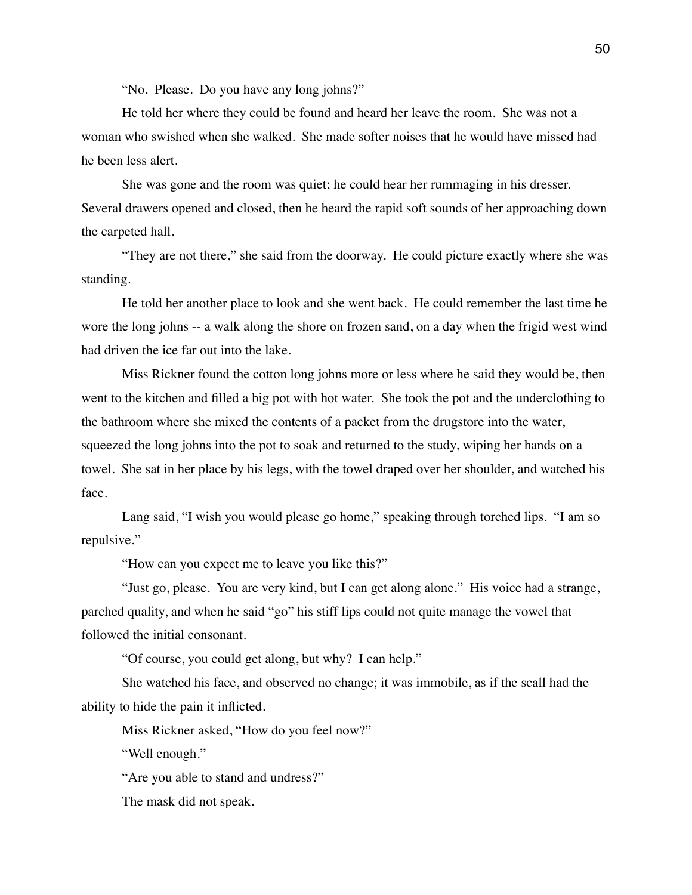"No. Please. Do you have any long johns?"

He told her where they could be found and heard her leave the room. She was not a woman who swished when she walked. She made softer noises that he would have missed had he been less alert.

She was gone and the room was quiet; he could hear her rummaging in his dresser. Several drawers opened and closed, then he heard the rapid soft sounds of her approaching down the carpeted hall.

"They are not there," she said from the doorway. He could picture exactly where she was standing.

He told her another place to look and she went back. He could remember the last time he wore the long johns -- a walk along the shore on frozen sand, on a day when the frigid west wind had driven the ice far out into the lake.

Miss Rickner found the cotton long johns more or less where he said they would be, then went to the kitchen and filled a big pot with hot water. She took the pot and the underclothing to the bathroom where she mixed the contents of a packet from the drugstore into the water, squeezed the long johns into the pot to soak and returned to the study, wiping her hands on a towel. She sat in her place by his legs, with the towel draped over her shoulder, and watched his face.

Lang said, "I wish you would please go home," speaking through torched lips. "I am so repulsive."

"How can you expect me to leave you like this?"

"Just go, please. You are very kind, but I can get along alone." His voice had a strange, parched quality, and when he said "go" his stiff lips could not quite manage the vowel that followed the initial consonant.

"Of course, you could get along, but why? I can help."

She watched his face, and observed no change; it was immobile, as if the scall had the ability to hide the pain it inflicted.

Miss Rickner asked, "How do you feel now?"

"Well enough."

"Are you able to stand and undress?"

The mask did not speak.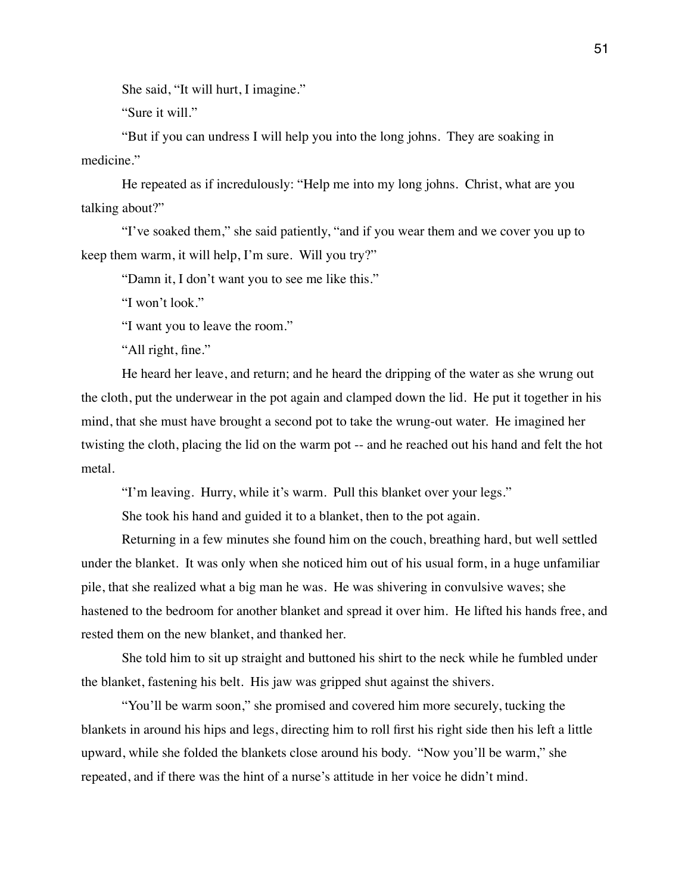She said, "It will hurt, I imagine."

"Sure it will."

"But if you can undress I will help you into the long johns. They are soaking in medicine."

He repeated as if incredulously: "Help me into my long johns. Christ, what are you talking about?"

"I've soaked them," she said patiently, "and if you wear them and we cover you up to keep them warm, it will help, I'm sure. Will you try?"

"Damn it, I don't want you to see me like this."

"I won't look."

"I want you to leave the room."

"All right, fine."

He heard her leave, and return; and he heard the dripping of the water as she wrung out the cloth, put the underwear in the pot again and clamped down the lid. He put it together in his mind, that she must have brought a second pot to take the wrung-out water. He imagined her twisting the cloth, placing the lid on the warm pot -- and he reached out his hand and felt the hot metal.

"I'm leaving. Hurry, while it's warm. Pull this blanket over your legs."

She took his hand and guided it to a blanket, then to the pot again.

Returning in a few minutes she found him on the couch, breathing hard, but well settled under the blanket. It was only when she noticed him out of his usual form, in a huge unfamiliar pile, that she realized what a big man he was. He was shivering in convulsive waves; she hastened to the bedroom for another blanket and spread it over him. He lifted his hands free, and rested them on the new blanket, and thanked her.

She told him to sit up straight and buttoned his shirt to the neck while he fumbled under the blanket, fastening his belt. His jaw was gripped shut against the shivers.

"You'll be warm soon," she promised and covered him more securely, tucking the blankets in around his hips and legs, directing him to roll first his right side then his left a little upward, while she folded the blankets close around his body. "Now you'll be warm," she repeated, and if there was the hint of a nurse's attitude in her voice he didn't mind.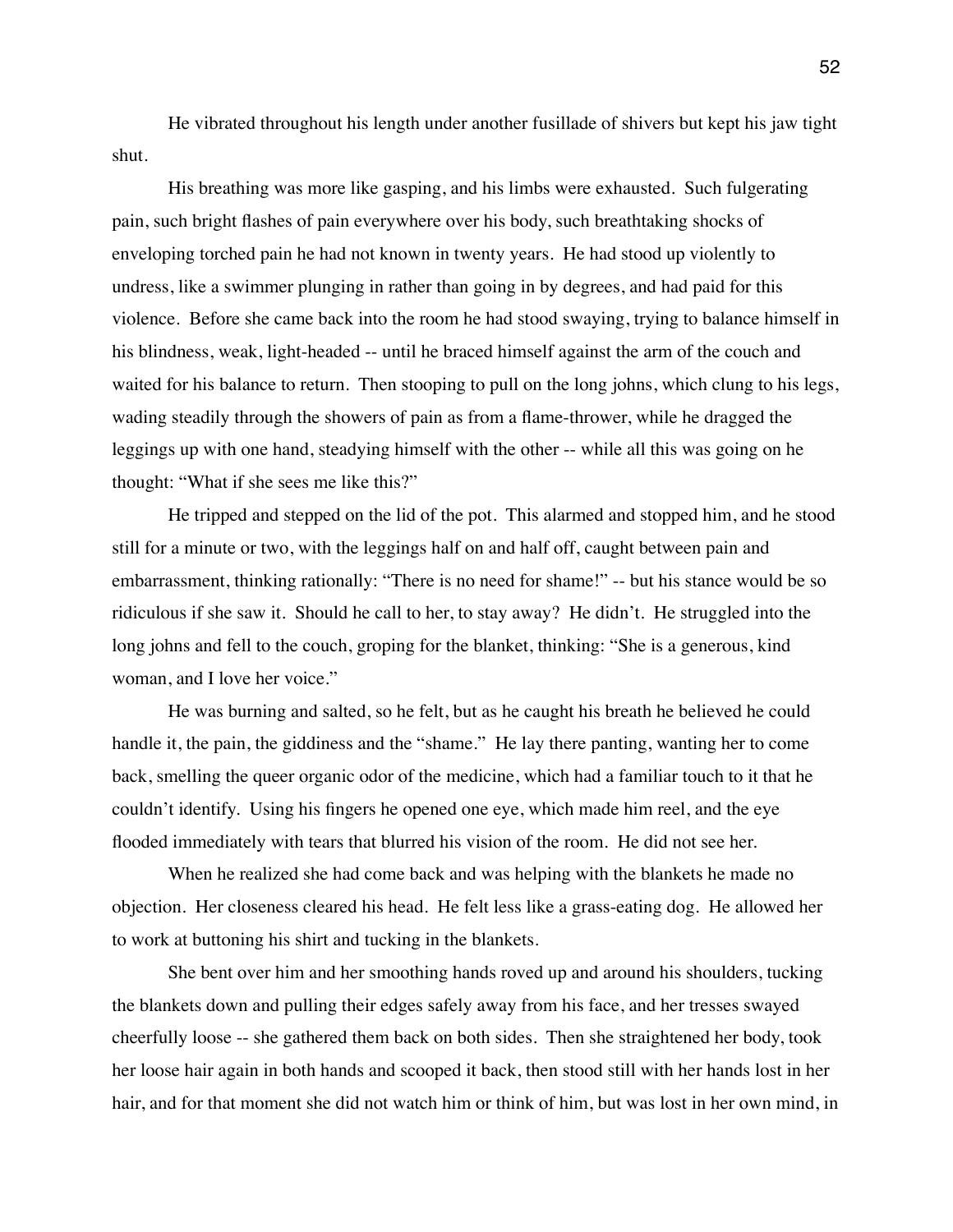He vibrated throughout his length under another fusillade of shivers but kept his jaw tight shut.

His breathing was more like gasping, and his limbs were exhausted. Such fulgerating pain, such bright flashes of pain everywhere over his body, such breathtaking shocks of enveloping torched pain he had not known in twenty years. He had stood up violently to undress, like a swimmer plunging in rather than going in by degrees, and had paid for this violence. Before she came back into the room he had stood swaying, trying to balance himself in his blindness, weak, light-headed -- until he braced himself against the arm of the couch and waited for his balance to return. Then stooping to pull on the long johns, which clung to his legs, wading steadily through the showers of pain as from a flame-thrower, while he dragged the leggings up with one hand, steadying himself with the other -- while all this was going on he thought: "What if she sees me like this?"

He tripped and stepped on the lid of the pot. This alarmed and stopped him, and he stood still for a minute or two, with the leggings half on and half off, caught between pain and embarrassment, thinking rationally: "There is no need for shame!" -- but his stance would be so ridiculous if she saw it. Should he call to her, to stay away? He didn't. He struggled into the long johns and fell to the couch, groping for the blanket, thinking: "She is a generous, kind woman, and I love her voice."

He was burning and salted, so he felt, but as he caught his breath he believed he could handle it, the pain, the giddiness and the "shame." He lay there panting, wanting her to come back, smelling the queer organic odor of the medicine, which had a familiar touch to it that he couldn't identify. Using his fingers he opened one eye, which made him reel, and the eye flooded immediately with tears that blurred his vision of the room. He did not see her.

When he realized she had come back and was helping with the blankets he made no objection. Her closeness cleared his head. He felt less like a grass-eating dog. He allowed her to work at buttoning his shirt and tucking in the blankets.

She bent over him and her smoothing hands roved up and around his shoulders, tucking the blankets down and pulling their edges safely away from his face, and her tresses swayed cheerfully loose -- she gathered them back on both sides. Then she straightened her body, took her loose hair again in both hands and scooped it back, then stood still with her hands lost in her hair, and for that moment she did not watch him or think of him, but was lost in her own mind, in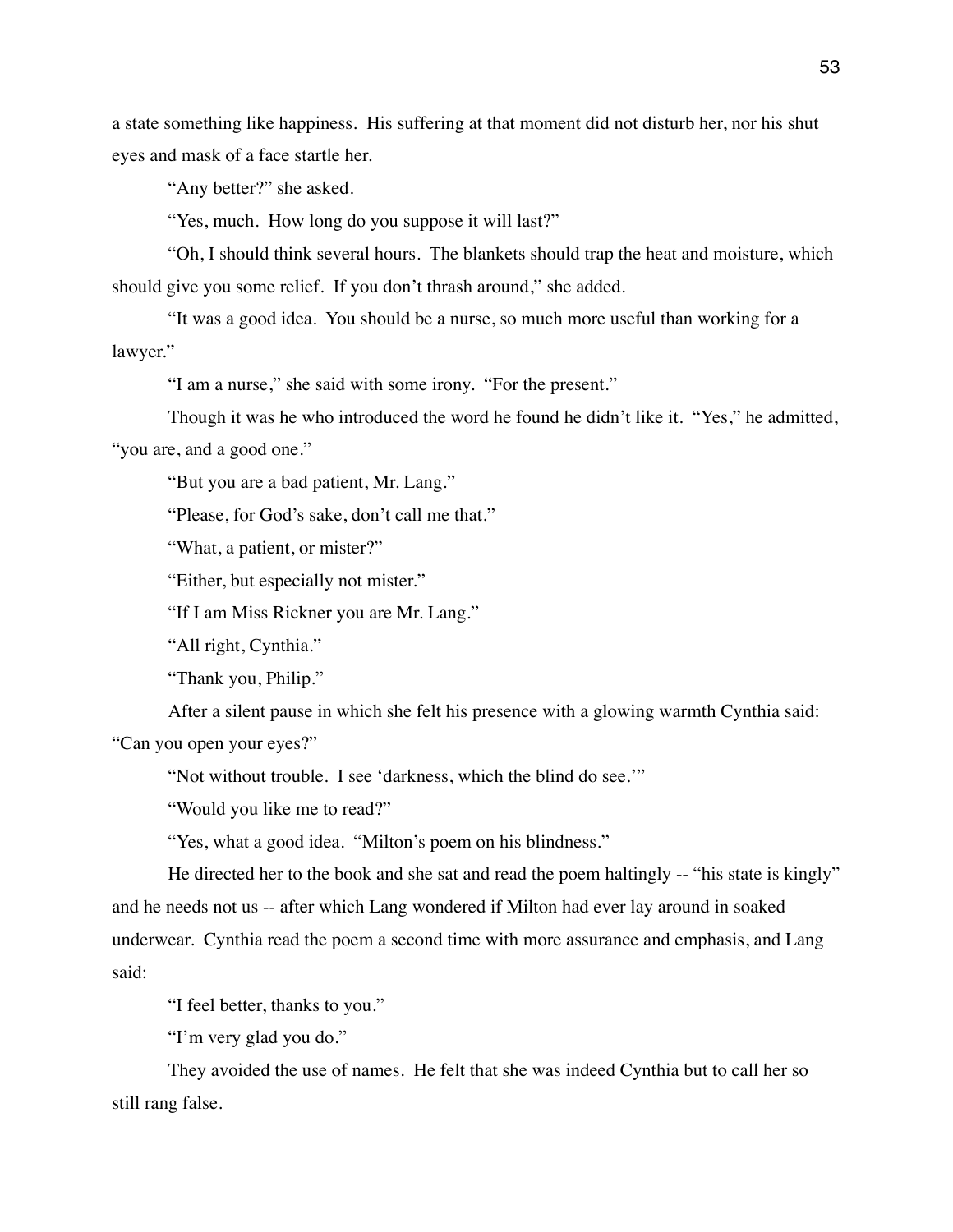a state something like happiness. His suffering at that moment did not disturb her, nor his shut eyes and mask of a face startle her.

"Any better?" she asked.

"Yes, much. How long do you suppose it will last?"

"Oh, I should think several hours. The blankets should trap the heat and moisture, which should give you some relief. If you don't thrash around," she added.

"It was a good idea. You should be a nurse, so much more useful than working for a lawyer."

"I am a nurse," she said with some irony. "For the present."

Though it was he who introduced the word he found he didn't like it. "Yes," he admitted, "you are, and a good one."

"But you are a bad patient, Mr. Lang."

"Please, for God's sake, don't call me that."

"What, a patient, or mister?"

"Either, but especially not mister."

"If I am Miss Rickner you are Mr. Lang."

"All right, Cynthia."

"Thank you, Philip."

After a silent pause in which she felt his presence with a glowing warmth Cynthia said: "Can you open your eyes?"

"Not without trouble. I see 'darkness, which the blind do see.'"

"Would you like me to read?"

"Yes, what a good idea. "Milton's poem on his blindness."

He directed her to the book and she sat and read the poem haltingly -- "his state is kingly" and he needs not us -- after which Lang wondered if Milton had ever lay around in soaked underwear. Cynthia read the poem a second time with more assurance and emphasis, and Lang said:

"I feel better, thanks to you."

"I'm very glad you do."

They avoided the use of names. He felt that she was indeed Cynthia but to call her so still rang false.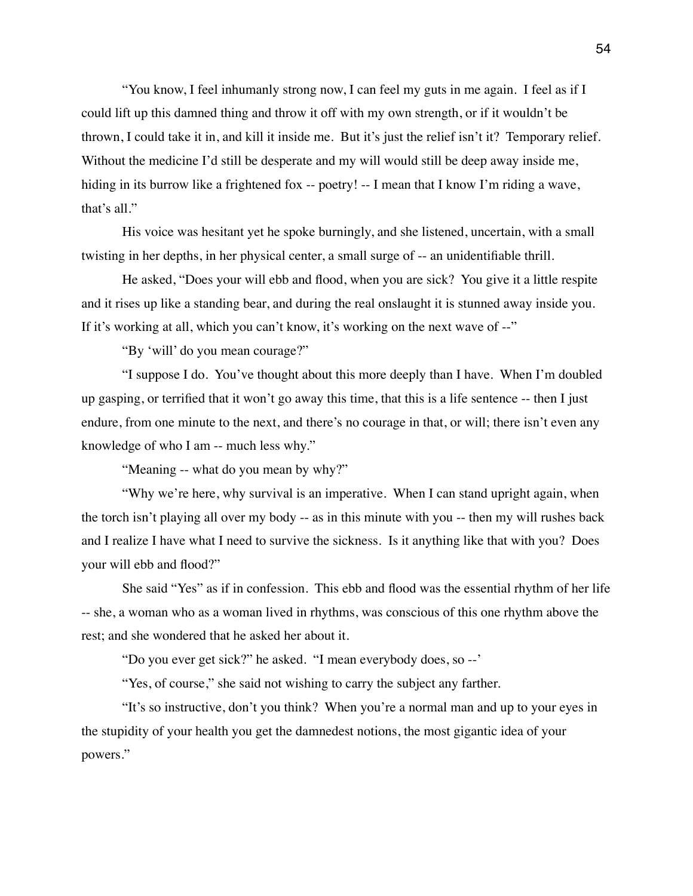"You know, I feel inhumanly strong now, I can feel my guts in me again. I feel as if I could lift up this damned thing and throw it off with my own strength, or if it wouldn't be thrown, I could take it in, and kill it inside me. But it's just the relief isn't it? Temporary relief. Without the medicine I'd still be desperate and my will would still be deep away inside me, hiding in its burrow like a frightened fox -- poetry! -- I mean that I know I'm riding a wave, that's all."

His voice was hesitant yet he spoke burningly, and she listened, uncertain, with a small twisting in her depths, in her physical center, a small surge of -- an unidentifiable thrill.

He asked, "Does your will ebb and flood, when you are sick? You give it a little respite and it rises up like a standing bear, and during the real onslaught it is stunned away inside you. If it's working at all, which you can't know, it's working on the next wave of --"

"By 'will' do you mean courage?"

"I suppose I do. You've thought about this more deeply than I have. When I'm doubled up gasping, or terrified that it won't go away this time, that this is a life sentence -- then I just endure, from one minute to the next, and there's no courage in that, or will; there isn't even any knowledge of who I am -- much less why."

"Meaning -- what do you mean by why?"

"Why we're here, why survival is an imperative. When I can stand upright again, when the torch isn't playing all over my body -- as in this minute with you -- then my will rushes back and I realize I have what I need to survive the sickness. Is it anything like that with you? Does your will ebb and flood?"

She said "Yes" as if in confession. This ebb and flood was the essential rhythm of her life -- she, a woman who as a woman lived in rhythms, was conscious of this one rhythm above the rest; and she wondered that he asked her about it.

"Do you ever get sick?" he asked. "I mean everybody does, so --'

"Yes, of course," she said not wishing to carry the subject any farther.

"It's so instructive, don't you think? When you're a normal man and up to your eyes in the stupidity of your health you get the damnedest notions, the most gigantic idea of your powers."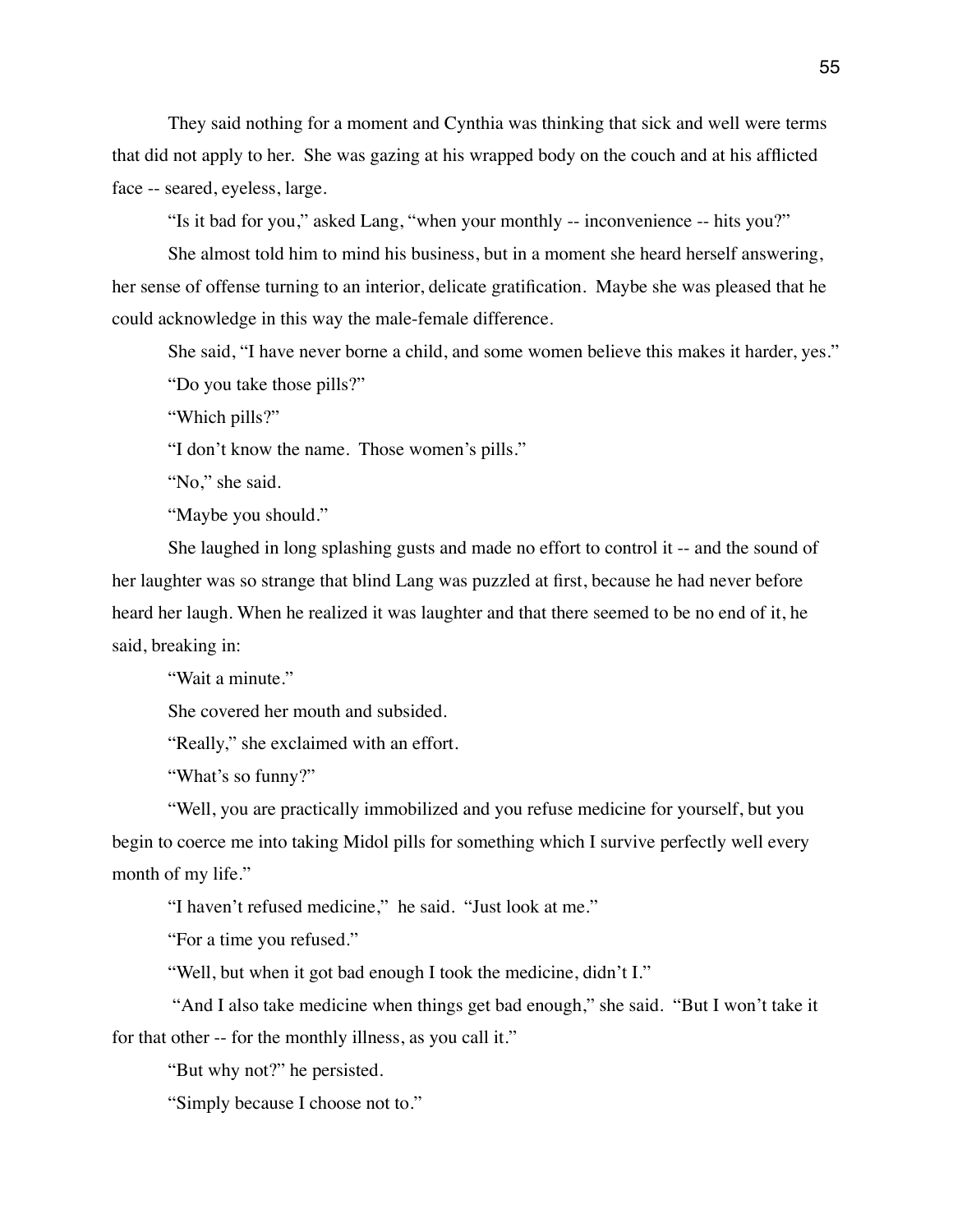They said nothing for a moment and Cynthia was thinking that sick and well were terms that did not apply to her. She was gazing at his wrapped body on the couch and at his afflicted face -- seared, eyeless, large.

"Is it bad for you," asked Lang, "when your monthly -- inconvenience -- hits you?"

She almost told him to mind his business, but in a moment she heard herself answering, her sense of offense turning to an interior, delicate gratification. Maybe she was pleased that he could acknowledge in this way the male-female difference.

She said, "I have never borne a child, and some women believe this makes it harder, yes."

"Do you take those pills?"

"Which pills?"

"I don't know the name. Those women's pills."

"No," she said.

"Maybe you should."

She laughed in long splashing gusts and made no effort to control it -- and the sound of her laughter was so strange that blind Lang was puzzled at first, because he had never before heard her laugh. When he realized it was laughter and that there seemed to be no end of it, he said, breaking in:

"Wait a minute."

She covered her mouth and subsided.

"Really," she exclaimed with an effort.

"What's so funny?"

"Well, you are practically immobilized and you refuse medicine for yourself, but you begin to coerce me into taking Midol pills for something which I survive perfectly well every month of my life."

"I haven't refused medicine," he said. "Just look at me."

"For a time you refused."

"Well, but when it got bad enough I took the medicine, didn't I."

"And I also take medicine when things get bad enough," she said. "But I won't take it for that other -- for the monthly illness, as you call it."

"But why not?" he persisted.

"Simply because I choose not to."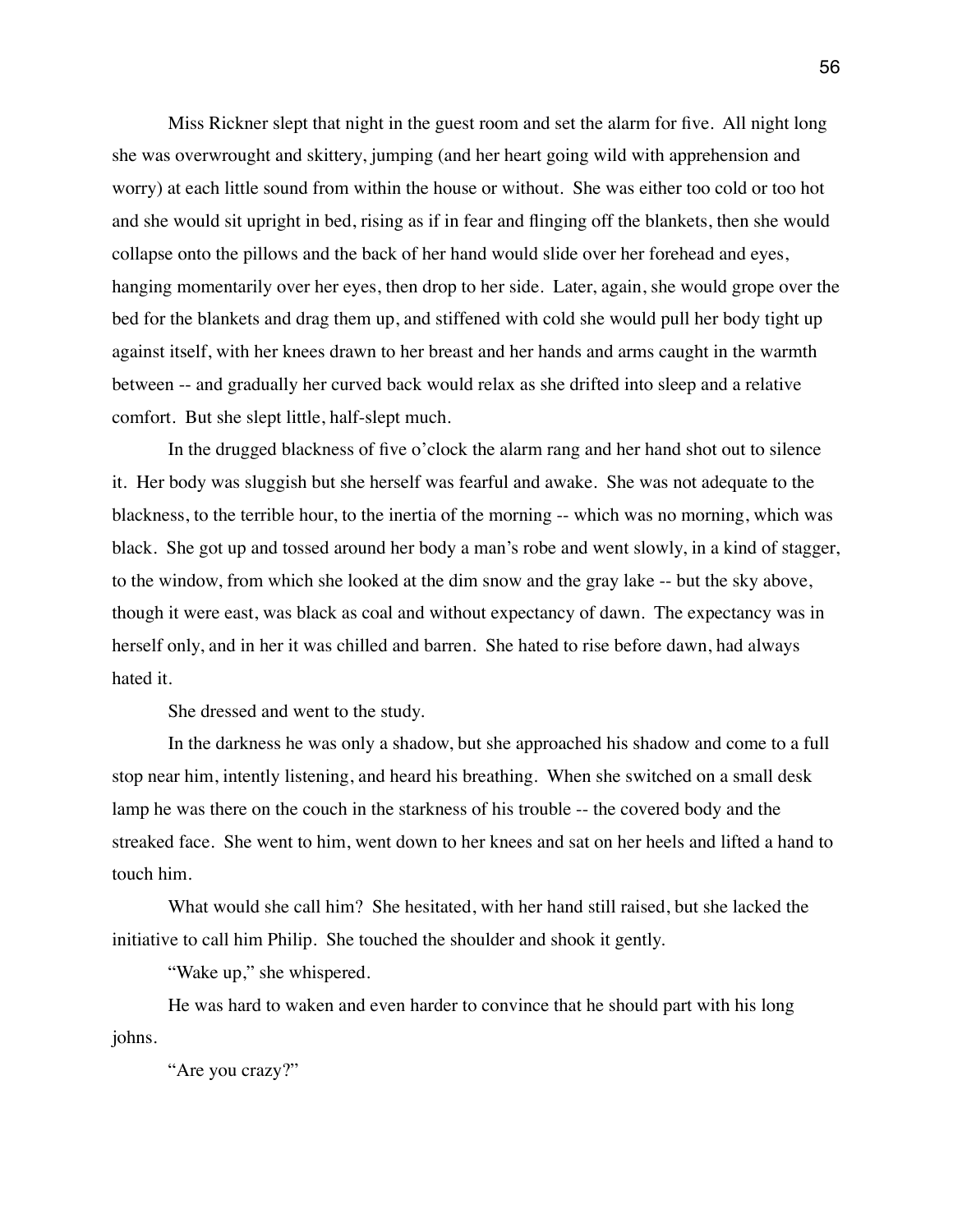Miss Rickner slept that night in the guest room and set the alarm for five. All night long she was overwrought and skittery, jumping (and her heart going wild with apprehension and worry) at each little sound from within the house or without. She was either too cold or too hot and she would sit upright in bed, rising as if in fear and flinging off the blankets, then she would collapse onto the pillows and the back of her hand would slide over her forehead and eyes, hanging momentarily over her eyes, then drop to her side. Later, again, she would grope over the bed for the blankets and drag them up, and stiffened with cold she would pull her body tight up against itself, with her knees drawn to her breast and her hands and arms caught in the warmth between -- and gradually her curved back would relax as she drifted into sleep and a relative comfort. But she slept little, half-slept much.

In the drugged blackness of five o'clock the alarm rang and her hand shot out to silence it. Her body was sluggish but she herself was fearful and awake. She was not adequate to the blackness, to the terrible hour, to the inertia of the morning -- which was no morning, which was black. She got up and tossed around her body a man's robe and went slowly, in a kind of stagger, to the window, from which she looked at the dim snow and the gray lake -- but the sky above, though it were east, was black as coal and without expectancy of dawn. The expectancy was in herself only, and in her it was chilled and barren. She hated to rise before dawn, had always hated it.

She dressed and went to the study.

In the darkness he was only a shadow, but she approached his shadow and come to a full stop near him, intently listening, and heard his breathing. When she switched on a small desk lamp he was there on the couch in the starkness of his trouble -- the covered body and the streaked face. She went to him, went down to her knees and sat on her heels and lifted a hand to touch him.

What would she call him? She hesitated, with her hand still raised, but she lacked the initiative to call him Philip. She touched the shoulder and shook it gently.

"Wake up," she whispered.

He was hard to waken and even harder to convince that he should part with his long johns.

"Are you crazy?"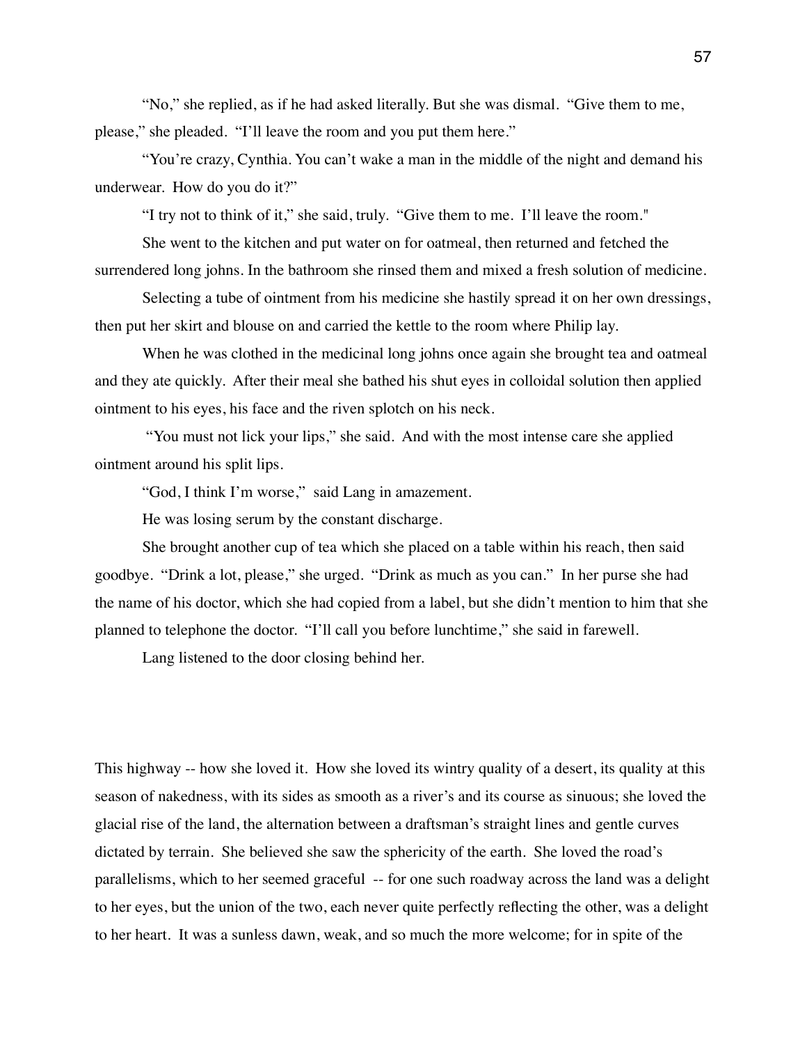"No," she replied, as if he had asked literally. But she was dismal. "Give them to me, please," she pleaded. "I'll leave the room and you put them here."

"You're crazy, Cynthia. You can't wake a man in the middle of the night and demand his underwear. How do you do it?"

"I try not to think of it," she said, truly. "Give them to me. I'll leave the room."

She went to the kitchen and put water on for oatmeal, then returned and fetched the surrendered long johns. In the bathroom she rinsed them and mixed a fresh solution of medicine.

Selecting a tube of ointment from his medicine she hastily spread it on her own dressings, then put her skirt and blouse on and carried the kettle to the room where Philip lay.

When he was clothed in the medicinal long johns once again she brought tea and oatmeal and they ate quickly. After their meal she bathed his shut eyes in colloidal solution then applied ointment to his eyes, his face and the riven splotch on his neck.

"You must not lick your lips," she said. And with the most intense care she applied ointment around his split lips.

"God, I think I'm worse," said Lang in amazement.

He was losing serum by the constant discharge.

She brought another cup of tea which she placed on a table within his reach, then said goodbye. "Drink a lot, please," she urged. "Drink as much as you can." In her purse she had the name of his doctor, which she had copied from a label, but she didn't mention to him that she planned to telephone the doctor. "I'll call you before lunchtime," she said in farewell.

Lang listened to the door closing behind her.

This highway -- how she loved it. How she loved its wintry quality of a desert, its quality at this season of nakedness, with its sides as smooth as a river's and its course as sinuous; she loved the glacial rise of the land, the alternation between a draftsman's straight lines and gentle curves dictated by terrain. She believed she saw the sphericity of the earth. She loved the road's parallelisms, which to her seemed graceful -- for one such roadway across the land was a delight to her eyes, but the union of the two, each never quite perfectly reflecting the other, was a delight to her heart. It was a sunless dawn, weak, and so much the more welcome; for in spite of the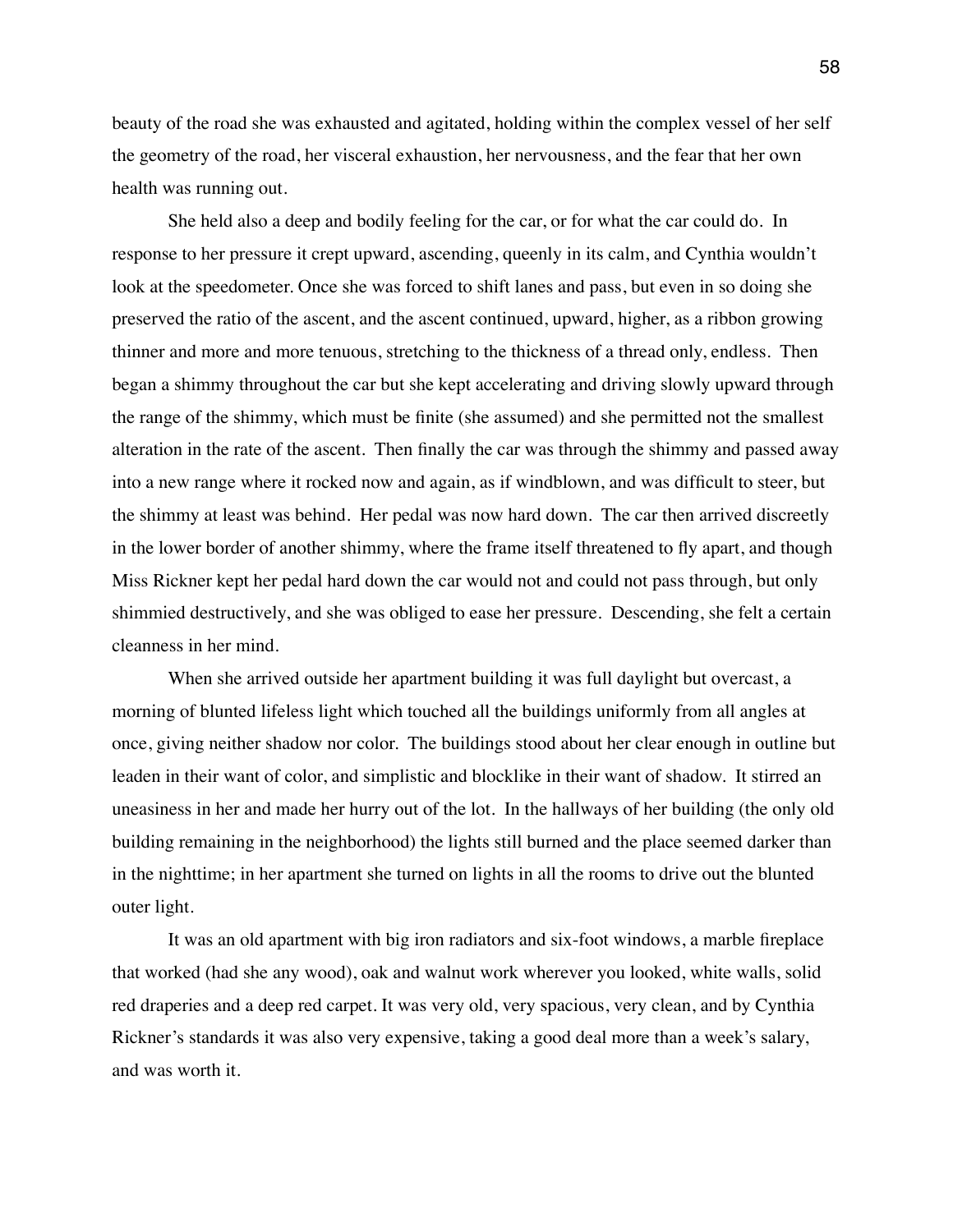beauty of the road she was exhausted and agitated, holding within the complex vessel of her self the geometry of the road, her visceral exhaustion, her nervousness, and the fear that her own health was running out.

She held also a deep and bodily feeling for the car, or for what the car could do. In response to her pressure it crept upward, ascending, queenly in its calm, and Cynthia wouldn't look at the speedometer. Once she was forced to shift lanes and pass, but even in so doing she preserved the ratio of the ascent, and the ascent continued, upward, higher, as a ribbon growing thinner and more and more tenuous, stretching to the thickness of a thread only, endless. Then began a shimmy throughout the car but she kept accelerating and driving slowly upward through the range of the shimmy, which must be finite (she assumed) and she permitted not the smallest alteration in the rate of the ascent. Then finally the car was through the shimmy and passed away into a new range where it rocked now and again, as if windblown, and was difficult to steer, but the shimmy at least was behind. Her pedal was now hard down. The car then arrived discreetly in the lower border of another shimmy, where the frame itself threatened to fly apart, and though Miss Rickner kept her pedal hard down the car would not and could not pass through, but only shimmied destructively, and she was obliged to ease her pressure. Descending, she felt a certain cleanness in her mind.

When she arrived outside her apartment building it was full daylight but overcast, a morning of blunted lifeless light which touched all the buildings uniformly from all angles at once, giving neither shadow nor color. The buildings stood about her clear enough in outline but leaden in their want of color, and simplistic and blocklike in their want of shadow. It stirred an uneasiness in her and made her hurry out of the lot. In the hallways of her building (the only old building remaining in the neighborhood) the lights still burned and the place seemed darker than in the nighttime; in her apartment she turned on lights in all the rooms to drive out the blunted outer light.

It was an old apartment with big iron radiators and six-foot windows, a marble fireplace that worked (had she any wood), oak and walnut work wherever you looked, white walls, solid red draperies and a deep red carpet. It was very old, very spacious, very clean, and by Cynthia Rickner's standards it was also very expensive, taking a good deal more than a week's salary, and was worth it.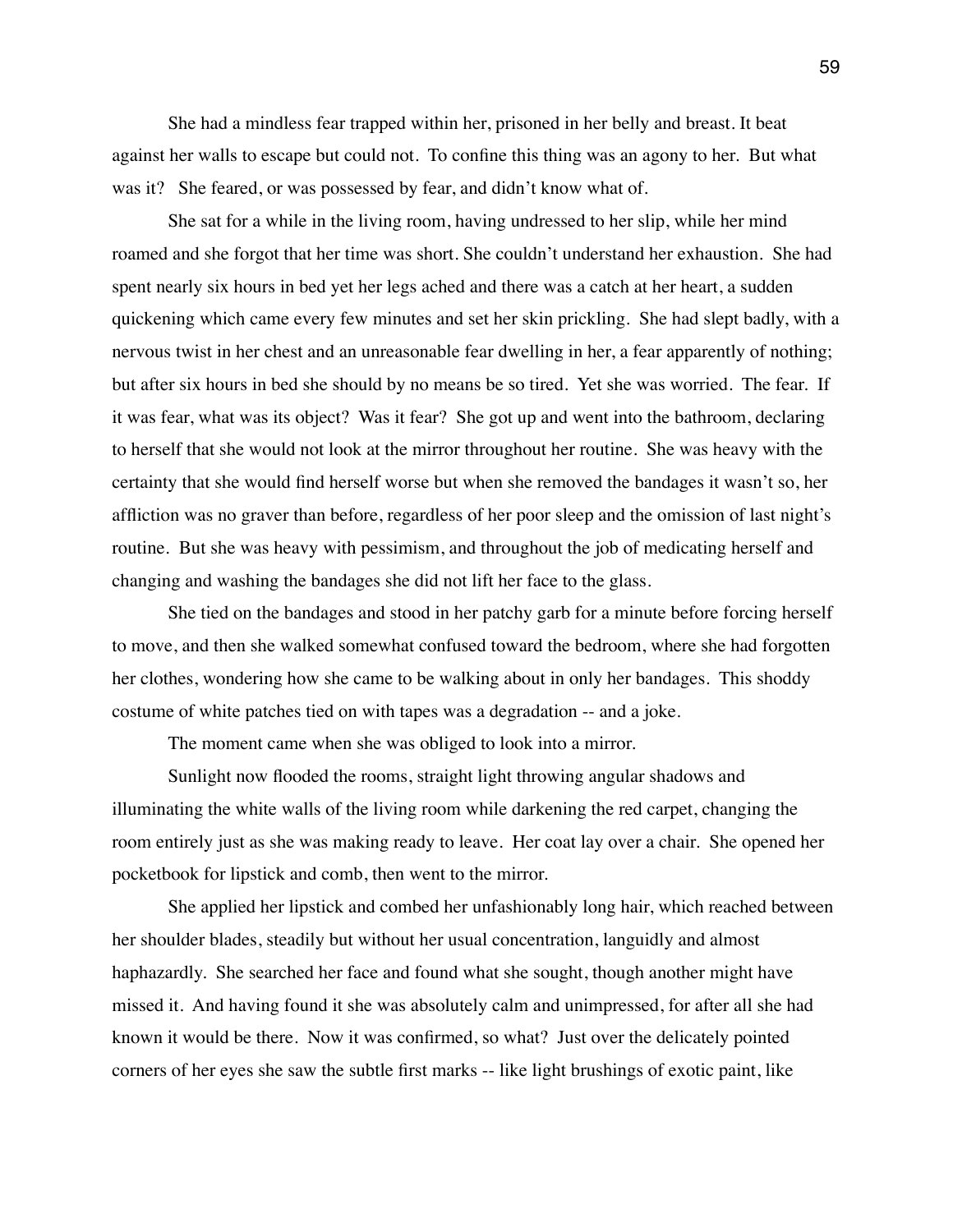She had a mindless fear trapped within her, prisoned in her belly and breast. It beat against her walls to escape but could not. To confine this thing was an agony to her. But what was it? She feared, or was possessed by fear, and didn't know what of.

She sat for a while in the living room, having undressed to her slip, while her mind roamed and she forgot that her time was short. She couldn't understand her exhaustion. She had spent nearly six hours in bed yet her legs ached and there was a catch at her heart, a sudden quickening which came every few minutes and set her skin prickling. She had slept badly, with a nervous twist in her chest and an unreasonable fear dwelling in her, a fear apparently of nothing; but after six hours in bed she should by no means be so tired. Yet she was worried. The fear. If it was fear, what was its object? Was it fear? She got up and went into the bathroom, declaring to herself that she would not look at the mirror throughout her routine. She was heavy with the certainty that she would find herself worse but when she removed the bandages it wasn't so, her affliction was no graver than before, regardless of her poor sleep and the omission of last night's routine. But she was heavy with pessimism, and throughout the job of medicating herself and changing and washing the bandages she did not lift her face to the glass.

She tied on the bandages and stood in her patchy garb for a minute before forcing herself to move, and then she walked somewhat confused toward the bedroom, where she had forgotten her clothes, wondering how she came to be walking about in only her bandages. This shoddy costume of white patches tied on with tapes was a degradation -- and a joke.

The moment came when she was obliged to look into a mirror.

Sunlight now flooded the rooms, straight light throwing angular shadows and illuminating the white walls of the living room while darkening the red carpet, changing the room entirely just as she was making ready to leave. Her coat lay over a chair. She opened her pocketbook for lipstick and comb, then went to the mirror.

She applied her lipstick and combed her unfashionably long hair, which reached between her shoulder blades, steadily but without her usual concentration, languidly and almost haphazardly. She searched her face and found what she sought, though another might have missed it. And having found it she was absolutely calm and unimpressed, for after all she had known it would be there. Now it was confirmed, so what? Just over the delicately pointed corners of her eyes she saw the subtle first marks -- like light brushings of exotic paint, like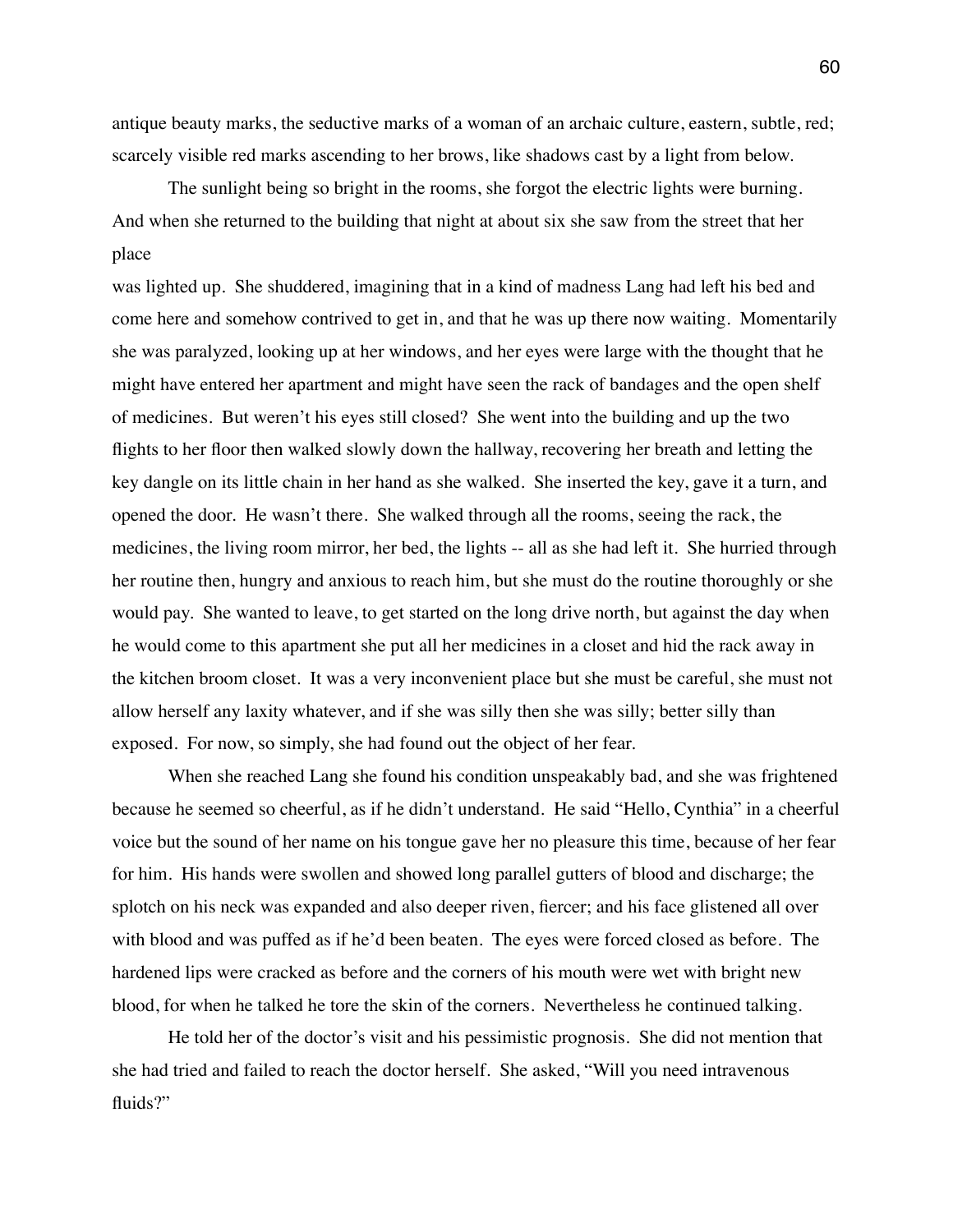antique beauty marks, the seductive marks of a woman of an archaic culture, eastern, subtle, red; scarcely visible red marks ascending to her brows, like shadows cast by a light from below.

The sunlight being so bright in the rooms, she forgot the electric lights were burning. And when she returned to the building that night at about six she saw from the street that her place

was lighted up. She shuddered, imagining that in a kind of madness Lang had left his bed and come here and somehow contrived to get in, and that he was up there now waiting. Momentarily she was paralyzed, looking up at her windows, and her eyes were large with the thought that he might have entered her apartment and might have seen the rack of bandages and the open shelf of medicines. But weren't his eyes still closed? She went into the building and up the two flights to her floor then walked slowly down the hallway, recovering her breath and letting the key dangle on its little chain in her hand as she walked. She inserted the key, gave it a turn, and opened the door. He wasn't there. She walked through all the rooms, seeing the rack, the medicines, the living room mirror, her bed, the lights -- all as she had left it. She hurried through her routine then, hungry and anxious to reach him, but she must do the routine thoroughly or she would pay. She wanted to leave, to get started on the long drive north, but against the day when he would come to this apartment she put all her medicines in a closet and hid the rack away in the kitchen broom closet. It was a very inconvenient place but she must be careful, she must not allow herself any laxity whatever, and if she was silly then she was silly; better silly than exposed. For now, so simply, she had found out the object of her fear.

When she reached Lang she found his condition unspeakably bad, and she was frightened because he seemed so cheerful, as if he didn't understand. He said "Hello, Cynthia" in a cheerful voice but the sound of her name on his tongue gave her no pleasure this time, because of her fear for him. His hands were swollen and showed long parallel gutters of blood and discharge; the splotch on his neck was expanded and also deeper riven, fiercer; and his face glistened all over with blood and was puffed as if he'd been beaten. The eyes were forced closed as before. The hardened lips were cracked as before and the corners of his mouth were wet with bright new blood, for when he talked he tore the skin of the corners. Nevertheless he continued talking.

He told her of the doctor's visit and his pessimistic prognosis. She did not mention that she had tried and failed to reach the doctor herself. She asked, "Will you need intravenous fluids?"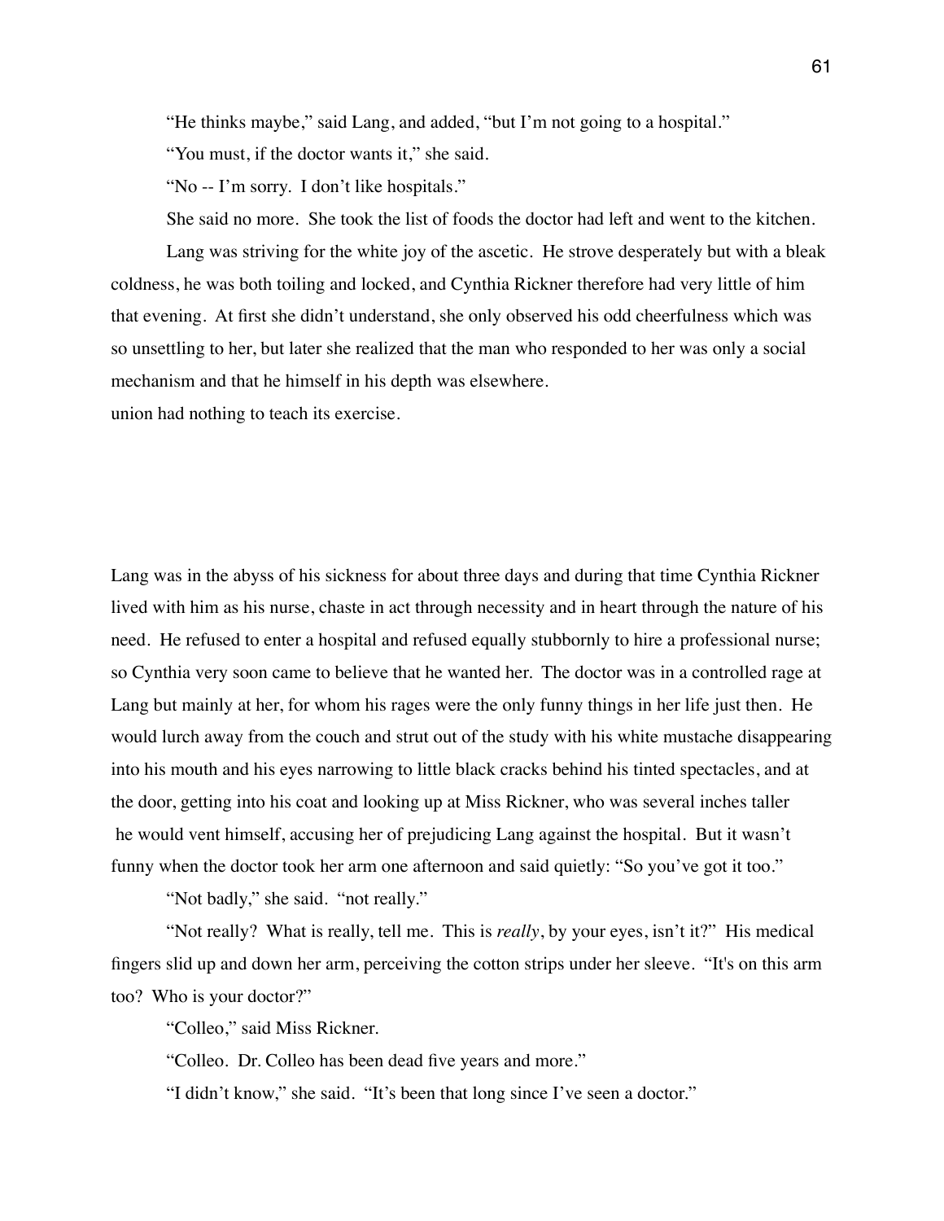"He thinks maybe," said Lang, and added, "but I'm not going to a hospital."

"You must, if the doctor wants it," she said.

"No -- I'm sorry. I don't like hospitals."

She said no more. She took the list of foods the doctor had left and went to the kitchen.

Lang was striving for the white joy of the ascetic. He strove desperately but with a bleak coldness, he was both toiling and locked, and Cynthia Rickner therefore had very little of him that evening. At first she didn't understand, she only observed his odd cheerfulness which was so unsettling to her, but later she realized that the man who responded to her was only a social mechanism and that he himself in his depth was elsewhere.
union had nothing to teach its exercise.

Lang was in the abyss of his sickness for about three days and during that time Cynthia Rickner lived with him as his nurse, chaste in act through necessity and in heart through the nature of his need. He refused to enter a hospital and refused equally stubbornly to hire a professional nurse; so Cynthia very soon came to believe that he wanted her. The doctor was in a controlled rage at Lang but mainly at her, for whom his rages were the only funny things in her life just then. He would lurch away from the couch and strut out of the study with his white mustache disappearing into his mouth and his eyes narrowing to little black cracks behind his tinted spectacles, and at the door, getting into his coat and looking up at Miss Rickner, who was several inches taller he would vent himself, accusing her of prejudicing Lang against the hospital. But it wasn't funny when the doctor took her arm one afternoon and said quietly: "So you've got it too."

"Not badly," she said. "not really."

"Not really? What is really, tell me. This is *really*, by your eyes, isn't it?" His medical fingers slid up and down her arm, perceiving the cotton strips under her sleeve. "It's on this arm too? Who is your doctor?"

"Colleo," said Miss Rickner.

"Colleo. Dr. Colleo has been dead five years and more."

"I didn't know," she said. "It's been that long since I've seen a doctor."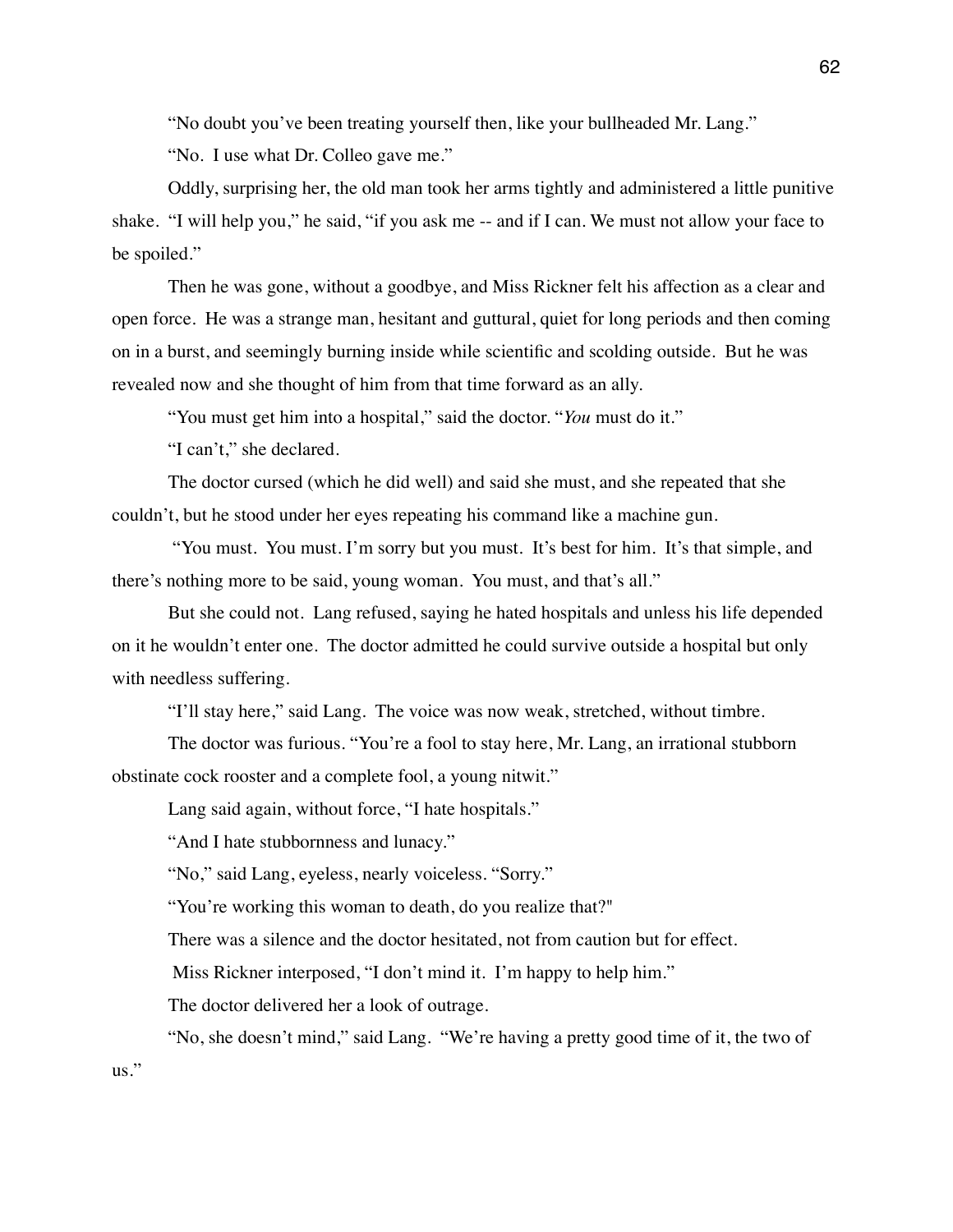"No doubt you've been treating yourself then, like your bullheaded Mr. Lang."

"No. I use what Dr. Colleo gave me."

Oddly, surprising her, the old man took her arms tightly and administered a little punitive shake. "I will help you," he said, "if you ask me -- and if I can. We must not allow your face to be spoiled."

Then he was gone, without a goodbye, and Miss Rickner felt his affection as a clear and open force. He was a strange man, hesitant and guttural, quiet for long periods and then coming on in a burst, and seemingly burning inside while scientific and scolding outside. But he was revealed now and she thought of him from that time forward as an ally.

"You must get him into a hospital," said the doctor. "*You* must do it."

"I can't," she declared.

The doctor cursed (which he did well) and said she must, and she repeated that she couldn't, but he stood under her eyes repeating his command like a machine gun.

"You must. You must. I'm sorry but you must. It's best for him. It's that simple, and there's nothing more to be said, young woman. You must, and that's all."

But she could not. Lang refused, saying he hated hospitals and unless his life depended on it he wouldn't enter one. The doctor admitted he could survive outside a hospital but only with needless suffering.

"I'll stay here," said Lang. The voice was now weak, stretched, without timbre.

The doctor was furious. "You're a fool to stay here, Mr. Lang, an irrational stubborn obstinate cock rooster and a complete fool, a young nitwit."

Lang said again, without force, "I hate hospitals."

"And I hate stubbornness and lunacy."

"No," said Lang, eyeless, nearly voiceless. "Sorry."

"You're working this woman to death, do you realize that?"

There was a silence and the doctor hesitated, not from caution but for effect.

Miss Rickner interposed, "I don't mind it. I'm happy to help him."

The doctor delivered her a look of outrage.

"No, she doesn't mind," said Lang. "We're having a pretty good time of it, the two of us."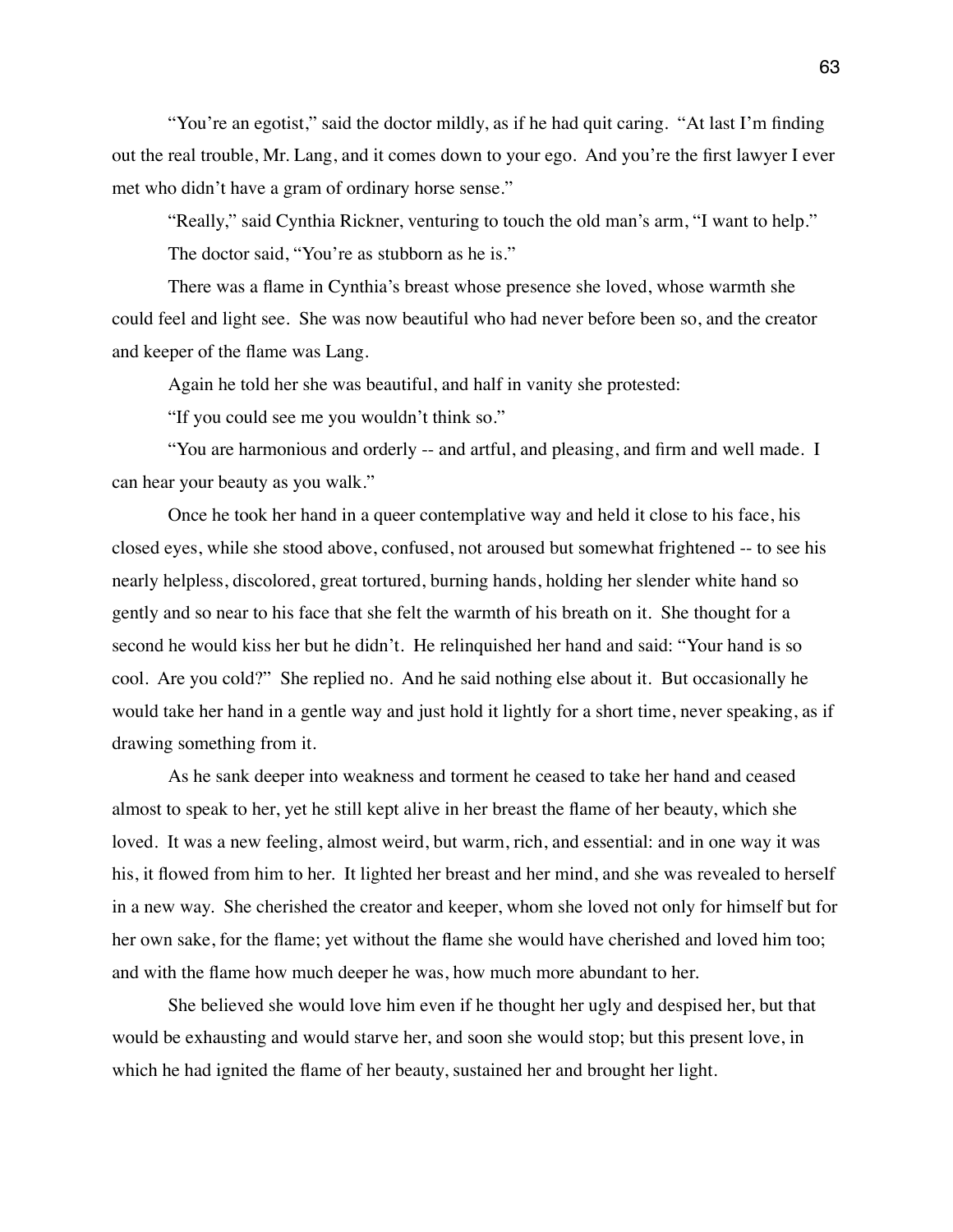"You're an egotist," said the doctor mildly, as if he had quit caring. "At last I'm finding out the real trouble, Mr. Lang, and it comes down to your ego. And you're the first lawyer I ever met who didn't have a gram of ordinary horse sense."

"Really," said Cynthia Rickner, venturing to touch the old man's arm, "I want to help."

The doctor said, "You're as stubborn as he is."

There was a flame in Cynthia's breast whose presence she loved, whose warmth she could feel and light see. She was now beautiful who had never before been so, and the creator and keeper of the flame was Lang.

Again he told her she was beautiful, and half in vanity she protested:

"If you could see me you wouldn't think so."

"You are harmonious and orderly -- and artful, and pleasing, and firm and well made. I can hear your beauty as you walk."

Once he took her hand in a queer contemplative way and held it close to his face, his closed eyes, while she stood above, confused, not aroused but somewhat frightened -- to see his nearly helpless, discolored, great tortured, burning hands, holding her slender white hand so gently and so near to his face that she felt the warmth of his breath on it. She thought for a second he would kiss her but he didn't. He relinquished her hand and said: "Your hand is so cool. Are you cold?" She replied no. And he said nothing else about it. But occasionally he would take her hand in a gentle way and just hold it lightly for a short time, never speaking, as if drawing something from it.

As he sank deeper into weakness and torment he ceased to take her hand and ceased almost to speak to her, yet he still kept alive in her breast the flame of her beauty, which she loved. It was a new feeling, almost weird, but warm, rich, and essential: and in one way it was his, it flowed from him to her. It lighted her breast and her mind, and she was revealed to herself in a new way. She cherished the creator and keeper, whom she loved not only for himself but for her own sake, for the flame; yet without the flame she would have cherished and loved him too; and with the flame how much deeper he was, how much more abundant to her.

She believed she would love him even if he thought her ugly and despised her, but that would be exhausting and would starve her, and soon she would stop; but this present love, in which he had ignited the flame of her beauty, sustained her and brought her light.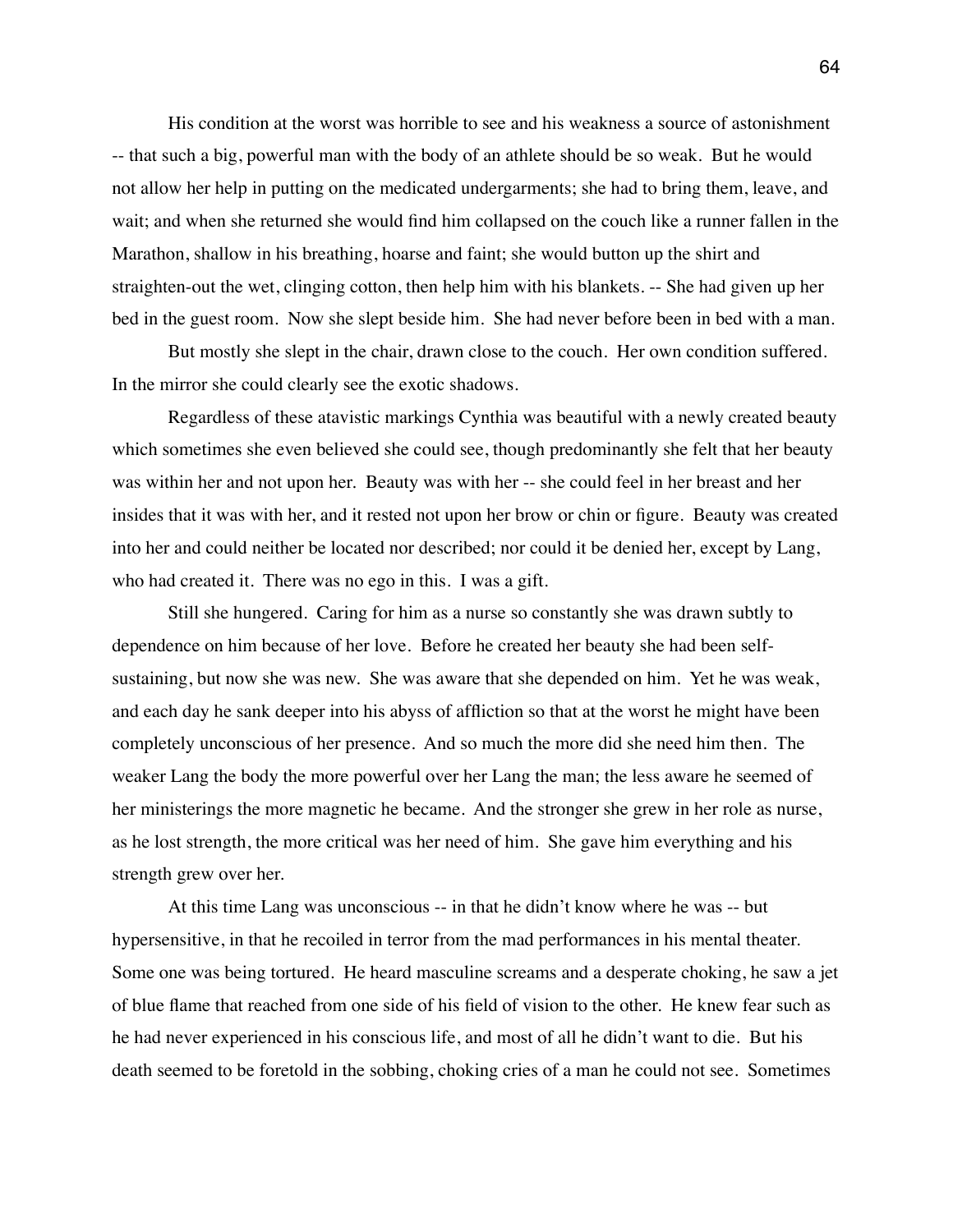His condition at the worst was horrible to see and his weakness a source of astonishment -- that such a big, powerful man with the body of an athlete should be so weak. But he would not allow her help in putting on the medicated undergarments; she had to bring them, leave, and wait; and when she returned she would find him collapsed on the couch like a runner fallen in the Marathon, shallow in his breathing, hoarse and faint; she would button up the shirt and straighten-out the wet, clinging cotton, then help him with his blankets. -- She had given up her bed in the guest room. Now she slept beside him. She had never before been in bed with a man.

But mostly she slept in the chair, drawn close to the couch. Her own condition suffered. In the mirror she could clearly see the exotic shadows.

Regardless of these atavistic markings Cynthia was beautiful with a newly created beauty which sometimes she even believed she could see, though predominantly she felt that her beauty was within her and not upon her. Beauty was with her -- she could feel in her breast and her insides that it was with her, and it rested not upon her brow or chin or figure. Beauty was created into her and could neither be located nor described; nor could it be denied her, except by Lang, who had created it. There was no ego in this. I was a gift.

Still she hungered. Caring for him as a nurse so constantly she was drawn subtly to dependence on him because of her love. Before he created her beauty she had been self-sustaining, but now she was new. She was aware that she depended on him. Yet he was weak, and each day he sank deeper into his abyss of affliction so that at the worst he might have been completely unconscious of her presence. And so much the more did she need him then. The weaker Lang the body the more powerful over her Lang the man; the less aware he seemed of her ministerings the more magnetic he became. And the stronger she grew in her role as nurse, as he lost strength, the more critical was her need of him. She gave him everything and his strength grew over her.

At this time Lang was unconscious -- in that he didn't know where he was -- but hypersensitive, in that he recoiled in terror from the mad performances in his mental theater. Some one was being tortured. He heard masculine screams and a desperate choking, he saw a jet of blue flame that reached from one side of his field of vision to the other. He knew fear such as he had never experienced in his conscious life, and most of all he didn't want to die. But his death seemed to be foretold in the sobbing, choking cries of a man he could not see. Sometimes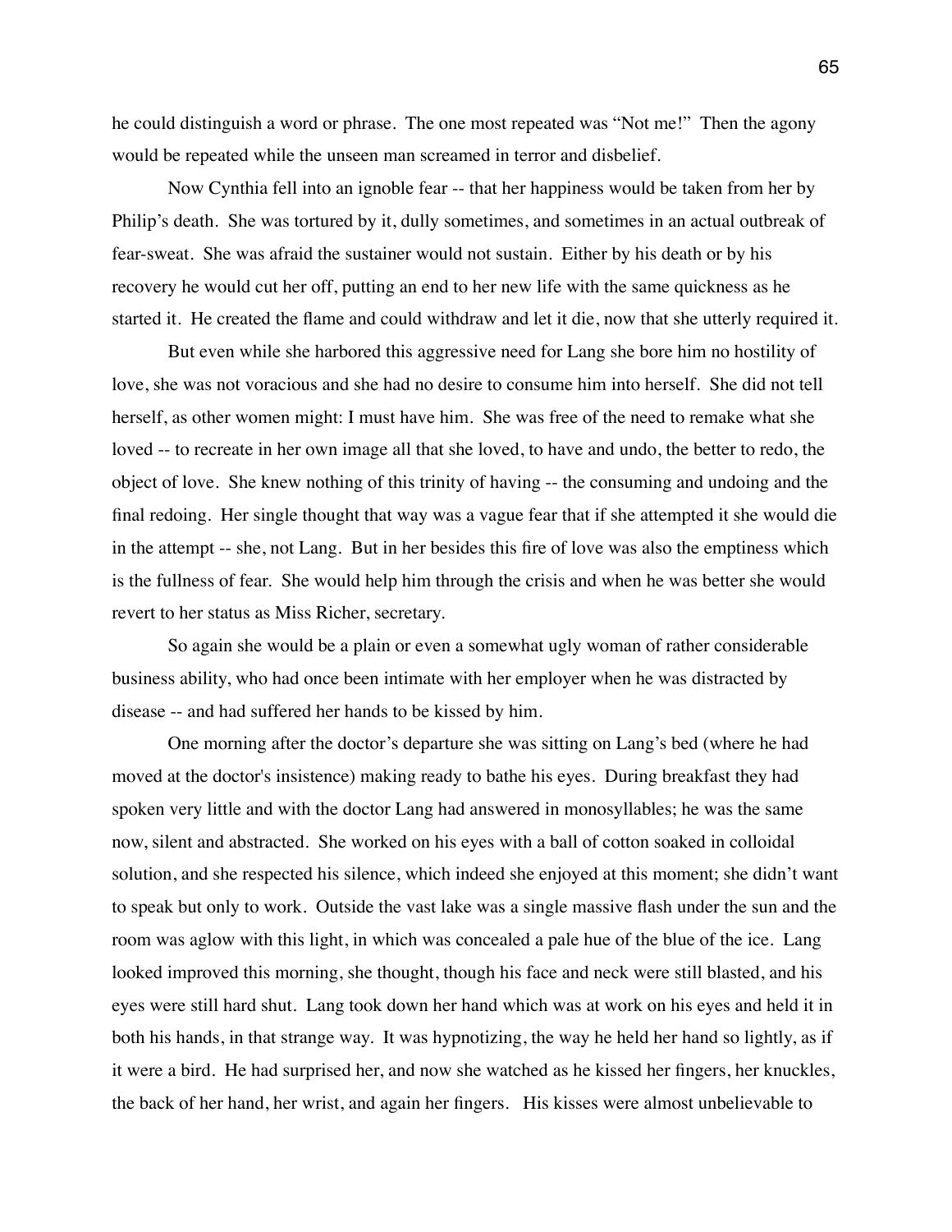he could distinguish a word or phrase. The one most repeated was "Not me!" Then the agony would be repeated while the unseen man screamed in terror and disbelief.

Now Cynthia fell into an ignoble fear -- that her happiness would be taken from her by Philip's death. She was tortured by it, dully sometimes, and sometimes in an actual outbreak of fear-sweat. She was afraid the sustainer would not sustain. Either by his death or by his recovery he would cut her off, putting an end to her new life with the same quickness as he started it. He created the flame and could withdraw and let it die, now that she utterly required it.

But even while she harbored this aggressive need for Lang she bore him no hostility of love, she was not voracious and she had no desire to consume him into herself. She did not tell herself, as other women might: I must have him. She was free of the need to remake what she loved -- to recreate in her own image all that she loved, to have and undo, the better to redo, the object of love. She knew nothing of this trinity of having -- the consuming and undoing and the final redoing. Her single thought that way was a vague fear that if she attempted it she would die in the attempt -- she, not Lang. But in her besides this fire of love was also the emptiness which is the fullness of fear. She would help him through the crisis and when he was better she would revert to her status as Miss Richer, secretary.

So again she would be a plain or even a somewhat ugly woman of rather considerable business ability, who had once been intimate with her employer when he was distracted by disease -- and had suffered her hands to be kissed by him.

One morning after the doctor's departure she was sitting on Lang's bed (where he had moved at the doctor's insistence) making ready to bathe his eyes. During breakfast they had spoken very little and with the doctor Lang had answered in monosyllables; he was the same now, silent and abstracted. She worked on his eyes with a ball of cotton soaked in colloidal solution, and she respected his silence, which indeed she enjoyed at this moment; she didn't want to speak but only to work. Outside the vast lake was a single massive flash under the sun and the room was aglow with this light, in which was concealed a pale hue of the blue of the ice. Lang looked improved this morning, she thought, though his face and neck were still blasted, and his eyes were still hard shut. Lang took down her hand which was at work on his eyes and held it in both his hands, in that strange way. It was hypnotizing, the way he held her hand so lightly, as if it were a bird. He had surprised her, and now she watched as he kissed her fingers, her knuckles, the back of her hand, her wrist, and again her fingers. His kisses were almost unbelievable to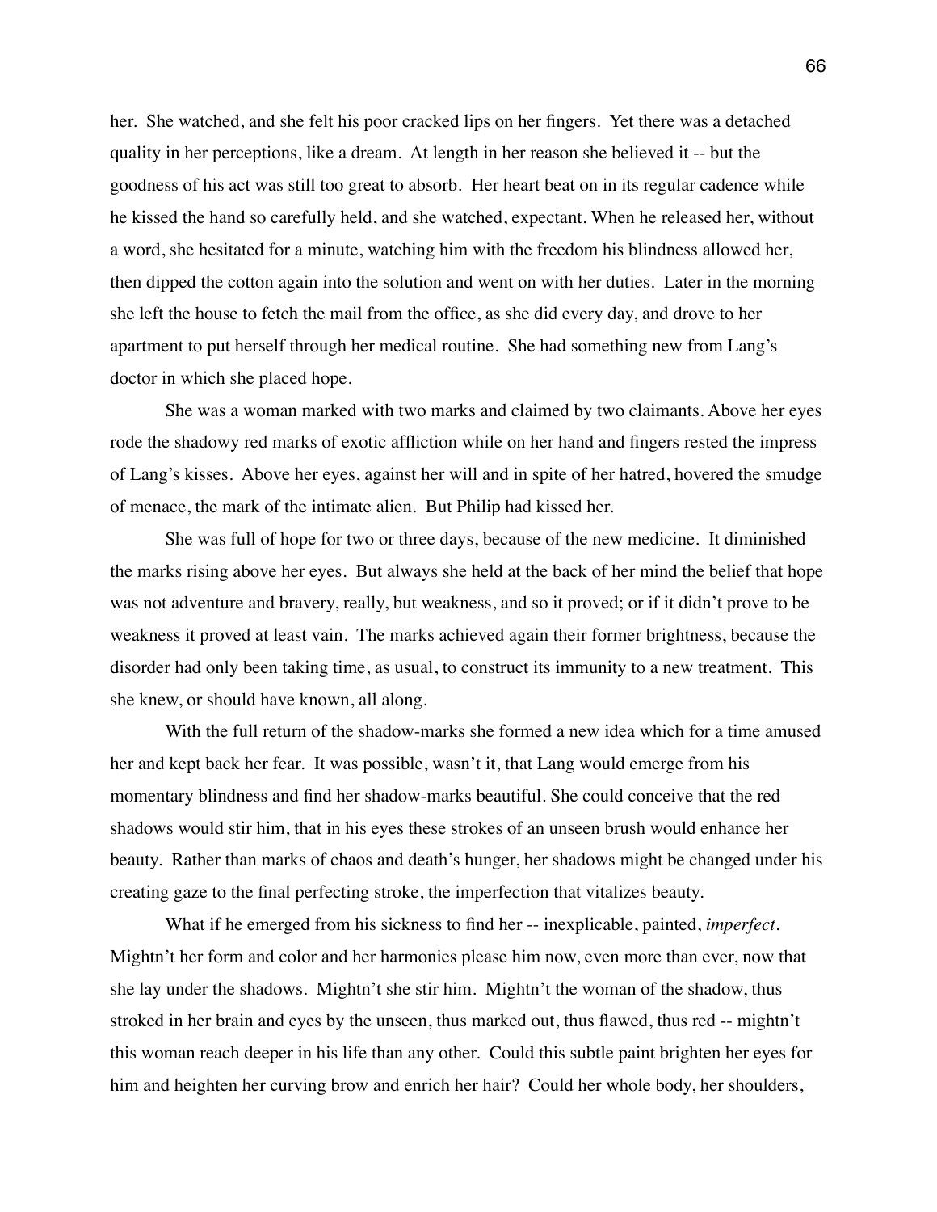her. She watched, and she felt his poor cracked lips on her fingers. Yet there was a detached quality in her perceptions, like a dream. At length in her reason she believed it -- but the goodness of his act was still too great to absorb. Her heart beat on in its regular cadence while he kissed the hand so carefully held, and she watched, expectant. When he released her, without a word, she hesitated for a minute, watching him with the freedom his blindness allowed her, then dipped the cotton again into the solution and went on with her duties. Later in the morning she left the house to fetch the mail from the office, as she did every day, and drove to her apartment to put herself through her medical routine. She had something new from Lang's doctor in which she placed hope.

She was a woman marked with two marks and claimed by two claimants. Above her eyes rode the shadowy red marks of exotic affliction while on her hand and fingers rested the impress of Lang's kisses. Above her eyes, against her will and in spite of her hatred, hovered the smudge of menace, the mark of the intimate alien. But Philip had kissed her.

She was full of hope for two or three days, because of the new medicine. It diminished the marks rising above her eyes. But always she held at the back of her mind the belief that hope was not adventure and bravery, really, but weakness, and so it proved; or if it didn't prove to be weakness it proved at least vain. The marks achieved again their former brightness, because the disorder had only been taking time, as usual, to construct its immunity to a new treatment. This she knew, or should have known, all along.

With the full return of the shadow-marks she formed a new idea which for a time amused her and kept back her fear. It was possible, wasn't it, that Lang would emerge from his momentary blindness and find her shadow-marks beautiful. She could conceive that the red shadows would stir him, that in his eyes these strokes of an unseen brush would enhance her beauty. Rather than marks of chaos and death's hunger, her shadows might be changed under his creating gaze to the final perfecting stroke, the imperfection that vitalizes beauty.

What if he emerged from his sickness to find her -- inexplicable, painted, *imperfect*. Mightn't her form and color and her harmonies please him now, even more than ever, now that she lay under the shadows. Mightn't she stir him. Mightn't the woman of the shadow, thus stroked in her brain and eyes by the unseen, thus marked out, thus flawed, thus red -- mightn't this woman reach deeper in his life than any other. Could this subtle paint brighten her eyes for him and heighten her curving brow and enrich her hair? Could her whole body, her shoulders,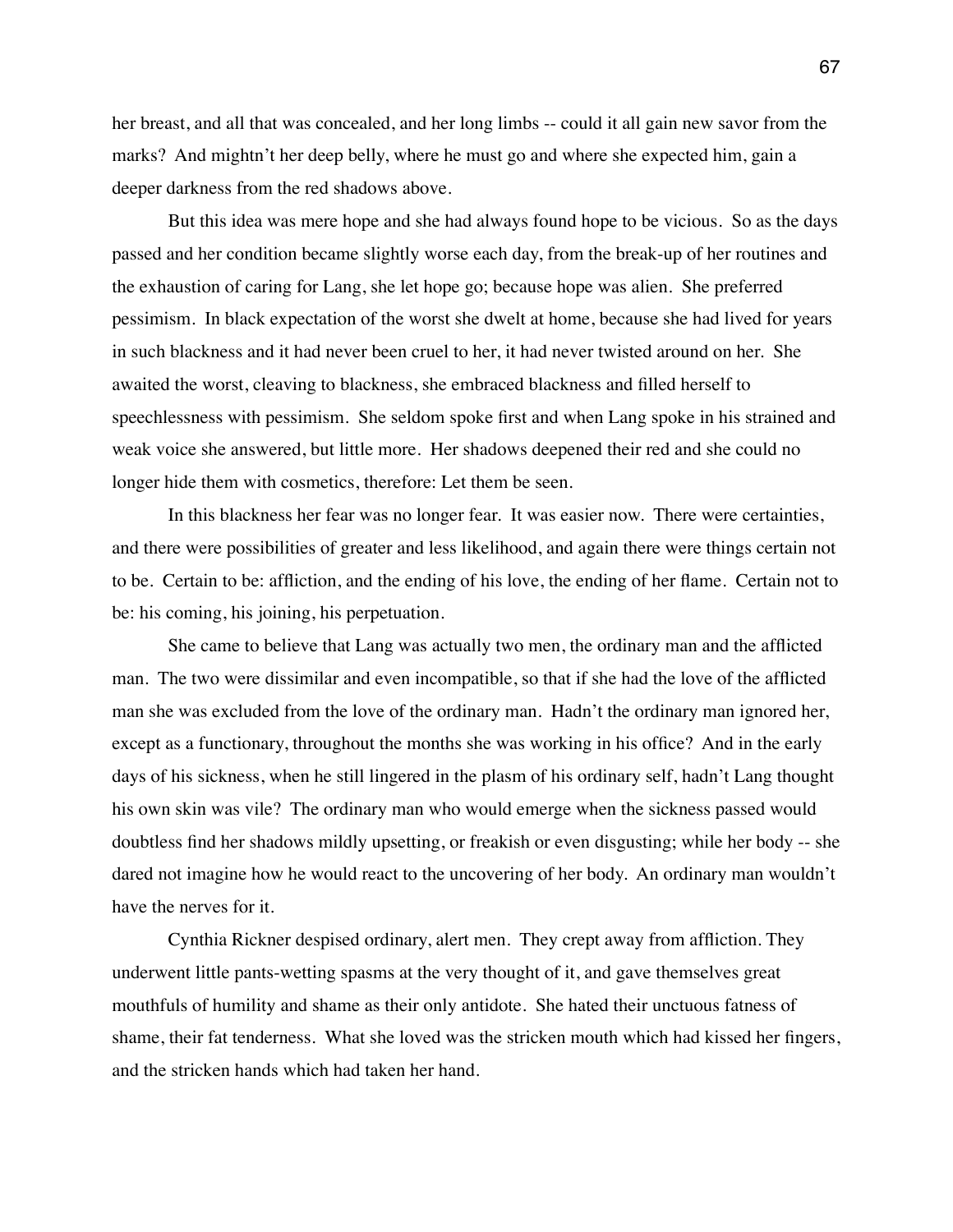her breast, and all that was concealed, and her long limbs -- could it all gain new savor from the marks? And mightn't her deep belly, where he must go and where she expected him, gain a deeper darkness from the red shadows above.

But this idea was mere hope and she had always found hope to be vicious. So as the days passed and her condition became slightly worse each day, from the break-up of her routines and the exhaustion of caring for Lang, she let hope go; because hope was alien. She preferred pessimism. In black expectation of the worst she dwelt at home, because she had lived for years in such blackness and it had never been cruel to her, it had never twisted around on her. She awaited the worst, cleaving to blackness, she embraced blackness and filled herself to speechlessness with pessimism. She seldom spoke first and when Lang spoke in his strained and weak voice she answered, but little more. Her shadows deepened their red and she could no longer hide them with cosmetics, therefore: Let them be seen.

In this blackness her fear was no longer fear. It was easier now. There were certainties, and there were possibilities of greater and less likelihood, and again there were things certain not to be. Certain to be: affliction, and the ending of his love, the ending of her flame. Certain not to be: his coming, his joining, his perpetuation.

She came to believe that Lang was actually two men, the ordinary man and the afflicted man. The two were dissimilar and even incompatible, so that if she had the love of the afflicted man she was excluded from the love of the ordinary man. Hadn't the ordinary man ignored her, except as a functionary, throughout the months she was working in his office? And in the early days of his sickness, when he still lingered in the plasm of his ordinary self, hadn't Lang thought his own skin was vile? The ordinary man who would emerge when the sickness passed would doubtless find her shadows mildly upsetting, or freakish or even disgusting; while her body -- she dared not imagine how he would react to the uncovering of her body. An ordinary man wouldn't have the nerves for it.

Cynthia Rickner despised ordinary, alert men. They crept away from affliction. They underwent little pants-wetting spasms at the very thought of it, and gave themselves great mouthfuls of humility and shame as their only antidote. She hated their unctuous fatness of shame, their fat tenderness. What she loved was the stricken mouth which had kissed her fingers, and the stricken hands which had taken her hand.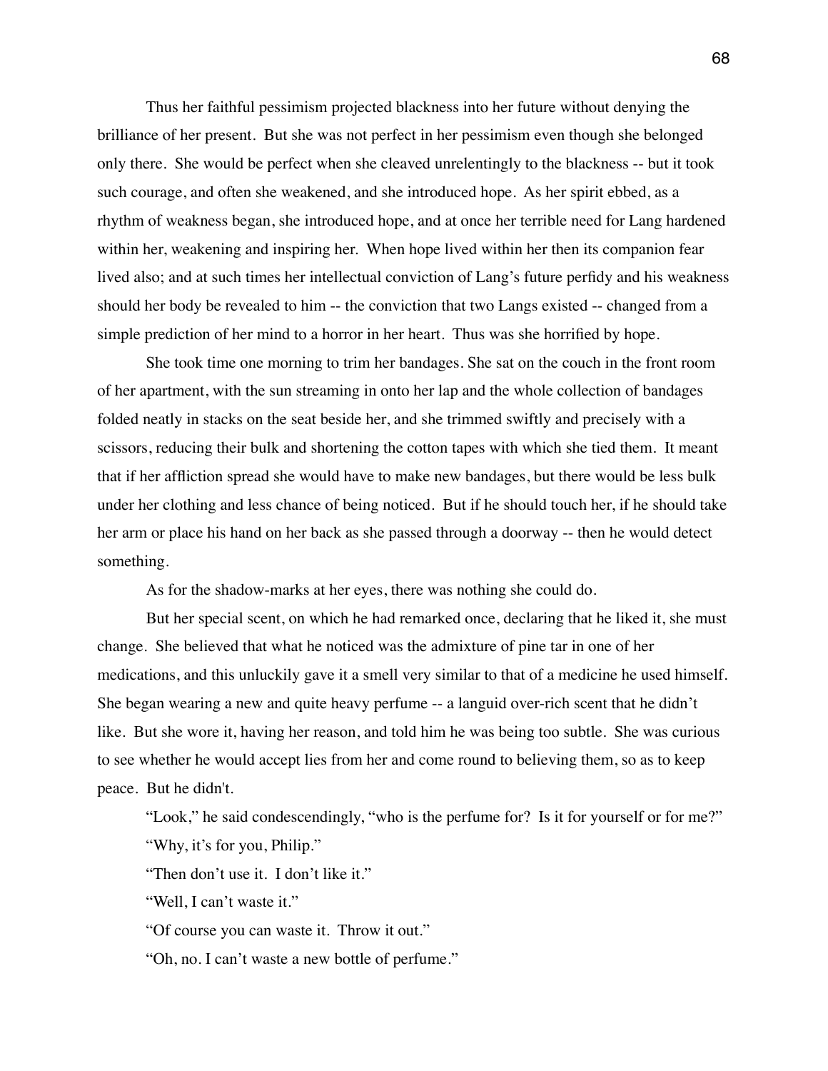Thus her faithful pessimism projected blackness into her future without denying the brilliance of her present. But she was not perfect in her pessimism even though she belonged only there. She would be perfect when she cleaved unrelentingly to the blackness -- but it took such courage, and often she weakened, and she introduced hope. As her spirit ebbed, as a rhythm of weakness began, she introduced hope, and at once her terrible need for Lang hardened within her, weakening and inspiring her. When hope lived within her then its companion fear lived also; and at such times her intellectual conviction of Lang's future perfidy and his weakness should her body be revealed to him -- the conviction that two Langs existed -- changed from a simple prediction of her mind to a horror in her heart. Thus was she horrified by hope.

She took time one morning to trim her bandages. She sat on the couch in the front room of her apartment, with the sun streaming in onto her lap and the whole collection of bandages folded neatly in stacks on the seat beside her, and she trimmed swiftly and precisely with a scissors, reducing their bulk and shortening the cotton tapes with which she tied them. It meant that if her affliction spread she would have to make new bandages, but there would be less bulk under her clothing and less chance of being noticed. But if he should touch her, if he should take her arm or place his hand on her back as she passed through a doorway -- then he would detect something.

As for the shadow-marks at her eyes, there was nothing she could do.

But her special scent, on which he had remarked once, declaring that he liked it, she must change. She believed that what he noticed was the admixture of pine tar in one of her medications, and this unluckily gave it a smell very similar to that of a medicine he used himself. She began wearing a new and quite heavy perfume -- a languid over-rich scent that he didn't like. But she wore it, having her reason, and told him he was being too subtle. She was curious to see whether he would accept lies from her and come round to believing them, so as to keep peace. But he didn't.

"Look," he said condescendingly, "who is the perfume for? Is it for yourself or for me?"

"Why, it's for you, Philip."

"Then don't use it. I don't like it."

"Well, I can't waste it."

"Of course you can waste it. Throw it out."

"Oh, no. I can't waste a new bottle of perfume."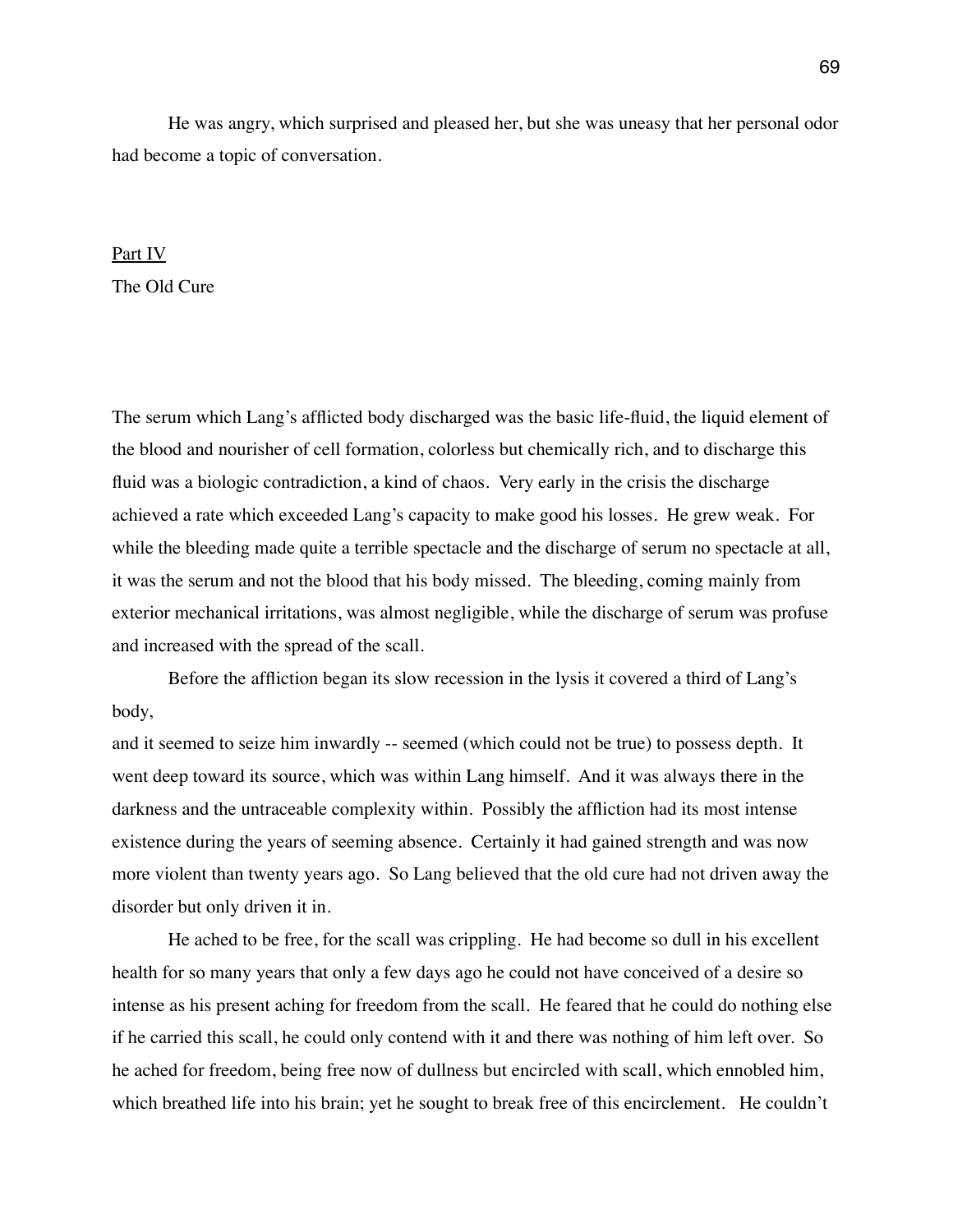He was angry, which surprised and pleased her, but she was uneasy that her personal odor had become a topic of conversation.

## Part IV

### The Old Cure

The serum which Lang's afflicted body discharged was the basic life-fluid, the liquid element of the blood and nourisher of cell formation, colorless but chemically rich, and to discharge this fluid was a biologic contradiction, a kind of chaos. Very early in the crisis the discharge achieved a rate which exceeded Lang's capacity to make good his losses. He grew weak. For while the bleeding made quite a terrible spectacle and the discharge of serum no spectacle at all, it was the serum and not the blood that his body missed. The bleeding, coming mainly from exterior mechanical irritations, was almost negligible, while the discharge of serum was profuse and increased with the spread of the scall.

Before the affliction began its slow recession in the lysis it covered a third of Lang's body,
and it seemed to seize him inwardly -- seemed (which could not be true) to possess depth. It went deep toward its source, which was within Lang himself. And it was always there in the darkness and the untraceable complexity within. Possibly the affliction had its most intense existence during the years of seeming absence. Certainly it had gained strength and was now more violent than twenty years ago. So Lang believed that the old cure had not driven away the disorder but only driven it in.

He ached to be free, for the scall was crippling. He had become so dull in his excellent health for so many years that only a few days ago he could not have conceived of a desire so intense as his present aching for freedom from the scall. He feared that he could do nothing else if he carried this scall, he could only contend with it and there was nothing of him left over. So he ached for freedom, being free now of dullness but encircled with scall, which ennobled him, which breathed life into his brain; yet he sought to break free of this encirclement. He couldn't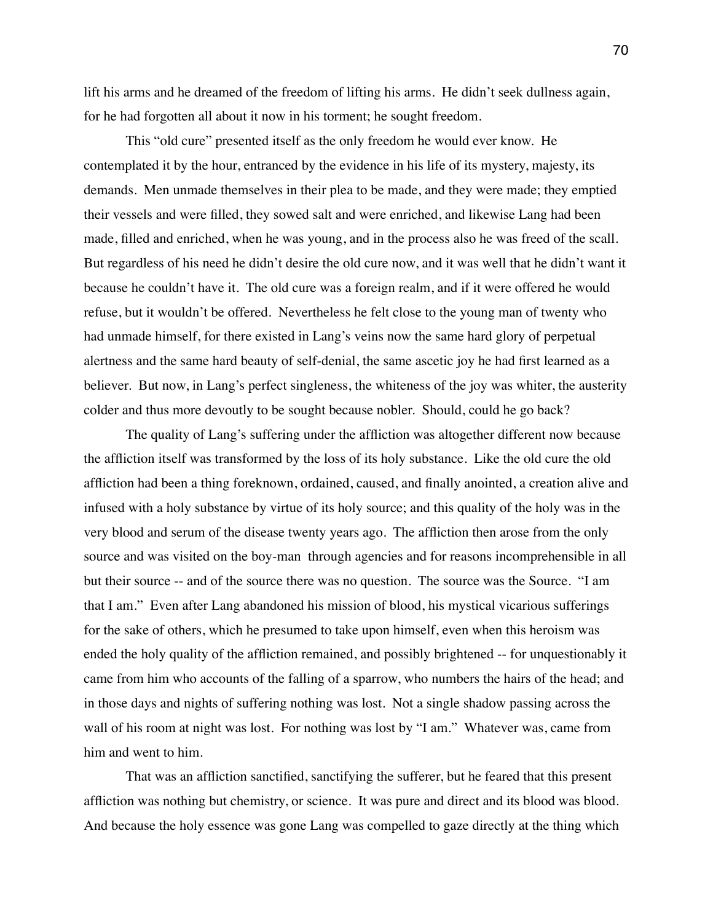lift his arms and he dreamed of the freedom of lifting his arms. He didn't seek dullness again, for he had forgotten all about it now in his torment; he sought freedom.

This "old cure" presented itself as the only freedom he would ever know. He contemplated it by the hour, entranced by the evidence in his life of its mystery, majesty, its demands. Men unmade themselves in their plea to be made, and they were made; they emptied their vessels and were filled, they sowed salt and were enriched, and likewise Lang had been made, filled and enriched, when he was young, and in the process also he was freed of the scall. But regardless of his need he didn't desire the old cure now, and it was well that he didn't want it because he couldn't have it. The old cure was a foreign realm, and if it were offered he would refuse, but it wouldn't be offered. Nevertheless he felt close to the young man of twenty who had unmade himself, for there existed in Lang's veins now the same hard glory of perpetual alertness and the same hard beauty of self-denial, the same ascetic joy he had first learned as a believer. But now, in Lang's perfect singleness, the whiteness of the joy was whiter, the austerity colder and thus more devoutly to be sought because nobler. Should, could he go back?

The quality of Lang's suffering under the affliction was altogether different now because the affliction itself was transformed by the loss of its holy substance. Like the old cure the old affliction had been a thing foreknown, ordained, caused, and finally anointed, a creation alive and infused with a holy substance by virtue of its holy source; and this quality of the holy was in the very blood and serum of the disease twenty years ago. The affliction then arose from the only source and was visited on the boy-man through agencies and for reasons incomprehensible in all but their source -- and of the source there was no question. The source was the Source. "I am that I am." Even after Lang abandoned his mission of blood, his mystical vicarious sufferings for the sake of others, which he presumed to take upon himself, even when this heroism was ended the holy quality of the affliction remained, and possibly brightened -- for unquestionably it came from him who accounts of the falling of a sparrow, who numbers the hairs of the head; and in those days and nights of suffering nothing was lost. Not a single shadow passing across the wall of his room at night was lost. For nothing was lost by "I am." Whatever was, came from him and went to him.

That was an affliction sanctified, sanctifying the sufferer, but he feared that this present affliction was nothing but chemistry, or science. It was pure and direct and its blood was blood. And because the holy essence was gone Lang was compelled to gaze directly at the thing which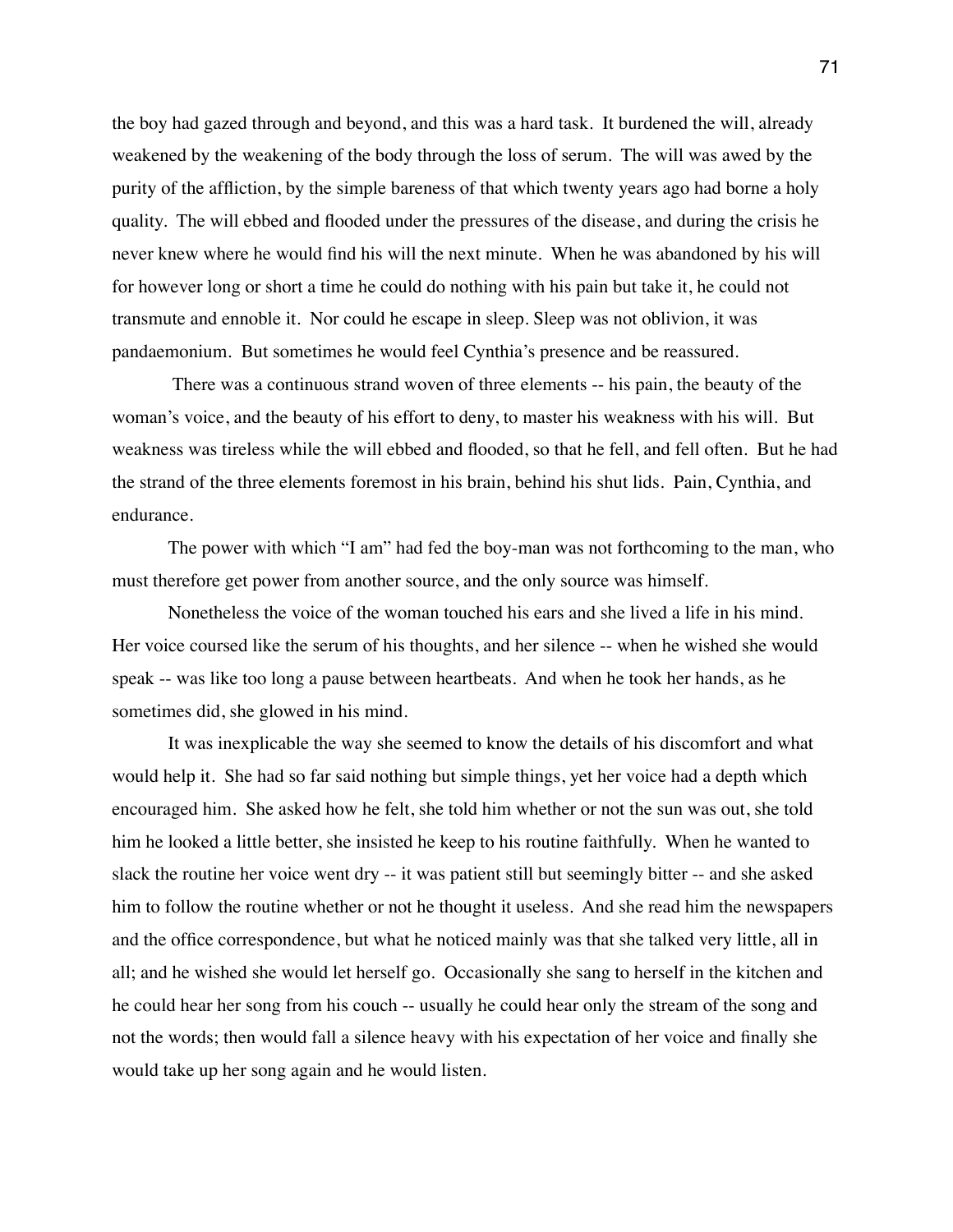the boy had gazed through and beyond, and this was a hard task. It burdened the will, already weakened by the weakening of the body through the loss of serum. The will was awed by the purity of the affliction, by the simple bareness of that which twenty years ago had borne a holy quality. The will ebbed and flooded under the pressures of the disease, and during the crisis he never knew where he would find his will the next minute. When he was abandoned by his will for however long or short a time he could do nothing with his pain but take it, he could not transmute and ennoble it. Nor could he escape in sleep. Sleep was not oblivion, it was pandaemonium. But sometimes he would feel Cynthia's presence and be reassured.

There was a continuous strand woven of three elements -- his pain, the beauty of the woman's voice, and the beauty of his effort to deny, to master his weakness with his will. But weakness was tireless while the will ebbed and flooded, so that he fell, and fell often. But he had the strand of the three elements foremost in his brain, behind his shut lids. Pain, Cynthia, and endurance.

The power with which "I am" had fed the boy-man was not forthcoming to the man, who must therefore get power from another source, and the only source was himself.

Nonetheless the voice of the woman touched his ears and she lived a life in his mind. Her voice coursed like the serum of his thoughts, and her silence -- when he wished she would speak -- was like too long a pause between heartbeats. And when he took her hands, as he sometimes did, she glowed in his mind.

It was inexplicable the way she seemed to know the details of his discomfort and what would help it. She had so far said nothing but simple things, yet her voice had a depth which encouraged him. She asked how he felt, she told him whether or not the sun was out, she told him he looked a little better, she insisted he keep to his routine faithfully. When he wanted to slack the routine her voice went dry -- it was patient still but seemingly bitter -- and she asked him to follow the routine whether or not he thought it useless. And she read him the newspapers and the office correspondence, but what he noticed mainly was that she talked very little, all in all; and he wished she would let herself go. Occasionally she sang to herself in the kitchen and he could hear her song from his couch -- usually he could hear only the stream of the song and not the words; then would fall a silence heavy with his expectation of her voice and finally she would take up her song again and he would listen.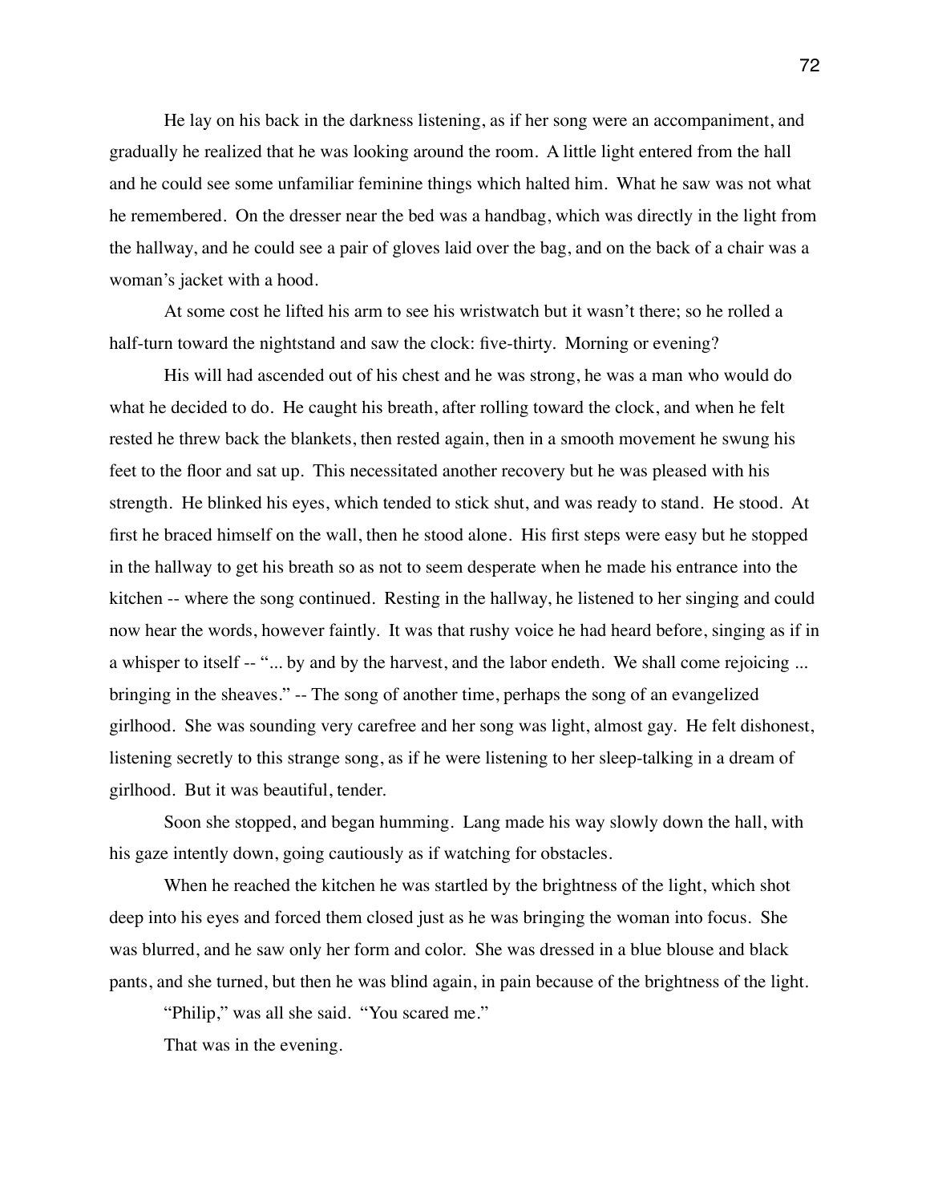He lay on his back in the darkness listening, as if her song were an accompaniment, and gradually he realized that he was looking around the room. A little light entered from the hall and he could see some unfamiliar feminine things which halted him. What he saw was not what he remembered. On the dresser near the bed was a handbag, which was directly in the light from the hallway, and he could see a pair of gloves laid over the bag, and on the back of a chair was a woman's jacket with a hood.

At some cost he lifted his arm to see his wristwatch but it wasn't there; so he rolled a half-turn toward the nightstand and saw the clock: five-thirty. Morning or evening?

His will had ascended out of his chest and he was strong, he was a man who would do what he decided to do. He caught his breath, after rolling toward the clock, and when he felt rested he threw back the blankets, then rested again, then in a smooth movement he swung his feet to the floor and sat up. This necessitated another recovery but he was pleased with his strength. He blinked his eyes, which tended to stick shut, and was ready to stand. He stood. At first he braced himself on the wall, then he stood alone. His first steps were easy but he stopped in the hallway to get his breath so as not to seem desperate when he made his entrance into the kitchen -- where the song continued. Resting in the hallway, he listened to her singing and could now hear the words, however faintly. It was that rushy voice he had heard before, singing as if in a whisper to itself -- "... by and by the harvest, and the labor endeth. We shall come rejoicing ... bringing in the sheaves." -- The song of another time, perhaps the song of an evangelized girlhood. She was sounding very carefree and her song was light, almost gay. He felt dishonest, listening secretly to this strange song, as if he were listening to her sleep-talking in a dream of girlhood. But it was beautiful, tender.

Soon she stopped, and began humming. Lang made his way slowly down the hall, with his gaze intently down, going cautiously as if watching for obstacles.

When he reached the kitchen he was startled by the brightness of the light, which shot deep into his eyes and forced them closed just as he was bringing the woman into focus. She was blurred, and he saw only her form and color. She was dressed in a blue blouse and black pants, and she turned, but then he was blind again, in pain because of the brightness of the light.

"Philip," was all she said. "You scared me."

That was in the evening.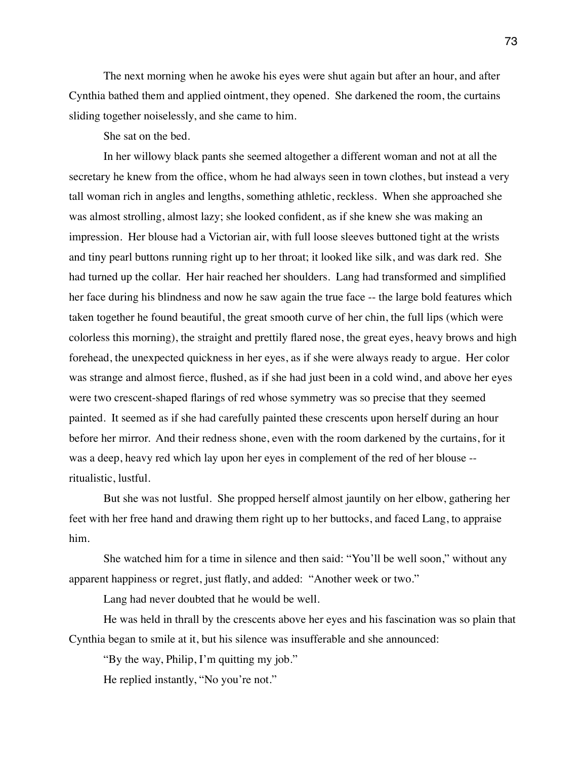The next morning when he awoke his eyes were shut again but after an hour, and after Cynthia bathed them and applied ointment, they opened. She darkened the room, the curtains sliding together noiselessly, and she came to him.

She sat on the bed.

In her willowy black pants she seemed altogether a different woman and not at all the secretary he knew from the office, whom he had always seen in town clothes, but instead a very tall woman rich in angles and lengths, something athletic, reckless. When she approached she was almost strolling, almost lazy; she looked confident, as if she knew she was making an impression. Her blouse had a Victorian air, with full loose sleeves buttoned tight at the wrists and tiny pearl buttons running right up to her throat; it looked like silk, and was dark red. She had turned up the collar. Her hair reached her shoulders. Lang had transformed and simplified her face during his blindness and now he saw again the true face -- the large bold features which taken together he found beautiful, the great smooth curve of her chin, the full lips (which were colorless this morning), the straight and prettily flared nose, the great eyes, heavy brows and high forehead, the unexpected quickness in her eyes, as if she were always ready to argue. Her color was strange and almost fierce, flushed, as if she had just been in a cold wind, and above her eyes were two crescent-shaped flarings of red whose symmetry was so precise that they seemed painted. It seemed as if she had carefully painted these crescents upon herself during an hour before her mirror. And their redness shone, even with the room darkened by the curtains, for it was a deep, heavy red which lay upon her eyes in complement of the red of her blouse -- ritualistic, lustful.

But she was not lustful. She propped herself almost jauntily on her elbow, gathering her feet with her free hand and drawing them right up to her buttocks, and faced Lang, to appraise him.

She watched him for a time in silence and then said: "You'll be well soon," without any apparent happiness or regret, just flatly, and added: "Another week or two."

Lang had never doubted that he would be well.

He was held in thrall by the crescents above her eyes and his fascination was so plain that Cynthia began to smile at it, but his silence was insufferable and she announced:

"By the way, Philip, I'm quitting my job."

He replied instantly, "No you're not."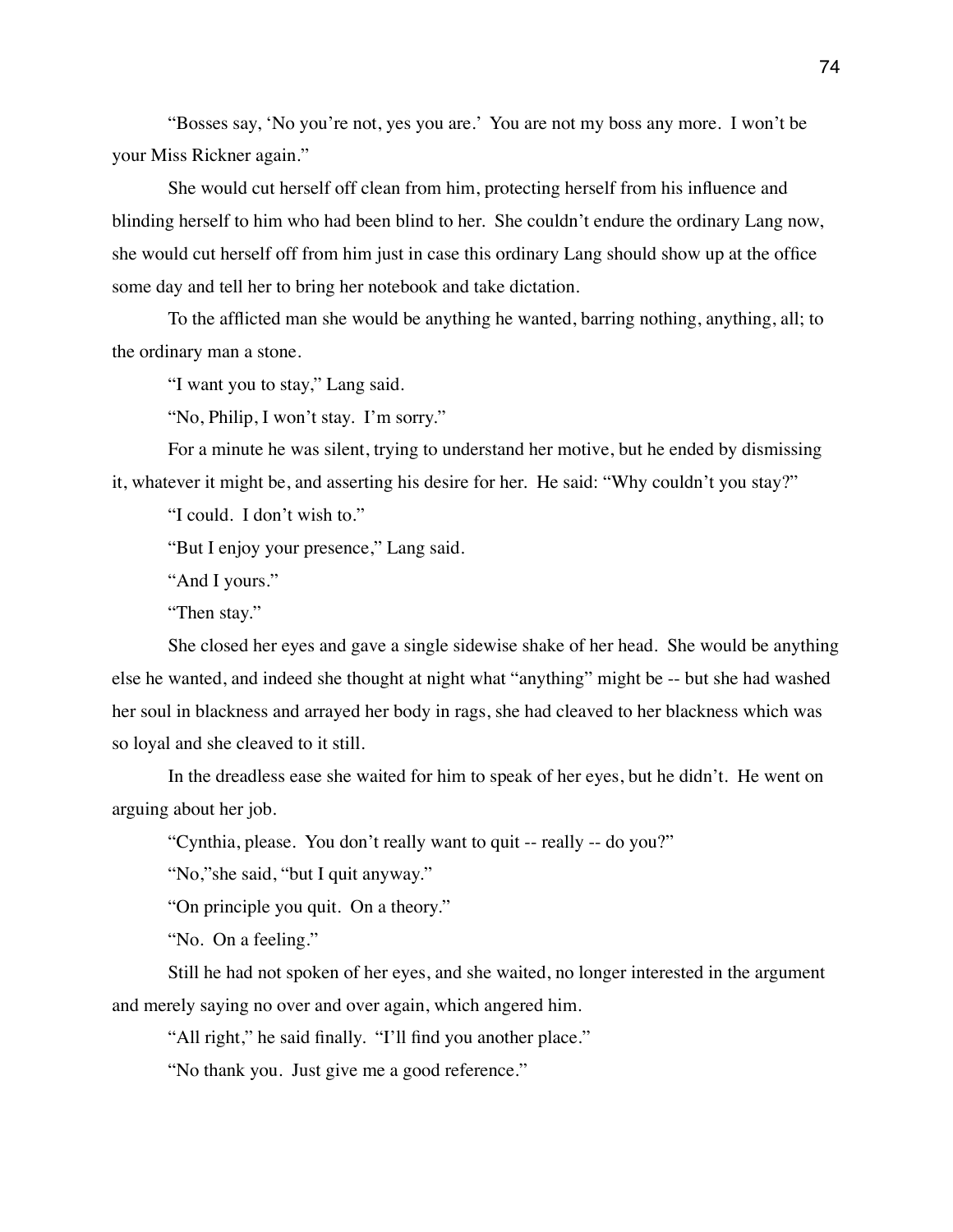"Bosses say, 'No you're not, yes you are.' You are not my boss any more. I won't be your Miss Rickner again."

She would cut herself off clean from him, protecting herself from his influence and blinding herself to him who had been blind to her. She couldn't endure the ordinary Lang now, she would cut herself off from him just in case this ordinary Lang should show up at the office some day and tell her to bring her notebook and take dictation.

To the afflicted man she would be anything he wanted, barring nothing, anything, all; to the ordinary man a stone.

"I want you to stay," Lang said.

"No, Philip, I won't stay. I'm sorry."

For a minute he was silent, trying to understand her motive, but he ended by dismissing it, whatever it might be, and asserting his desire for her. He said: "Why couldn't you stay?"

"I could. I don't wish to."

"But I enjoy your presence," Lang said.

"And I yours."

"Then stay."

She closed her eyes and gave a single sidewise shake of her head. She would be anything else he wanted, and indeed she thought at night what "anything" might be -- but she had washed her soul in blackness and arrayed her body in rags, she had cleaved to her blackness which was so loyal and she cleaved to it still.

In the dreadless ease she waited for him to speak of her eyes, but he didn't. He went on arguing about her job.

"Cynthia, please. You don't really want to quit -- really -- do you?"

"No,"she said, "but I quit anyway."

"On principle you quit. On a theory."

"No. On a feeling."

Still he had not spoken of her eyes, and she waited, no longer interested in the argument and merely saying no over and over again, which angered him.

"All right," he said finally. "I'll find you another place."

"No thank you. Just give me a good reference."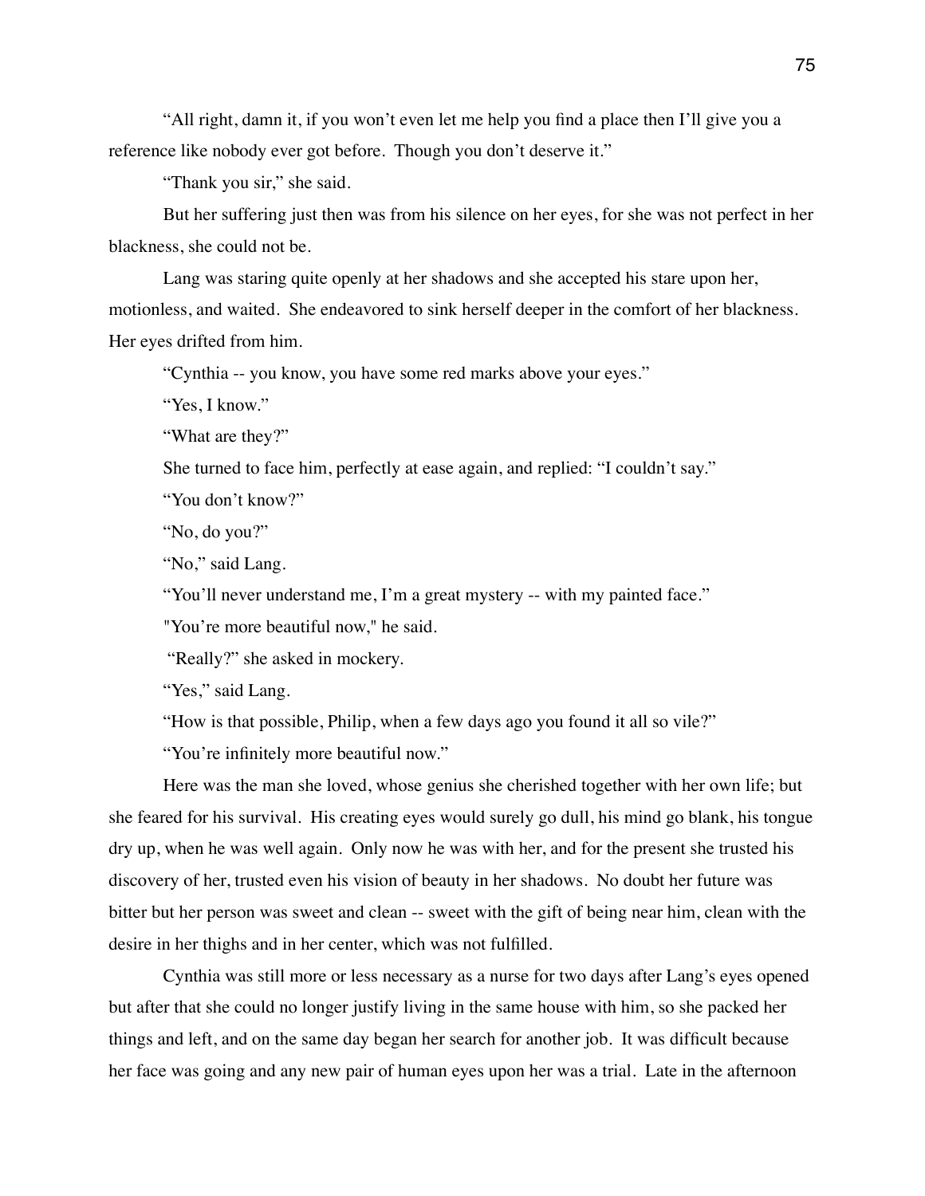"All right, damn it, if you won't even let me help you find a place then I'll give you a reference like nobody ever got before. Though you don't deserve it."

"Thank you sir," she said.

But her suffering just then was from his silence on her eyes, for she was not perfect in her blackness, she could not be.

Lang was staring quite openly at her shadows and she accepted his stare upon her, motionless, and waited. She endeavored to sink herself deeper in the comfort of her blackness. Her eyes drifted from him.

"Cynthia -- you know, you have some red marks above your eyes."

"Yes, I know."

"What are they?"

She turned to face him, perfectly at ease again, and replied: "I couldn't say."

"You don't know?"

"No, do you?"

"No," said Lang.

"You'll never understand me, I'm a great mystery -- with my painted face."

"You're more beautiful now," he said.

"Really?" she asked in mockery.

"Yes," said Lang.

"How is that possible, Philip, when a few days ago you found it all so vile?"

"You're infinitely more beautiful now."

Here was the man she loved, whose genius she cherished together with her own life; but she feared for his survival. His creating eyes would surely go dull, his mind go blank, his tongue dry up, when he was well again. Only now he was with her, and for the present she trusted his discovery of her, trusted even his vision of beauty in her shadows. No doubt her future was bitter but her person was sweet and clean -- sweet with the gift of being near him, clean with the desire in her thighs and in her center, which was not fulfilled.

Cynthia was still more or less necessary as a nurse for two days after Lang's eyes opened but after that she could no longer justify living in the same house with him, so she packed her things and left, and on the same day began her search for another job. It was difficult because her face was going and any new pair of human eyes upon her was a trial. Late in the afternoon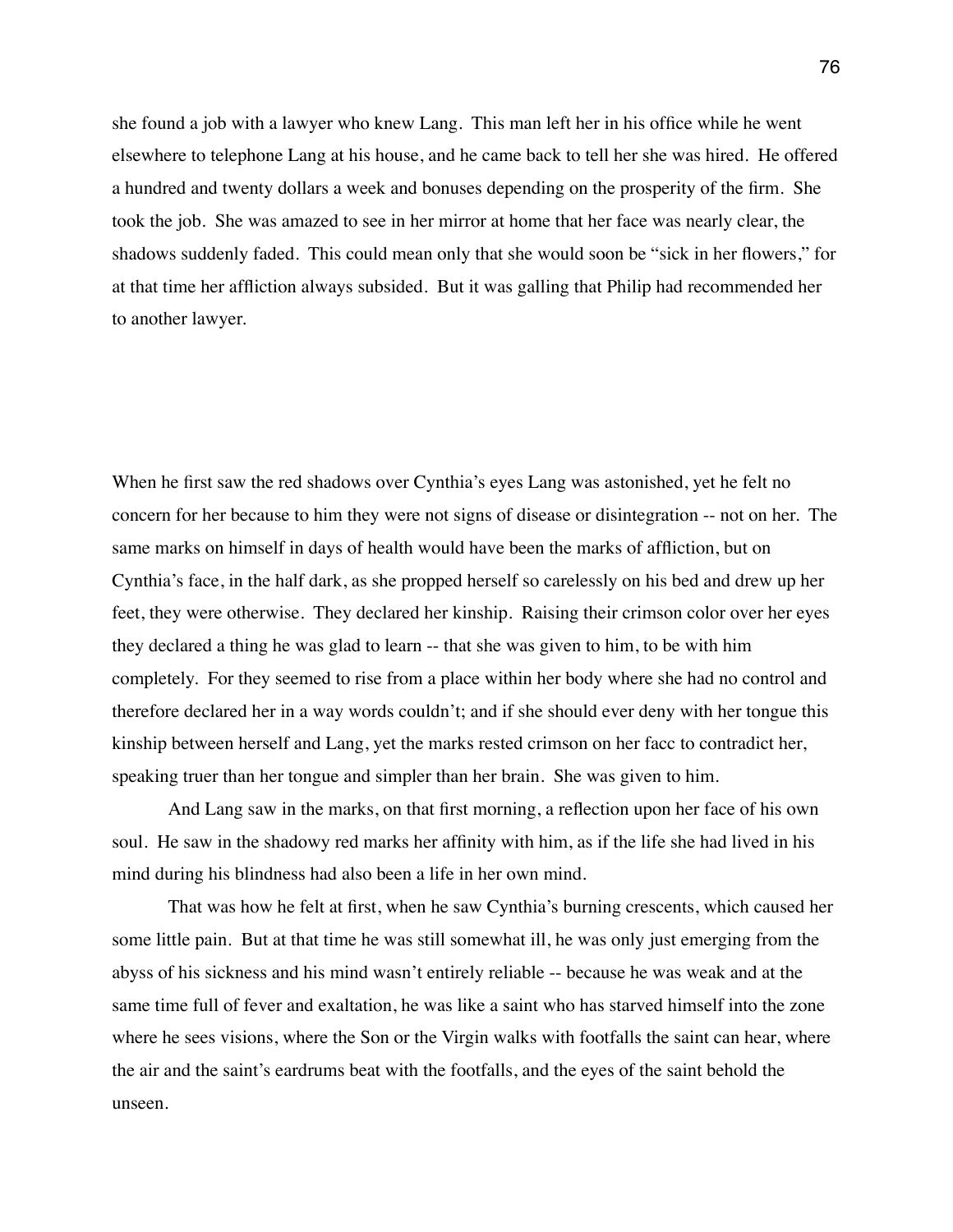she found a job with a lawyer who knew Lang. This man left her in his office while he went elsewhere to telephone Lang at his house, and he came back to tell her she was hired. He offered a hundred and twenty dollars a week and bonuses depending on the prosperity of the firm. She took the job. She was amazed to see in her mirror at home that her face was nearly clear, the shadows suddenly faded. This could mean only that she would soon be "sick in her flowers," for at that time her affliction always subsided. But it was galling that Philip had recommended her to another lawyer.

When he first saw the red shadows over Cynthia's eyes Lang was astonished, yet he felt no concern for her because to him they were not signs of disease or disintegration -- not on her. The same marks on himself in days of health would have been the marks of affliction, but on Cynthia's face, in the half dark, as she propped herself so carelessly on his bed and drew up her feet, they were otherwise. They declared her kinship. Raising their crimson color over her eyes they declared a thing he was glad to learn -- that she was given to him, to be with him completely. For they seemed to rise from a place within her body where she had no control and therefore declared her in a way words couldn't; and if she should ever deny with her tongue this kinship between herself and Lang, yet the marks rested crimson on her facc to contradict her, speaking truer than her tongue and simpler than her brain. She was given to him.

And Lang saw in the marks, on that first morning, a reflection upon her face of his own soul. He saw in the shadowy red marks her affinity with him, as if the life she had lived in his mind during his blindness had also been a life in her own mind.

That was how he felt at first, when he saw Cynthia's burning crescents, which caused her some little pain. But at that time he was still somewhat ill, he was only just emerging from the abyss of his sickness and his mind wasn't entirely reliable -- because he was weak and at the same time full of fever and exaltation, he was like a saint who has starved himself into the zone where he sees visions, where the Son or the Virgin walks with footfalls the saint can hear, where the air and the saint's eardrums beat with the footfalls, and the eyes of the saint behold the unseen.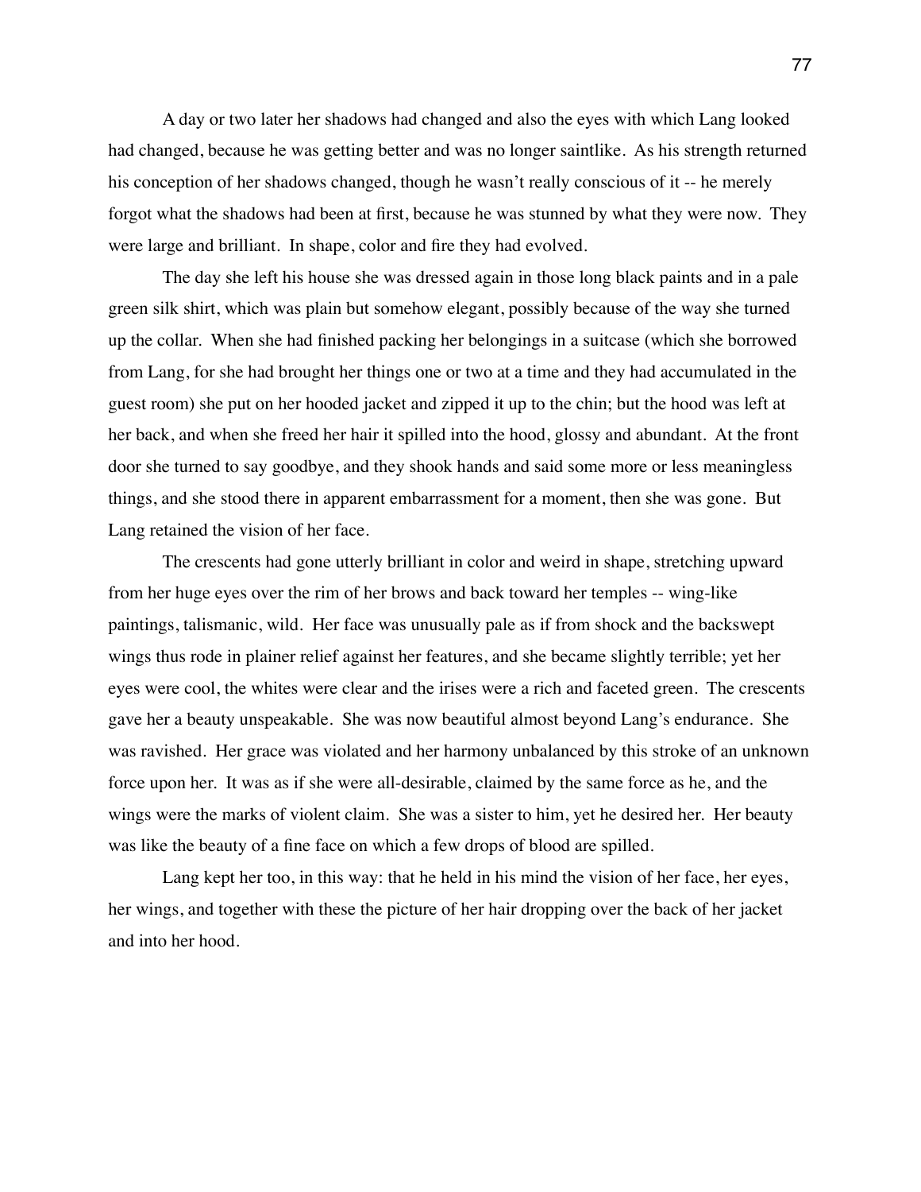A day or two later her shadows had changed and also the eyes with which Lang looked had changed, because he was getting better and was no longer saintlike. As his strength returned his conception of her shadows changed, though he wasn't really conscious of it -- he merely forgot what the shadows had been at first, because he was stunned by what they were now. They were large and brilliant. In shape, color and fire they had evolved.

The day she left his house she was dressed again in those long black paints and in a pale green silk shirt, which was plain but somehow elegant, possibly because of the way she turned up the collar. When she had finished packing her belongings in a suitcase (which she borrowed from Lang, for she had brought her things one or two at a time and they had accumulated in the guest room) she put on her hooded jacket and zipped it up to the chin; but the hood was left at her back, and when she freed her hair it spilled into the hood, glossy and abundant. At the front door she turned to say goodbye, and they shook hands and said some more or less meaningless things, and she stood there in apparent embarrassment for a moment, then she was gone. But Lang retained the vision of her face.

The crescents had gone utterly brilliant in color and weird in shape, stretching upward from her huge eyes over the rim of her brows and back toward her temples -- wing-like paintings, talismanic, wild. Her face was unusually pale as if from shock and the backswept wings thus rode in plainer relief against her features, and she became slightly terrible; yet her eyes were cool, the whites were clear and the irises were a rich and faceted green. The crescents gave her a beauty unspeakable. She was now beautiful almost beyond Lang's endurance. She was ravished. Her grace was violated and her harmony unbalanced by this stroke of an unknown force upon her. It was as if she were all-desirable, claimed by the same force as he, and the wings were the marks of violent claim. She was a sister to him, yet he desired her. Her beauty was like the beauty of a fine face on which a few drops of blood are spilled.

Lang kept her too, in this way: that he held in his mind the vision of her face, her eyes, her wings, and together with these the picture of her hair dropping over the back of her jacket and into her hood.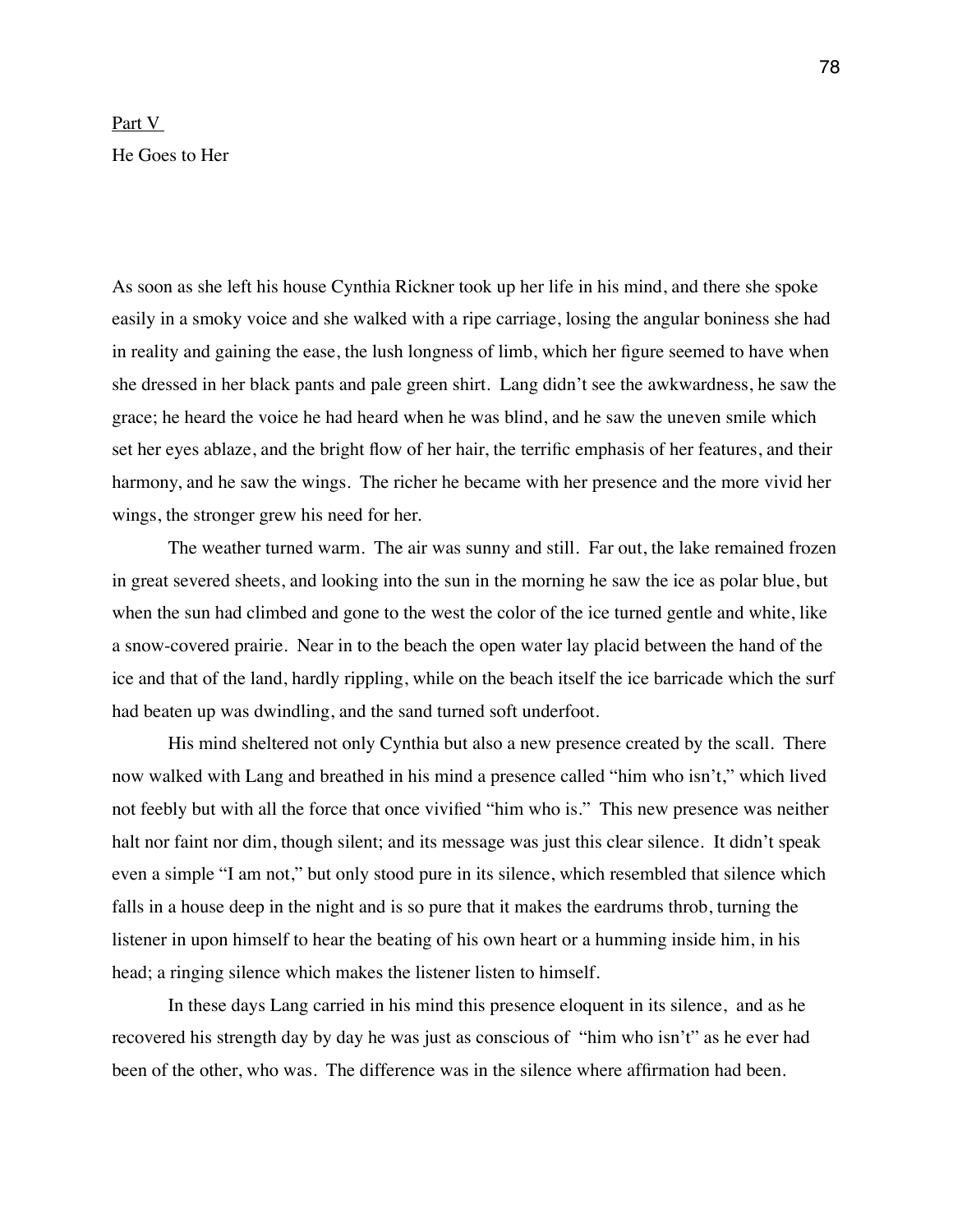## Part V

### He Goes to Her

As soon as she left his house Cynthia Rickner took up her life in his mind, and there she spoke easily in a smoky voice and she walked with a ripe carriage, losing the angular boniness she had in reality and gaining the ease, the lush longness of limb, which her figure seemed to have when she dressed in her black pants and pale green shirt. Lang didn't see the awkwardness, he saw the grace; he heard the voice he had heard when he was blind, and he saw the uneven smile which set her eyes ablaze, and the bright flow of her hair, the terrific emphasis of her features, and their harmony, and he saw the wings. The richer he became with her presence and the more vivid her wings, the stronger grew his need for her.

The weather turned warm. The air was sunny and still. Far out, the lake remained frozen in great severed sheets, and looking into the sun in the morning he saw the ice as polar blue, but when the sun had climbed and gone to the west the color of the ice turned gentle and white, like a snow-covered prairie. Near in to the beach the open water lay placid between the hand of the ice and that of the land, hardly rippling, while on the beach itself the ice barricade which the surf had beaten up was dwindling, and the sand turned soft underfoot.

His mind sheltered not only Cynthia but also a new presence created by the scall. There now walked with Lang and breathed in his mind a presence called "him who isn't," which lived not feebly but with all the force that once vivified "him who is." This new presence was neither halt nor faint nor dim, though silent; and its message was just this clear silence. It didn't speak even a simple "I am not," but only stood pure in its silence, which resembled that silence which falls in a house deep in the night and is so pure that it makes the eardrums throb, turning the listener in upon himself to hear the beating of his own heart or a humming inside him, in his head; a ringing silence which makes the listener listen to himself.

In these days Lang carried in his mind this presence eloquent in its silence, and as he recovered his strength day by day he was just as conscious of "him who isn't" as he ever had been of the other, who was. The difference was in the silence where affirmation had been.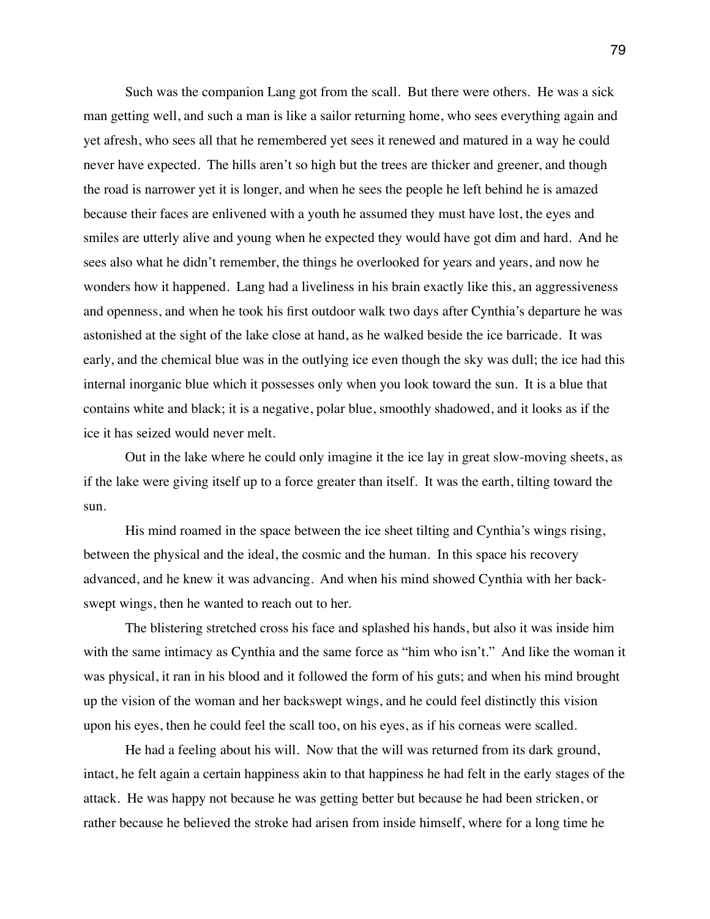Such was the companion Lang got from the scall. But there were others. He was a sick man getting well, and such a man is like a sailor returning home, who sees everything again and yet afresh, who sees all that he remembered yet sees it renewed and matured in a way he could never have expected. The hills aren't so high but the trees are thicker and greener, and though the road is narrower yet it is longer, and when he sees the people he left behind he is amazed because their faces are enlivened with a youth he assumed they must have lost, the eyes and smiles are utterly alive and young when he expected they would have got dim and hard. And he sees also what he didn't remember, the things he overlooked for years and years, and now he wonders how it happened. Lang had a liveliness in his brain exactly like this, an aggressiveness and openness, and when he took his first outdoor walk two days after Cynthia's departure he was astonished at the sight of the lake close at hand, as he walked beside the ice barricade. It was early, and the chemical blue was in the outlying ice even though the sky was dull; the ice had this internal inorganic blue which it possesses only when you look toward the sun. It is a blue that contains white and black; it is a negative, polar blue, smoothly shadowed, and it looks as if the ice it has seized would never melt.

Out in the lake where he could only imagine it the ice lay in great slow-moving sheets, as if the lake were giving itself up to a force greater than itself. It was the earth, tilting toward the sun.

His mind roamed in the space between the ice sheet tilting and Cynthia's wings rising, between the physical and the ideal, the cosmic and the human. In this space his recovery advanced, and he knew it was advancing. And when his mind showed Cynthia with her back-swept wings, then he wanted to reach out to her.

The blistering stretched cross his face and splashed his hands, but also it was inside him with the same intimacy as Cynthia and the same force as "him who isn't." And like the woman it was physical, it ran in his blood and it followed the form of his guts; and when his mind brought up the vision of the woman and her backswept wings, and he could feel distinctly this vision upon his eyes, then he could feel the scall too, on his eyes, as if his corneas were scalled.

He had a feeling about his will. Now that the will was returned from its dark ground, intact, he felt again a certain happiness akin to that happiness he had felt in the early stages of the attack. He was happy not because he was getting better but because he had been stricken, or rather because he believed the stroke had arisen from inside himself, where for a long time he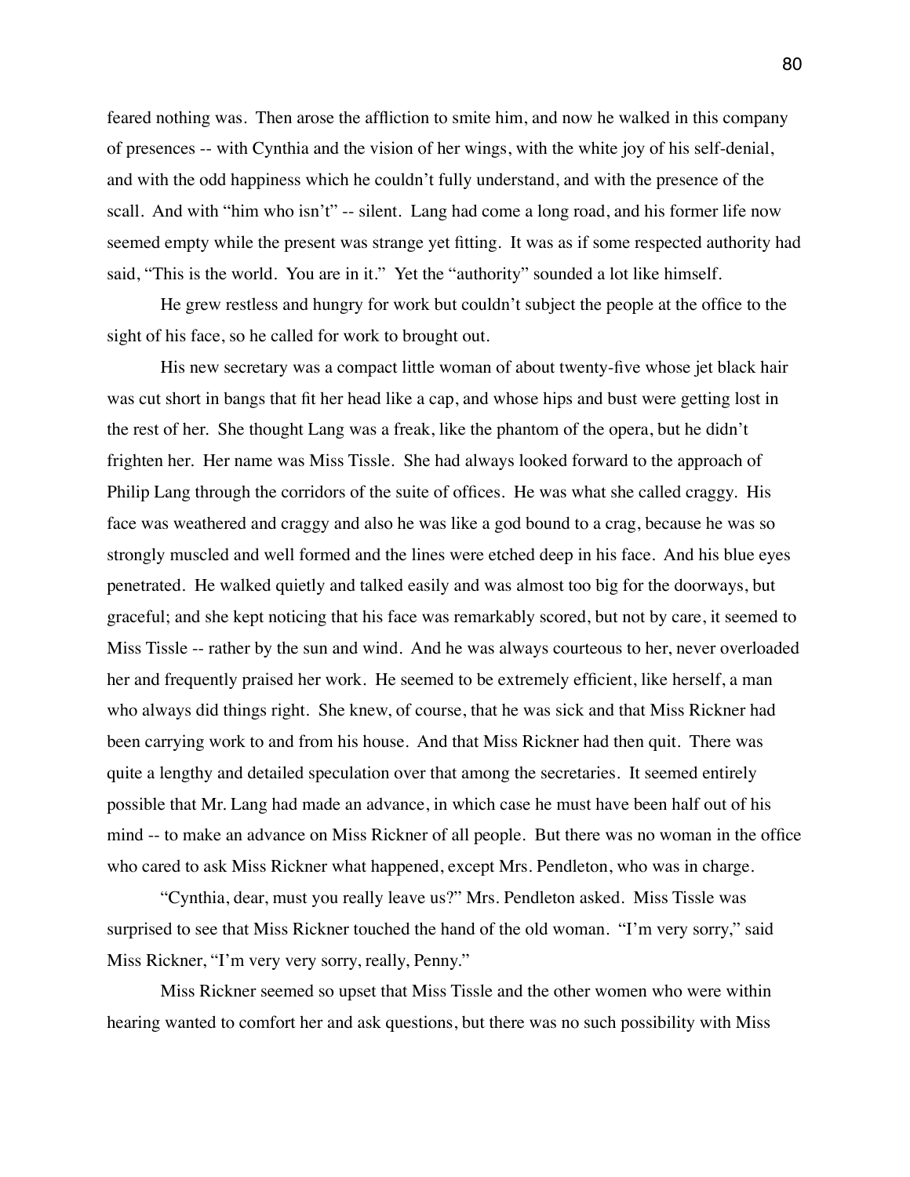feared nothing was. Then arose the affliction to smite him, and now he walked in this company of presences -- with Cynthia and the vision of her wings, with the white joy of his self-denial, and with the odd happiness which he couldn't fully understand, and with the presence of the scall. And with "him who isn't" -- silent. Lang had come a long road, and his former life now seemed empty while the present was strange yet fitting. It was as if some respected authority had said, "This is the world. You are in it." Yet the "authority" sounded a lot like himself.

He grew restless and hungry for work but couldn't subject the people at the office to the sight of his face, so he called for work to brought out.

His new secretary was a compact little woman of about twenty-five whose jet black hair was cut short in bangs that fit her head like a cap, and whose hips and bust were getting lost in the rest of her. She thought Lang was a freak, like the phantom of the opera, but he didn't frighten her. Her name was Miss Tissle. She had always looked forward to the approach of Philip Lang through the corridors of the suite of offices. He was what she called craggy. His face was weathered and craggy and also he was like a god bound to a crag, because he was so strongly muscled and well formed and the lines were etched deep in his face. And his blue eyes penetrated. He walked quietly and talked easily and was almost too big for the doorways, but graceful; and she kept noticing that his face was remarkably scored, but not by care, it seemed to Miss Tissle -- rather by the sun and wind. And he was always courteous to her, never overloaded her and frequently praised her work. He seemed to be extremely efficient, like herself, a man who always did things right. She knew, of course, that he was sick and that Miss Rickner had been carrying work to and from his house. And that Miss Rickner had then quit. There was quite a lengthy and detailed speculation over that among the secretaries. It seemed entirely possible that Mr. Lang had made an advance, in which case he must have been half out of his mind -- to make an advance on Miss Rickner of all people. But there was no woman in the office who cared to ask Miss Rickner what happened, except Mrs. Pendleton, who was in charge.

"Cynthia, dear, must you really leave us?" Mrs. Pendleton asked. Miss Tissle was surprised to see that Miss Rickner touched the hand of the old woman. "I'm very sorry," said Miss Rickner, "I'm very very sorry, really, Penny."

Miss Rickner seemed so upset that Miss Tissle and the other women who were within hearing wanted to comfort her and ask questions, but there was no such possibility with Miss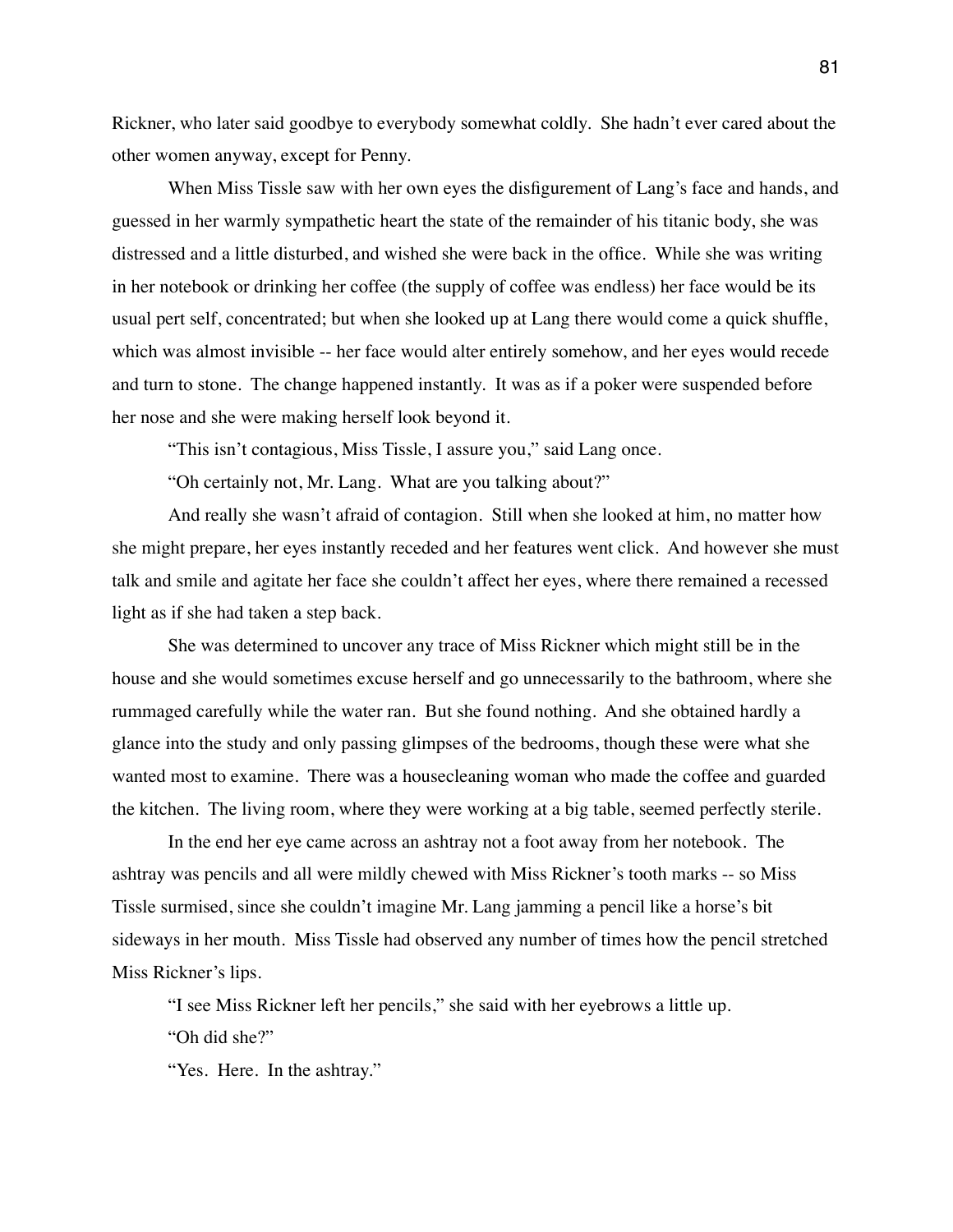Rickner, who later said goodbye to everybody somewhat coldly. She hadn't ever cared about the other women anyway, except for Penny.

When Miss Tissle saw with her own eyes the disfigurement of Lang's face and hands, and guessed in her warmly sympathetic heart the state of the remainder of his titanic body, she was distressed and a little disturbed, and wished she were back in the office. While she was writing in her notebook or drinking her coffee (the supply of coffee was endless) her face would be its usual pert self, concentrated; but when she looked up at Lang there would come a quick shuffle, which was almost invisible -- her face would alter entirely somehow, and her eyes would recede and turn to stone. The change happened instantly. It was as if a poker were suspended before her nose and she were making herself look beyond it.

"This isn't contagious, Miss Tissle, I assure you," said Lang once.

"Oh certainly not, Mr. Lang. What are you talking about?"

And really she wasn't afraid of contagion. Still when she looked at him, no matter how she might prepare, her eyes instantly receded and her features went click. And however she must talk and smile and agitate her face she couldn't affect her eyes, where there remained a recessed light as if she had taken a step back.

She was determined to uncover any trace of Miss Rickner which might still be in the house and she would sometimes excuse herself and go unnecessarily to the bathroom, where she rummaged carefully while the water ran. But she found nothing. And she obtained hardly a glance into the study and only passing glimpses of the bedrooms, though these were what she wanted most to examine. There was a housecleaning woman who made the coffee and guarded the kitchen. The living room, where they were working at a big table, seemed perfectly sterile.

In the end her eye came across an ashtray not a foot away from her notebook. The ashtray was pencils and all were mildly chewed with Miss Rickner's tooth marks -- so Miss Tissle surmised, since she couldn't imagine Mr. Lang jamming a pencil like a horse's bit sideways in her mouth. Miss Tissle had observed any number of times how the pencil stretched Miss Rickner's lips.

"I see Miss Rickner left her pencils," she said with her eyebrows a little up.

"Oh did she?"

"Yes. Here. In the ashtray."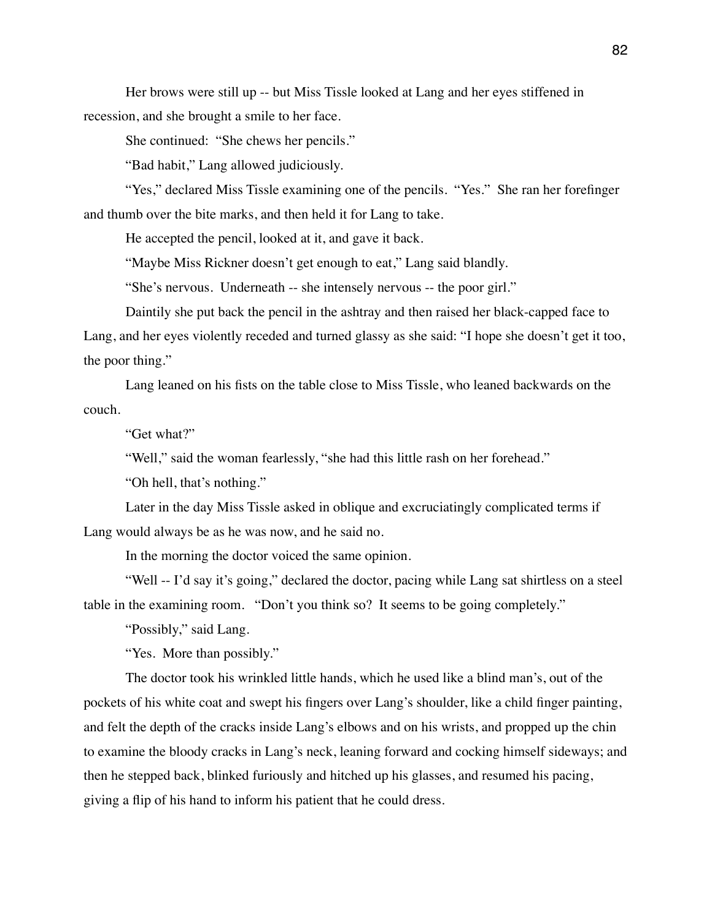Her brows were still up -- but Miss Tissle looked at Lang and her eyes stiffened in recession, and she brought a smile to her face.

She continued: "She chews her pencils."

"Bad habit," Lang allowed judiciously.

"Yes," declared Miss Tissle examining one of the pencils. "Yes." She ran her forefinger and thumb over the bite marks, and then held it for Lang to take.

He accepted the pencil, looked at it, and gave it back.

"Maybe Miss Rickner doesn't get enough to eat," Lang said blandly.

"She's nervous. Underneath -- she intensely nervous -- the poor girl."

Daintily she put back the pencil in the ashtray and then raised her black-capped face to Lang, and her eyes violently receded and turned glassy as she said: "I hope she doesn't get it too, the poor thing."

Lang leaned on his fists on the table close to Miss Tissle, who leaned backwards on the couch.

"Get what?"

"Well," said the woman fearlessly, "she had this little rash on her forehead."

"Oh hell, that's nothing."

Later in the day Miss Tissle asked in oblique and excruciatingly complicated terms if Lang would always be as he was now, and he said no.

In the morning the doctor voiced the same opinion.

"Well -- I'd say it's going," declared the doctor, pacing while Lang sat shirtless on a steel table in the examining room. "Don't you think so? It seems to be going completely."

"Possibly," said Lang.

"Yes. More than possibly."

The doctor took his wrinkled little hands, which he used like a blind man's, out of the pockets of his white coat and swept his fingers over Lang's shoulder, like a child finger painting, and felt the depth of the cracks inside Lang's elbows and on his wrists, and propped up the chin to examine the bloody cracks in Lang's neck, leaning forward and cocking himself sideways; and then he stepped back, blinked furiously and hitched up his glasses, and resumed his pacing, giving a flip of his hand to inform his patient that he could dress.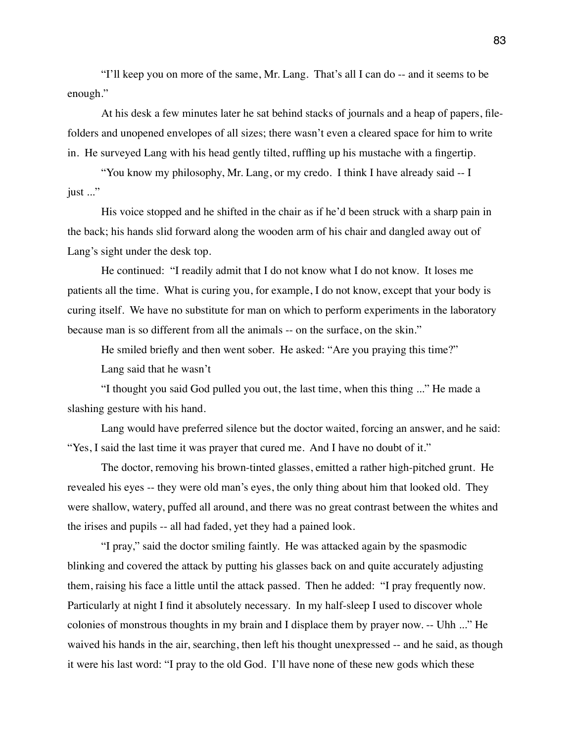"I'll keep you on more of the same, Mr. Lang. That's all I can do -- and it seems to be enough."

At his desk a few minutes later he sat behind stacks of journals and a heap of papers, file-folders and unopened envelopes of all sizes; there wasn't even a cleared space for him to write in. He surveyed Lang with his head gently tilted, ruffling up his mustache with a fingertip.

"You know my philosophy, Mr. Lang, or my credo. I think I have already said -- I just ..."

His voice stopped and he shifted in the chair as if he'd been struck with a sharp pain in the back; his hands slid forward along the wooden arm of his chair and dangled away out of Lang's sight under the desk top.

He continued: "I readily admit that I do not know what I do not know. It loses me patients all the time. What is curing you, for example, I do not know, except that your body is curing itself. We have no substitute for man on which to perform experiments in the laboratory because man is so different from all the animals -- on the surface, on the skin."

He smiled briefly and then went sober. He asked: "Are you praying this time?"

Lang said that he wasn't

"I thought you said God pulled you out, the last time, when this thing ..." He made a slashing gesture with his hand.

Lang would have preferred silence but the doctor waited, forcing an answer, and he said: "Yes, I said the last time it was prayer that cured me. And I have no doubt of it."

The doctor, removing his brown-tinted glasses, emitted a rather high-pitched grunt. He revealed his eyes -- they were old man's eyes, the only thing about him that looked old. They were shallow, watery, puffed all around, and there was no great contrast between the whites and the irises and pupils -- all had faded, yet they had a pained look.

"I pray," said the doctor smiling faintly. He was attacked again by the spasmodic blinking and covered the attack by putting his glasses back on and quite accurately adjusting them, raising his face a little until the attack passed. Then he added: "I pray frequently now. Particularly at night I find it absolutely necessary. In my half-sleep I used to discover whole colonies of monstrous thoughts in my brain and I displace them by prayer now. -- Uhh ..." He waived his hands in the air, searching, then left his thought unexpressed -- and he said, as though it were his last word: "I pray to the old God. I'll have none of these new gods which these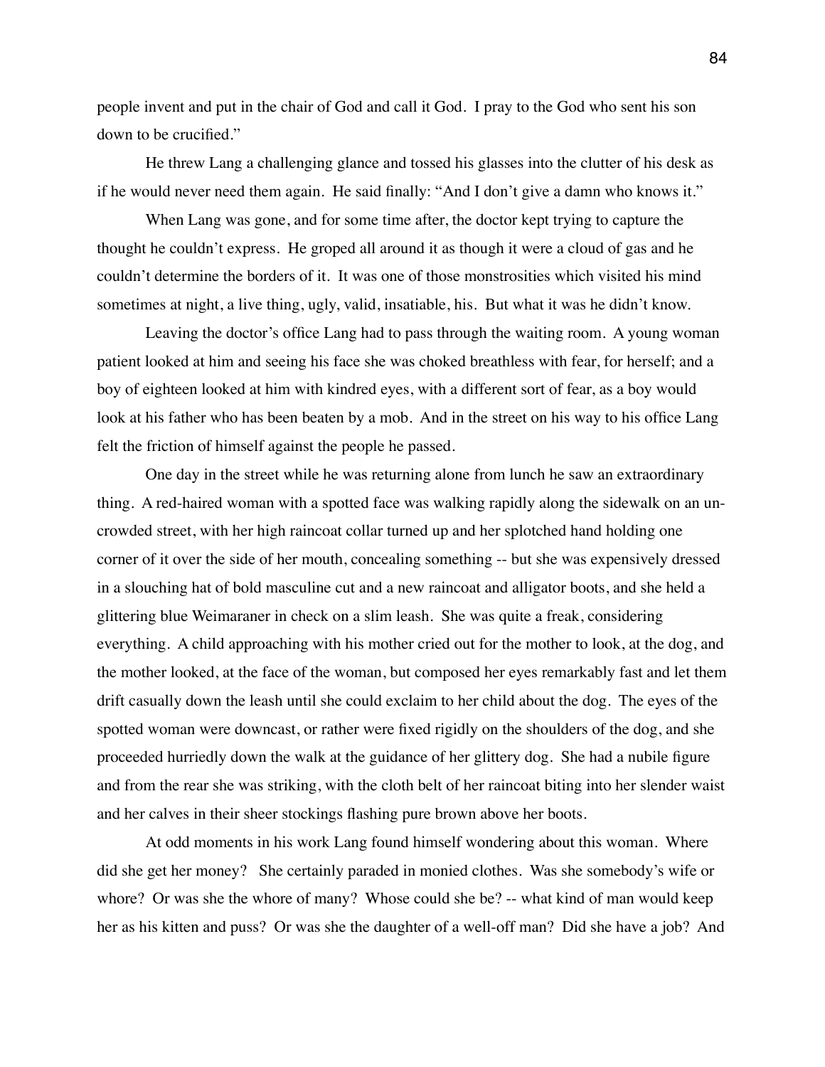people invent and put in the chair of God and call it God. I pray to the God who sent his son down to be crucified."

He threw Lang a challenging glance and tossed his glasses into the clutter of his desk as if he would never need them again. He said finally: "And I don't give a damn who knows it."

When Lang was gone, and for some time after, the doctor kept trying to capture the thought he couldn't express. He groped all around it as though it were a cloud of gas and he couldn't determine the borders of it. It was one of those monstrosities which visited his mind sometimes at night, a live thing, ugly, valid, insatiable, his. But what it was he didn't know.

Leaving the doctor's office Lang had to pass through the waiting room. A young woman patient looked at him and seeing his face she was choked breathless with fear, for herself; and a boy of eighteen looked at him with kindred eyes, with a different sort of fear, as a boy would look at his father who has been beaten by a mob. And in the street on his way to his office Lang felt the friction of himself against the people he passed.

One day in the street while he was returning alone from lunch he saw an extraordinary thing. A red-haired woman with a spotted face was walking rapidly along the sidewalk on an un-crowded street, with her high raincoat collar turned up and her splotched hand holding one corner of it over the side of her mouth, concealing something -- but she was expensively dressed in a slouching hat of bold masculine cut and a new raincoat and alligator boots, and she held a glittering blue Weimaraner in check on a slim leash. She was quite a freak, considering everything. A child approaching with his mother cried out for the mother to look, at the dog, and the mother looked, at the face of the woman, but composed her eyes remarkably fast and let them drift casually down the leash until she could exclaim to her child about the dog. The eyes of the spotted woman were downcast, or rather were fixed rigidly on the shoulders of the dog, and she proceeded hurriedly down the walk at the guidance of her glittery dog. She had a nubile figure and from the rear she was striking, with the cloth belt of her raincoat biting into her slender waist and her calves in their sheer stockings flashing pure brown above her boots.

At odd moments in his work Lang found himself wondering about this woman. Where did she get her money? She certainly paraded in monied clothes. Was she somebody's wife or whore? Or was she the whore of many? Whose could she be? -- what kind of man would keep her as his kitten and puss? Or was she the daughter of a well-off man? Did she have a job? And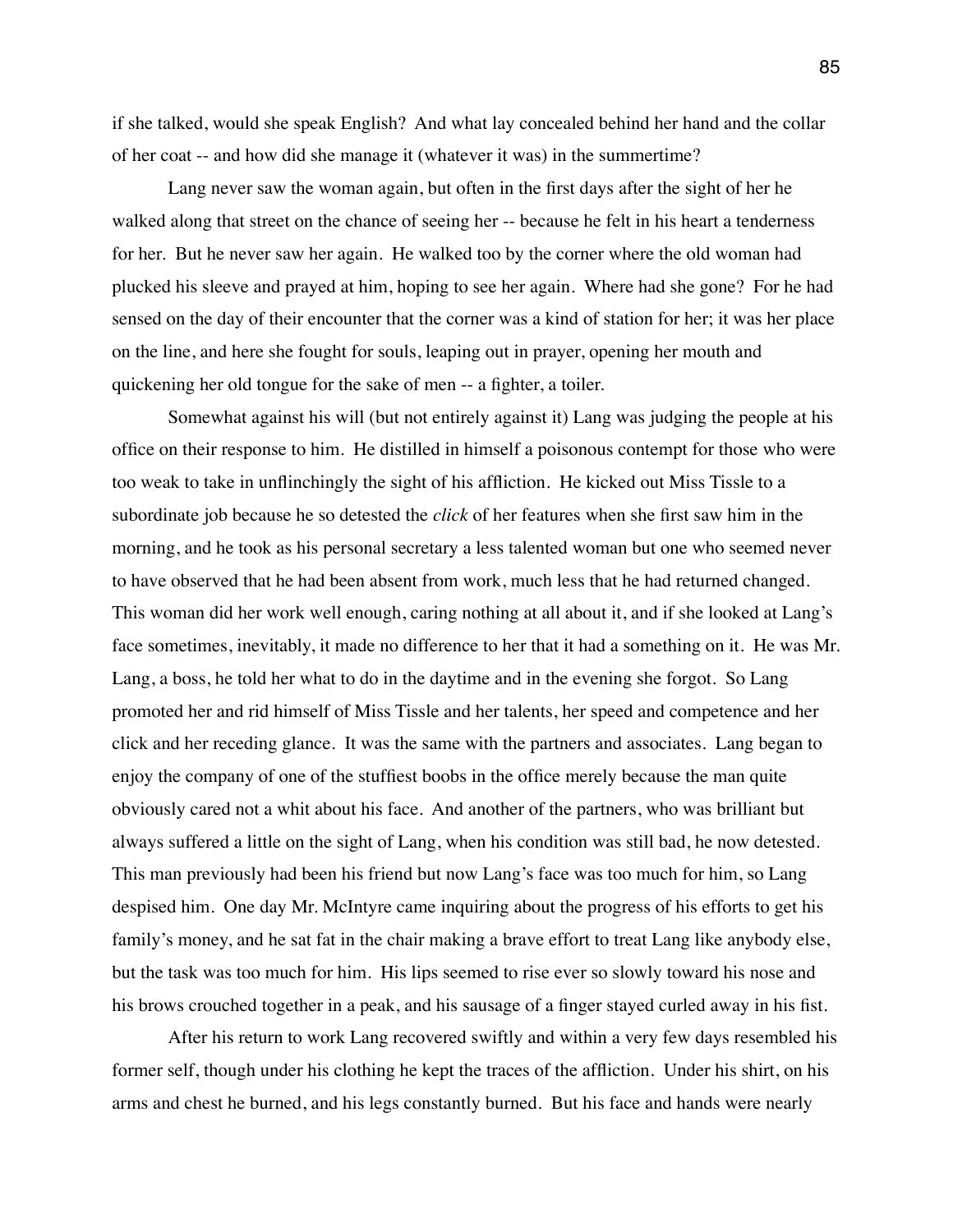if she talked, would she speak English? And what lay concealed behind her hand and the collar of her coat -- and how did she manage it (whatever it was) in the summertime?

Lang never saw the woman again, but often in the first days after the sight of her he walked along that street on the chance of seeing her -- because he felt in his heart a tenderness for her. But he never saw her again. He walked too by the corner where the old woman had plucked his sleeve and prayed at him, hoping to see her again. Where had she gone? For he had sensed on the day of their encounter that the corner was a kind of station for her; it was her place on the line, and here she fought for souls, leaping out in prayer, opening her mouth and quickening her old tongue for the sake of men -- a fighter, a toiler.

Somewhat against his will (but not entirely against it) Lang was judging the people at his office on their response to him. He distilled in himself a poisonous contempt for those who were too weak to take in unflinchingly the sight of his affliction. He kicked out Miss Tissle to a subordinate job because he so detested the *click* of her features when she first saw him in the morning, and he took as his personal secretary a less talented woman but one who seemed never to have observed that he had been absent from work, much less that he had returned changed. This woman did her work well enough, caring nothing at all about it, and if she looked at Lang's face sometimes, inevitably, it made no difference to her that it had a something on it. He was Mr. Lang, a boss, he told her what to do in the daytime and in the evening she forgot. So Lang promoted her and rid himself of Miss Tissle and her talents, her speed and competence and her click and her receding glance. It was the same with the partners and associates. Lang began to enjoy the company of one of the stuffiest boobs in the office merely because the man quite obviously cared not a whit about his face. And another of the partners, who was brilliant but always suffered a little on the sight of Lang, when his condition was still bad, he now detested. This man previously had been his friend but now Lang's face was too much for him, so Lang despised him. One day Mr. McIntyre came inquiring about the progress of his efforts to get his family's money, and he sat fat in the chair making a brave effort to treat Lang like anybody else, but the task was too much for him. His lips seemed to rise ever so slowly toward his nose and his brows crouched together in a peak, and his sausage of a finger stayed curled away in his fist.

After his return to work Lang recovered swiftly and within a very few days resembled his former self, though under his clothing he kept the traces of the affliction. Under his shirt, on his arms and chest he burned, and his legs constantly burned. But his face and hands were nearly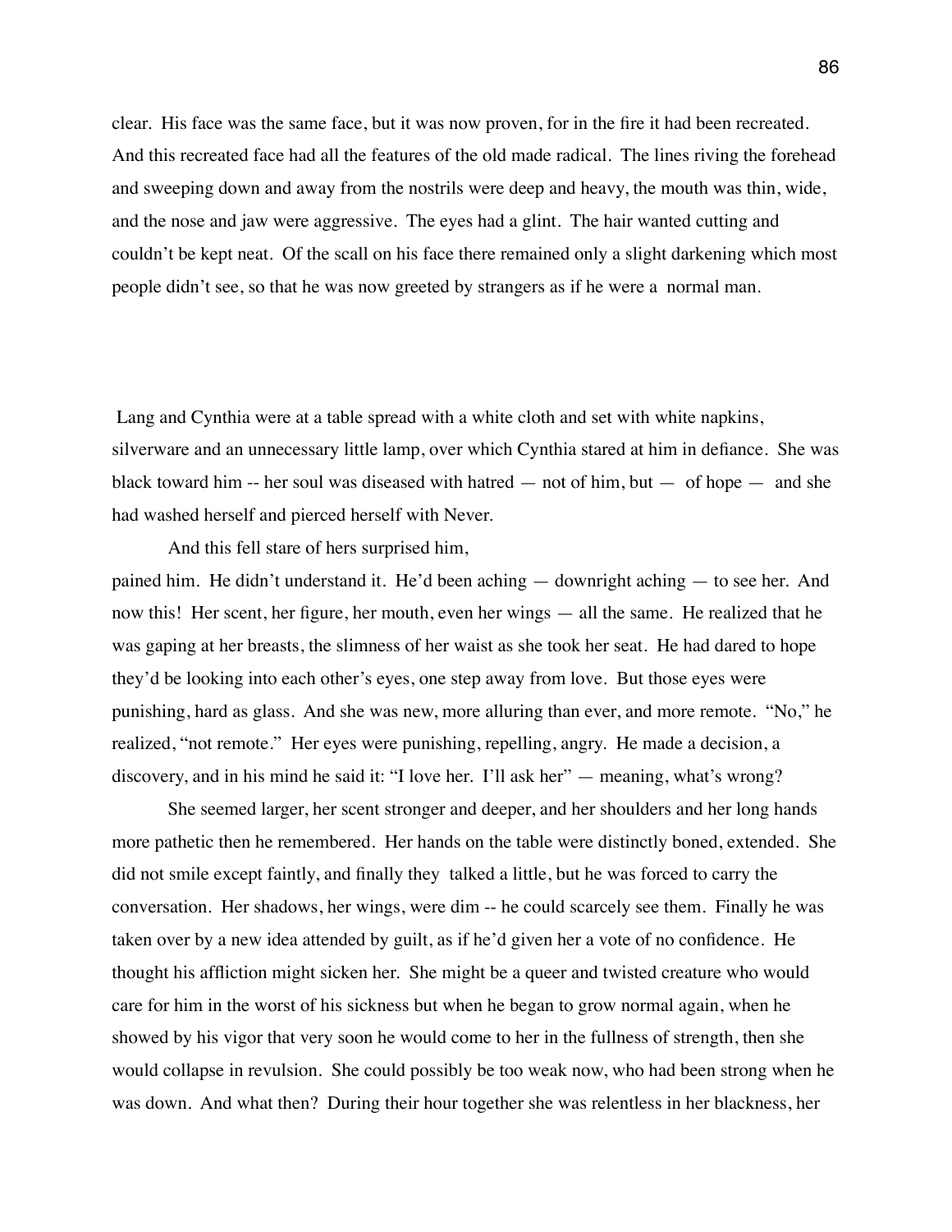clear. His face was the same face, but it was now proven, for in the fire it had been recreated. And this recreated face had all the features of the old made radical. The lines riving the forehead and sweeping down and away from the nostrils were deep and heavy, the mouth was thin, wide, and the nose and jaw were aggressive. The eyes had a glint. The hair wanted cutting and couldn't be kept neat. Of the scall on his face there remained only a slight darkening which most people didn't see, so that he was now greeted by strangers as if he were a normal man.

Lang and Cynthia were at a table spread with a white cloth and set with white napkins, silverware and an unnecessary little lamp, over which Cynthia stared at him in defiance. She was black toward him -- her soul was diseased with hatred — not of him, but — of hope — and she had washed herself and pierced herself with Never.

And this fell stare of hers surprised him, pained him. He didn't understand it. He'd been aching — downright aching — to see her. And now this! Her scent, her figure, her mouth, even her wings — all the same. He realized that he was gaping at her breasts, the slimness of her waist as she took her seat. He had dared to hope they'd be looking into each other's eyes, one step away from love. But those eyes were punishing, hard as glass. And she was new, more alluring than ever, and more remote. "No," he realized, "not remote." Her eyes were punishing, repelling, angry. He made a decision, a discovery, and in his mind he said it: "I love her. I'll ask her" — meaning, what's wrong?

She seemed larger, her scent stronger and deeper, and her shoulders and her long hands more pathetic then he remembered. Her hands on the table were distinctly boned, extended. She did not smile except faintly, and finally they talked a little, but he was forced to carry the conversation. Her shadows, her wings, were dim -- he could scarcely see them. Finally he was taken over by a new idea attended by guilt, as if he'd given her a vote of no confidence. He thought his affliction might sicken her. She might be a queer and twisted creature who would care for him in the worst of his sickness but when he began to grow normal again, when he showed by his vigor that very soon he would come to her in the fullness of strength, then she would collapse in revulsion. She could possibly be too weak now, who had been strong when he was down. And what then? During their hour together she was relentless in her blackness, her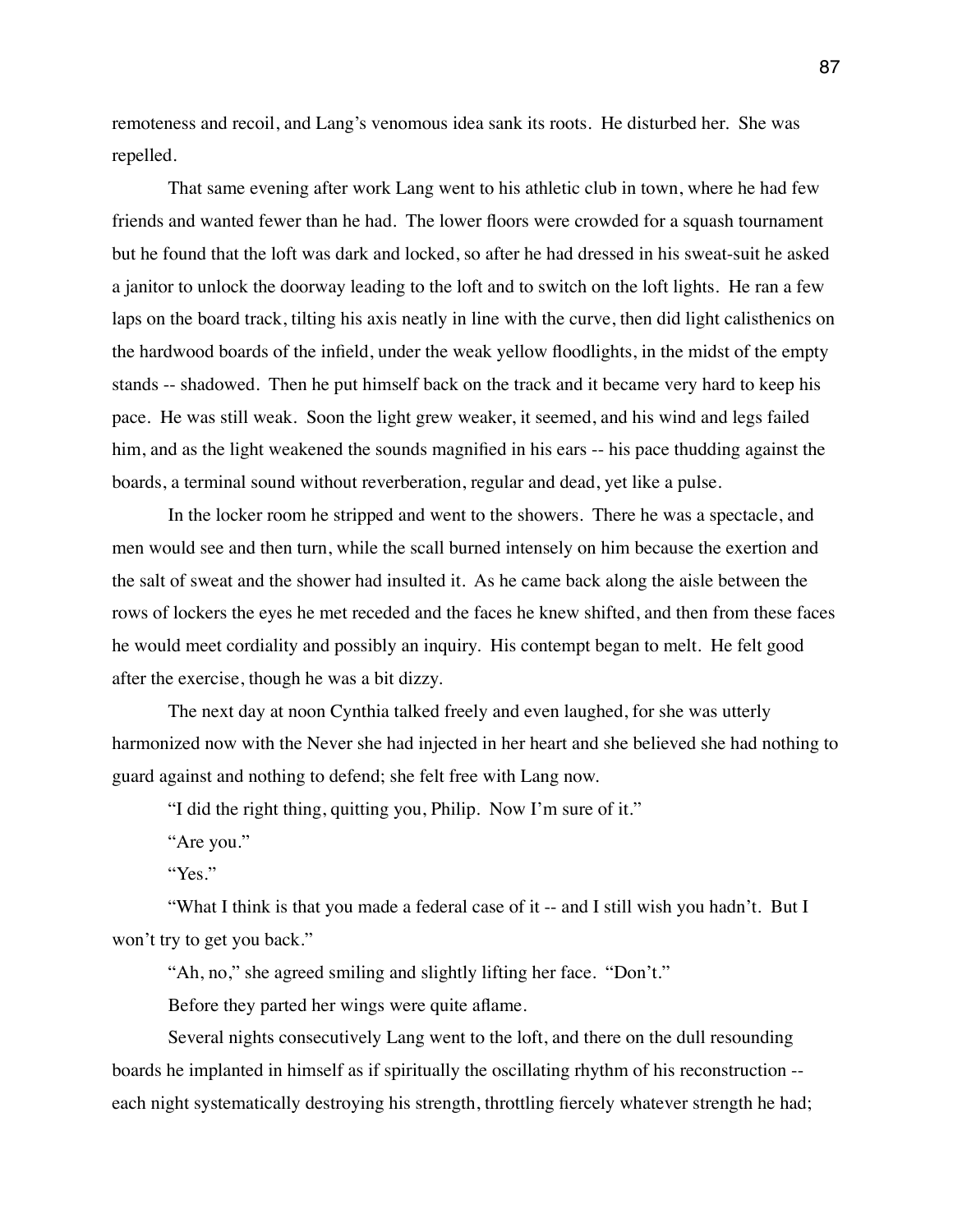remoteness and recoil, and Lang's venomous idea sank its roots. He disturbed her. She was repelled.

That same evening after work Lang went to his athletic club in town, where he had few friends and wanted fewer than he had. The lower floors were crowded for a squash tournament but he found that the loft was dark and locked, so after he had dressed in his sweat-suit he asked a janitor to unlock the doorway leading to the loft and to switch on the loft lights. He ran a few laps on the board track, tilting his axis neatly in line with the curve, then did light calisthenics on the hardwood boards of the infield, under the weak yellow floodlights, in the midst of the empty stands -- shadowed. Then he put himself back on the track and it became very hard to keep his pace. He was still weak. Soon the light grew weaker, it seemed, and his wind and legs failed him, and as the light weakened the sounds magnified in his ears -- his pace thudding against the boards, a terminal sound without reverberation, regular and dead, yet like a pulse.

In the locker room he stripped and went to the showers. There he was a spectacle, and men would see and then turn, while the scall burned intensely on him because the exertion and the salt of sweat and the shower had insulted it. As he came back along the aisle between the rows of lockers the eyes he met receded and the faces he knew shifted, and then from these faces he would meet cordiality and possibly an inquiry. His contempt began to melt. He felt good after the exercise, though he was a bit dizzy.

The next day at noon Cynthia talked freely and even laughed, for she was utterly harmonized now with the Never she had injected in her heart and she believed she had nothing to guard against and nothing to defend; she felt free with Lang now.

"I did the right thing, quitting you, Philip. Now I'm sure of it."

"Are you."

"Yes."

"What I think is that you made a federal case of it -- and I still wish you hadn't. But I won't try to get you back."

"Ah, no," she agreed smiling and slightly lifting her face. "Don't."

Before they parted her wings were quite aflame.

Several nights consecutively Lang went to the loft, and there on the dull resounding boards he implanted in himself as if spiritually the oscillating rhythm of his reconstruction -- each night systematically destroying his strength, throttling fiercely whatever strength he had;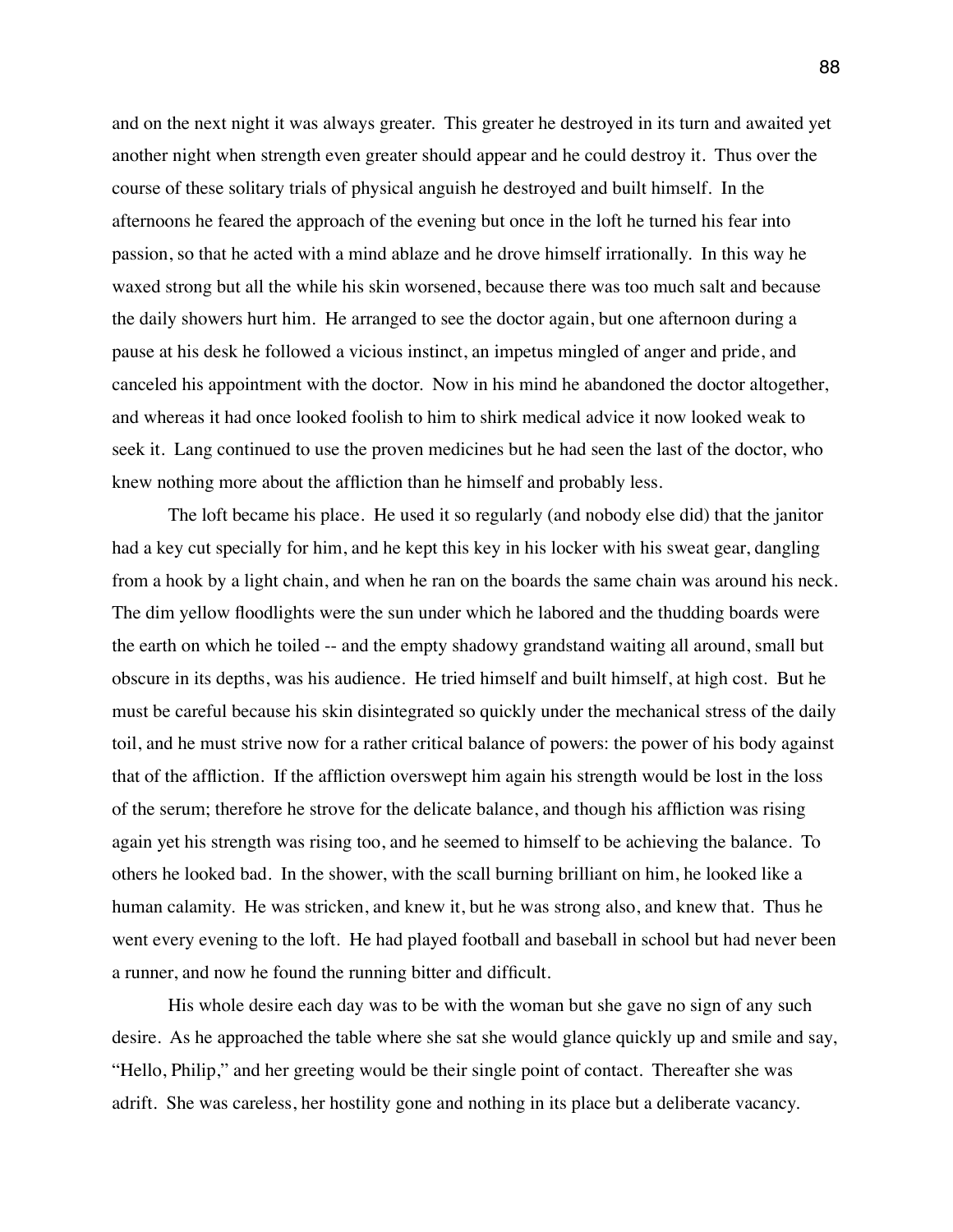and on the next night it was always greater. This greater he destroyed in its turn and awaited yet another night when strength even greater should appear and he could destroy it. Thus over the course of these solitary trials of physical anguish he destroyed and built himself. In the afternoons he feared the approach of the evening but once in the loft he turned his fear into passion, so that he acted with a mind ablaze and he drove himself irrationally. In this way he waxed strong but all the while his skin worsened, because there was too much salt and because the daily showers hurt him. He arranged to see the doctor again, but one afternoon during a pause at his desk he followed a vicious instinct, an impetus mingled of anger and pride, and canceled his appointment with the doctor. Now in his mind he abandoned the doctor altogether, and whereas it had once looked foolish to him to shirk medical advice it now looked weak to seek it. Lang continued to use the proven medicines but he had seen the last of the doctor, who knew nothing more about the affliction than he himself and probably less.

The loft became his place. He used it so regularly (and nobody else did) that the janitor had a key cut specially for him, and he kept this key in his locker with his sweat gear, dangling from a hook by a light chain, and when he ran on the boards the same chain was around his neck. The dim yellow floodlights were the sun under which he labored and the thudding boards were the earth on which he toiled -- and the empty shadowy grandstand waiting all around, small but obscure in its depths, was his audience. He tried himself and built himself, at high cost. But he must be careful because his skin disintegrated so quickly under the mechanical stress of the daily toil, and he must strive now for a rather critical balance of powers: the power of his body against that of the affliction. If the affliction overswept him again his strength would be lost in the loss of the serum; therefore he strove for the delicate balance, and though his affliction was rising again yet his strength was rising too, and he seemed to himself to be achieving the balance. To others he looked bad. In the shower, with the scall burning brilliant on him, he looked like a human calamity. He was stricken, and knew it, but he was strong also, and knew that. Thus he went every evening to the loft. He had played football and baseball in school but had never been a runner, and now he found the running bitter and difficult.

His whole desire each day was to be with the woman but she gave no sign of any such desire. As he approached the table where she sat she would glance quickly up and smile and say, "Hello, Philip," and her greeting would be their single point of contact. Thereafter she was adrift. She was careless, her hostility gone and nothing in its place but a deliberate vacancy.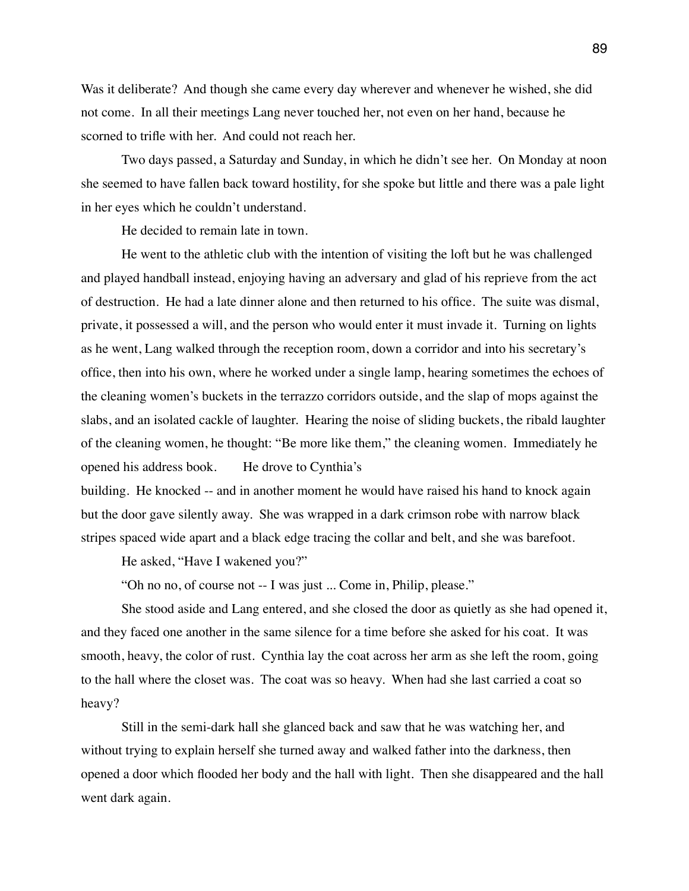Was it deliberate? And though she came every day wherever and whenever he wished, she did not come. In all their meetings Lang never touched her, not even on her hand, because he scorned to trifle with her. And could not reach her.

Two days passed, a Saturday and Sunday, in which he didn't see her. On Monday at noon she seemed to have fallen back toward hostility, for she spoke but little and there was a pale light in her eyes which he couldn't understand.

He decided to remain late in town.

He went to the athletic club with the intention of visiting the loft but he was challenged and played handball instead, enjoying having an adversary and glad of his reprieve from the act of destruction. He had a late dinner alone and then returned to his office. The suite was dismal, private, it possessed a will, and the person who would enter it must invade it. Turning on lights as he went, Lang walked through the reception room, down a corridor and into his secretary's office, then into his own, where he worked under a single lamp, hearing sometimes the echoes of the cleaning women's buckets in the terrazzo corridors outside, and the slap of mops against the slabs, and an isolated cackle of laughter. Hearing the noise of sliding buckets, the ribald laughter of the cleaning women, he thought: "Be more like them," the cleaning women. Immediately he opened his address book. He drove to Cynthia's building. He knocked -- and in another moment he would have raised his hand to knock again but the door gave silently away. She was wrapped in a dark crimson robe with narrow black stripes spaced wide apart and a black edge tracing the collar and belt, and she was barefoot.

He asked, "Have I wakened you?"

"Oh no no, of course not -- I was just ... Come in, Philip, please."

She stood aside and Lang entered, and she closed the door as quietly as she had opened it, and they faced one another in the same silence for a time before she asked for his coat. It was smooth, heavy, the color of rust. Cynthia lay the coat across her arm as she left the room, going to the hall where the closet was. The coat was so heavy. When had she last carried a coat so heavy?

Still in the semi-dark hall she glanced back and saw that he was watching her, and without trying to explain herself she turned away and walked father into the darkness, then opened a door which flooded her body and the hall with light. Then she disappeared and the hall went dark again.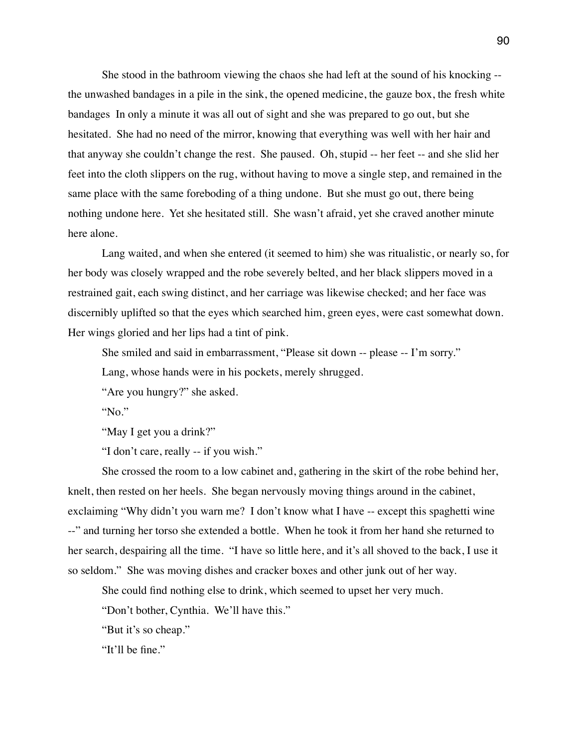She stood in the bathroom viewing the chaos she had left at the sound of his knocking -- the unwashed bandages in a pile in the sink, the opened medicine, the gauze box, the fresh white bandages  In only a minute it was all out of sight and she was prepared to go out, but she hesitated.  She had no need of the mirror, knowing that everything was well with her hair and that anyway she couldn't change the rest.  She paused.  Oh, stupid -- her feet -- and she slid her feet into the cloth slippers on the rug, without having to move a single step, and remained in the same place with the same foreboding of a thing undone.  But she must go out, there being nothing undone here.  Yet she hesitated still.  She wasn't afraid, yet she craved another minute here alone.

Lang waited, and when she entered (it seemed to him) she was ritualistic, or nearly so, for her body was closely wrapped and the robe severely belted, and her black slippers moved in a restrained gait, each swing distinct, and her carriage was likewise checked; and her face was discernibly uplifted so that the eyes which searched him, green eyes, were cast somewhat down. Her wings gloried and her lips had a tint of pink.

She smiled and said in embarrassment, "Please sit down -- please -- I'm sorry."

Lang, whose hands were in his pockets, merely shrugged.

"Are you hungry?" she asked.

"No."

"May I get you a drink?"

"I don't care, really -- if you wish."

She crossed the room to a low cabinet and, gathering in the skirt of the robe behind her, knelt, then rested on her heels.  She began nervously moving things around in the cabinet, exclaiming "Why didn't you warn me?  I don't know what I have -- except this spaghetti wine --" and turning her torso she extended a bottle.  When he took it from her hand she returned to her search, despairing all the time.  "I have so little here, and it's all shoved to the back, I use it so seldom."  She was moving dishes and cracker boxes and other junk out of her way.

She could find nothing else to drink, which seemed to upset her very much.

"Don't bother, Cynthia.  We'll have this."

"But it's so cheap."

"It'll be fine."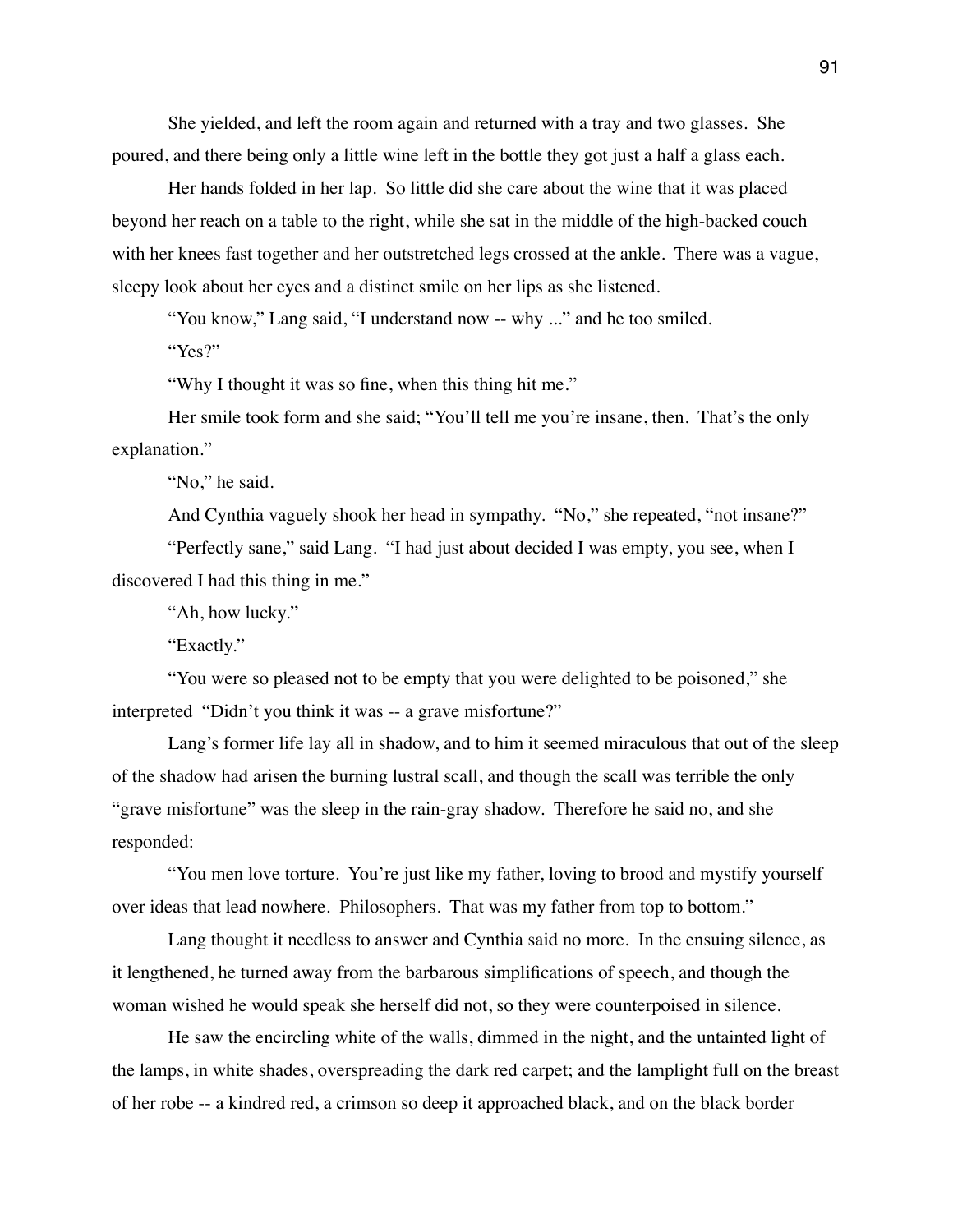She yielded, and left the room again and returned with a tray and two glasses. She poured, and there being only a little wine left in the bottle they got just a half a glass each.

Her hands folded in her lap. So little did she care about the wine that it was placed beyond her reach on a table to the right, while she sat in the middle of the high-backed couch with her knees fast together and her outstretched legs crossed at the ankle. There was a vague, sleepy look about her eyes and a distinct smile on her lips as she listened.

"You know," Lang said, "I understand now -- why ..." and he too smiled.

"Yes?"

"Why I thought it was so fine, when this thing hit me."

Her smile took form and she said; "You'll tell me you're insane, then. That's the only explanation."

"No," he said.

And Cynthia vaguely shook her head in sympathy. "No," she repeated, "not insane?"

"Perfectly sane," said Lang. "I had just about decided I was empty, you see, when I discovered I had this thing in me."

"Ah, how lucky."

"Exactly."

"You were so pleased not to be empty that you were delighted to be poisoned," she interpreted "Didn't you think it was -- a grave misfortune?"

Lang's former life lay all in shadow, and to him it seemed miraculous that out of the sleep of the shadow had arisen the burning lustral scall, and though the scall was terrible the only "grave misfortune" was the sleep in the rain-gray shadow. Therefore he said no, and she responded:

"You men love torture. You're just like my father, loving to brood and mystify yourself over ideas that lead nowhere. Philosophers. That was my father from top to bottom."

Lang thought it needless to answer and Cynthia said no more. In the ensuing silence, as it lengthened, he turned away from the barbarous simplifications of speech, and though the woman wished he would speak she herself did not, so they were counterpoised in silence.

He saw the encircling white of the walls, dimmed in the night, and the untainted light of the lamps, in white shades, overspreading the dark red carpet; and the lamplight full on the breast of her robe -- a kindred red, a crimson so deep it approached black, and on the black border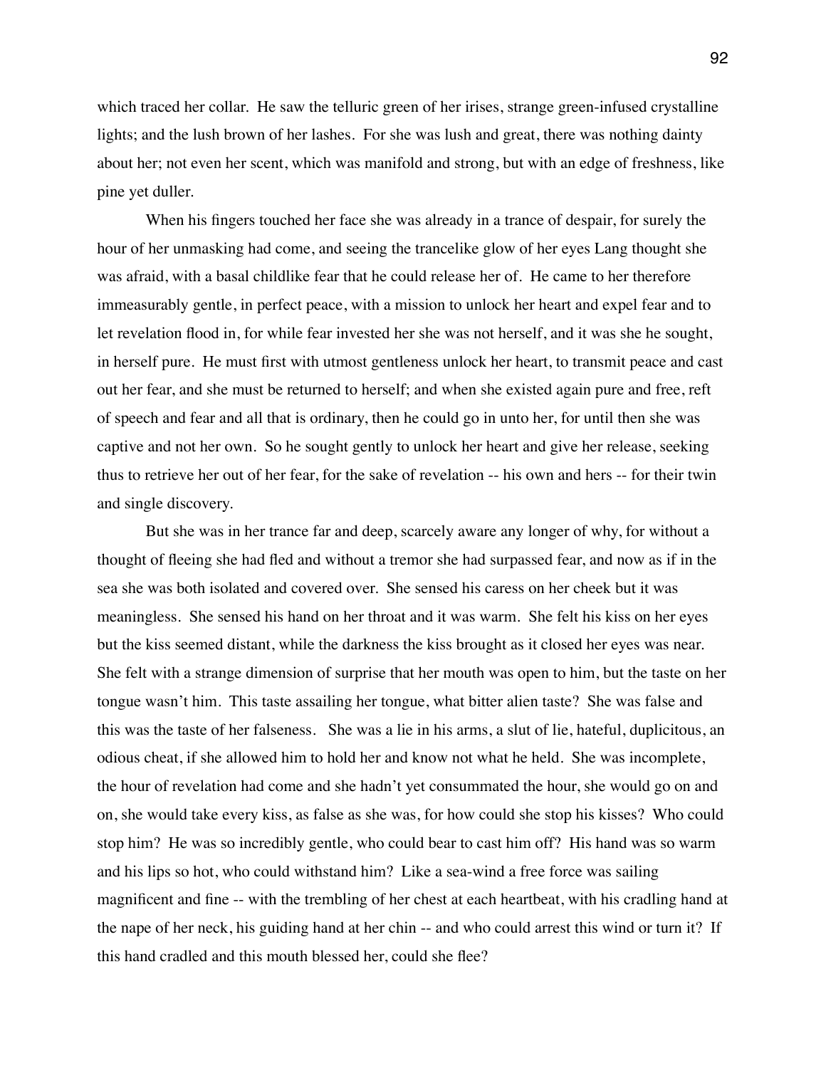which traced her collar. He saw the telluric green of her irises, strange green-infused crystalline lights; and the lush brown of her lashes. For she was lush and great, there was nothing dainty about her; not even her scent, which was manifold and strong, but with an edge of freshness, like pine yet duller.

When his fingers touched her face she was already in a trance of despair, for surely the hour of her unmasking had come, and seeing the trancelike glow of her eyes Lang thought she was afraid, with a basal childlike fear that he could release her of. He came to her therefore immeasurably gentle, in perfect peace, with a mission to unlock her heart and expel fear and to let revelation flood in, for while fear invested her she was not herself, and it was she he sought, in herself pure. He must first with utmost gentleness unlock her heart, to transmit peace and cast out her fear, and she must be returned to herself; and when she existed again pure and free, reft of speech and fear and all that is ordinary, then he could go in unto her, for until then she was captive and not her own. So he sought gently to unlock her heart and give her release, seeking thus to retrieve her out of her fear, for the sake of revelation -- his own and hers -- for their twin and single discovery.

But she was in her trance far and deep, scarcely aware any longer of why, for without a thought of fleeing she had fled and without a tremor she had surpassed fear, and now as if in the sea she was both isolated and covered over. She sensed his caress on her cheek but it was meaningless. She sensed his hand on her throat and it was warm. She felt his kiss on her eyes but the kiss seemed distant, while the darkness the kiss brought as it closed her eyes was near. She felt with a strange dimension of surprise that her mouth was open to him, but the taste on her tongue wasn't him. This taste assailing her tongue, what bitter alien taste? She was false and this was the taste of her falseness. She was a lie in his arms, a slut of lie, hateful, duplicitous, an odious cheat, if she allowed him to hold her and know not what he held. She was incomplete, the hour of revelation had come and she hadn't yet consummated the hour, she would go on and on, she would take every kiss, as false as she was, for how could she stop his kisses? Who could stop him? He was so incredibly gentle, who could bear to cast him off? His hand was so warm and his lips so hot, who could withstand him? Like a sea-wind a free force was sailing magnificent and fine -- with the trembling of her chest at each heartbeat, with his cradling hand at the nape of her neck, his guiding hand at her chin -- and who could arrest this wind or turn it? If this hand cradled and this mouth blessed her, could she flee?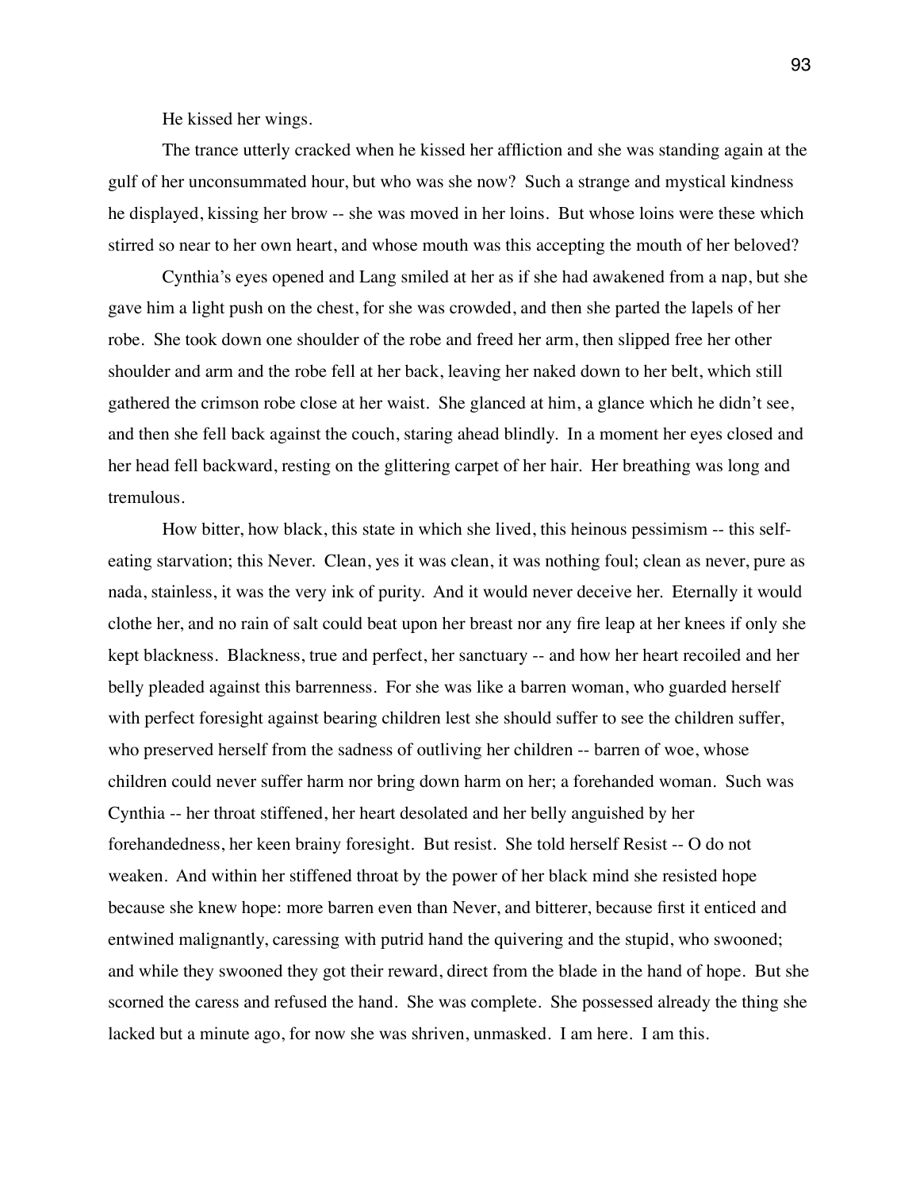He kissed her wings.

The trance utterly cracked when he kissed her affliction and she was standing again at the gulf of her unconsummated hour, but who was she now? Such a strange and mystical kindness he displayed, kissing her brow -- she was moved in her loins. But whose loins were these which stirred so near to her own heart, and whose mouth was this accepting the mouth of her beloved?

Cynthia's eyes opened and Lang smiled at her as if she had awakened from a nap, but she gave him a light push on the chest, for she was crowded, and then she parted the lapels of her robe. She took down one shoulder of the robe and freed her arm, then slipped free her other shoulder and arm and the robe fell at her back, leaving her naked down to her belt, which still gathered the crimson robe close at her waist. She glanced at him, a glance which he didn't see, and then she fell back against the couch, staring ahead blindly. In a moment her eyes closed and her head fell backward, resting on the glittering carpet of her hair. Her breathing was long and tremulous.

How bitter, how black, this state in which she lived, this heinous pessimism -- this self-eating starvation; this Never. Clean, yes it was clean, it was nothing foul; clean as never, pure as nada, stainless, it was the very ink of purity. And it would never deceive her. Eternally it would clothe her, and no rain of salt could beat upon her breast nor any fire leap at her knees if only she kept blackness. Blackness, true and perfect, her sanctuary -- and how her heart recoiled and her belly pleaded against this barrenness. For she was like a barren woman, who guarded herself with perfect foresight against bearing children lest she should suffer to see the children suffer, who preserved herself from the sadness of outliving her children -- barren of woe, whose children could never suffer harm nor bring down harm on her; a forehanded woman. Such was Cynthia -- her throat stiffened, her heart desolated and her belly anguished by her forehandedness, her keen brainy foresight. But resist. She told herself Resist -- O do not weaken. And within her stiffened throat by the power of her black mind she resisted hope because she knew hope: more barren even than Never, and bitterer, because first it enticed and entwined malignantly, caressing with putrid hand the quivering and the stupid, who swooned; and while they swooned they got their reward, direct from the blade in the hand of hope. But she scorned the caress and refused the hand. She was complete. She possessed already the thing she lacked but a minute ago, for now she was shriven, unmasked. I am here. I am this.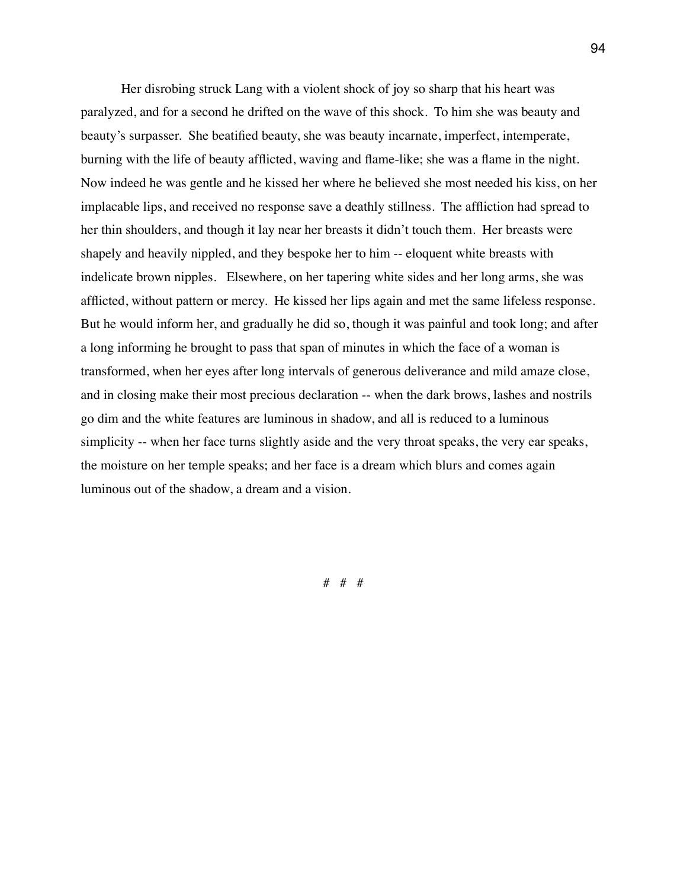Her disrobing struck Lang with a violent shock of joy so sharp that his heart was paralyzed, and for a second he drifted on the wave of this shock. To him she was beauty and beauty's surpasser. She beatified beauty, she was beauty incarnate, imperfect, intemperate, burning with the life of beauty afflicted, waving and flame-like; she was a flame in the night. Now indeed he was gentle and he kissed her where he believed she most needed his kiss, on her implacable lips, and received no response save a deathly stillness. The affliction had spread to her thin shoulders, and though it lay near her breasts it didn't touch them. Her breasts were shapely and heavily nippled, and they bespoke her to him -- eloquent white breasts with indelicate brown nipples. Elsewhere, on her tapering white sides and her long arms, she was afflicted, without pattern or mercy. He kissed her lips again and met the same lifeless response. But he would inform her, and gradually he did so, though it was painful and took long; and after a long informing he brought to pass that span of minutes in which the face of a woman is transformed, when her eyes after long intervals of generous deliverance and mild amaze close, and in closing make their most precious declaration -- when the dark brows, lashes and nostrils go dim and the white features are luminous in shadow, and all is reduced to a luminous simplicity -- when her face turns slightly aside and the very throat speaks, the very ear speaks, the moisture on her temple speaks; and her face is a dream which blurs and comes again luminous out of the shadow, a dream and a vision.

# # #